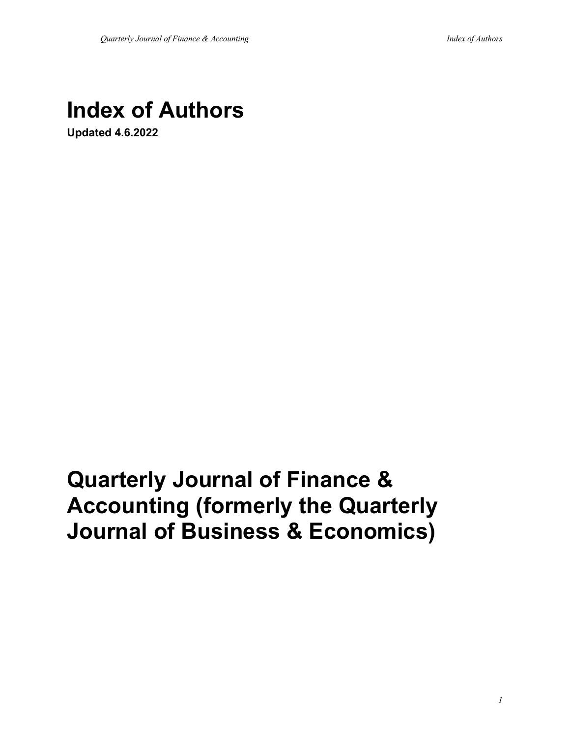# Index of Authors

**Updated 4.6.2022**

# Quarterly Journal of Finance & Accounting (formerly the Quarterly Journal of Business & Economics)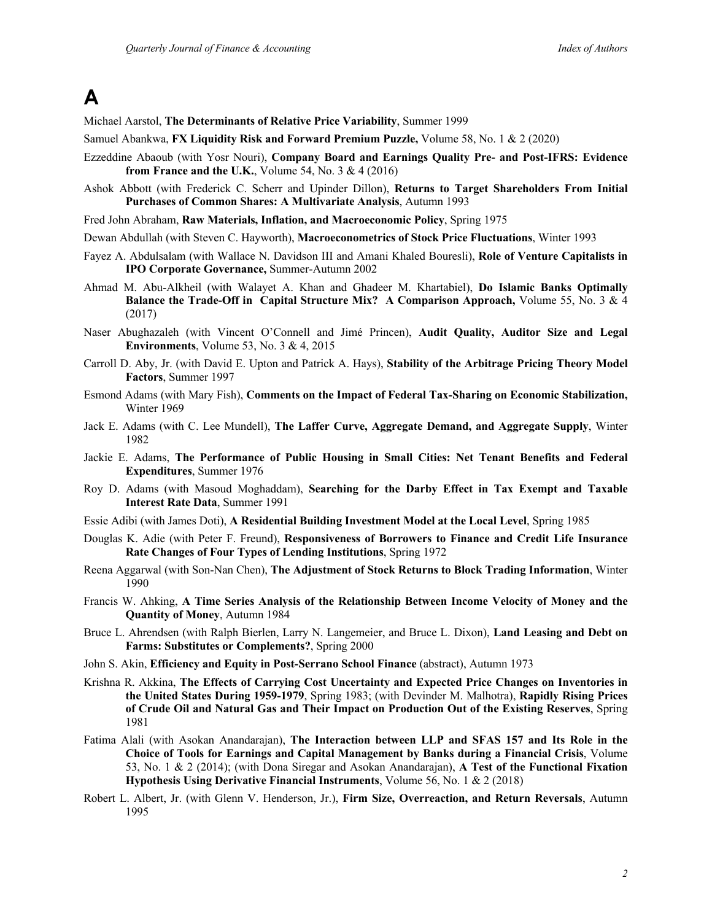# A

Michael Aarstol, **The Determinants of Relative Price Variability**, Summer 1999

Samuel Abankwa, **FX Liquidity Risk and Forward Premium Puzzle,** Volume 58, No. 1 & 2 (2020)

Ezzeddine Abaoub (with Yosr Nouri), **Company Board and Earnings Quality Pre- and Post-IFRS: Evidence from France and the U.K.**, Volume 54, No. 3 & 4 (2016)

Ashok Abbott (with Frederick C. Scherr and Upinder Dillon), **Returns to Target Shareholders From Initial Purchases of Common Shares: A Multivariate Analysis**, Autumn 1993

Fred John Abraham, **Raw Materials, Inflation, and Macroeconomic Policy**, Spring 1975

Dewan Abdullah (with Steven C. Hayworth), **Macroeconometrics of Stock Price Fluctuations**, Winter 1993

Fayez A. Abdulsalam (with Wallace N. Davidson III and Amani Khaled Bouresli), **Role of Venture Capitalists in IPO Corporate Governance,** Summer-Autumn 2002

Ahmad M. Abu-Alkheil (with Walayet A. Khan and Ghadeer M. Khartabiel), **Do Islamic Banks Optimally Balance the Trade-Off in Capital Structure Mix? A Comparison Approach,** Volume 55, No. 3 & 4 (2017)

Naser Abughazaleh (with Vincent O'Connell and Jimé Princen), **Audit Quality, Auditor Size and Legal Environments**, Volume 53, No. 3 & 4, 2015

Carroll D. Aby, Jr. (with David E. Upton and Patrick A. Hays), **Stability of the Arbitrage Pricing Theory Model Factors**, Summer 1997

Esmond Adams (with Mary Fish), **Comments on the Impact of Federal Tax-Sharing on Economic Stabilization,** Winter 1969

Jack E. Adams (with C. Lee Mundell), **The Laffer Curve, Aggregate Demand, and Aggregate Supply**, Winter 1982

Jackie E. Adams, **The Performance of Public Housing in Small Cities: Net Tenant Benefits and Federal Expenditures**, Summer 1976

Roy D. Adams (with Masoud Moghaddam), **Searching for the Darby Effect in Tax Exempt and Taxable Interest Rate Data**, Summer 1991

Essie Adibi (with James Doti), **A Residential Building Investment Model at the Local Level**, Spring 1985

Douglas K. Adie (with Peter F. Freund), **Responsiveness of Borrowers to Finance and Credit Life Insurance Rate Changes of Four Types of Lending Institutions**, Spring 1972

Reena Aggarwal (with Son-Nan Chen), **The Adjustment of Stock Returns to Block Trading Information**, Winter 1990

Francis W. Ahking, **A Time Series Analysis of the Relationship Between Income Velocity of Money and the Quantity of Money**, Autumn 1984

Bruce L. Ahrendsen (with Ralph Bierlen, Larry N. Langemeier, and Bruce L. Dixon), **Land Leasing and Debt on Farms: Substitutes or Complements?**, Spring 2000

John S. Akin, **Efficiency and Equity in Post-Serrano School Finance** (abstract), Autumn 1973

Krishna R. Akkina, **The Effects of Carrying Cost Uncertainty and Expected Price Changes on Inventories in the United States During 1959-1979**, Spring 1983; (with Devinder M. Malhotra), **Rapidly Rising Prices of Crude Oil and Natural Gas and Their Impact on Production Out of the Existing Reserves**, Spring 1981

Fatima Alali (with Asokan Anandarajan), **The Interaction between LLP and SFAS 157 and Its Role in the Choice of Tools for Earnings and Capital Management by Banks during a Financial Crisis**, Volume 53, No. 1 & 2 (2014); (with Dona Siregar and Asokan Anandarajan), **A Test of the Functional Fixation Hypothesis Using Derivative Financial Instruments**, Volume 56, No. 1 & 2 (2018)

Robert L. Albert, Jr. (with Glenn V. Henderson, Jr.), **Firm Size, Overreaction, and Return Reversals**, Autumn 1995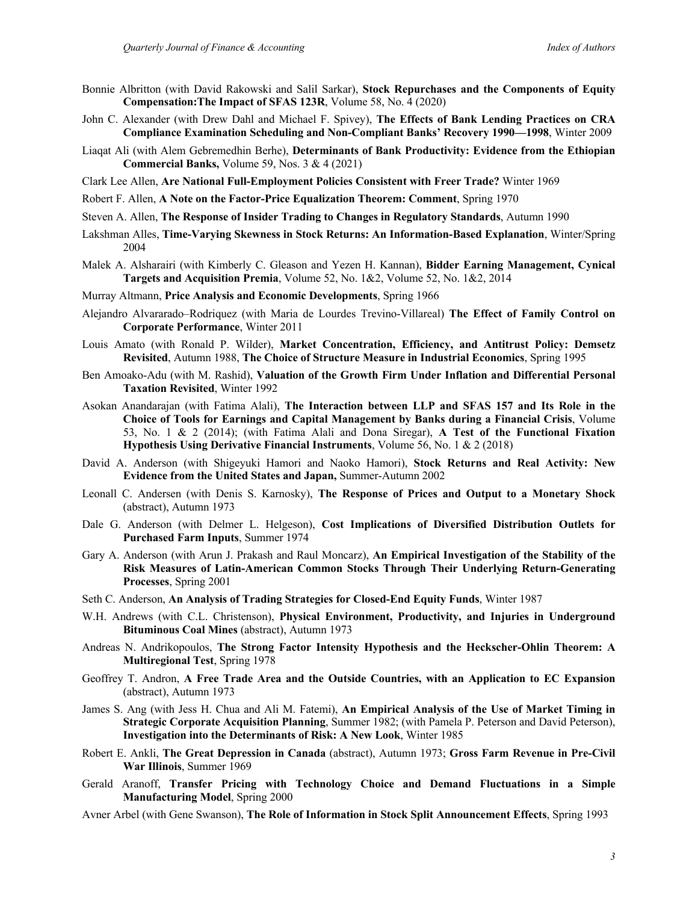Bonnie Albritton (with David Rakowski and Salil Sarkar), **Stock Repurchases and the Components of Equity Compensation:The Impact of SFAS 123R**, Volume 58, No. 4 (2020)

John C. Alexander (with Drew Dahl and Michael F. Spivey), **The Effects of Bank Lending Practices on CRA Compliance Examination Scheduling and Non-Compliant Banks' Recovery 1990—1998**, Winter 2009

Liaqat Ali (with Alem Gebremedhin Berhe), **Determinants of Bank Productivity: Evidence from the Ethiopian Commercial Banks,** Volume 59, Nos. 3 & 4 (2021)

Clark Lee Allen, **Are National Full-Employment Policies Consistent with Freer Trade?** Winter 1969

Robert F. Allen, **A Note on the Factor-Price Equalization Theorem: Comment**, Spring 1970

Steven A. Allen, **The Response of Insider Trading to Changes in Regulatory Standards**, Autumn 1990

Lakshman Alles, **Time-Varying Skewness in Stock Returns: An Information-Based Explanation**, Winter/Spring 2004

Malek A. Alsharairi (with Kimberly C. Gleason and Yezen H. Kannan), **Bidder Earning Management, Cynical Targets and Acquisition Premia**, Volume 52, No. 1&2, Volume 52, No. 1&2, 2014

Murray Altmann, **Price Analysis and Economic Developments**, Spring 1966

Alejandro Alvararado–Rodriquez (with Maria de Lourdes Trevino-Villareal) **The Effect of Family Control on Corporate Performance**, Winter 2011

Louis Amato (with Ronald P. Wilder), **Market Concentration, Efficiency, and Antitrust Policy: Demsetz Revisited**, Autumn 1988, **The Choice of Structure Measure in Industrial Economics**, Spring 1995

Ben Amoako-Adu (with M. Rashid), **Valuation of the Growth Firm Under Inflation and Differential Personal Taxation Revisited**, Winter 1992

Asokan Anandarajan (with Fatima Alali), **The Interaction between LLP and SFAS 157 and Its Role in the Choice of Tools for Earnings and Capital Management by Banks during a Financial Crisis**, Volume 53, No. 1 & 2 (2014); (with Fatima Alali and Dona Siregar), **A Test of the Functional Fixation Hypothesis Using Derivative Financial Instruments**, Volume 56, No. 1 & 2 (2018)

David A. Anderson (with Shigeyuki Hamori and Naoko Hamori), **Stock Returns and Real Activity: New Evidence from the United States and Japan,** Summer-Autumn 2002

Leonall C. Andersen (with Denis S. Karnosky), **The Response of Prices and Output to a Monetary Shock** (abstract), Autumn 1973

Dale G. Anderson (with Delmer L. Helgeson), **Cost Implications of Diversified Distribution Outlets for Purchased Farm Inputs**, Summer 1974

Gary A. Anderson (with Arun J. Prakash and Raul Moncarz), **An Empirical Investigation of the Stability of the Risk Measures of Latin-American Common Stocks Through Their Underlying Return-Generating Processes**, Spring 2001

Seth C. Anderson, **An Analysis of Trading Strategies for Closed-End Equity Funds**, Winter 1987

W.H. Andrews (with C.L. Christenson), **Physical Environment, Productivity, and Injuries in Underground Bituminous Coal Mines** (abstract), Autumn 1973

Andreas N. Andrikopoulos, **The Strong Factor Intensity Hypothesis and the Heckscher-Ohlin Theorem: A Multiregional Test**, Spring 1978

Geoffrey T. Andron, **A Free Trade Area and the Outside Countries, with an Application to EC Expansion** (abstract), Autumn 1973

James S. Ang (with Jess H. Chua and Ali M. Fatemi), **An Empirical Analysis of the Use of Market Timing in Strategic Corporate Acquisition Planning**, Summer 1982; (with Pamela P. Peterson and David Peterson), **Investigation into the Determinants of Risk: A New Look**, Winter 1985

Robert E. Ankli, **The Great Depression in Canada** (abstract), Autumn 1973; **Gross Farm Revenue in Pre-Civil War Illinois**, Summer 1969

Gerald Aranoff, **Transfer Pricing with Technology Choice and Demand Fluctuations in a Simple Manufacturing Model**, Spring 2000

Avner Arbel (with Gene Swanson), **The Role of Information in Stock Split Announcement Effects**, Spring 1993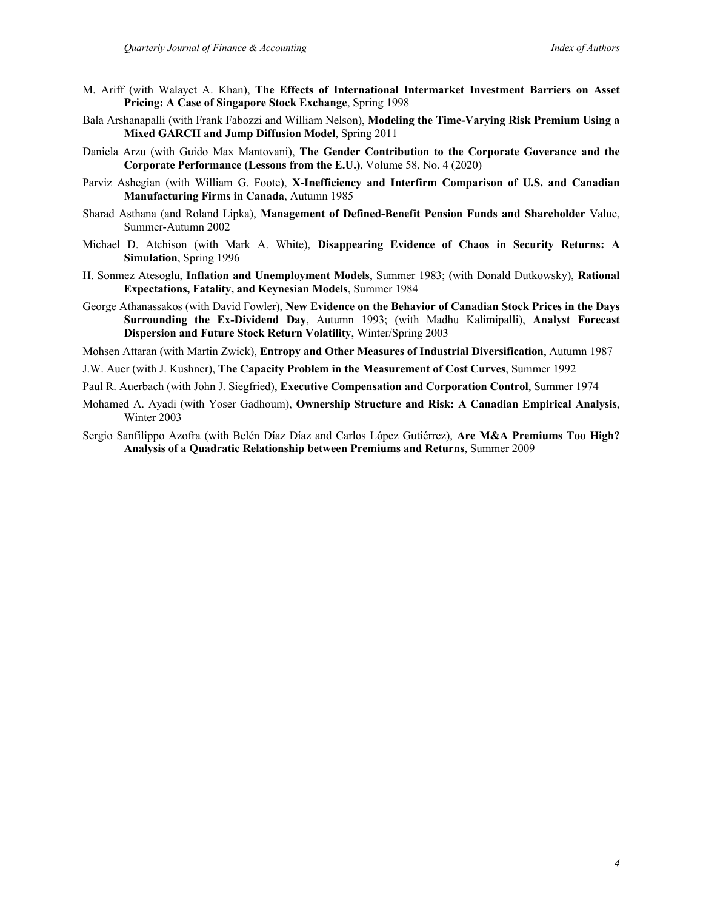M. Ariff (with Walayet A. Khan), **The Effects of International Intermarket Investment Barriers on Asset Pricing: A Case of Singapore Stock Exchange**, Spring 1998

Bala Arshanapalli (with Frank Fabozzi and William Nelson), **Modeling the Time-Varying Risk Premium Using a Mixed GARCH and Jump Diffusion Model**, Spring 2011

Daniela Arzu (with Guido Max Mantovani), **The Gender Contribution to the Corporate Goverance and the Corporate Performance (Lessons from the E.U.)**, Volume 58, No. 4 (2020)

Parviz Ashegian (with William G. Foote), **X-Inefficiency and Interfirm Comparison of U.S. and Canadian Manufacturing Firms in Canada**, Autumn 1985

Sharad Asthana (and Roland Lipka), **Management of Defined-Benefit Pension Funds and Shareholder** Value, Summer-Autumn 2002

Michael D. Atchison (with Mark A. White), **Disappearing Evidence of Chaos in Security Returns: A Simulation**, Spring 1996

H. Sonmez Atesoglu, **Inflation and Unemployment Models**, Summer 1983; (with Donald Dutkowsky), **Rational Expectations, Fatality, and Keynesian Models**, Summer 1984

George Athanassakos (with David Fowler), **New Evidence on the Behavior of Canadian Stock Prices in the Days Surrounding the Ex-Dividend Day**, Autumn 1993; (with Madhu Kalimipalli), **Analyst Forecast Dispersion and Future Stock Return Volatility**, Winter/Spring 2003

Mohsen Attaran (with Martin Zwick), **Entropy and Other Measures of Industrial Diversification**, Autumn 1987

J.W. Auer (with J. Kushner), **The Capacity Problem in the Measurement of Cost Curves**, Summer 1992

Paul R. Auerbach (with John J. Siegfried), **Executive Compensation and Corporation Control**, Summer 1974

Mohamed A. Ayadi (with Yoser Gadhoum), **Ownership Structure and Risk: A Canadian Empirical Analysis**, Winter 2003

Sergio Sanfilippo Azofra (with Belén Díaz Díaz and Carlos López Gutiérrez), **Are M&A Premiums Too High? Analysis of a Quadratic Relationship between Premiums and Returns**, Summer 2009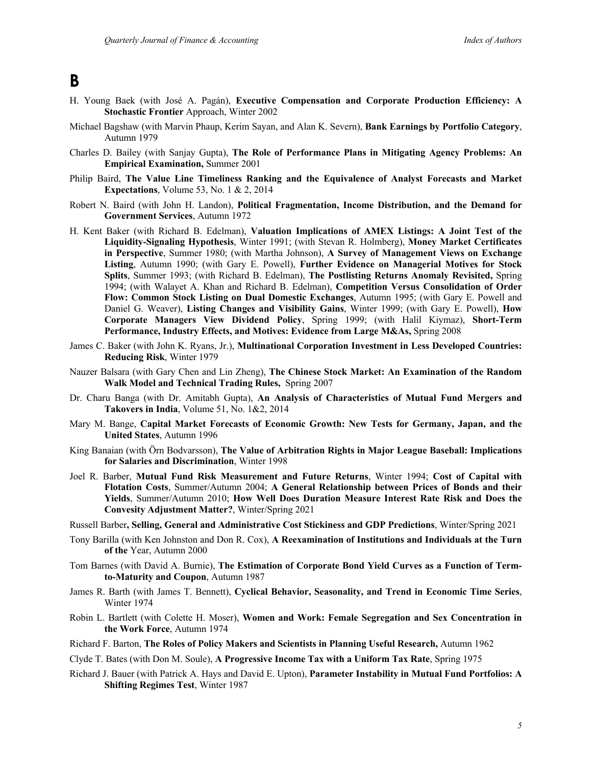# B

H. Young Baek (with José A. Pagán), **Executive Compensation and Corporate Production Efficiency: A Stochastic Frontier** Approach, Winter 2002

Michael Bagshaw (with Marvin Phaup, Kerim Sayan, and Alan K. Severn), **Bank Earnings by Portfolio Category**, Autumn 1979

Charles D. Bailey (with Sanjay Gupta), **The Role of Performance Plans in Mitigating Agency Problems: An Empirical Examination,** Summer 2001

Philip Baird, **The Value Line Timeliness Ranking and the Equivalence of Analyst Forecasts and Market Expectations**, Volume 53, No. 1 & 2, 2014

Robert N. Baird (with John H. Landon), **Political Fragmentation, Income Distribution, and the Demand for Government Services**, Autumn 1972

H. Kent Baker (with Richard B. Edelman), **Valuation Implications of AMEX Listings: A Joint Test of the Liquidity-Signaling Hypothesis**, Winter 1991; (with Stevan R. Holmberg), **Money Market Certificates in Perspective**, Summer 1980; (with Martha Johnson), **A Survey of Management Views on Exchange Listing**, Autumn 1990; (with Gary E. Powell), **Further Evidence on Managerial Motives for Stock Splits**, Summer 1993; (with Richard B. Edelman), **The Postlisting Returns Anomaly Revisited,** Spring 1994; (with Walayet A. Khan and Richard B. Edelman), **Competition Versus Consolidation of Order Flow: Common Stock Listing on Dual Domestic Exchanges**, Autumn 1995; (with Gary E. Powell and Daniel G. Weaver), **Listing Changes and Visibility Gains**, Winter 1999; (with Gary E. Powell), **How Corporate Managers View Dividend Policy**, Spring 1999; (with Halil Kiymaz), **Short-Term Performance, Industry Effects, and Motives: Evidence from Large M&As,** Spring 2008

James C. Baker (with John K. Ryans, Jr.), **Multinational Corporation Investment in Less Developed Countries: Reducing Risk**, Winter 1979

Nauzer Balsara (with Gary Chen and Lin Zheng), **The Chinese Stock Market: An Examination of the Random Walk Model and Technical Trading Rules,** Spring 2007

Dr. Charu Banga (with Dr. Amitabh Gupta), **An Analysis of Characteristics of Mutual Fund Mergers and Takovers in India**, Volume 51, No. 1&2, 2014

Mary M. Bange, **Capital Market Forecasts of Economic Growth: New Tests for Germany, Japan, and the United States**, Autumn 1996

King Banaian (with Örn Bodvarsson), **The Value of Arbitration Rights in Major League Baseball: Implications for Salaries and Discrimination**, Winter 1998

Joel R. Barber, **Mutual Fund Risk Measurement and Future Returns**, Winter 1994; **Cost of Capital with Flotation Costs**, Summer/Autumn 2004; **A General Relationship between Prices of Bonds and their Yields**, Summer/Autumn 2010; **How Well Does Duration Measure Interest Rate Risk and Does the Convesity Adjustment Matter?**, Winter/Spring 2021

Russell Barber**, Selling, General and Administrative Cost Stickiness and GDP Predictions**, Winter/Spring 2021

Tony Barilla (with Ken Johnston and Don R. Cox), **A Reexamination of Institutions and Individuals at the Turn of the** Year, Autumn 2000

Tom Barnes (with David A. Burnie), **The Estimation of Corporate Bond Yield Curves as a Function of Term-to-Maturity and Coupon**, Autumn 1987

James R. Barth (with James T. Bennett), **Cyclical Behavior, Seasonality, and Trend in Economic Time Series**, Winter 1974

Robin L. Bartlett (with Colette H. Moser), **Women and Work: Female Segregation and Sex Concentration in the Work Force**, Autumn 1974

Richard F. Barton, **The Roles of Policy Makers and Scientists in Planning Useful Research,** Autumn 1962

Clyde T. Bates (with Don M. Soule), **A Progressive Income Tax with a Uniform Tax Rate**, Spring 1975

Richard J. Bauer (with Patrick A. Hays and David E. Upton), **Parameter Instability in Mutual Fund Portfolios: A Shifting Regimes Test**, Winter 1987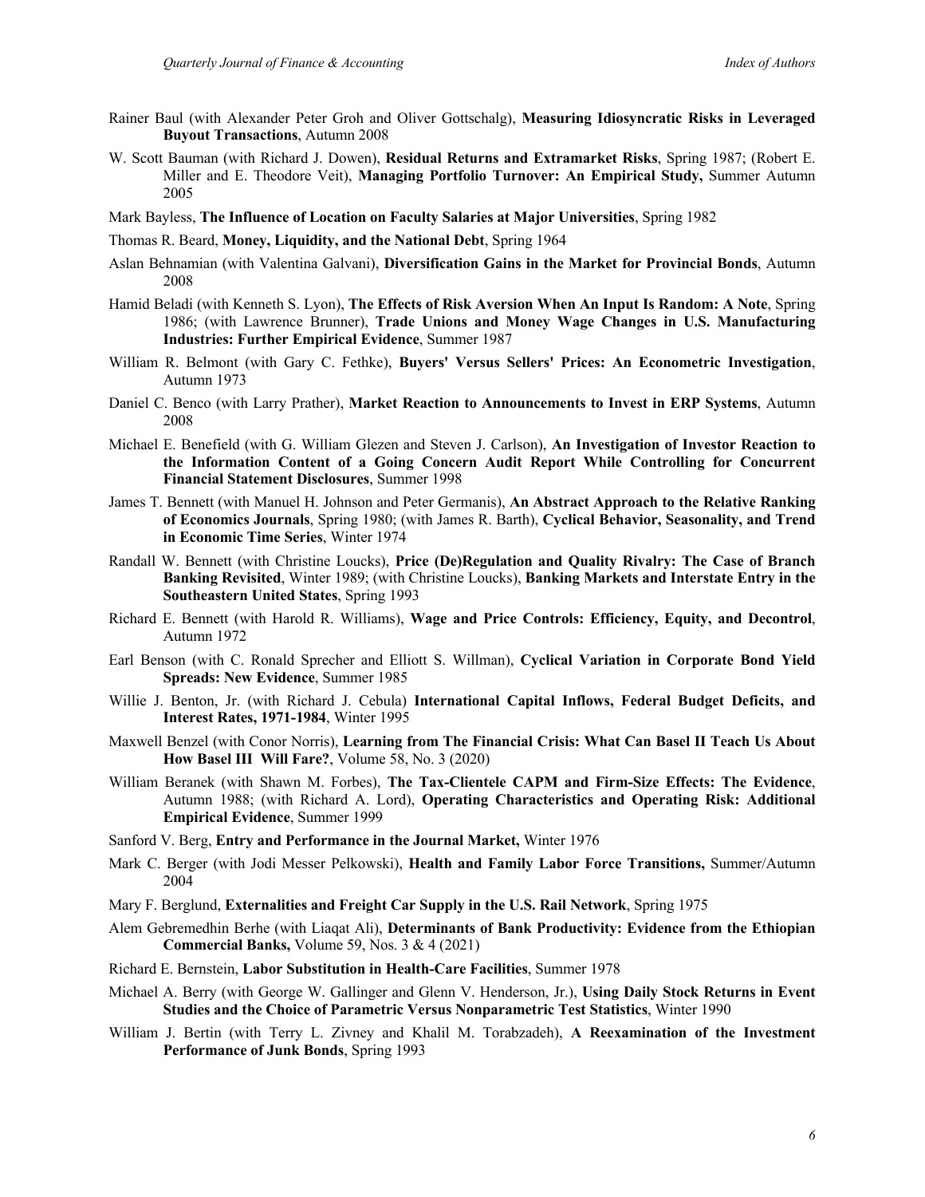Rainer Baul (with Alexander Peter Groh and Oliver Gottschalg), **Measuring Idiosyncratic Risks in Leveraged Buyout Transactions**, Autumn 2008

W. Scott Bauman (with Richard J. Dowen), **Residual Returns and Extramarket Risks**, Spring 1987; (Robert E. Miller and E. Theodore Veit), **Managing Portfolio Turnover: An Empirical Study,** Summer Autumn 2005

Mark Bayless, **The Influence of Location on Faculty Salaries at Major Universities**, Spring 1982

Thomas R. Beard, **Money, Liquidity, and the National Debt**, Spring 1964

Aslan Behnamian (with Valentina Galvani), **Diversification Gains in the Market for Provincial Bonds**, Autumn 2008

Hamid Beladi (with Kenneth S. Lyon), **The Effects of Risk Aversion When An Input Is Random: A Note**, Spring 1986; (with Lawrence Brunner), **Trade Unions and Money Wage Changes in U.S. Manufacturing Industries: Further Empirical Evidence**, Summer 1987

William R. Belmont (with Gary C. Fethke), **Buyers' Versus Sellers' Prices: An Econometric Investigation**, Autumn 1973

Daniel C. Benco (with Larry Prather), **Market Reaction to Announcements to Invest in ERP Systems**, Autumn 2008

Michael E. Benefield (with G. William Glezen and Steven J. Carlson), **An Investigation of Investor Reaction to the Information Content of a Going Concern Audit Report While Controlling for Concurrent Financial Statement Disclosures**, Summer 1998

James T. Bennett (with Manuel H. Johnson and Peter Germanis), **An Abstract Approach to the Relative Ranking of Economics Journals**, Spring 1980; (with James R. Barth), **Cyclical Behavior, Seasonality, and Trend in Economic Time Series**, Winter 1974

Randall W. Bennett (with Christine Loucks), **Price (De)Regulation and Quality Rivalry: The Case of Branch Banking Revisited**, Winter 1989; (with Christine Loucks), **Banking Markets and Interstate Entry in the Southeastern United States**, Spring 1993

Richard E. Bennett (with Harold R. Williams), **Wage and Price Controls: Efficiency, Equity, and Decontrol**, Autumn 1972

Earl Benson (with C. Ronald Sprecher and Elliott S. Willman), **Cyclical Variation in Corporate Bond Yield Spreads: New Evidence**, Summer 1985

Willie J. Benton, Jr. (with Richard J. Cebula) **International Capital Inflows, Federal Budget Deficits, and Interest Rates, 1971-1984**, Winter 1995

Maxwell Benzel (with Conor Norris), **Learning from The Financial Crisis: What Can Basel II Teach Us About How Basel III Will Fare?**, Volume 58, No. 3 (2020)

William Beranek (with Shawn M. Forbes), **The Tax-Clientele CAPM and Firm-Size Effects: The Evidence**, Autumn 1988; (with Richard A. Lord), **Operating Characteristics and Operating Risk: Additional Empirical Evidence**, Summer 1999

Sanford V. Berg, **Entry and Performance in the Journal Market,** Winter 1976

Mark C. Berger (with Jodi Messer Pelkowski), **Health and Family Labor Force Transitions,** Summer/Autumn 2004

Mary F. Berglund, **Externalities and Freight Car Supply in the U.S. Rail Network**, Spring 1975

Alem Gebremedhin Berhe (with Liaqat Ali), **Determinants of Bank Productivity: Evidence from the Ethiopian Commercial Banks,** Volume 59, Nos. 3 & 4 (2021)

Richard E. Bernstein, **Labor Substitution in Health-Care Facilities**, Summer 1978

Michael A. Berry (with George W. Gallinger and Glenn V. Henderson, Jr.), **Using Daily Stock Returns in Event Studies and the Choice of Parametric Versus Nonparametric Test Statistics**, Winter 1990

William J. Bertin (with Terry L. Zivney and Khalil M. Torabzadeh), **A Reexamination of the Investment Performance of Junk Bonds**, Spring 1993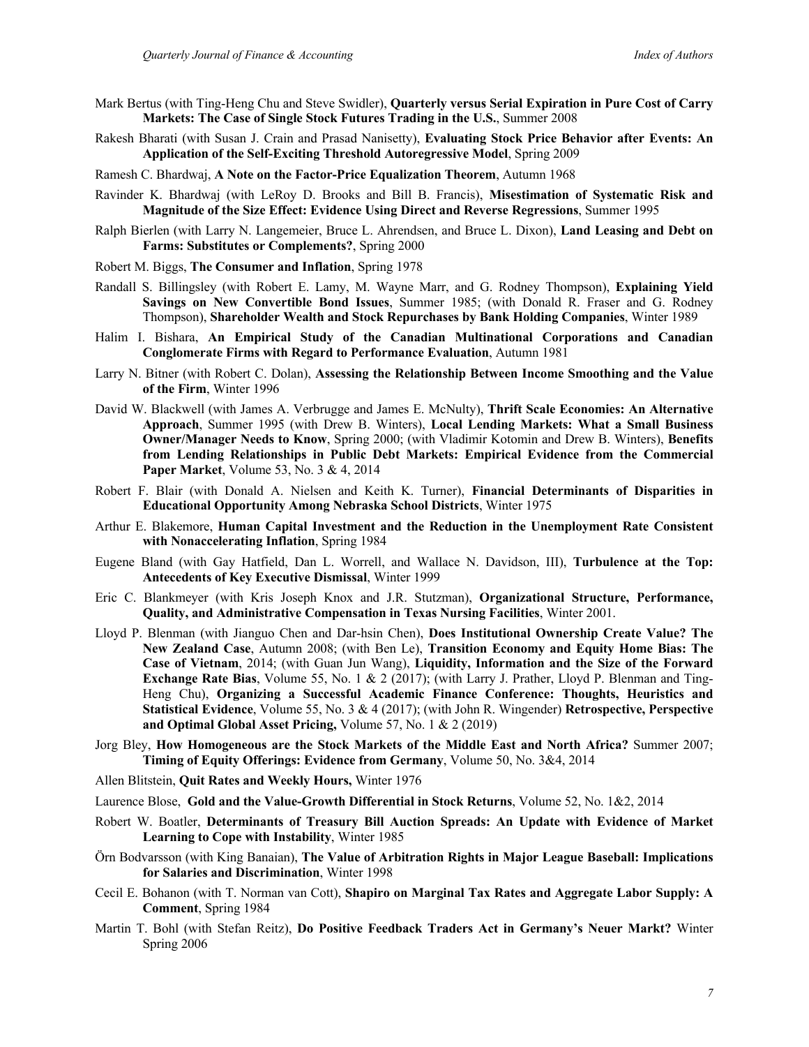Mark Bertus (with Ting-Heng Chu and Steve Swidler), **Quarterly versus Serial Expiration in Pure Cost of Carry Markets: The Case of Single Stock Futures Trading in the U.S.**, Summer 2008

Rakesh Bharati (with Susan J. Crain and Prasad Nanisetty), **Evaluating Stock Price Behavior after Events: An Application of the Self-Exciting Threshold Autoregressive Model**, Spring 2009

Ramesh C. Bhardwaj, **A Note on the Factor-Price Equalization Theorem**, Autumn 1968

Ravinder K. Bhardwaj (with LeRoy D. Brooks and Bill B. Francis), **Misestimation of Systematic Risk and Magnitude of the Size Effect: Evidence Using Direct and Reverse Regressions**, Summer 1995

Ralph Bierlen (with Larry N. Langemeier, Bruce L. Ahrendsen, and Bruce L. Dixon), **Land Leasing and Debt on Farms: Substitutes or Complements?**, Spring 2000

Robert M. Biggs, **The Consumer and Inflation**, Spring 1978

Randall S. Billingsley (with Robert E. Lamy, M. Wayne Marr, and G. Rodney Thompson), **Explaining Yield Savings on New Convertible Bond Issues**, Summer 1985; (with Donald R. Fraser and G. Rodney Thompson), **Shareholder Wealth and Stock Repurchases by Bank Holding Companies**, Winter 1989

Halim I. Bishara, **An Empirical Study of the Canadian Multinational Corporations and Canadian Conglomerate Firms with Regard to Performance Evaluation**, Autumn 1981

Larry N. Bitner (with Robert C. Dolan), **Assessing the Relationship Between Income Smoothing and the Value of the Firm**, Winter 1996

David W. Blackwell (with James A. Verbrugge and James E. McNulty), **Thrift Scale Economies: An Alternative Approach**, Summer 1995 (with Drew B. Winters), **Local Lending Markets: What a Small Business Owner/Manager Needs to Know**, Spring 2000; (with Vladimir Kotomin and Drew B. Winters), **Benefits from Lending Relationships in Public Debt Markets: Empirical Evidence from the Commercial Paper Market**, Volume 53, No. 3 & 4, 2014

Robert F. Blair (with Donald A. Nielsen and Keith K. Turner), **Financial Determinants of Disparities in Educational Opportunity Among Nebraska School Districts**, Winter 1975

Arthur E. Blakemore, **Human Capital Investment and the Reduction in the Unemployment Rate Consistent with Nonaccelerating Inflation**, Spring 1984

Eugene Bland (with Gay Hatfield, Dan L. Worrell, and Wallace N. Davidson, III), **Turbulence at the Top: Antecedents of Key Executive Dismissal**, Winter 1999

Eric C. Blankmeyer (with Kris Joseph Knox and J.R. Stutzman), **Organizational Structure, Performance, Quality, and Administrative Compensation in Texas Nursing Facilities**, Winter 2001.

Lloyd P. Blenman (with Jianguo Chen and Dar-hsin Chen), **Does Institutional Ownership Create Value? The New Zealand Case**, Autumn 2008; (with Ben Le), **Transition Economy and Equity Home Bias: The Case of Vietnam**, 2014; (with Guan Jun Wang), **Liquidity, Information and the Size of the Forward Exchange Rate Bias**, Volume 55, No. 1 & 2 (2017); (with Larry J. Prather, Lloyd P. Blenman and Ting-Heng Chu), **Organizing a Successful Academic Finance Conference: Thoughts, Heuristics and Statistical Evidence**, Volume 55, No. 3 & 4 (2017); (with John R. Wingender) **Retrospective, Perspective and Optimal Global Asset Pricing,** Volume 57, No. 1 & 2 (2019)

Jorg Bley, **How Homogeneous are the Stock Markets of the Middle East and North Africa?** Summer 2007; **Timing of Equity Offerings: Evidence from Germany**, Volume 50, No. 3&4, 2014

Allen Blitstein, **Quit Rates and Weekly Hours,** Winter 1976

Laurence Blose, **Gold and the Value-Growth Differential in Stock Returns**, Volume 52, No. 1&2, 2014

Robert W. Boatler, **Determinants of Treasury Bill Auction Spreads: An Update with Evidence of Market Learning to Cope with Instability**, Winter 1985

Örn Bodvarsson (with King Banaian), **The Value of Arbitration Rights in Major League Baseball: Implications for Salaries and Discrimination**, Winter 1998

Cecil E. Bohanon (with T. Norman van Cott), **Shapiro on Marginal Tax Rates and Aggregate Labor Supply: A Comment**, Spring 1984

Martin T. Bohl (with Stefan Reitz), **Do Positive Feedback Traders Act in Germany's Neuer Markt?** Winter Spring 2006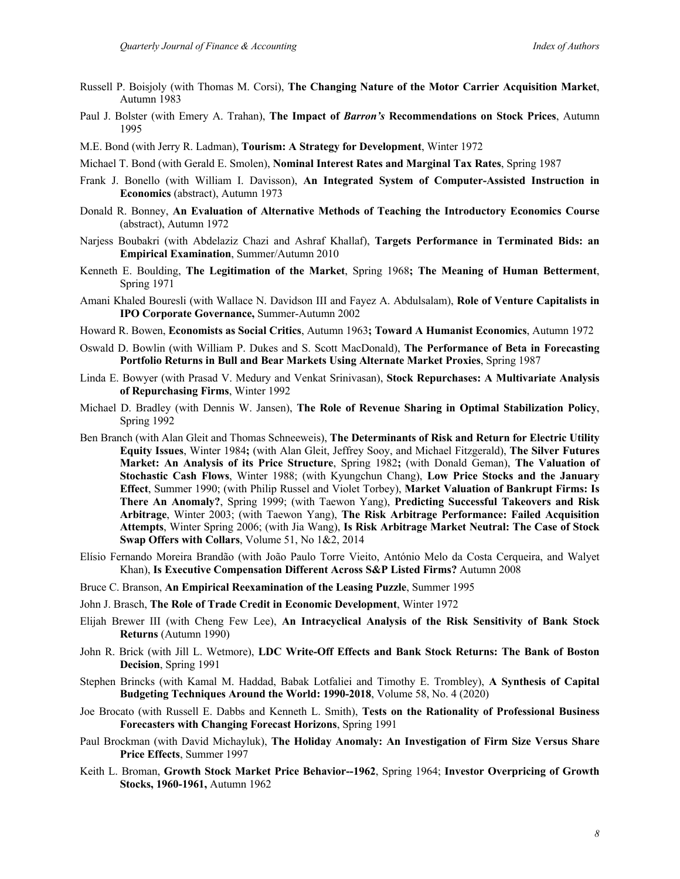Russell P. Boisjoly (with Thomas M. Corsi), **The Changing Nature of the Motor Carrier Acquisition Market**, Autumn 1983

Paul J. Bolster (with Emery A. Trahan), **The Impact of *Barron's* Recommendations on Stock Prices**, Autumn 1995

M.E. Bond (with Jerry R. Ladman), **Tourism: A Strategy for Development**, Winter 1972

Michael T. Bond (with Gerald E. Smolen), **Nominal Interest Rates and Marginal Tax Rates**, Spring 1987

Frank J. Bonello (with William I. Davisson), **An Integrated System of Computer-Assisted Instruction in Economics** (abstract), Autumn 1973

Donald R. Bonney, **An Evaluation of Alternative Methods of Teaching the Introductory Economics Course** (abstract), Autumn 1972

Narjess Boubakri (with Abdelaziz Chazi and Ashraf Khallaf), **Targets Performance in Terminated Bids: an Empirical Examination**, Summer/Autumn 2010

Kenneth E. Boulding, **The Legitimation of the Market**, Spring 1968**;** **The Meaning of Human Betterment**, Spring 1971

Amani Khaled Bouresli (with Wallace N. Davidson III and Fayez A. Abdulsalam), **Role of Venture Capitalists in IPO Corporate Governance,** Summer-Autumn 2002

Howard R. Bowen, **Economists as Social Critics**, Autumn 1963**;** **Toward A Humanist Economics**, Autumn 1972

Oswald D. Bowlin (with William P. Dukes and S. Scott MacDonald), **The Performance of Beta in Forecasting Portfolio Returns in Bull and Bear Markets Using Alternate Market Proxies**, Spring 1987

Linda E. Bowyer (with Prasad V. Medury and Venkat Srinivasan), **Stock Repurchases: A Multivariate Analysis of Repurchasing Firms**, Winter 1992

Michael D. Bradley (with Dennis W. Jansen), **The Role of Revenue Sharing in Optimal Stabilization Policy**, Spring 1992

Ben Branch (with Alan Gleit and Thomas Schneeweis), **The Determinants of Risk and Return for Electric Utility Equity Issues**, Winter 1984**;** (with Alan Gleit, Jeffrey Sooy, and Michael Fitzgerald), **The Silver Futures Market: An Analysis of its Price Structure**, Spring 1982**;** (with Donald Geman), **The Valuation of Stochastic Cash Flows**, Winter 1988; (with Kyungchun Chang), **Low Price Stocks and the January Effect**, Summer 1990; (with Philip Russel and Violet Torbey), **Market Valuation of Bankrupt Firms: Is There An Anomaly?**, Spring 1999; (with Taewon Yang), **Predicting Successful Takeovers and Risk Arbitrage**, Winter 2003; (with Taewon Yang), **The Risk Arbitrage Performance: Failed Acquisition Attempts**, Winter Spring 2006; (with Jia Wang), **Is Risk Arbitrage Market Neutral: The Case of Stock Swap Offers with Collars**, Volume 51, No 1&2, 2014

Elísio Fernando Moreira Brandão (with João Paulo Torre Vieito, António Melo da Costa Cerqueira, and Walyet Khan), **Is Executive Compensation Different Across S&P Listed Firms?** Autumn 2008

Bruce C. Branson, **An Empirical Reexamination of the Leasing Puzzle**, Summer 1995

John J. Brasch, **The Role of Trade Credit in Economic Development**, Winter 1972

Elijah Brewer III (with Cheng Few Lee), **An Intracyclical Analysis of the Risk Sensitivity of Bank Stock Returns** (Autumn 1990)

John R. Brick (with Jill L. Wetmore), **LDC Write-Off Effects and Bank Stock Returns: The Bank of Boston Decision**, Spring 1991

Stephen Brincks (with Kamal M. Haddad, Babak Lotfaliei and Timothy E. Trombley), **A Synthesis of Capital Budgeting Techniques Around the World: 1990-2018**, Volume 58, No. 4 (2020)

Joe Brocato (with Russell E. Dabbs and Kenneth L. Smith), **Tests on the Rationality of Professional Business Forecasters with Changing Forecast Horizons**, Spring 1991

Paul Brockman (with David Michayluk), **The Holiday Anomaly: An Investigation of Firm Size Versus Share Price Effects**, Summer 1997

Keith L. Broman, **Growth Stock Market Price Behavior--1962**, Spring 1964; **Investor Overpricing of Growth Stocks, 1960-1961,** Autumn 1962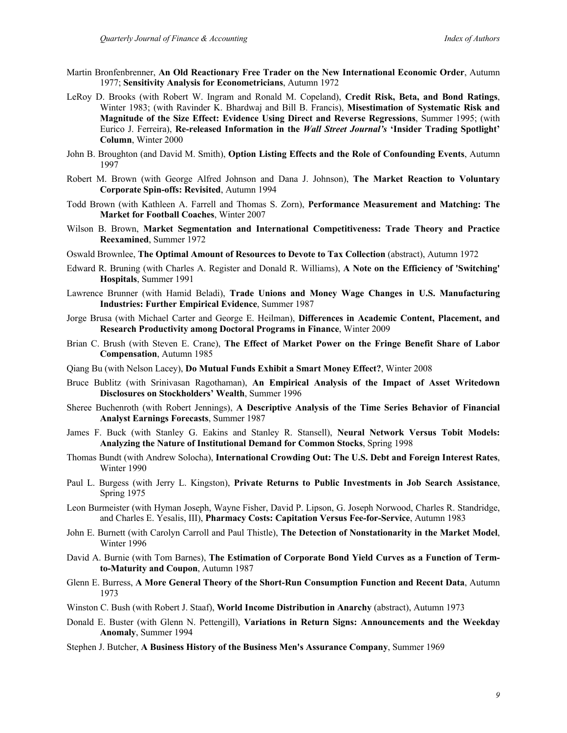Martin Bronfenbrenner, **An Old Reactionary Free Trader on the New International Economic Order**, Autumn 1977; **Sensitivity Analysis for Econometricians**, Autumn 1972

LeRoy D. Brooks (with Robert W. Ingram and Ronald M. Copeland), **Credit Risk, Beta, and Bond Ratings**, Winter 1983; (with Ravinder K. Bhardwaj and Bill B. Francis), **Misestimation of Systematic Risk and Magnitude of the Size Effect: Evidence Using Direct and Reverse Regressions**, Summer 1995; (with Eurico J. Ferreira), **Re-released Information in the *Wall Street Journal's* 'Insider Trading Spotlight' Column**, Winter 2000

John B. Broughton (and David M. Smith), **Option Listing Effects and the Role of Confounding Events**, Autumn 1997

Robert M. Brown (with George Alfred Johnson and Dana J. Johnson), **The Market Reaction to Voluntary Corporate Spin-offs: Revisited**, Autumn 1994

Todd Brown (with Kathleen A. Farrell and Thomas S. Zorn), **Performance Measurement and Matching: The Market for Football Coaches**, Winter 2007

Wilson B. Brown, **Market Segmentation and International Competitiveness: Trade Theory and Practice Reexamined**, Summer 1972

Oswald Brownlee, **The Optimal Amount of Resources to Devote to Tax Collection** (abstract), Autumn 1972

Edward R. Bruning (with Charles A. Register and Donald R. Williams), **A Note on the Efficiency of 'Switching' Hospitals**, Summer 1991

Lawrence Brunner (with Hamid Beladi), **Trade Unions and Money Wage Changes in U.S. Manufacturing Industries: Further Empirical Evidence**, Summer 1987

Jorge Brusa (with Michael Carter and George E. Heilman), **Differences in Academic Content, Placement, and Research Productivity among Doctoral Programs in Finance**, Winter 2009

Brian C. Brush (with Steven E. Crane), **The Effect of Market Power on the Fringe Benefit Share of Labor Compensation**, Autumn 1985

Qiang Bu (with Nelson Lacey), **Do Mutual Funds Exhibit a Smart Money Effect?**, Winter 2008

Bruce Bublitz (with Srinivasan Ragothaman), **An Empirical Analysis of the Impact of Asset Writedown Disclosures on Stockholders' Wealth**, Summer 1996

Sheree Buchenroth (with Robert Jennings), **A Descriptive Analysis of the Time Series Behavior of Financial Analyst Earnings Forecasts**, Summer 1987

James F. Buck (with Stanley G. Eakins and Stanley R. Stansell), **Neural Network Versus Tobit Models: Analyzing the Nature of Institutional Demand for Common Stocks**, Spring 1998

Thomas Bundt (with Andrew Solocha), **International Crowding Out: The U.S. Debt and Foreign Interest Rates**, Winter 1990

Paul L. Burgess (with Jerry L. Kingston), **Private Returns to Public Investments in Job Search Assistance**, Spring 1975

Leon Burmeister (with Hyman Joseph, Wayne Fisher, David P. Lipson, G. Joseph Norwood, Charles R. Standridge, and Charles E. Yesalis, III), **Pharmacy Costs: Capitation Versus Fee-for-Service**, Autumn 1983

John E. Burnett (with Carolyn Carroll and Paul Thistle), **The Detection of Nonstationarity in the Market Model**, Winter 1996

David A. Burnie (with Tom Barnes), **The Estimation of Corporate Bond Yield Curves as a Function of Term-to-Maturity and Coupon**, Autumn 1987

Glenn E. Burress, **A More General Theory of the Short-Run Consumption Function and Recent Data**, Autumn 1973

Winston C. Bush (with Robert J. Staaf), **World Income Distribution in Anarchy** (abstract), Autumn 1973

Donald E. Buster (with Glenn N. Pettengill), **Variations in Return Signs: Announcements and the Weekday Anomaly**, Summer 1994

Stephen J. Butcher, **A Business History of the Business Men's Assurance Company**, Summer 1969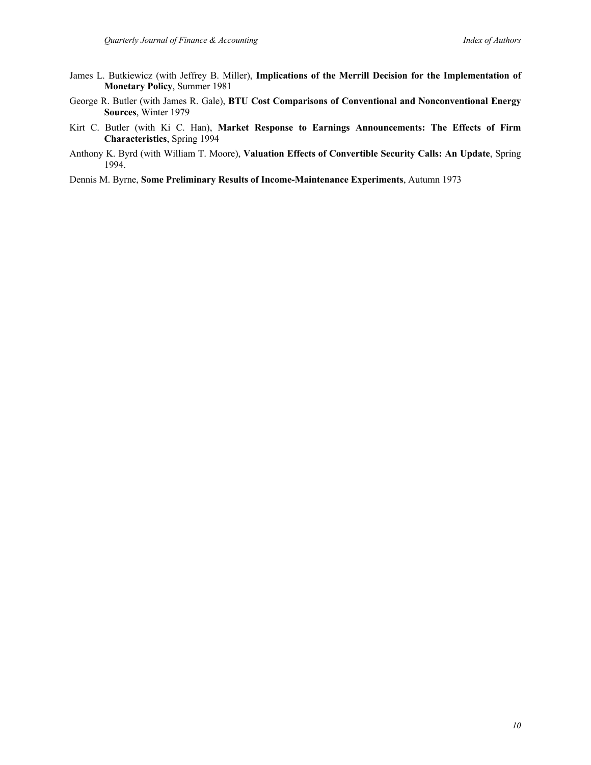James L. Butkiewicz (with Jeffrey B. Miller), **Implications of the Merrill Decision for the Implementation of Monetary Policy**, Summer 1981

George R. Butler (with James R. Gale), **BTU Cost Comparisons of Conventional and Nonconventional Energy Sources**, Winter 1979

Kirt C. Butler (with Ki C. Han), **Market Response to Earnings Announcements: The Effects of Firm Characteristics**, Spring 1994

Anthony K. Byrd (with William T. Moore), **Valuation Effects of Convertible Security Calls: An Update**, Spring 1994.

Dennis M. Byrne, **Some Preliminary Results of Income-Maintenance Experiments**, Autumn 1973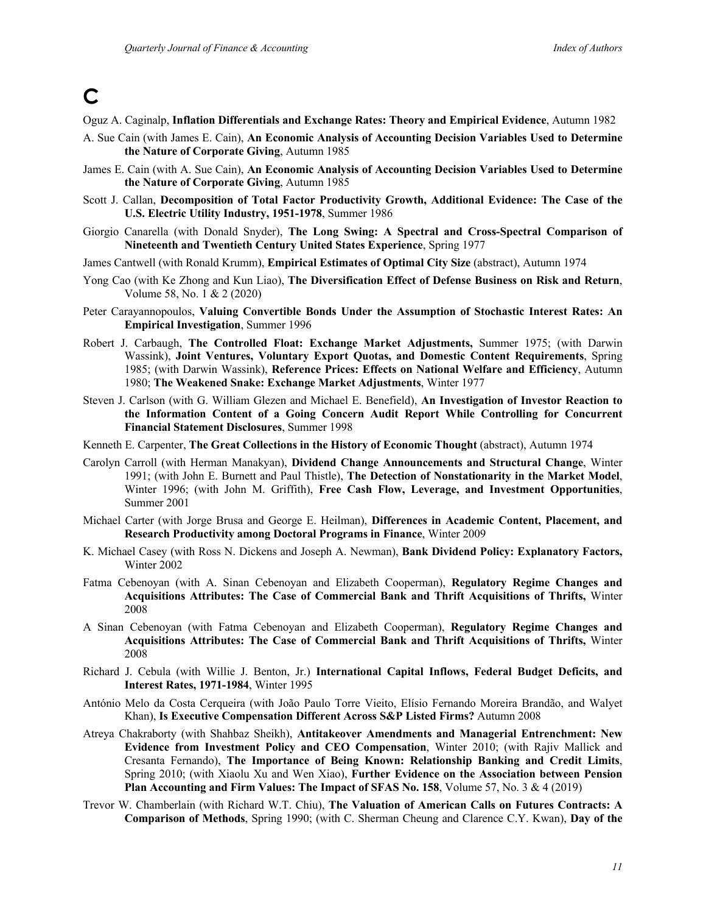# C

Oguz A. Caginalp, **Inflation Differentials and Exchange Rates: Theory and Empirical Evidence**, Autumn 1982

A. Sue Cain (with James E. Cain), **An Economic Analysis of Accounting Decision Variables Used to Determine the Nature of Corporate Giving**, Autumn 1985

James E. Cain (with A. Sue Cain), **An Economic Analysis of Accounting Decision Variables Used to Determine the Nature of Corporate Giving**, Autumn 1985

Scott J. Callan, **Decomposition of Total Factor Productivity Growth, Additional Evidence: The Case of the U.S. Electric Utility Industry, 1951-1978**, Summer 1986

Giorgio Canarella (with Donald Snyder), **The Long Swing: A Spectral and Cross-Spectral Comparison of Nineteenth and Twentieth Century United States Experience**, Spring 1977

James Cantwell (with Ronald Krumm), **Empirical Estimates of Optimal City Size** (abstract), Autumn 1974

Yong Cao (with Ke Zhong and Kun Liao), **The Diversification Effect of Defense Business on Risk and Return**, Volume 58, No. 1 & 2 (2020)

Peter Carayannopoulos, **Valuing Convertible Bonds Under the Assumption of Stochastic Interest Rates: An Empirical Investigation**, Summer 1996

Robert J. Carbaugh, **The Controlled Float: Exchange Market Adjustments,** Summer 1975; (with Darwin Wassink), **Joint Ventures, Voluntary Export Quotas, and Domestic Content Requirements**, Spring 1985; (with Darwin Wassink), **Reference Prices: Effects on National Welfare and Efficiency**, Autumn 1980; **The Weakened Snake: Exchange Market Adjustments**, Winter 1977

Steven J. Carlson (with G. William Glezen and Michael E. Benefield), **An Investigation of Investor Reaction to the Information Content of a Going Concern Audit Report While Controlling for Concurrent Financial Statement Disclosures**, Summer 1998

Kenneth E. Carpenter, **The Great Collections in the History of Economic Thought** (abstract), Autumn 1974

Carolyn Carroll (with Herman Manakyan), **Dividend Change Announcements and Structural Change**, Winter 1991; (with John E. Burnett and Paul Thistle), **The Detection of Nonstationarity in the Market Model**, Winter 1996; (with John M. Griffith), **Free Cash Flow, Leverage, and Investment Opportunities**, Summer 2001

Michael Carter (with Jorge Brusa and George E. Heilman), **Differences in Academic Content, Placement, and Research Productivity among Doctoral Programs in Finance**, Winter 2009

K. Michael Casey (with Ross N. Dickens and Joseph A. Newman), **Bank Dividend Policy: Explanatory Factors,** Winter 2002

Fatma Cebenoyan (with A. Sinan Cebenoyan and Elizabeth Cooperman), **Regulatory Regime Changes and Acquisitions Attributes: The Case of Commercial Bank and Thrift Acquisitions of Thrifts,** Winter 2008

A Sinan Cebenoyan (with Fatma Cebenoyan and Elizabeth Cooperman), **Regulatory Regime Changes and Acquisitions Attributes: The Case of Commercial Bank and Thrift Acquisitions of Thrifts,** Winter 2008

Richard J. Cebula (with Willie J. Benton, Jr.) **International Capital Inflows, Federal Budget Deficits, and Interest Rates, 1971-1984**, Winter 1995

António Melo da Costa Cerqueira (with João Paulo Torre Vieito, Elísio Fernando Moreira Brandão, and Walyet Khan), **Is Executive Compensation Different Across S&P Listed Firms?** Autumn 2008

Atreya Chakraborty (with Shahbaz Sheikh), **Antitakeover Amendments and Managerial Entrenchment: New Evidence from Investment Policy and CEO Compensation**, Winter 2010; (with Rajiv Mallick and Cresanta Fernando), **The Importance of Being Known: Relationship Banking and Credit Limits**, Spring 2010; (with Xiaolu Xu and Wen Xiao), **Further Evidence on the Association between Pension Plan Accounting and Firm Values: The Impact of SFAS No. 158**, Volume 57, No. 3 & 4 (2019)

Trevor W. Chamberlain (with Richard W.T. Chiu), **The Valuation of American Calls on Futures Contracts: A Comparison of Methods**, Spring 1990; (with C. Sherman Cheung and Clarence C.Y. Kwan), **Day of the**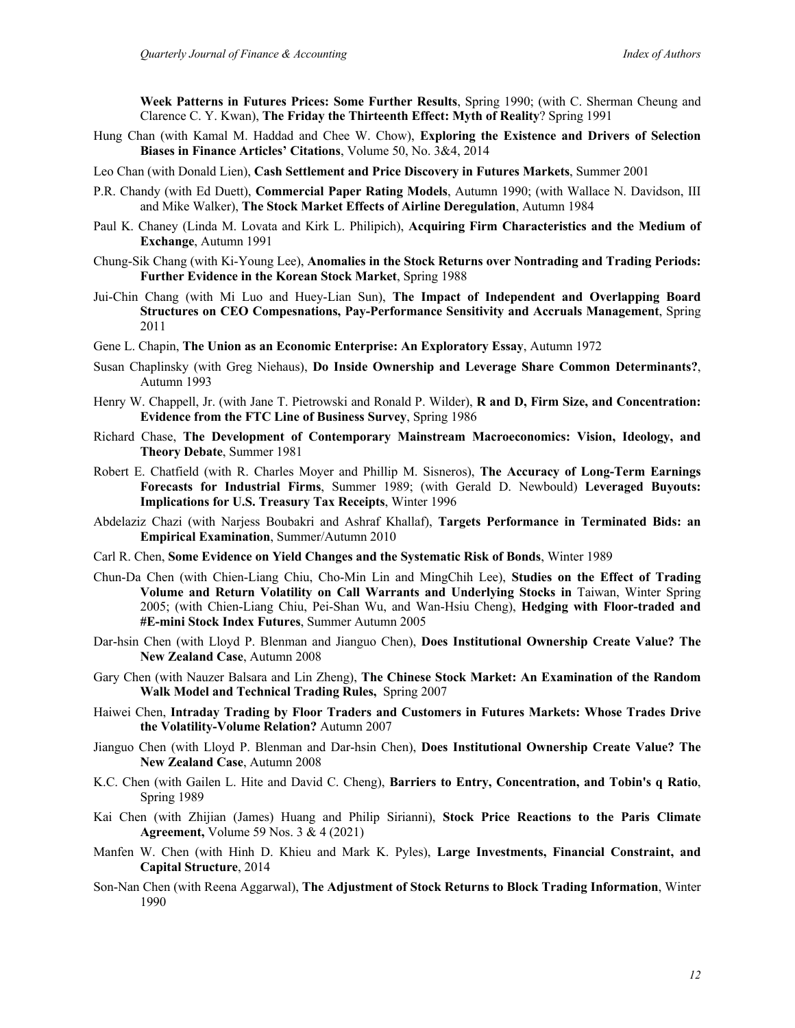**Week Patterns in Futures Prices: Some Further Results**, Spring 1990; (with C. Sherman Cheung and Clarence C. Y. Kwan), **The Friday the Thirteenth Effect: Myth of Reality**? Spring 1991

Hung Chan (with Kamal M. Haddad and Chee W. Chow), **Exploring the Existence and Drivers of Selection Biases in Finance Articles' Citations**, Volume 50, No. 3&4, 2014

Leo Chan (with Donald Lien), **Cash Settlement and Price Discovery in Futures Markets**, Summer 2001

P.R. Chandy (with Ed Duett), **Commercial Paper Rating Models**, Autumn 1990; (with Wallace N. Davidson, III and Mike Walker), **The Stock Market Effects of Airline Deregulation**, Autumn 1984

Paul K. Chaney (Linda M. Lovata and Kirk L. Philipich), **Acquiring Firm Characteristics and the Medium of Exchange**, Autumn 1991

Chung-Sik Chang (with Ki-Young Lee), **Anomalies in the Stock Returns over Nontrading and Trading Periods: Further Evidence in the Korean Stock Market**, Spring 1988

Jui-Chin Chang (with Mi Luo and Huey-Lian Sun), **The Impact of Independent and Overlapping Board Structures on CEO Compesnations, Pay-Performance Sensitivity and Accruals Management**, Spring 2011

Gene L. Chapin, **The Union as an Economic Enterprise: An Exploratory Essay**, Autumn 1972

Susan Chaplinsky (with Greg Niehaus), **Do Inside Ownership and Leverage Share Common Determinants?**, Autumn 1993

Henry W. Chappell, Jr. (with Jane T. Pietrowski and Ronald P. Wilder), **R and D, Firm Size, and Concentration: Evidence from the FTC Line of Business Survey**, Spring 1986

Richard Chase, **The Development of Contemporary Mainstream Macroeconomics: Vision, Ideology, and Theory Debate**, Summer 1981

Robert E. Chatfield (with R. Charles Moyer and Phillip M. Sisneros), **The Accuracy of Long-Term Earnings Forecasts for Industrial Firms**, Summer 1989; (with Gerald D. Newbould) **Leveraged Buyouts: Implications for U.S. Treasury Tax Receipts**, Winter 1996

Abdelaziz Chazi (with Narjess Boubakri and Ashraf Khallaf), **Targets Performance in Terminated Bids: an Empirical Examination**, Summer/Autumn 2010

Carl R. Chen, **Some Evidence on Yield Changes and the Systematic Risk of Bonds**, Winter 1989

Chun-Da Chen (with Chien-Liang Chiu, Cho-Min Lin and MingChih Lee), **Studies on the Effect of Trading Volume and Return Volatility on Call Warrants and Underlying Stocks in** Taiwan, Winter Spring 2005; (with Chien-Liang Chiu, Pei-Shan Wu, and Wan-Hsiu Cheng), **Hedging with Floor-traded and #E-mini Stock Index Futures**, Summer Autumn 2005

Dar-hsin Chen (with Lloyd P. Blenman and Jianguo Chen), **Does Institutional Ownership Create Value? The New Zealand Case**, Autumn 2008

Gary Chen (with Nauzer Balsara and Lin Zheng), **The Chinese Stock Market: An Examination of the Random Walk Model and Technical Trading Rules,** Spring 2007

Haiwei Chen, **Intraday Trading by Floor Traders and Customers in Futures Markets: Whose Trades Drive the Volatility-Volume Relation?** Autumn 2007

Jianguo Chen (with Lloyd P. Blenman and Dar-hsin Chen), **Does Institutional Ownership Create Value? The New Zealand Case**, Autumn 2008

K.C. Chen (with Gailen L. Hite and David C. Cheng), **Barriers to Entry, Concentration, and Tobin's q Ratio**, Spring 1989

Kai Chen (with Zhijian (James) Huang and Philip Sirianni), **Stock Price Reactions to the Paris Climate Agreement,** Volume 59 Nos. 3 & 4 (2021)

Manfen W. Chen (with Hinh D. Khieu and Mark K. Pyles), **Large Investments, Financial Constraint, and Capital Structure**, 2014

Son-Nan Chen (with Reena Aggarwal), **The Adjustment of Stock Returns to Block Trading Information**, Winter 1990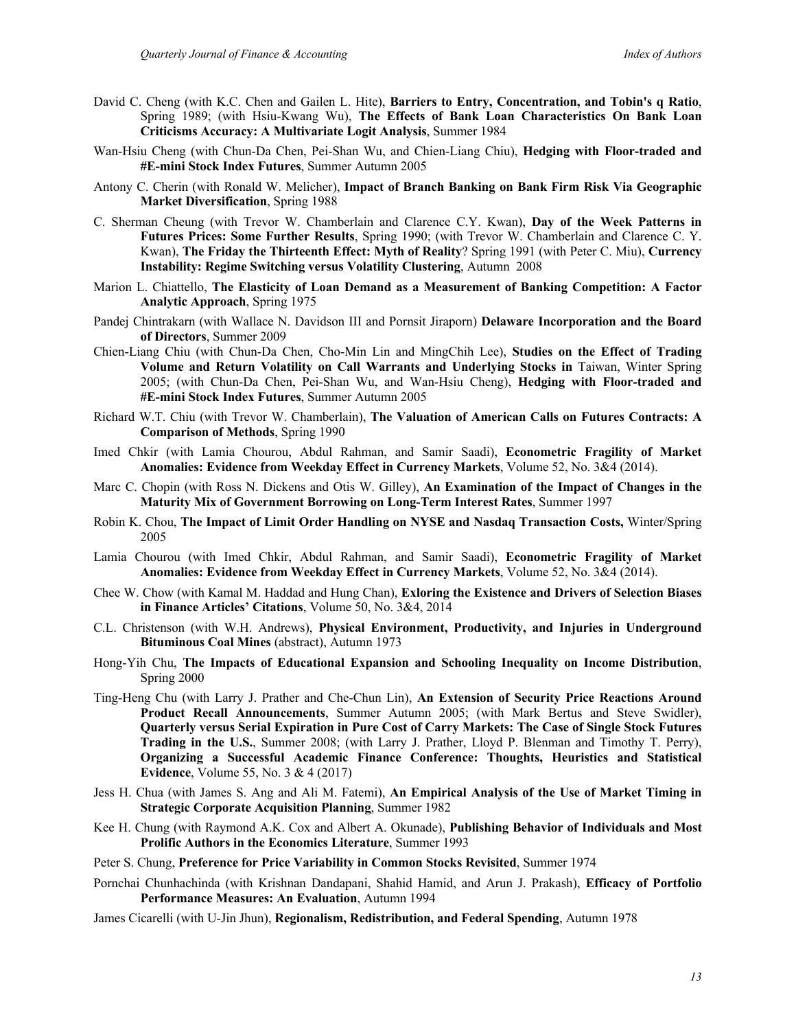David C. Cheng (with K.C. Chen and Gailen L. Hite), **Barriers to Entry, Concentration, and Tobin's q Ratio**, Spring 1989; (with Hsiu-Kwang Wu), **The Effects of Bank Loan Characteristics On Bank Loan Criticisms Accuracy: A Multivariate Logit Analysis**, Summer 1984

Wan-Hsiu Cheng (with Chun-Da Chen, Pei-Shan Wu, and Chien-Liang Chiu), **Hedging with Floor-traded and #E-mini Stock Index Futures**, Summer Autumn 2005

Antony C. Cherin (with Ronald W. Melicher), **Impact of Branch Banking on Bank Firm Risk Via Geographic Market Diversification**, Spring 1988

C. Sherman Cheung (with Trevor W. Chamberlain and Clarence C.Y. Kwan), **Day of the Week Patterns in Futures Prices: Some Further Results**, Spring 1990; (with Trevor W. Chamberlain and Clarence C. Y. Kwan), **The Friday the Thirteenth Effect: Myth of Reality**? Spring 1991 (with Peter C. Miu), **Currency Instability: Regime Switching versus Volatility Clustering**, Autumn 2008

Marion L. Chiattello, **The Elasticity of Loan Demand as a Measurement of Banking Competition: A Factor Analytic Approach**, Spring 1975

Pandej Chintrakarn (with Wallace N. Davidson III and Pornsit Jiraporn) **Delaware Incorporation and the Board of Directors**, Summer 2009

Chien-Liang Chiu (with Chun-Da Chen, Cho-Min Lin and MingChih Lee), **Studies on the Effect of Trading Volume and Return Volatility on Call Warrants and Underlying Stocks in** Taiwan, Winter Spring 2005; (with Chun-Da Chen, Pei-Shan Wu, and Wan-Hsiu Cheng), **Hedging with Floor-traded and #E-mini Stock Index Futures**, Summer Autumn 2005

Richard W.T. Chiu (with Trevor W. Chamberlain), **The Valuation of American Calls on Futures Contracts: A Comparison of Methods**, Spring 1990

Imed Chkir (with Lamia Chourou, Abdul Rahman, and Samir Saadi), **Econometric Fragility of Market Anomalies: Evidence from Weekday Effect in Currency Markets**, Volume 52, No. 3&4 (2014).

Marc C. Chopin (with Ross N. Dickens and Otis W. Gilley), **An Examination of the Impact of Changes in the Maturity Mix of Government Borrowing on Long-Term Interest Rates**, Summer 1997

Robin K. Chou, **The Impact of Limit Order Handling on NYSE and Nasdaq Transaction Costs,** Winter/Spring 2005

Lamia Chourou (with Imed Chkir, Abdul Rahman, and Samir Saadi), **Econometric Fragility of Market Anomalies: Evidence from Weekday Effect in Currency Markets**, Volume 52, No. 3&4 (2014).

Chee W. Chow (with Kamal M. Haddad and Hung Chan), **Exloring the Existence and Drivers of Selection Biases in Finance Articles' Citations**, Volume 50, No. 3&4, 2014

C.L. Christenson (with W.H. Andrews), **Physical Environment, Productivity, and Injuries in Underground Bituminous Coal Mines** (abstract), Autumn 1973

Hong-Yih Chu, **The Impacts of Educational Expansion and Schooling Inequality on Income Distribution**, Spring 2000

Ting-Heng Chu (with Larry J. Prather and Che-Chun Lin), **An Extension of Security Price Reactions Around Product Recall Announcements**, Summer Autumn 2005; (with Mark Bertus and Steve Swidler), **Quarterly versus Serial Expiration in Pure Cost of Carry Markets: The Case of Single Stock Futures Trading in the U.S.**, Summer 2008; (with Larry J. Prather, Lloyd P. Blenman and Timothy T. Perry), **Organizing a Successful Academic Finance Conference: Thoughts, Heuristics and Statistical Evidence**, Volume 55, No. 3 & 4 (2017)

Jess H. Chua (with James S. Ang and Ali M. Fatemi), **An Empirical Analysis of the Use of Market Timing in Strategic Corporate Acquisition Planning**, Summer 1982

Kee H. Chung (with Raymond A.K. Cox and Albert A. Okunade), **Publishing Behavior of Individuals and Most Prolific Authors in the Economics Literature**, Summer 1993

Peter S. Chung, **Preference for Price Variability in Common Stocks Revisited**, Summer 1974

Pornchai Chunhachinda (with Krishnan Dandapani, Shahid Hamid, and Arun J. Prakash), **Efficacy of Portfolio Performance Measures: An Evaluation**, Autumn 1994

James Cicarelli (with U-Jin Jhun), **Regionalism, Redistribution, and Federal Spending**, Autumn 1978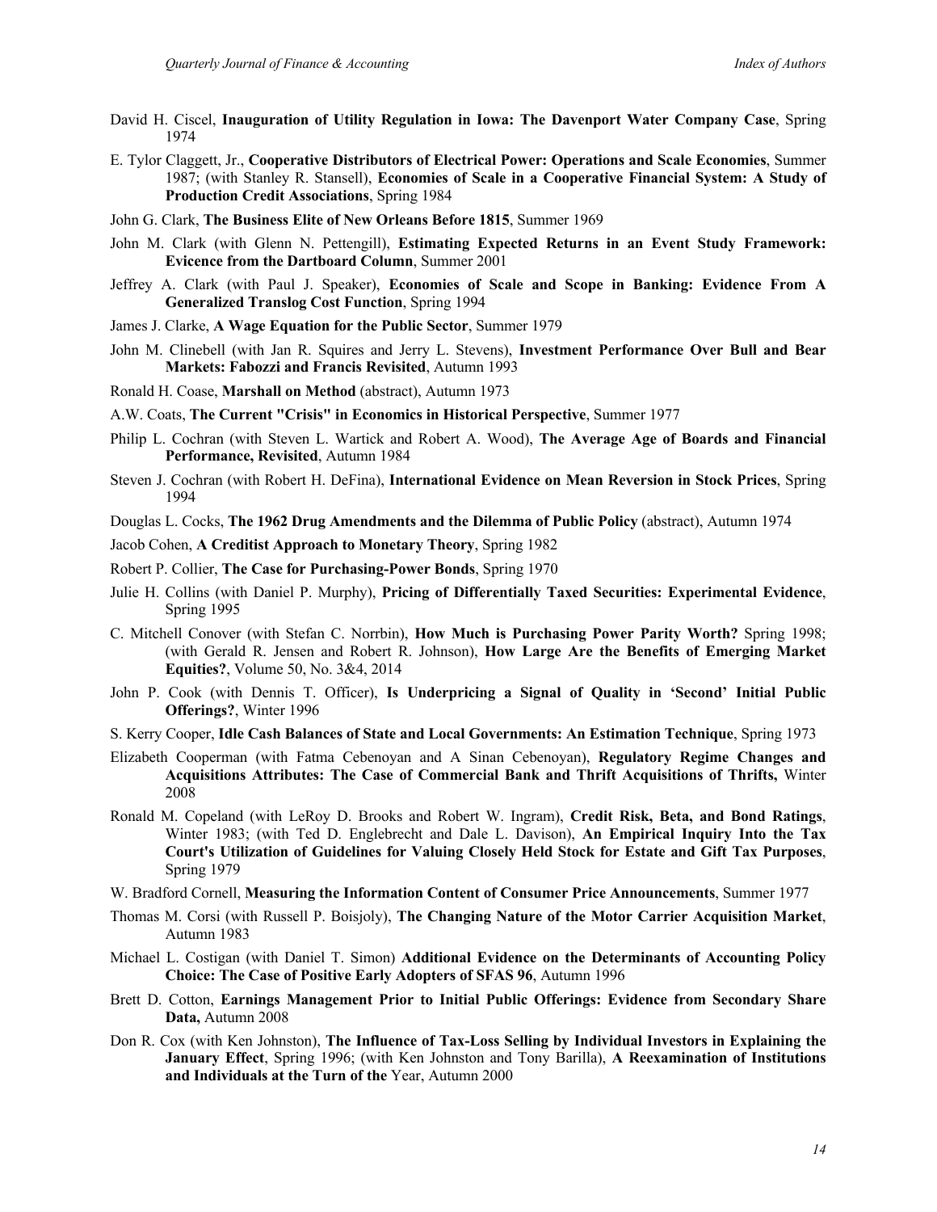David H. Ciscel, **Inauguration of Utility Regulation in Iowa: The Davenport Water Company Case**, Spring 1974

E. Tylor Claggett, Jr., **Cooperative Distributors of Electrical Power: Operations and Scale Economies**, Summer 1987; (with Stanley R. Stansell), **Economies of Scale in a Cooperative Financial System: A Study of Production Credit Associations**, Spring 1984

John G. Clark, **The Business Elite of New Orleans Before 1815**, Summer 1969

John M. Clark (with Glenn N. Pettengill), **Estimating Expected Returns in an Event Study Framework: Evicence from the Dartboard Column**, Summer 2001

Jeffrey A. Clark (with Paul J. Speaker), **Economies of Scale and Scope in Banking: Evidence From A Generalized Translog Cost Function**, Spring 1994

James J. Clarke, **A Wage Equation for the Public Sector**, Summer 1979

John M. Clinebell (with Jan R. Squires and Jerry L. Stevens), **Investment Performance Over Bull and Bear Markets: Fabozzi and Francis Revisited**, Autumn 1993

Ronald H. Coase, **Marshall on Method** (abstract), Autumn 1973

A.W. Coats, **The Current "Crisis" in Economics in Historical Perspective**, Summer 1977

Philip L. Cochran (with Steven L. Wartick and Robert A. Wood), **The Average Age of Boards and Financial Performance, Revisited**, Autumn 1984

Steven J. Cochran (with Robert H. DeFina), **International Evidence on Mean Reversion in Stock Prices**, Spring 1994

Douglas L. Cocks, **The 1962 Drug Amendments and the Dilemma of Public Policy** (abstract), Autumn 1974

Jacob Cohen, **A Creditist Approach to Monetary Theory**, Spring 1982

Robert P. Collier, **The Case for Purchasing-Power Bonds**, Spring 1970

Julie H. Collins (with Daniel P. Murphy), **Pricing of Differentially Taxed Securities: Experimental Evidence**, Spring 1995

C. Mitchell Conover (with Stefan C. Norrbin), **How Much is Purchasing Power Parity Worth?** Spring 1998; (with Gerald R. Jensen and Robert R. Johnson), **How Large Are the Benefits of Emerging Market Equities?**, Volume 50, No. 3&4, 2014

John P. Cook (with Dennis T. Officer), **Is Underpricing a Signal of Quality in 'Second' Initial Public Offerings?**, Winter 1996

S. Kerry Cooper, **Idle Cash Balances of State and Local Governments: An Estimation Technique**, Spring 1973

Elizabeth Cooperman (with Fatma Cebenoyan and A Sinan Cebenoyan), **Regulatory Regime Changes and Acquisitions Attributes: The Case of Commercial Bank and Thrift Acquisitions of Thrifts,** Winter 2008

Ronald M. Copeland (with LeRoy D. Brooks and Robert W. Ingram), **Credit Risk, Beta, and Bond Ratings**, Winter 1983; (with Ted D. Englebrecht and Dale L. Davison), **An Empirical Inquiry Into the Tax Court's Utilization of Guidelines for Valuing Closely Held Stock for Estate and Gift Tax Purposes**, Spring 1979

W. Bradford Cornell, **Measuring the Information Content of Consumer Price Announcements**, Summer 1977

Thomas M. Corsi (with Russell P. Boisjoly), **The Changing Nature of the Motor Carrier Acquisition Market**, Autumn 1983

Michael L. Costigan (with Daniel T. Simon) **Additional Evidence on the Determinants of Accounting Policy Choice: The Case of Positive Early Adopters of SFAS 96**, Autumn 1996

Brett D. Cotton, **Earnings Management Prior to Initial Public Offerings: Evidence from Secondary Share Data,** Autumn 2008

Don R. Cox (with Ken Johnston), **The Influence of Tax-Loss Selling by Individual Investors in Explaining the January Effect**, Spring 1996; (with Ken Johnston and Tony Barilla), **A Reexamination of Institutions and Individuals at the Turn of the** Year, Autumn 2000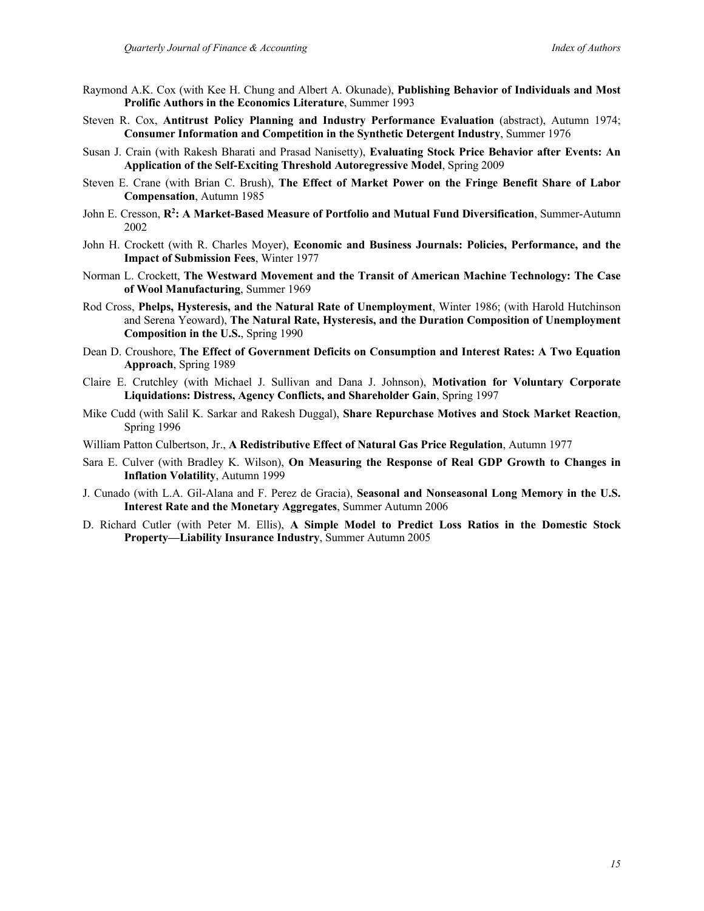Raymond A.K. Cox (with Kee H. Chung and Albert A. Okunade), **Publishing Behavior of Individuals and Most Prolific Authors in the Economics Literature**, Summer 1993

Steven R. Cox, **Antitrust Policy Planning and Industry Performance Evaluation** (abstract), Autumn 1974; **Consumer Information and Competition in the Synthetic Detergent Industry**, Summer 1976

Susan J. Crain (with Rakesh Bharati and Prasad Nanisetty), **Evaluating Stock Price Behavior after Events: An Application of the Self-Exciting Threshold Autoregressive Model**, Spring 2009

Steven E. Crane (with Brian C. Brush), **The Effect of Market Power on the Fringe Benefit Share of Labor Compensation**, Autumn 1985

John E. Cresson, **$R^2$: A Market-Based Measure of Portfolio and Mutual Fund Diversification**, Summer-Autumn 2002

John H. Crockett (with R. Charles Moyer), **Economic and Business Journals: Policies, Performance, and the Impact of Submission Fees**, Winter 1977

Norman L. Crockett, **The Westward Movement and the Transit of American Machine Technology: The Case of Wool Manufacturing**, Summer 1969

Rod Cross, **Phelps, Hysteresis, and the Natural Rate of Unemployment**, Winter 1986; (with Harold Hutchinson and Serena Yeoward), **The Natural Rate, Hysteresis, and the Duration Composition of Unemployment Composition in the U.S.**, Spring 1990

Dean D. Croushore, **The Effect of Government Deficits on Consumption and Interest Rates: A Two Equation Approach**, Spring 1989

Claire E. Crutchley (with Michael J. Sullivan and Dana J. Johnson), **Motivation for Voluntary Corporate Liquidations: Distress, Agency Conflicts, and Shareholder Gain**, Spring 1997

Mike Cudd (with Salil K. Sarkar and Rakesh Duggal), **Share Repurchase Motives and Stock Market Reaction**, Spring 1996

William Patton Culbertson, Jr., **A Redistributive Effect of Natural Gas Price Regulation**, Autumn 1977

Sara E. Culver (with Bradley K. Wilson), **On Measuring the Response of Real GDP Growth to Changes in Inflation Volatility**, Autumn 1999

J. Cunado (with L.A. Gil-Alana and F. Perez de Gracia), **Seasonal and Nonseasonal Long Memory in the U.S. Interest Rate and the Monetary Aggregates**, Summer Autumn 2006

D. Richard Cutler (with Peter M. Ellis), **A Simple Model to Predict Loss Ratios in the Domestic Stock Property—Liability Insurance Industry**, Summer Autumn 2005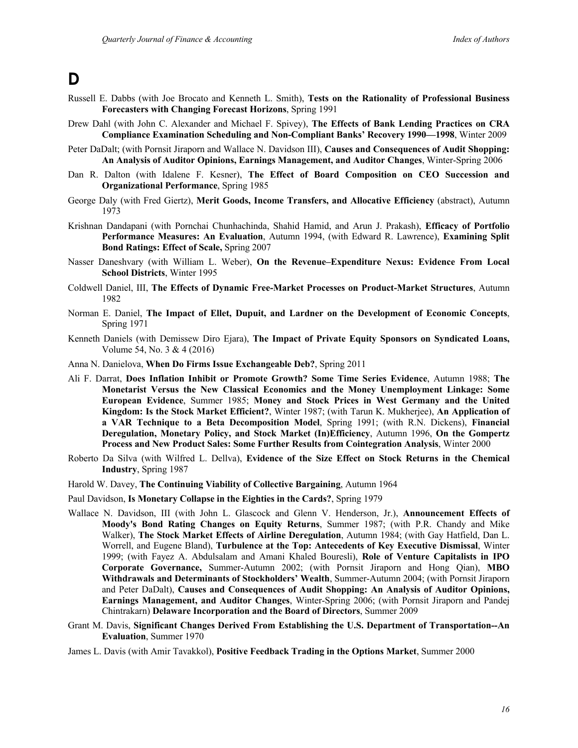# D

Russell E. Dabbs (with Joe Brocato and Kenneth L. Smith), **Tests on the Rationality of Professional Business Forecasters with Changing Forecast Horizons**, Spring 1991

Drew Dahl (with John C. Alexander and Michael F. Spivey), **The Effects of Bank Lending Practices on CRA Compliance Examination Scheduling and Non-Compliant Banks' Recovery 1990—1998**, Winter 2009

Peter DaDalt; (with Pornsit Jiraporn and Wallace N. Davidson III), **Causes and Consequences of Audit Shopping: An Analysis of Auditor Opinions, Earnings Management, and Auditor Changes**, Winter-Spring 2006

Dan R. Dalton (with Idalene F. Kesner), **The Effect of Board Composition on CEO Succession and Organizational Performance**, Spring 1985

George Daly (with Fred Giertz), **Merit Goods, Income Transfers, and Allocative Efficiency** (abstract), Autumn 1973

Krishnan Dandapani (with Pornchai Chunhachinda, Shahid Hamid, and Arun J. Prakash), **Efficacy of Portfolio Performance Measures: An Evaluation**, Autumn 1994, (with Edward R. Lawrence), **Examining Split Bond Ratings: Effect of Scale,** Spring 2007

Nasser Daneshvary (with William L. Weber), **On the Revenue–Expenditure Nexus: Evidence From Local School Districts**, Winter 1995

Coldwell Daniel, III, **The Effects of Dynamic Free-Market Processes on Product-Market Structures**, Autumn 1982

Norman E. Daniel, **The Impact of Ellet, Dupuit, and Lardner on the Development of Economic Concepts**, Spring 1971

Kenneth Daniels (with Demissew Diro Ejara), **The Impact of Private Equity Sponsors on Syndicated Loans,** Volume 54, No. 3 & 4 (2016)

Anna N. Danielova, **When Do Firms Issue Exchangeable Deb?**, Spring 2011

Ali F. Darrat, **Does Inflation Inhibit or Promote Growth? Some Time Series Evidence**, Autumn 1988; **The Monetarist Versus the New Classical Economics and the Money Unemployment Linkage: Some European Evidence**, Summer 1985; **Money and Stock Prices in West Germany and the United Kingdom: Is the Stock Market Efficient?**, Winter 1987; (with Tarun K. Mukherjee), **An Application of a VAR Technique to a Beta Decomposition Model**, Spring 1991; (with R.N. Dickens), **Financial Deregulation, Monetary Policy, and Stock Market (In)Efficiency**, Autumn 1996, **On the Gompertz Process and New Product Sales: Some Further Results from Cointegration Analysis**, Winter 2000

Roberto Da Silva (with Wilfred L. Dellva), **Evidence of the Size Effect on Stock Returns in the Chemical Industry**, Spring 1987

Harold W. Davey, **The Continuing Viability of Collective Bargaining**, Autumn 1964

Paul Davidson, **Is Monetary Collapse in the Eighties in the Cards?**, Spring 1979

Wallace N. Davidson, III (with John L. Glascock and Glenn V. Henderson, Jr.), **Announcement Effects of Moody's Bond Rating Changes on Equity Returns**, Summer 1987; (with P.R. Chandy and Mike Walker), **The Stock Market Effects of Airline Deregulation**, Autumn 1984; (with Gay Hatfield, Dan L. Worrell, and Eugene Bland), **Turbulence at the Top: Antecedents of Key Executive Dismissal**, Winter 1999; (with Fayez A. Abdulsalam and Amani Khaled Bouresli), **Role of Venture Capitalists in IPO Corporate Governance,** Summer-Autumn 2002; (with Pornsit Jiraporn and Hong Qian), **MBO Withdrawals and Determinants of Stockholders' Wealth**, Summer-Autumn 2004; (with Pornsit Jiraporn and Peter DaDalt), **Causes and Consequences of Audit Shopping: An Analysis of Auditor Opinions, Earnings Management, and Auditor Changes**, Winter-Spring 2006; (with Pornsit Jiraporn and Pandej Chintrakarn) **Delaware Incorporation and the Board of Directors**, Summer 2009

Grant M. Davis, **Significant Changes Derived From Establishing the U.S. Department of Transportation--An Evaluation**, Summer 1970

James L. Davis (with Amir Tavakkol), **Positive Feedback Trading in the Options Market**, Summer 2000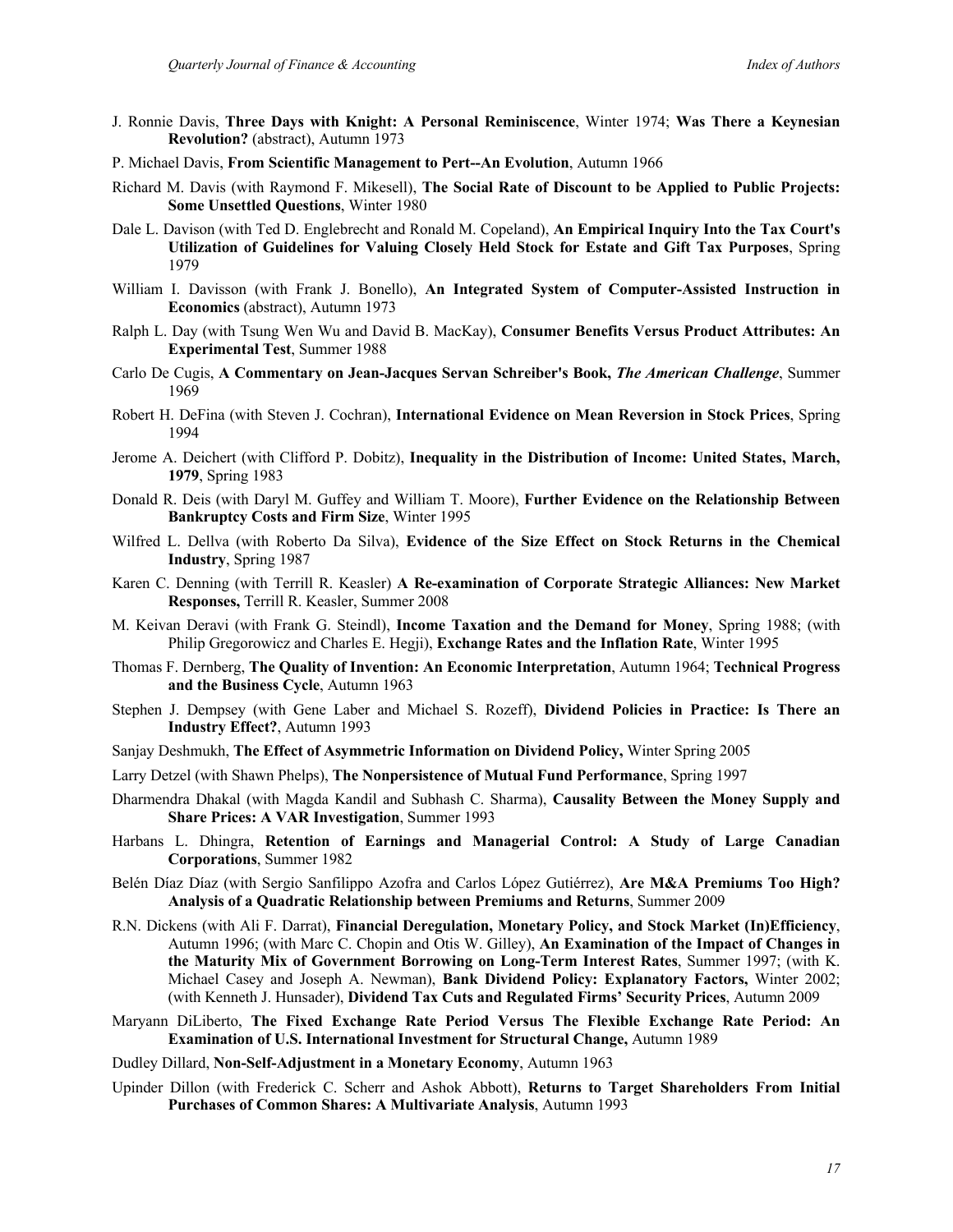J. Ronnie Davis, **Three Days with Knight: A Personal Reminiscence**, Winter 1974; **Was There a Keynesian Revolution?** (abstract), Autumn 1973

P. Michael Davis, **From Scientific Management to Pert--An Evolution**, Autumn 1966

Richard M. Davis (with Raymond F. Mikesell), **The Social Rate of Discount to be Applied to Public Projects: Some Unsettled Questions**, Winter 1980

Dale L. Davison (with Ted D. Englebrecht and Ronald M. Copeland), **An Empirical Inquiry Into the Tax Court's Utilization of Guidelines for Valuing Closely Held Stock for Estate and Gift Tax Purposes**, Spring 1979

William I. Davisson (with Frank J. Bonello), **An Integrated System of Computer-Assisted Instruction in Economics** (abstract), Autumn 1973

Ralph L. Day (with Tsung Wen Wu and David B. MacKay), **Consumer Benefits Versus Product Attributes: An Experimental Test**, Summer 1988

Carlo De Cugis, **A Commentary on Jean-Jacques Servan Schreiber's Book, *The American Challenge***, Summer 1969

Robert H. DeFina (with Steven J. Cochran), **International Evidence on Mean Reversion in Stock Prices**, Spring 1994

Jerome A. Deichert (with Clifford P. Dobitz), **Inequality in the Distribution of Income: United States, March, 1979**, Spring 1983

Donald R. Deis (with Daryl M. Guffey and William T. Moore), **Further Evidence on the Relationship Between Bankruptcy Costs and Firm Size**, Winter 1995

Wilfred L. Dellva (with Roberto Da Silva), **Evidence of the Size Effect on Stock Returns in the Chemical Industry**, Spring 1987

Karen C. Denning (with Terrill R. Keasler) **A Re-examination of Corporate Strategic Alliances: New Market Responses,** Terrill R. Keasler, Summer 2008

M. Keivan Deravi (with Frank G. Steindl), **Income Taxation and the Demand for Money**, Spring 1988; (with Philip Gregorowicz and Charles E. Hegji), **Exchange Rates and the Inflation Rate**, Winter 1995

Thomas F. Dernberg, **The Quality of Invention: An Economic Interpretation**, Autumn 1964; **Technical Progress and the Business Cycle**, Autumn 1963

Stephen J. Dempsey (with Gene Laber and Michael S. Rozeff), **Dividend Policies in Practice: Is There an Industry Effect?**, Autumn 1993

Sanjay Deshmukh, **The Effect of Asymmetric Information on Dividend Policy,** Winter Spring 2005

Larry Detzel (with Shawn Phelps), **The Nonpersistence of Mutual Fund Performance**, Spring 1997

Dharmendra Dhakal (with Magda Kandil and Subhash C. Sharma), **Causality Between the Money Supply and Share Prices: A VAR Investigation**, Summer 1993

Harbans L. Dhingra, **Retention of Earnings and Managerial Control: A Study of Large Canadian Corporations**, Summer 1982

Belén Díaz Díaz (with Sergio Sanfilippo Azofra and Carlos López Gutiérrez), **Are M&A Premiums Too High? Analysis of a Quadratic Relationship between Premiums and Returns**, Summer 2009

R.N. Dickens (with Ali F. Darrat), **Financial Deregulation, Monetary Policy, and Stock Market (In)Efficiency**, Autumn 1996; (with Marc C. Chopin and Otis W. Gilley), **An Examination of the Impact of Changes in the Maturity Mix of Government Borrowing on Long-Term Interest Rates**, Summer 1997; (with K. Michael Casey and Joseph A. Newman), **Bank Dividend Policy: Explanatory Factors,** Winter 2002; (with Kenneth J. Hunsader), **Dividend Tax Cuts and Regulated Firms' Security Prices**, Autumn 2009

Maryann DiLiberto, **The Fixed Exchange Rate Period Versus The Flexible Exchange Rate Period: An Examination of U.S. International Investment for Structural Change,** Autumn 1989

Dudley Dillard, **Non-Self-Adjustment in a Monetary Economy**, Autumn 1963

Upinder Dillon (with Frederick C. Scherr and Ashok Abbott), **Returns to Target Shareholders From Initial Purchases of Common Shares: A Multivariate Analysis**, Autumn 1993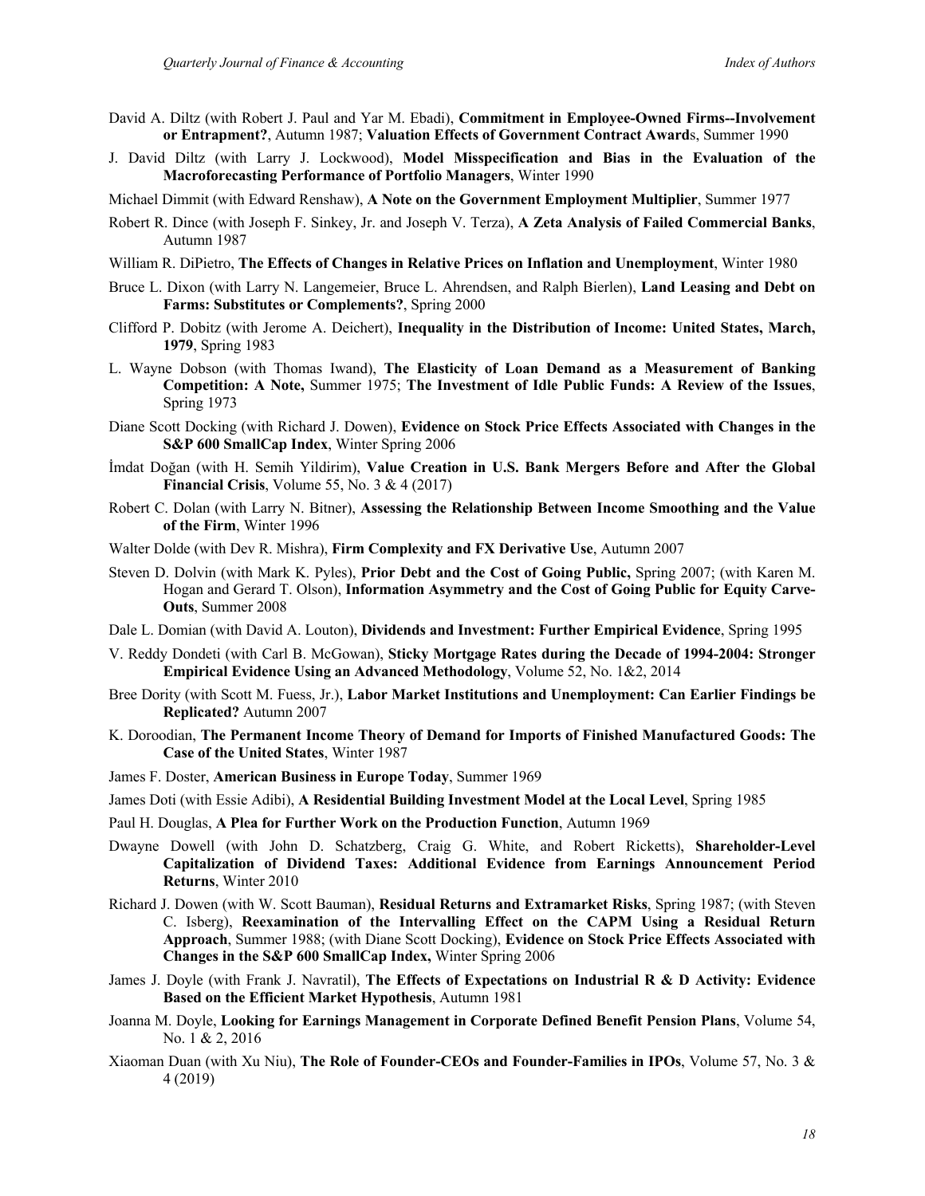David A. Diltz (with Robert J. Paul and Yar M. Ebadi), **Commitment in Employee-Owned Firms--Involvement or Entrapment?**, Autumn 1987; **Valuation Effects of Government Contract Award**s, Summer 1990

J. David Diltz (with Larry J. Lockwood), **Model Misspecification and Bias in the Evaluation of the Macroforecasting Performance of Portfolio Managers**, Winter 1990

Michael Dimmit (with Edward Renshaw), **A Note on the Government Employment Multiplier**, Summer 1977

Robert R. Dince (with Joseph F. Sinkey, Jr. and Joseph V. Terza), **A Zeta Analysis of Failed Commercial Banks**, Autumn 1987

William R. DiPietro, **The Effects of Changes in Relative Prices on Inflation and Unemployment**, Winter 1980

Bruce L. Dixon (with Larry N. Langemeier, Bruce L. Ahrendsen, and Ralph Bierlen), **Land Leasing and Debt on Farms: Substitutes or Complements?**, Spring 2000

Clifford P. Dobitz (with Jerome A. Deichert), **Inequality in the Distribution of Income: United States, March, 1979**, Spring 1983

L. Wayne Dobson (with Thomas Iwand), **The Elasticity of Loan Demand as a Measurement of Banking Competition: A Note,** Summer 1975; **The Investment of Idle Public Funds: A Review of the Issues**, Spring 1973

Diane Scott Docking (with Richard J. Dowen), **Evidence on Stock Price Effects Associated with Changes in the S&P 600 SmallCap Index**, Winter Spring 2006

İmdat Doğan (with H. Semih Yildirim), **Value Creation in U.S. Bank Mergers Before and After the Global Financial Crisis**, Volume 55, No. 3 & 4 (2017)

Robert C. Dolan (with Larry N. Bitner), **Assessing the Relationship Between Income Smoothing and the Value of the Firm**, Winter 1996

Walter Dolde (with Dev R. Mishra), **Firm Complexity and FX Derivative Use**, Autumn 2007

Steven D. Dolvin (with Mark K. Pyles), **Prior Debt and the Cost of Going Public,** Spring 2007; (with Karen M. Hogan and Gerard T. Olson), **Information Asymmetry and the Cost of Going Public for Equity Carve-Outs**, Summer 2008

Dale L. Domian (with David A. Louton), **Dividends and Investment: Further Empirical Evidence**, Spring 1995

V. Reddy Dondeti (with Carl B. McGowan), **Sticky Mortgage Rates during the Decade of 1994-2004: Stronger Empirical Evidence Using an Advanced Methodology**, Volume 52, No. 1&2, 2014

Bree Dority (with Scott M. Fuess, Jr.), **Labor Market Institutions and Unemployment: Can Earlier Findings be Replicated?** Autumn 2007

K. Doroodian, **The Permanent Income Theory of Demand for Imports of Finished Manufactured Goods: The Case of the United States**, Winter 1987

James F. Doster, **American Business in Europe Today**, Summer 1969

James Doti (with Essie Adibi), **A Residential Building Investment Model at the Local Level**, Spring 1985

Paul H. Douglas, **A Plea for Further Work on the Production Function**, Autumn 1969

Dwayne Dowell (with John D. Schatzberg, Craig G. White, and Robert Ricketts), **Shareholder-Level Capitalization of Dividend Taxes: Additional Evidence from Earnings Announcement Period Returns**, Winter 2010

Richard J. Dowen (with W. Scott Bauman), **Residual Returns and Extramarket Risks**, Spring 1987; (with Steven C. Isberg), **Reexamination of the Intervalling Effect on the CAPM Using a Residual Return Approach**, Summer 1988; (with Diane Scott Docking), **Evidence on Stock Price Effects Associated with Changes in the S&P 600 SmallCap Index,** Winter Spring 2006

James J. Doyle (with Frank J. Navratil), **The Effects of Expectations on Industrial R & D Activity: Evidence Based on the Efficient Market Hypothesis**, Autumn 1981

Joanna M. Doyle, **Looking for Earnings Management in Corporate Defined Benefit Pension Plans**, Volume 54, No. 1 & 2, 2016

Xiaoman Duan (with Xu Niu), **The Role of Founder-CEOs and Founder-Families in IPOs**, Volume 57, No. 3 & 4 (2019)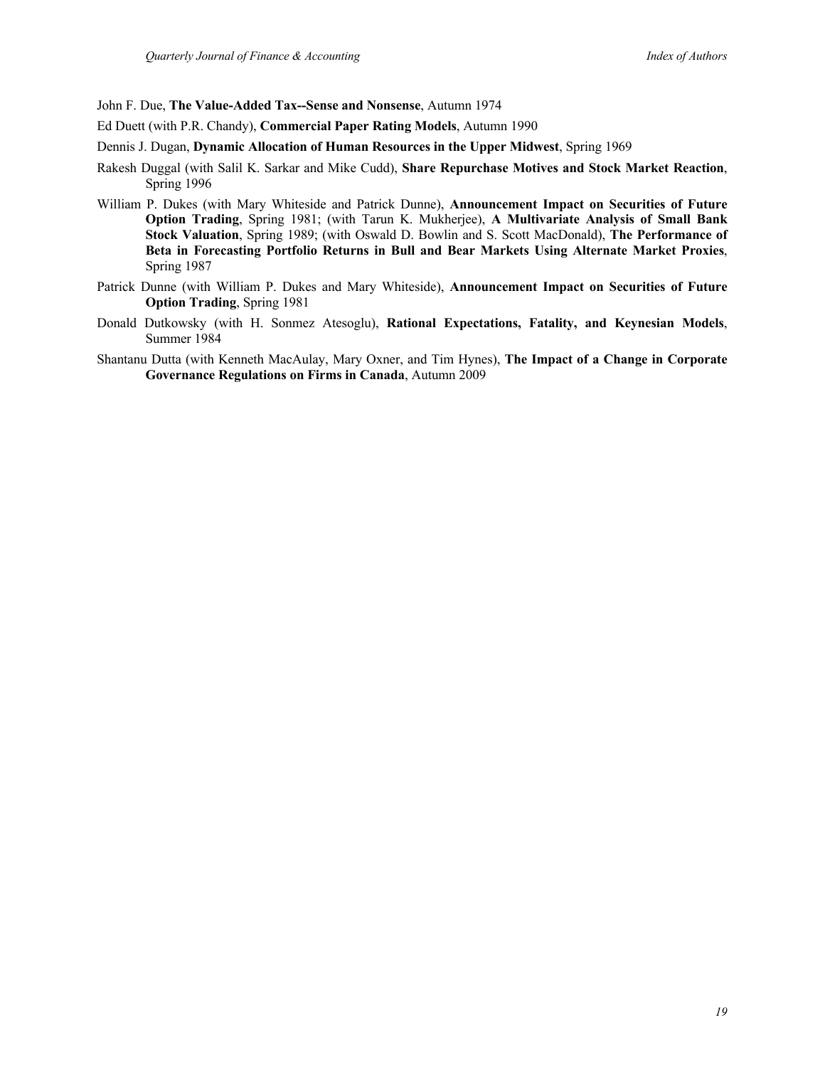John F. Due, **The Value-Added Tax--Sense and Nonsense**, Autumn 1974

Ed Duett (with P.R. Chandy), **Commercial Paper Rating Models**, Autumn 1990

Dennis J. Dugan, **Dynamic Allocation of Human Resources in the Upper Midwest**, Spring 1969

Rakesh Duggal (with Salil K. Sarkar and Mike Cudd), **Share Repurchase Motives and Stock Market Reaction**, Spring 1996

William P. Dukes (with Mary Whiteside and Patrick Dunne), **Announcement Impact on Securities of Future Option Trading**, Spring 1981; (with Tarun K. Mukherjee), **A Multivariate Analysis of Small Bank Stock Valuation**, Spring 1989; (with Oswald D. Bowlin and S. Scott MacDonald), **The Performance of Beta in Forecasting Portfolio Returns in Bull and Bear Markets Using Alternate Market Proxies**, Spring 1987

Patrick Dunne (with William P. Dukes and Mary Whiteside), **Announcement Impact on Securities of Future Option Trading**, Spring 1981

Donald Dutkowsky (with H. Sonmez Atesoglu), **Rational Expectations, Fatality, and Keynesian Models**, Summer 1984

Shantanu Dutta (with Kenneth MacAulay, Mary Oxner, and Tim Hynes), **The Impact of a Change in Corporate Governance Regulations on Firms in Canada**, Autumn 2009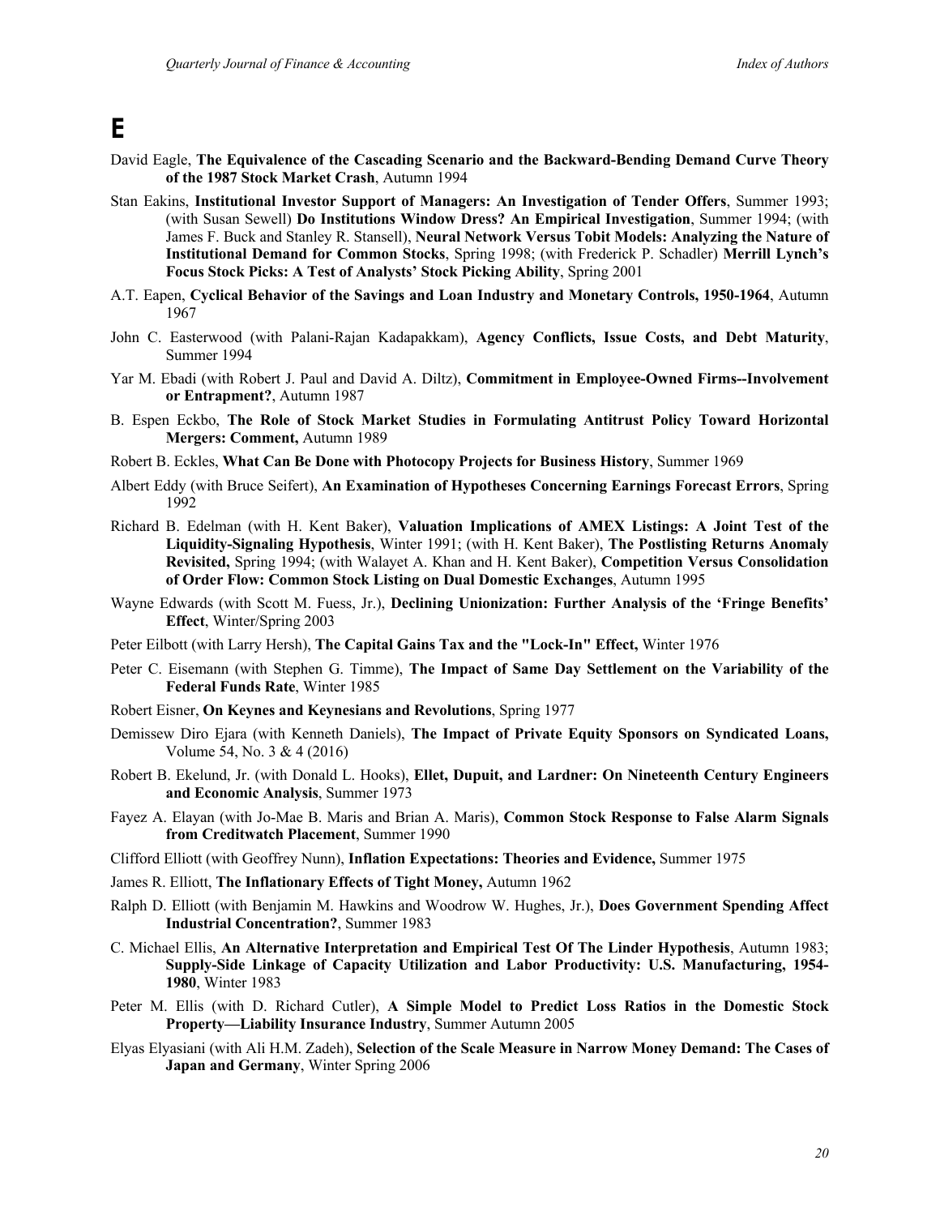# E

David Eagle, **The Equivalence of the Cascading Scenario and the Backward-Bending Demand Curve Theory of the 1987 Stock Market Crash**, Autumn 1994

Stan Eakins, **Institutional Investor Support of Managers: An Investigation of Tender Offers**, Summer 1993; (with Susan Sewell) **Do Institutions Window Dress? An Empirical Investigation**, Summer 1994; (with James F. Buck and Stanley R. Stansell), **Neural Network Versus Tobit Models: Analyzing the Nature of Institutional Demand for Common Stocks**, Spring 1998; (with Frederick P. Schadler) **Merrill Lynch's Focus Stock Picks: A Test of Analysts' Stock Picking Ability**, Spring 2001

A.T. Eapen, **Cyclical Behavior of the Savings and Loan Industry and Monetary Controls, 1950-1964**, Autumn 1967

John C. Easterwood (with Palani-Rajan Kadapakkam), **Agency Conflicts, Issue Costs, and Debt Maturity**, Summer 1994

Yar M. Ebadi (with Robert J. Paul and David A. Diltz), **Commitment in Employee-Owned Firms--Involvement or Entrapment?**, Autumn 1987

B. Espen Eckbo, **The Role of Stock Market Studies in Formulating Antitrust Policy Toward Horizontal Mergers: Comment,** Autumn 1989

Robert B. Eckles, **What Can Be Done with Photocopy Projects for Business History**, Summer 1969

Albert Eddy (with Bruce Seifert), **An Examination of Hypotheses Concerning Earnings Forecast Errors**, Spring 1992

Richard B. Edelman (with H. Kent Baker), **Valuation Implications of AMEX Listings: A Joint Test of the Liquidity-Signaling Hypothesis**, Winter 1991; (with H. Kent Baker), **The Postlisting Returns Anomaly Revisited,** Spring 1994; (with Walayet A. Khan and H. Kent Baker), **Competition Versus Consolidation of Order Flow: Common Stock Listing on Dual Domestic Exchanges**, Autumn 1995

Wayne Edwards (with Scott M. Fuess, Jr.), **Declining Unionization: Further Analysis of the 'Fringe Benefits' Effect**, Winter/Spring 2003

Peter Eilbott (with Larry Hersh), **The Capital Gains Tax and the "Lock-In" Effect,** Winter 1976

Peter C. Eisemann (with Stephen G. Timme), **The Impact of Same Day Settlement on the Variability of the Federal Funds Rate**, Winter 1985

Robert Eisner, **On Keynes and Keynesians and Revolutions**, Spring 1977

Demissew Diro Ejara (with Kenneth Daniels), **The Impact of Private Equity Sponsors on Syndicated Loans,** Volume 54, No. 3 & 4 (2016)

Robert B. Ekelund, Jr. (with Donald L. Hooks), **Ellet, Dupuit, and Lardner: On Nineteenth Century Engineers and Economic Analysis**, Summer 1973

Fayez A. Elayan (with Jo-Mae B. Maris and Brian A. Maris), **Common Stock Response to False Alarm Signals from Creditwatch Placement**, Summer 1990

Clifford Elliott (with Geoffrey Nunn), **Inflation Expectations: Theories and Evidence,** Summer 1975

James R. Elliott, **The Inflationary Effects of Tight Money,** Autumn 1962

Ralph D. Elliott (with Benjamin M. Hawkins and Woodrow W. Hughes, Jr.), **Does Government Spending Affect Industrial Concentration?**, Summer 1983

C. Michael Ellis, **An Alternative Interpretation and Empirical Test Of The Linder Hypothesis**, Autumn 1983; **Supply-Side Linkage of Capacity Utilization and Labor Productivity: U.S. Manufacturing, 1954-1980**, Winter 1983

Peter M. Ellis (with D. Richard Cutler), **A Simple Model to Predict Loss Ratios in the Domestic Stock Property—Liability Insurance Industry**, Summer Autumn 2005

Elyas Elyasiani (with Ali H.M. Zadeh), **Selection of the Scale Measure in Narrow Money Demand: The Cases of Japan and Germany**, Winter Spring 2006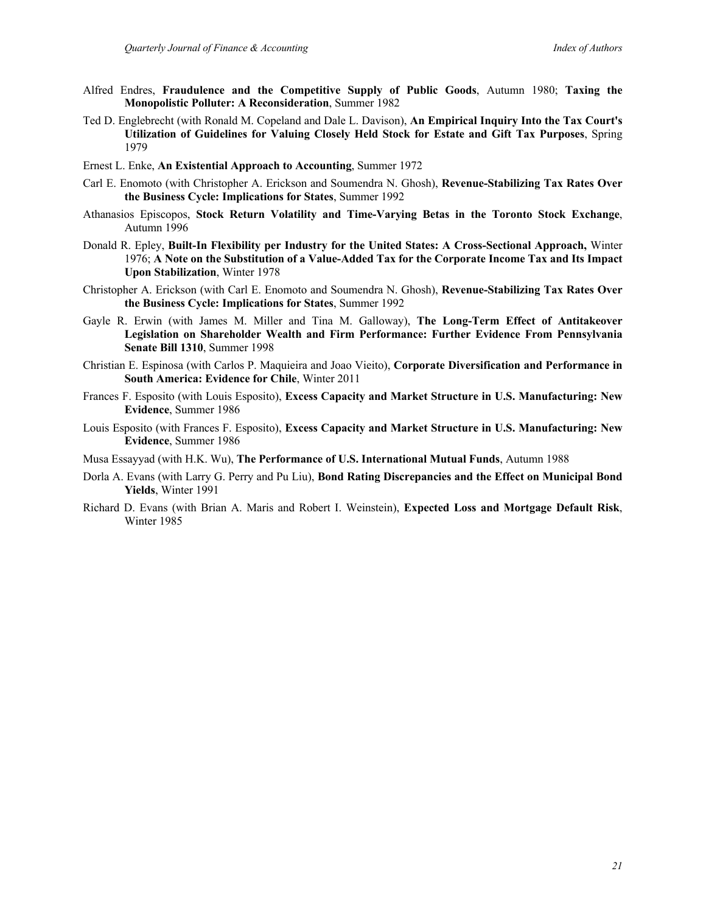Alfred Endres, **Fraudulence and the Competitive Supply of Public Goods**, Autumn 1980; **Taxing the Monopolistic Polluter: A Reconsideration**, Summer 1982

Ted D. Englebrecht (with Ronald M. Copeland and Dale L. Davison), **An Empirical Inquiry Into the Tax Court's Utilization of Guidelines for Valuing Closely Held Stock for Estate and Gift Tax Purposes**, Spring 1979

Ernest L. Enke, **An Existential Approach to Accounting**, Summer 1972

Carl E. Enomoto (with Christopher A. Erickson and Soumendra N. Ghosh), **Revenue-Stabilizing Tax Rates Over the Business Cycle: Implications for States**, Summer 1992

Athanasios Episcopos, **Stock Return Volatility and Time-Varying Betas in the Toronto Stock Exchange**, Autumn 1996

Donald R. Epley, **Built-In Flexibility per Industry for the United States: A Cross-Sectional Approach,** Winter 1976; **A Note on the Substitution of a Value-Added Tax for the Corporate Income Tax and Its Impact Upon Stabilization**, Winter 1978

Christopher A. Erickson (with Carl E. Enomoto and Soumendra N. Ghosh), **Revenue-Stabilizing Tax Rates Over the Business Cycle: Implications for States**, Summer 1992

Gayle R. Erwin (with James M. Miller and Tina M. Galloway), **The Long-Term Effect of Antitakeover Legislation on Shareholder Wealth and Firm Performance: Further Evidence From Pennsylvania Senate Bill 1310**, Summer 1998

Christian E. Espinosa (with Carlos P. Maquieira and Joao Vieito), **Corporate Diversification and Performance in South America: Evidence for Chile**, Winter 2011

Frances F. Esposito (with Louis Esposito), **Excess Capacity and Market Structure in U.S. Manufacturing: New Evidence**, Summer 1986

Louis Esposito (with Frances F. Esposito), **Excess Capacity and Market Structure in U.S. Manufacturing: New Evidence**, Summer 1986

Musa Essayyad (with H.K. Wu), **The Performance of U.S. International Mutual Funds**, Autumn 1988

Dorla A. Evans (with Larry G. Perry and Pu Liu), **Bond Rating Discrepancies and the Effect on Municipal Bond Yields**, Winter 1991

Richard D. Evans (with Brian A. Maris and Robert I. Weinstein), **Expected Loss and Mortgage Default Risk**, Winter 1985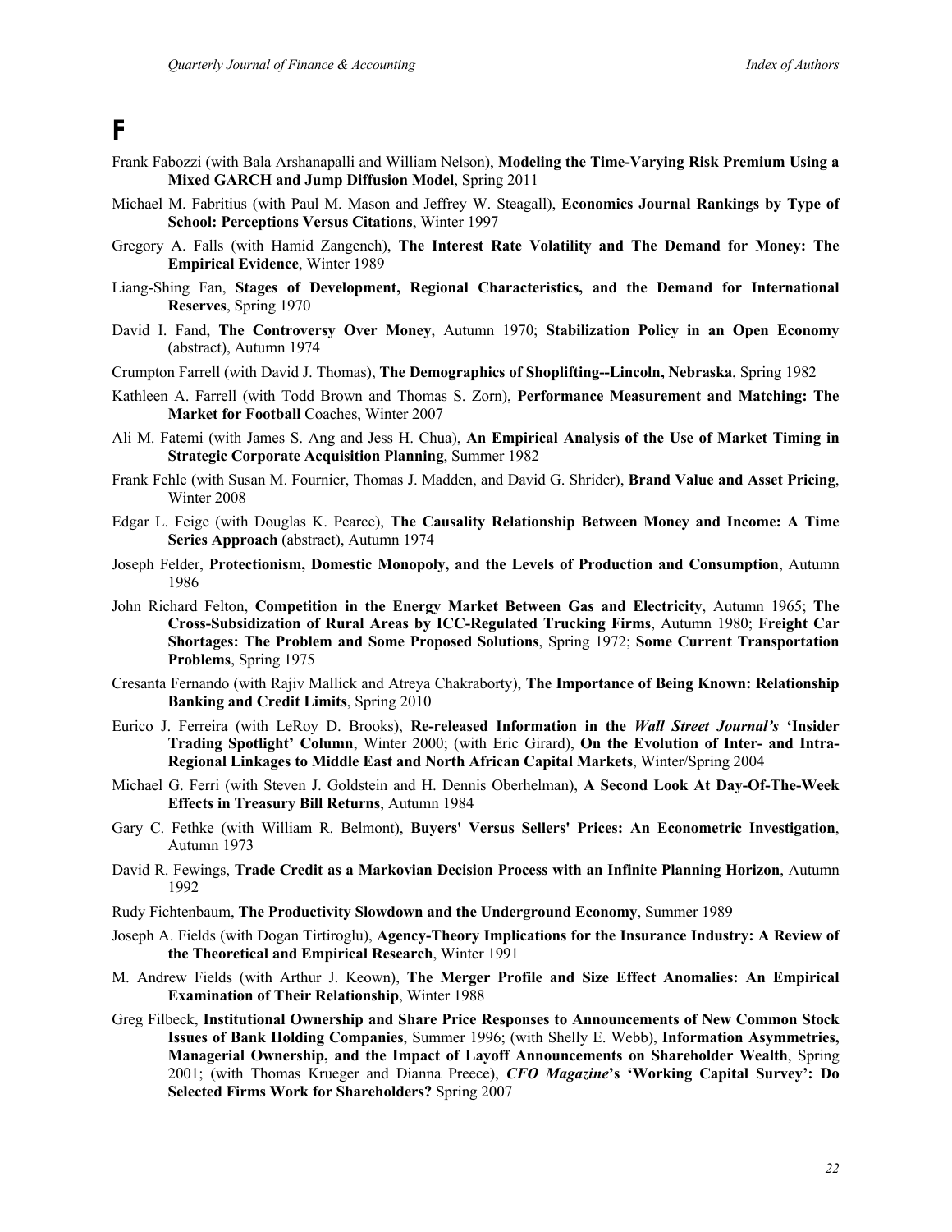# F

Frank Fabozzi (with Bala Arshanapalli and William Nelson), **Modeling the Time-Varying Risk Premium Using a Mixed GARCH and Jump Diffusion Model**, Spring 2011

Michael M. Fabritius (with Paul M. Mason and Jeffrey W. Steagall), **Economics Journal Rankings by Type of School: Perceptions Versus Citations**, Winter 1997

Gregory A. Falls (with Hamid Zangeneh), **The Interest Rate Volatility and The Demand for Money: The Empirical Evidence**, Winter 1989

Liang-Shing Fan, **Stages of Development, Regional Characteristics, and the Demand for International Reserves**, Spring 1970

David I. Fand, **The Controversy Over Money**, Autumn 1970; **Stabilization Policy in an Open Economy** (abstract), Autumn 1974

Crumpton Farrell (with David J. Thomas), **The Demographics of Shoplifting--Lincoln, Nebraska**, Spring 1982

Kathleen A. Farrell (with Todd Brown and Thomas S. Zorn), **Performance Measurement and Matching: The Market for Football** Coaches, Winter 2007

Ali M. Fatemi (with James S. Ang and Jess H. Chua), **An Empirical Analysis of the Use of Market Timing in Strategic Corporate Acquisition Planning**, Summer 1982

Frank Fehle (with Susan M. Fournier, Thomas J. Madden, and David G. Shrider), **Brand Value and Asset Pricing**, Winter 2008

Edgar L. Feige (with Douglas K. Pearce), **The Causality Relationship Between Money and Income: A Time Series Approach** (abstract), Autumn 1974

Joseph Felder, **Protectionism, Domestic Monopoly, and the Levels of Production and Consumption**, Autumn 1986

John Richard Felton, **Competition in the Energy Market Between Gas and Electricity**, Autumn 1965; **The Cross-Subsidization of Rural Areas by ICC-Regulated Trucking Firms**, Autumn 1980; **Freight Car Shortages: The Problem and Some Proposed Solutions**, Spring 1972; **Some Current Transportation Problems**, Spring 1975

Cresanta Fernando (with Rajiv Mallick and Atreya Chakraborty), **The Importance of Being Known: Relationship Banking and Credit Limits**, Spring 2010

Eurico J. Ferreira (with LeRoy D. Brooks), **Re-released Information in the *Wall Street Journal's* 'Insider Trading Spotlight' Column**, Winter 2000; (with Eric Girard), **On the Evolution of Inter- and Intra-Regional Linkages to Middle East and North African Capital Markets**, Winter/Spring 2004

Michael G. Ferri (with Steven J. Goldstein and H. Dennis Oberhelman), **A Second Look At Day-Of-The-Week Effects in Treasury Bill Returns**, Autumn 1984

Gary C. Fethke (with William R. Belmont), **Buyers' Versus Sellers' Prices: An Econometric Investigation**, Autumn 1973

David R. Fewings, **Trade Credit as a Markovian Decision Process with an Infinite Planning Horizon**, Autumn 1992

Rudy Fichtenbaum, **The Productivity Slowdown and the Underground Economy**, Summer 1989

Joseph A. Fields (with Dogan Tirtiroglu), **Agency-Theory Implications for the Insurance Industry: A Review of the Theoretical and Empirical Research**, Winter 1991

M. Andrew Fields (with Arthur J. Keown), **The Merger Profile and Size Effect Anomalies: An Empirical Examination of Their Relationship**, Winter 1988

Greg Filbeck, **Institutional Ownership and Share Price Responses to Announcements of New Common Stock Issues of Bank Holding Companies**, Summer 1996; (with Shelly E. Webb), **Information Asymmetries, Managerial Ownership, and the Impact of Layoff Announcements on Shareholder Wealth**, Spring 2001; (with Thomas Krueger and Dianna Preece), ***CFO Magazine*'s 'Working Capital Survey': Do Selected Firms Work for Shareholders?** Spring 2007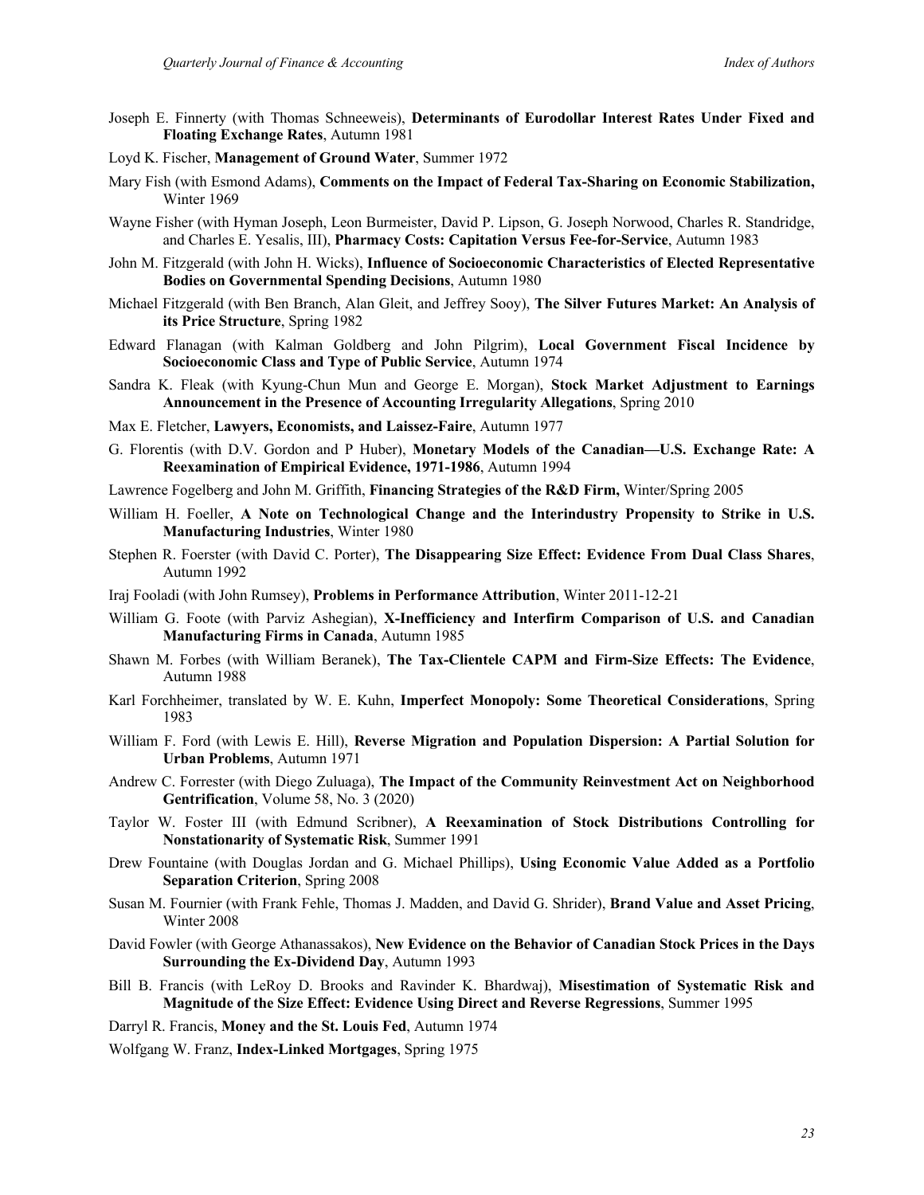Joseph E. Finnerty (with Thomas Schneeweis), **Determinants of Eurodollar Interest Rates Under Fixed and Floating Exchange Rates**, Autumn 1981

Loyd K. Fischer, **Management of Ground Water**, Summer 1972

Mary Fish (with Esmond Adams), **Comments on the Impact of Federal Tax-Sharing on Economic Stabilization,** Winter 1969

Wayne Fisher (with Hyman Joseph, Leon Burmeister, David P. Lipson, G. Joseph Norwood, Charles R. Standridge, and Charles E. Yesalis, III), **Pharmacy Costs: Capitation Versus Fee-for-Service**, Autumn 1983

John M. Fitzgerald (with John H. Wicks), **Influence of Socioeconomic Characteristics of Elected Representative Bodies on Governmental Spending Decisions**, Autumn 1980

Michael Fitzgerald (with Ben Branch, Alan Gleit, and Jeffrey Sooy), **The Silver Futures Market: An Analysis of its Price Structure**, Spring 1982

Edward Flanagan (with Kalman Goldberg and John Pilgrim), **Local Government Fiscal Incidence by Socioeconomic Class and Type of Public Service**, Autumn 1974

Sandra K. Fleak (with Kyung-Chun Mun and George E. Morgan), **Stock Market Adjustment to Earnings Announcement in the Presence of Accounting Irregularity Allegations**, Spring 2010

Max E. Fletcher, **Lawyers, Economists, and Laissez-Faire**, Autumn 1977

G. Florentis (with D.V. Gordon and P Huber), **Monetary Models of the Canadian—U.S. Exchange Rate: A Reexamination of Empirical Evidence, 1971-1986**, Autumn 1994

Lawrence Fogelberg and John M. Griffith, **Financing Strategies of the R&D Firm,** Winter/Spring 2005

William H. Foeller, **A Note on Technological Change and the Interindustry Propensity to Strike in U.S. Manufacturing Industries**, Winter 1980

Stephen R. Foerster (with David C. Porter), **The Disappearing Size Effect: Evidence From Dual Class Shares**, Autumn 1992

Iraj Fooladi (with John Rumsey), **Problems in Performance Attribution**, Winter 2011-12-21

William G. Foote (with Parviz Ashegian), **X-Inefficiency and Interfirm Comparison of U.S. and Canadian Manufacturing Firms in Canada**, Autumn 1985

Shawn M. Forbes (with William Beranek), **The Tax-Clientele CAPM and Firm-Size Effects: The Evidence**, Autumn 1988

Karl Forchheimer, translated by W. E. Kuhn, **Imperfect Monopoly: Some Theoretical Considerations**, Spring 1983

William F. Ford (with Lewis E. Hill), **Reverse Migration and Population Dispersion: A Partial Solution for Urban Problems**, Autumn 1971

Andrew C. Forrester (with Diego Zuluaga), **The Impact of the Community Reinvestment Act on Neighborhood Gentrification**, Volume 58, No. 3 (2020)

Taylor W. Foster III (with Edmund Scribner), **A Reexamination of Stock Distributions Controlling for Nonstationarity of Systematic Risk**, Summer 1991

Drew Fountaine (with Douglas Jordan and G. Michael Phillips), **Using Economic Value Added as a Portfolio Separation Criterion**, Spring 2008

Susan M. Fournier (with Frank Fehle, Thomas J. Madden, and David G. Shrider), **Brand Value and Asset Pricing**, Winter 2008

David Fowler (with George Athanassakos), **New Evidence on the Behavior of Canadian Stock Prices in the Days Surrounding the Ex-Dividend Day**, Autumn 1993

Bill B. Francis (with LeRoy D. Brooks and Ravinder K. Bhardwaj), **Misestimation of Systematic Risk and Magnitude of the Size Effect: Evidence Using Direct and Reverse Regressions**, Summer 1995

Darryl R. Francis, **Money and the St. Louis Fed**, Autumn 1974

Wolfgang W. Franz, **Index-Linked Mortgages**, Spring 1975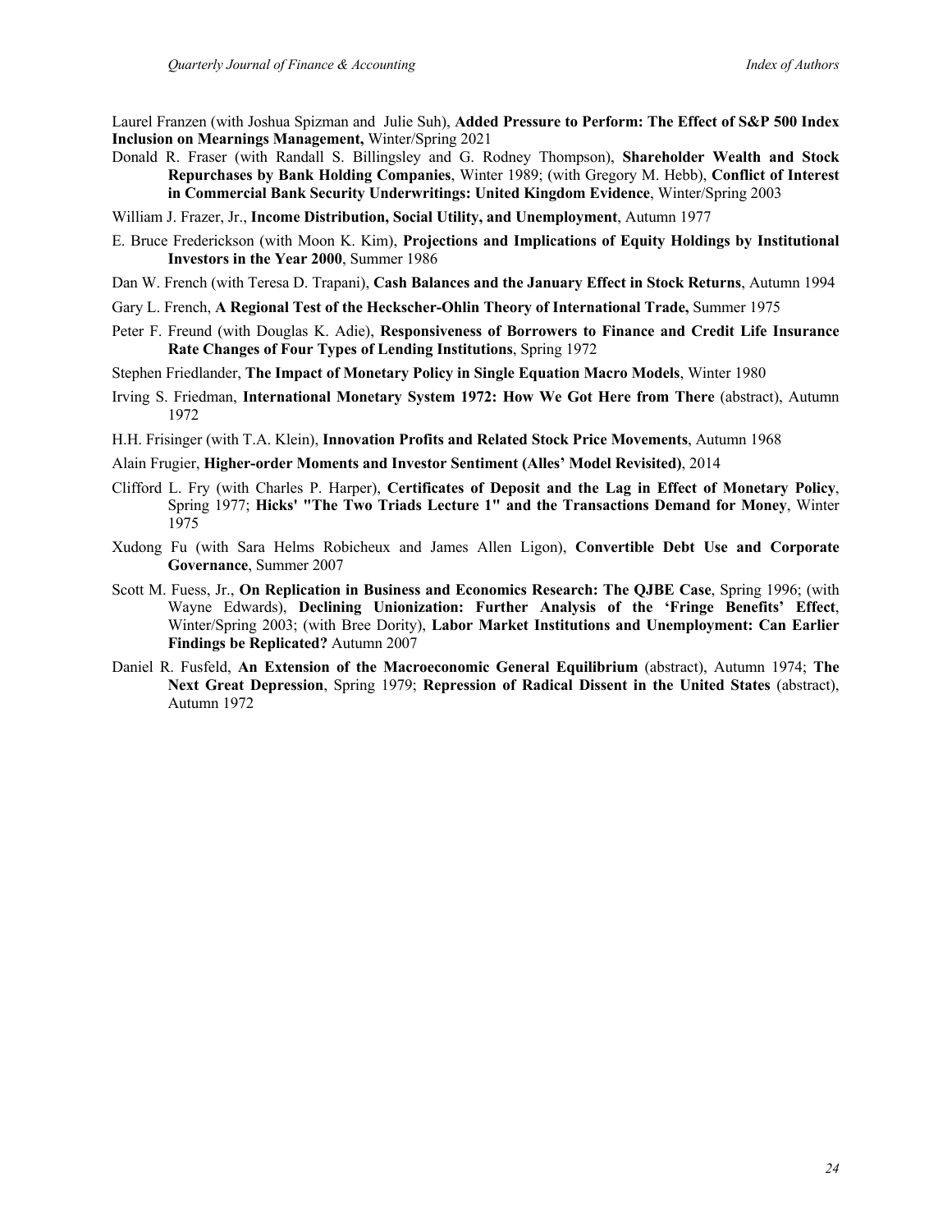Laurel Franzen (with Joshua Spizman and Julie Suh), **Added Pressure to Perform: The Effect of S&P 500 Index Inclusion on Mearnings Management,** Winter/Spring 2021

Donald R. Fraser (with Randall S. Billingsley and G. Rodney Thompson), **Shareholder Wealth and Stock Repurchases by Bank Holding Companies**, Winter 1989; (with Gregory M. Hebb), **Conflict of Interest in Commercial Bank Security Underwritings: United Kingdom Evidence**, Winter/Spring 2003

William J. Frazer, Jr., **Income Distribution, Social Utility, and Unemployment**, Autumn 1977

E. Bruce Frederickson (with Moon K. Kim), **Projections and Implications of Equity Holdings by Institutional Investors in the Year 2000**, Summer 1986

Dan W. French (with Teresa D. Trapani), **Cash Balances and the January Effect in Stock Returns**, Autumn 1994

Gary L. French, **A Regional Test of the Heckscher-Ohlin Theory of International Trade,** Summer 1975

Peter F. Freund (with Douglas K. Adie), **Responsiveness of Borrowers to Finance and Credit Life Insurance Rate Changes of Four Types of Lending Institutions**, Spring 1972

Stephen Friedlander, **The Impact of Monetary Policy in Single Equation Macro Models**, Winter 1980

Irving S. Friedman, **International Monetary System 1972: How We Got Here from There** (abstract), Autumn 1972

H.H. Frisinger (with T.A. Klein), **Innovation Profits and Related Stock Price Movements**, Autumn 1968

Alain Frugier, **Higher-order Moments and Investor Sentiment (Alles' Model Revisited)**, 2014

Clifford L. Fry (with Charles P. Harper), **Certificates of Deposit and the Lag in Effect of Monetary Policy**, Spring 1977; **Hicks' "The Two Triads Lecture 1" and the Transactions Demand for Money**, Winter 1975

Xudong Fu (with Sara Helms Robicheux and James Allen Ligon), **Convertible Debt Use and Corporate Governance**, Summer 2007

Scott M. Fuess, Jr., **On Replication in Business and Economics Research: The QJBE Case**, Spring 1996; (with Wayne Edwards), **Declining Unionization: Further Analysis of the 'Fringe Benefits' Effect**, Winter/Spring 2003; (with Bree Dority), **Labor Market Institutions and Unemployment: Can Earlier Findings be Replicated?** Autumn 2007

Daniel R. Fusfeld, **An Extension of the Macroeconomic General Equilibrium** (abstract), Autumn 1974; **The Next Great Depression**, Spring 1979; **Repression of Radical Dissent in the United States** (abstract), Autumn 1972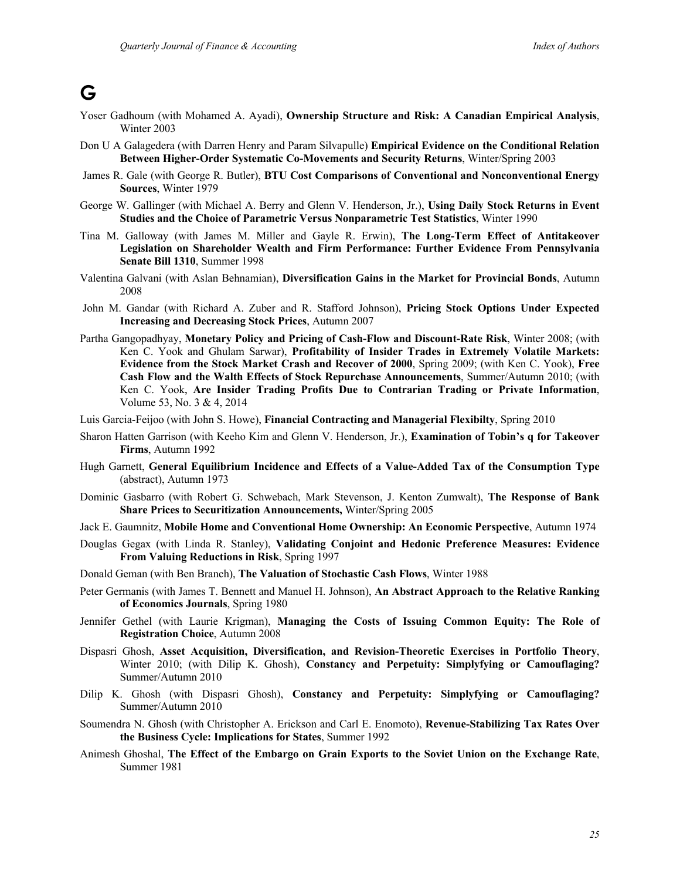# G

Yoser Gadhoum (with Mohamed A. Ayadi), **Ownership Structure and Risk: A Canadian Empirical Analysis**, Winter 2003

Don U A Galagedera (with Darren Henry and Param Silvapulle) **Empirical Evidence on the Conditional Relation Between Higher-Order Systematic Co-Movements and Security Returns**, Winter/Spring 2003

James R. Gale (with George R. Butler), **BTU Cost Comparisons of Conventional and Nonconventional Energy Sources**, Winter 1979

George W. Gallinger (with Michael A. Berry and Glenn V. Henderson, Jr.), **Using Daily Stock Returns in Event Studies and the Choice of Parametric Versus Nonparametric Test Statistics**, Winter 1990

Tina M. Galloway (with James M. Miller and Gayle R. Erwin), **The Long-Term Effect of Antitakeover Legislation on Shareholder Wealth and Firm Performance: Further Evidence From Pennsylvania Senate Bill 1310**, Summer 1998

Valentina Galvani (with Aslan Behnamian), **Diversification Gains in the Market for Provincial Bonds**, Autumn 2008

John M. Gandar (with Richard A. Zuber and R. Stafford Johnson), **Pricing Stock Options Under Expected Increasing and Decreasing Stock Prices**, Autumn 2007

Partha Gangopadhyay, **Monetary Policy and Pricing of Cash-Flow and Discount-Rate Risk**, Winter 2008; (with Ken C. Yook and Ghulam Sarwar), **Profitability of Insider Trades in Extremely Volatile Markets: Evidence from the Stock Market Crash and Recover of 2000**, Spring 2009; (with Ken C. Yook), **Free Cash Flow and the Walth Effects of Stock Repurchase Announcements**, Summer/Autumn 2010; (with Ken C. Yook, **Are Insider Trading Profits Due to Contrarian Trading or Private Information**, Volume 53, No. 3 & 4, 2014

Luis Garcia-Feijoo (with John S. Howe), **Financial Contracting and Managerial Flexibilty**, Spring 2010

Sharon Hatten Garrison (with Keeho Kim and Glenn V. Henderson, Jr.), **Examination of Tobin's q for Takeover Firms**, Autumn 1992

Hugh Garnett, **General Equilibrium Incidence and Effects of a Value-Added Tax of the Consumption Type** (abstract), Autumn 1973

Dominic Gasbarro (with Robert G. Schwebach, Mark Stevenson, J. Kenton Zumwalt), **The Response of Bank Share Prices to Securitization Announcements,** Winter/Spring 2005

Jack E. Gaumnitz, **Mobile Home and Conventional Home Ownership: An Economic Perspective**, Autumn 1974

Douglas Gegax (with Linda R. Stanley), **Validating Conjoint and Hedonic Preference Measures: Evidence From Valuing Reductions in Risk**, Spring 1997

Donald Geman (with Ben Branch), **The Valuation of Stochastic Cash Flows**, Winter 1988

Peter Germanis (with James T. Bennett and Manuel H. Johnson), **An Abstract Approach to the Relative Ranking of Economics Journals**, Spring 1980

Jennifer Gethel (with Laurie Krigman), **Managing the Costs of Issuing Common Equity: The Role of Registration Choice**, Autumn 2008

Dispasri Ghosh, **Asset Acquisition, Diversification, and Revision-Theoretic Exercises in Portfolio Theory**, Winter 2010; (with Dilip K. Ghosh), **Constancy and Perpetuity: Simplyfying or Camouflaging?** Summer/Autumn 2010

Dilip K. Ghosh (with Dispasri Ghosh), **Constancy and Perpetuity: Simplyfying or Camouflaging?** Summer/Autumn 2010

Soumendra N. Ghosh (with Christopher A. Erickson and Carl E. Enomoto), **Revenue-Stabilizing Tax Rates Over the Business Cycle: Implications for States**, Summer 1992

Animesh Ghoshal, **The Effect of the Embargo on Grain Exports to the Soviet Union on the Exchange Rate**, Summer 1981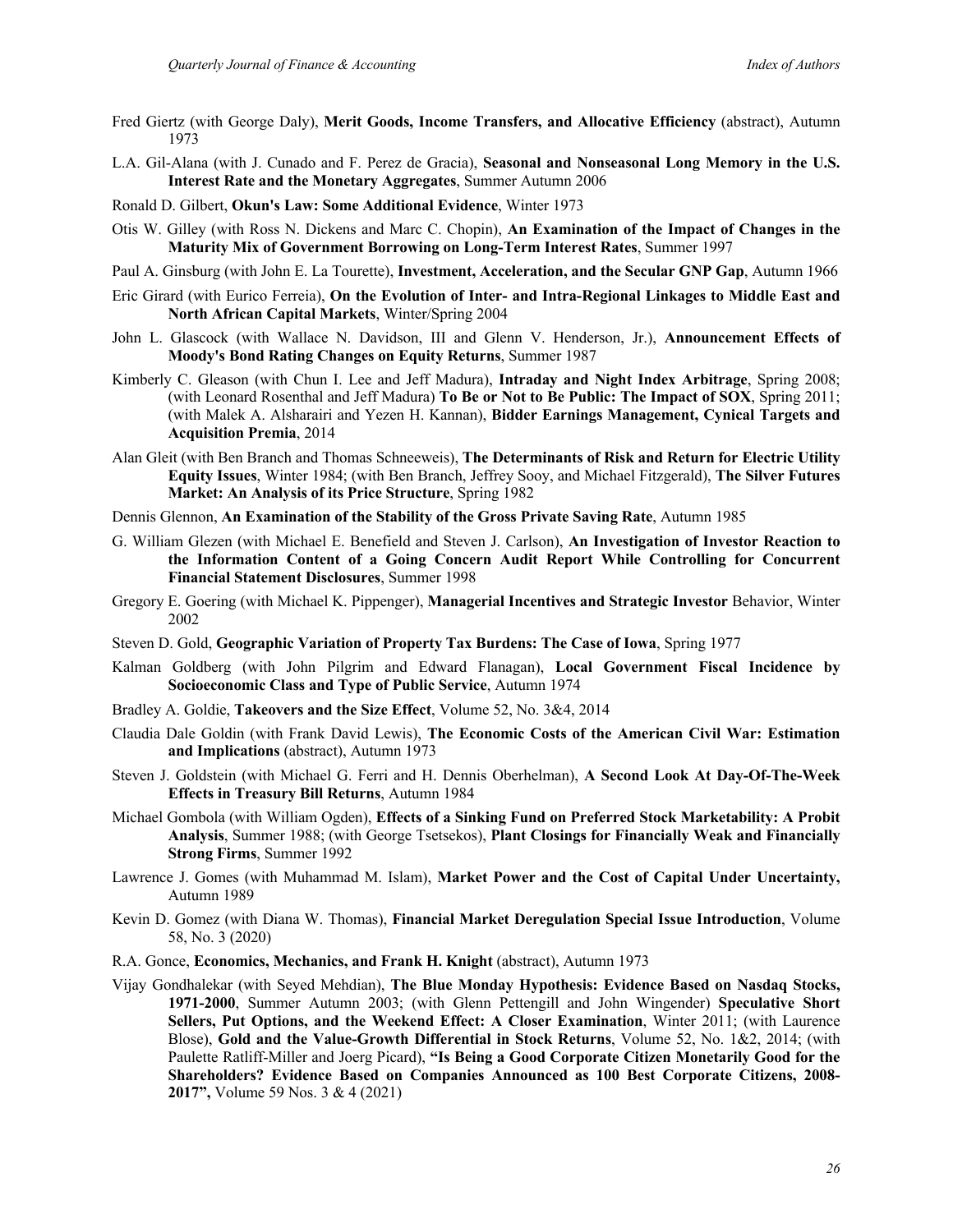Fred Giertz (with George Daly), **Merit Goods, Income Transfers, and Allocative Efficiency** (abstract), Autumn 1973

L.A. Gil-Alana (with J. Cunado and F. Perez de Gracia), **Seasonal and Nonseasonal Long Memory in the U.S. Interest Rate and the Monetary Aggregates**, Summer Autumn 2006

Ronald D. Gilbert, **Okun's Law: Some Additional Evidence**, Winter 1973

Otis W. Gilley (with Ross N. Dickens and Marc C. Chopin), **An Examination of the Impact of Changes in the Maturity Mix of Government Borrowing on Long-Term Interest Rates**, Summer 1997

Paul A. Ginsburg (with John E. La Tourette), **Investment, Acceleration, and the Secular GNP Gap**, Autumn 1966

Eric Girard (with Eurico Ferreia), **On the Evolution of Inter- and Intra-Regional Linkages to Middle East and North African Capital Markets**, Winter/Spring 2004

John L. Glascock (with Wallace N. Davidson, III and Glenn V. Henderson, Jr.), **Announcement Effects of Moody's Bond Rating Changes on Equity Returns**, Summer 1987

Kimberly C. Gleason (with Chun I. Lee and Jeff Madura), **Intraday and Night Index Arbitrage**, Spring 2008; (with Leonard Rosenthal and Jeff Madura) **To Be or Not to Be Public: The Impact of SOX**, Spring 2011; (with Malek A. Alsharairi and Yezen H. Kannan), **Bidder Earnings Management, Cynical Targets and Acquisition Premia**, 2014

Alan Gleit (with Ben Branch and Thomas Schneeweis), **The Determinants of Risk and Return for Electric Utility Equity Issues**, Winter 1984; (with Ben Branch, Jeffrey Sooy, and Michael Fitzgerald), **The Silver Futures Market: An Analysis of its Price Structure**, Spring 1982

Dennis Glennon, **An Examination of the Stability of the Gross Private Saving Rate**, Autumn 1985

G. William Glezen (with Michael E. Benefield and Steven J. Carlson), **An Investigation of Investor Reaction to the Information Content of a Going Concern Audit Report While Controlling for Concurrent Financial Statement Disclosures**, Summer 1998

Gregory E. Goering (with Michael K. Pippenger), **Managerial Incentives and Strategic Investor** Behavior, Winter 2002

Steven D. Gold, **Geographic Variation of Property Tax Burdens: The Case of Iowa**, Spring 1977

Kalman Goldberg (with John Pilgrim and Edward Flanagan), **Local Government Fiscal Incidence by Socioeconomic Class and Type of Public Service**, Autumn 1974

Bradley A. Goldie, **Takeovers and the Size Effect**, Volume 52, No. 3&4, 2014

Claudia Dale Goldin (with Frank David Lewis), **The Economic Costs of the American Civil War: Estimation and Implications** (abstract), Autumn 1973

Steven J. Goldstein (with Michael G. Ferri and H. Dennis Oberhelman), **A Second Look At Day-Of-The-Week Effects in Treasury Bill Returns**, Autumn 1984

Michael Gombola (with William Ogden), **Effects of a Sinking Fund on Preferred Stock Marketability: A Probit Analysis**, Summer 1988; (with George Tsetsekos), **Plant Closings for Financially Weak and Financially Strong Firms**, Summer 1992

Lawrence J. Gomes (with Muhammad M. Islam), **Market Power and the Cost of Capital Under Uncertainty,** Autumn 1989

Kevin D. Gomez (with Diana W. Thomas), **Financial Market Deregulation Special Issue Introduction**, Volume 58, No. 3 (2020)

R.A. Gonce, **Economics, Mechanics, and Frank H. Knight** (abstract), Autumn 1973

Vijay Gondhalekar (with Seyed Mehdian), **The Blue Monday Hypothesis: Evidence Based on Nasdaq Stocks, 1971-2000**, Summer Autumn 2003; (with Glenn Pettengill and John Wingender) **Speculative Short Sellers, Put Options, and the Weekend Effect: A Closer Examination**, Winter 2011; (with Laurence Blose), **Gold and the Value-Growth Differential in Stock Returns**, Volume 52, No. 1&2, 2014; (with Paulette Ratliff-Miller and Joerg Picard), **"Is Being a Good Corporate Citizen Monetarily Good for the Shareholders? Evidence Based on Companies Announced as 100 Best Corporate Citizens, 2008-2017",** Volume 59 Nos. 3 & 4 (2021)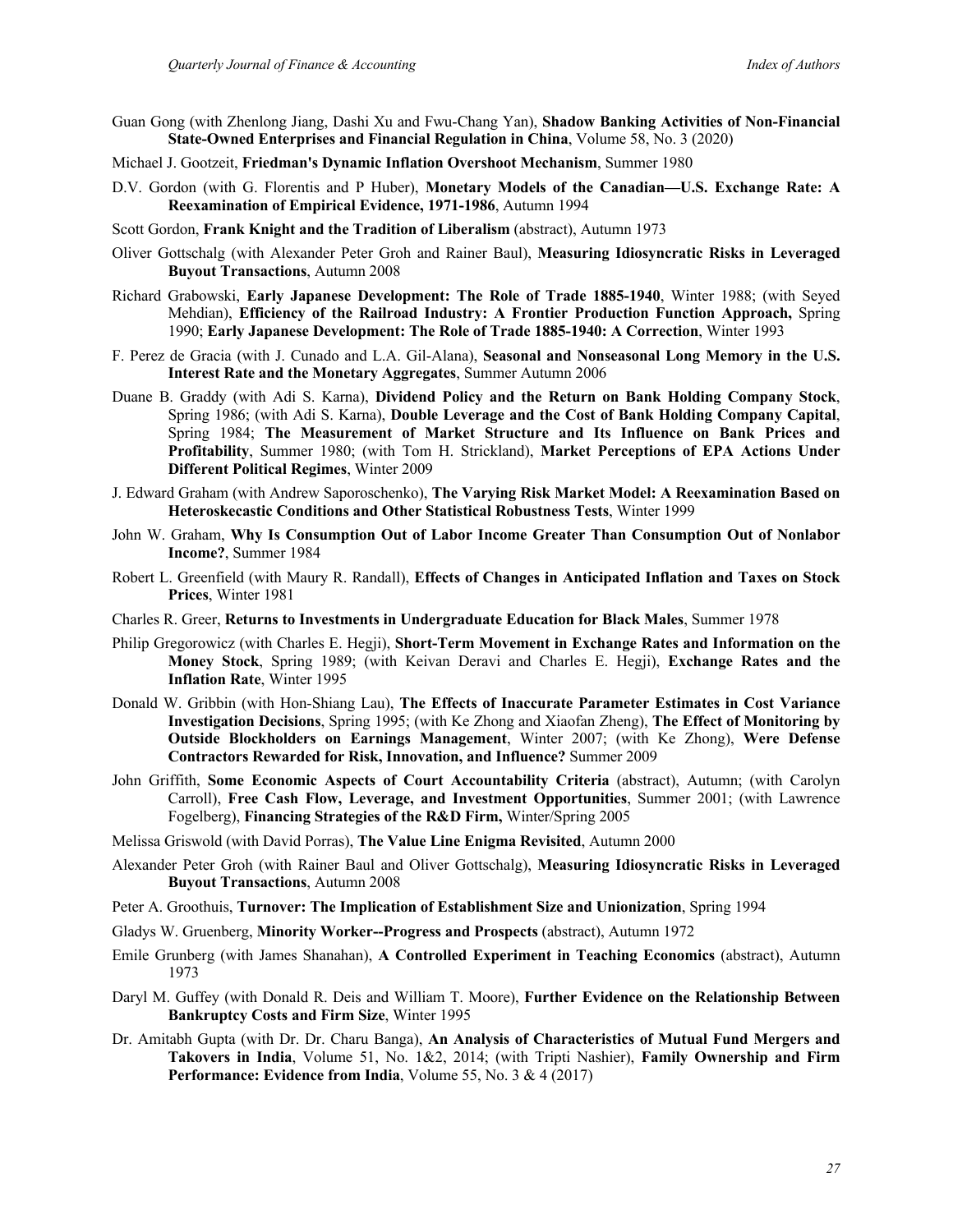Guan Gong (with Zhenlong Jiang, Dashi Xu and Fwu-Chang Yan), **Shadow Banking Activities of Non-Financial State-Owned Enterprises and Financial Regulation in China**, Volume 58, No. 3 (2020)

Michael J. Gootzeit, **Friedman's Dynamic Inflation Overshoot Mechanism**, Summer 1980

D.V. Gordon (with G. Florentis and P Huber), **Monetary Models of the Canadian—U.S. Exchange Rate: A Reexamination of Empirical Evidence, 1971-1986**, Autumn 1994

Scott Gordon, **Frank Knight and the Tradition of Liberalism** (abstract), Autumn 1973

Oliver Gottschalg (with Alexander Peter Groh and Rainer Baul), **Measuring Idiosyncratic Risks in Leveraged Buyout Transactions**, Autumn 2008

Richard Grabowski, **Early Japanese Development: The Role of Trade 1885-1940**, Winter 1988; (with Seyed Mehdian), **Efficiency of the Railroad Industry: A Frontier Production Function Approach,** Spring 1990; **Early Japanese Development: The Role of Trade 1885-1940: A Correction**, Winter 1993

F. Perez de Gracia (with J. Cunado and L.A. Gil-Alana), **Seasonal and Nonseasonal Long Memory in the U.S. Interest Rate and the Monetary Aggregates**, Summer Autumn 2006

Duane B. Graddy (with Adi S. Karna), **Dividend Policy and the Return on Bank Holding Company Stock**, Spring 1986; (with Adi S. Karna), **Double Leverage and the Cost of Bank Holding Company Capital**, Spring 1984; **The Measurement of Market Structure and Its Influence on Bank Prices and Profitability**, Summer 1980; (with Tom H. Strickland), **Market Perceptions of EPA Actions Under Different Political Regimes**, Winter 2009

J. Edward Graham (with Andrew Saporoschenko), **The Varying Risk Market Model: A Reexamination Based on Heteroskecastic Conditions and Other Statistical Robustness Tests**, Winter 1999

John W. Graham, **Why Is Consumption Out of Labor Income Greater Than Consumption Out of Nonlabor Income?**, Summer 1984

Robert L. Greenfield (with Maury R. Randall), **Effects of Changes in Anticipated Inflation and Taxes on Stock Prices**, Winter 1981

Charles R. Greer, **Returns to Investments in Undergraduate Education for Black Males**, Summer 1978

Philip Gregorowicz (with Charles E. Hegji), **Short-Term Movement in Exchange Rates and Information on the Money Stock**, Spring 1989; (with Keivan Deravi and Charles E. Hegji), **Exchange Rates and the Inflation Rate**, Winter 1995

Donald W. Gribbin (with Hon-Shiang Lau), **The Effects of Inaccurate Parameter Estimates in Cost Variance Investigation Decisions**, Spring 1995; (with Ke Zhong and Xiaofan Zheng), **The Effect of Monitoring by Outside Blockholders on Earnings Management**, Winter 2007; (with Ke Zhong), **Were Defense Contractors Rewarded for Risk, Innovation, and Influence?** Summer 2009

John Griffith, **Some Economic Aspects of Court Accountability Criteria** (abstract), Autumn; (with Carolyn Carroll), **Free Cash Flow, Leverage, and Investment Opportunities**, Summer 2001; (with Lawrence Fogelberg), **Financing Strategies of the R&D Firm,** Winter/Spring 2005

Melissa Griswold (with David Porras), **The Value Line Enigma Revisited**, Autumn 2000

Alexander Peter Groh (with Rainer Baul and Oliver Gottschalg), **Measuring Idiosyncratic Risks in Leveraged Buyout Transactions**, Autumn 2008

Peter A. Groothuis, **Turnover: The Implication of Establishment Size and Unionization**, Spring 1994

Gladys W. Gruenberg, **Minority Worker--Progress and Prospects** (abstract), Autumn 1972

Emile Grunberg (with James Shanahan), **A Controlled Experiment in Teaching Economics** (abstract), Autumn 1973

Daryl M. Guffey (with Donald R. Deis and William T. Moore), **Further Evidence on the Relationship Between Bankruptcy Costs and Firm Size**, Winter 1995

Dr. Amitabh Gupta (with Dr. Dr. Charu Banga), **An Analysis of Characteristics of Mutual Fund Mergers and Takovers in India**, Volume 51, No. 1&2, 2014; (with Tripti Nashier), **Family Ownership and Firm Performance: Evidence from India**, Volume 55, No. 3 & 4 (2017)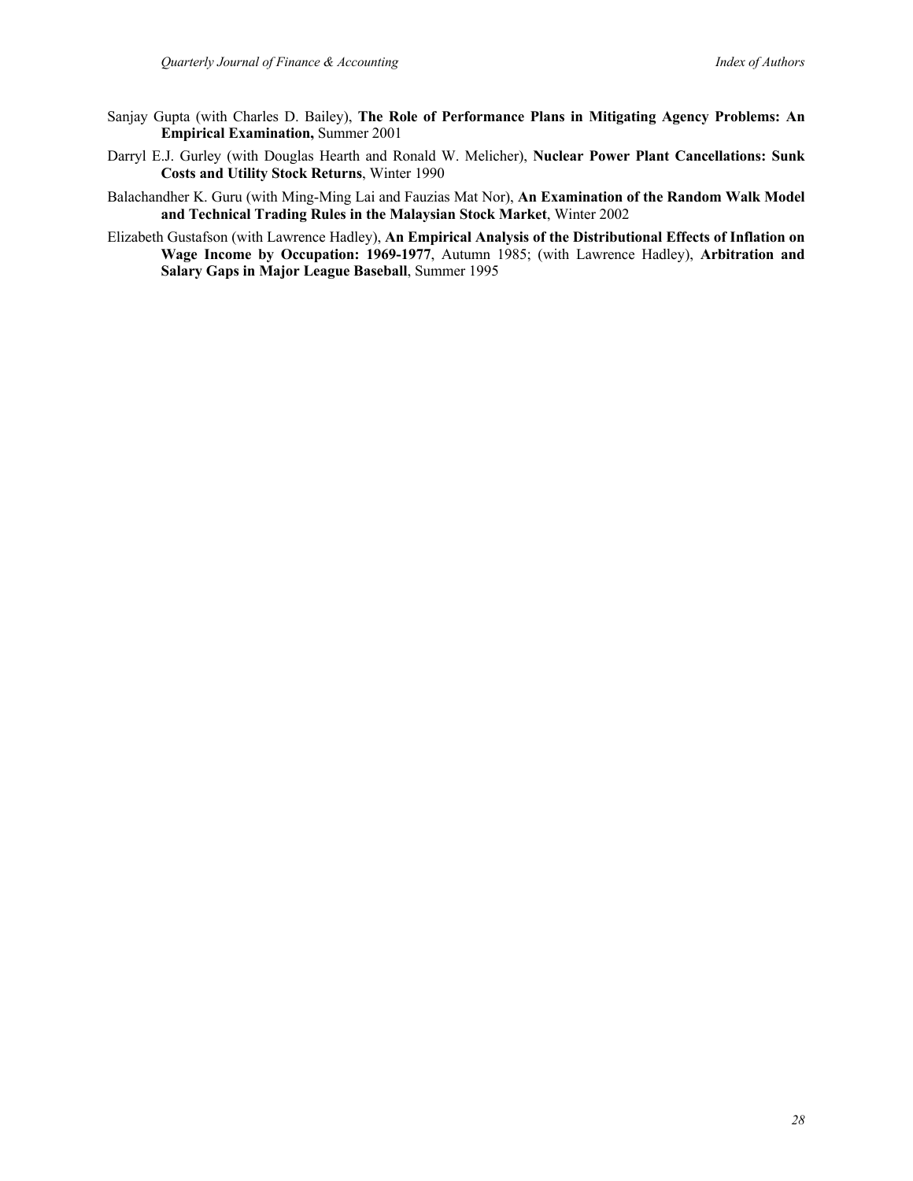Sanjay Gupta (with Charles D. Bailey), **The Role of Performance Plans in Mitigating Agency Problems: An Empirical Examination,** Summer 2001

Darryl E.J. Gurley (with Douglas Hearth and Ronald W. Melicher), **Nuclear Power Plant Cancellations: Sunk Costs and Utility Stock Returns**, Winter 1990

Balachandher K. Guru (with Ming-Ming Lai and Fauzias Mat Nor), **An Examination of the Random Walk Model and Technical Trading Rules in the Malaysian Stock Market**, Winter 2002

Elizabeth Gustafson (with Lawrence Hadley), **An Empirical Analysis of the Distributional Effects of Inflation on Wage Income by Occupation: 1969-1977**, Autumn 1985; (with Lawrence Hadley), **Arbitration and Salary Gaps in Major League Baseball**, Summer 1995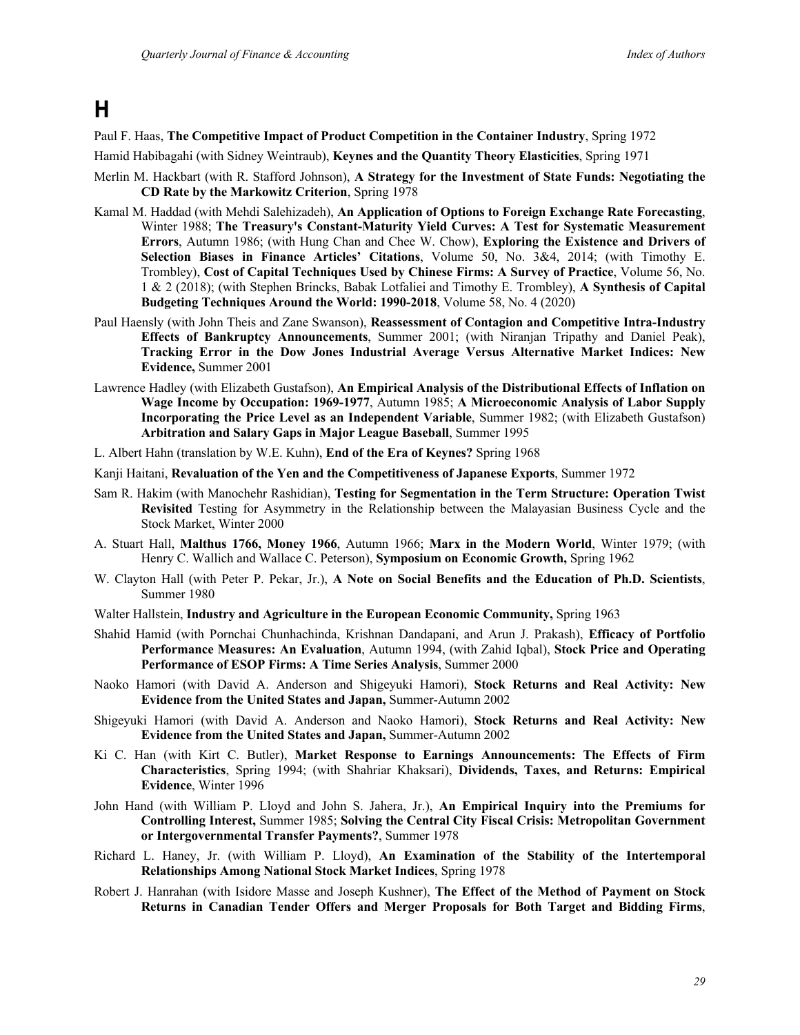# H

Paul F. Haas, **The Competitive Impact of Product Competition in the Container Industry**, Spring 1972

Hamid Habibagahi (with Sidney Weintraub), **Keynes and the Quantity Theory Elasticities**, Spring 1971

Merlin M. Hackbart (with R. Stafford Johnson), **A Strategy for the Investment of State Funds: Negotiating the CD Rate by the Markowitz Criterion**, Spring 1978

Kamal M. Haddad (with Mehdi Salehizadeh), **An Application of Options to Foreign Exchange Rate Forecasting**, Winter 1988; **The Treasury's Constant-Maturity Yield Curves: A Test for Systematic Measurement Errors**, Autumn 1986; (with Hung Chan and Chee W. Chow), **Exploring the Existence and Drivers of Selection Biases in Finance Articles' Citations**, Volume 50, No. 3&4, 2014; (with Timothy E. Trombley), **Cost of Capital Techniques Used by Chinese Firms: A Survey of Practice**, Volume 56, No. 1 & 2 (2018); (with Stephen Brincks, Babak Lotfaliei and Timothy E. Trombley), **A Synthesis of Capital Budgeting Techniques Around the World: 1990-2018**, Volume 58, No. 4 (2020)

Paul Haensly (with John Theis and Zane Swanson), **Reassessment of Contagion and Competitive Intra-Industry Effects of Bankruptcy Announcements**, Summer 2001; (with Niranjan Tripathy and Daniel Peak), **Tracking Error in the Dow Jones Industrial Average Versus Alternative Market Indices: New Evidence,** Summer 2001

Lawrence Hadley (with Elizabeth Gustafson), **An Empirical Analysis of the Distributional Effects of Inflation on Wage Income by Occupation: 1969-1977**, Autumn 1985; **A Microeconomic Analysis of Labor Supply Incorporating the Price Level as an Independent Variable**, Summer 1982; (with Elizabeth Gustafson) **Arbitration and Salary Gaps in Major League Baseball**, Summer 1995

L. Albert Hahn (translation by W.E. Kuhn), **End of the Era of Keynes?** Spring 1968

Kanji Haitani, **Revaluation of the Yen and the Competitiveness of Japanese Exports**, Summer 1972

Sam R. Hakim (with Manochehr Rashidian), **Testing for Segmentation in the Term Structure: Operation Twist Revisited** Testing for Asymmetry in the Relationship between the Malayasian Business Cycle and the Stock Market, Winter 2000

A. Stuart Hall, **Malthus 1766, Money 1966**, Autumn 1966; **Marx in the Modern World**, Winter 1979; (with Henry C. Wallich and Wallace C. Peterson), **Symposium on Economic Growth,** Spring 1962

W. Clayton Hall (with Peter P. Pekar, Jr.), **A Note on Social Benefits and the Education of Ph.D. Scientists**, Summer 1980

Walter Hallstein, **Industry and Agriculture in the European Economic Community,** Spring 1963

Shahid Hamid (with Pornchai Chunhachinda, Krishnan Dandapani, and Arun J. Prakash), **Efficacy of Portfolio Performance Measures: An Evaluation**, Autumn 1994, (with Zahid Iqbal), **Stock Price and Operating Performance of ESOP Firms: A Time Series Analysis**, Summer 2000

Naoko Hamori (with David A. Anderson and Shigeyuki Hamori), **Stock Returns and Real Activity: New Evidence from the United States and Japan,** Summer-Autumn 2002

Shigeyuki Hamori (with David A. Anderson and Naoko Hamori), **Stock Returns and Real Activity: New Evidence from the United States and Japan,** Summer-Autumn 2002

Ki C. Han (with Kirt C. Butler), **Market Response to Earnings Announcements: The Effects of Firm Characteristics**, Spring 1994; (with Shahriar Khaksari), **Dividends, Taxes, and Returns: Empirical Evidence**, Winter 1996

John Hand (with William P. Lloyd and John S. Jahera, Jr.), **An Empirical Inquiry into the Premiums for Controlling Interest,** Summer 1985; **Solving the Central City Fiscal Crisis: Metropolitan Government or Intergovernmental Transfer Payments?**, Summer 1978

Richard L. Haney, Jr. (with William P. Lloyd), **An Examination of the Stability of the Intertemporal Relationships Among National Stock Market Indices**, Spring 1978

Robert J. Hanrahan (with Isidore Masse and Joseph Kushner), **The Effect of the Method of Payment on Stock Returns in Canadian Tender Offers and Merger Proposals for Both Target and Bidding Firms**,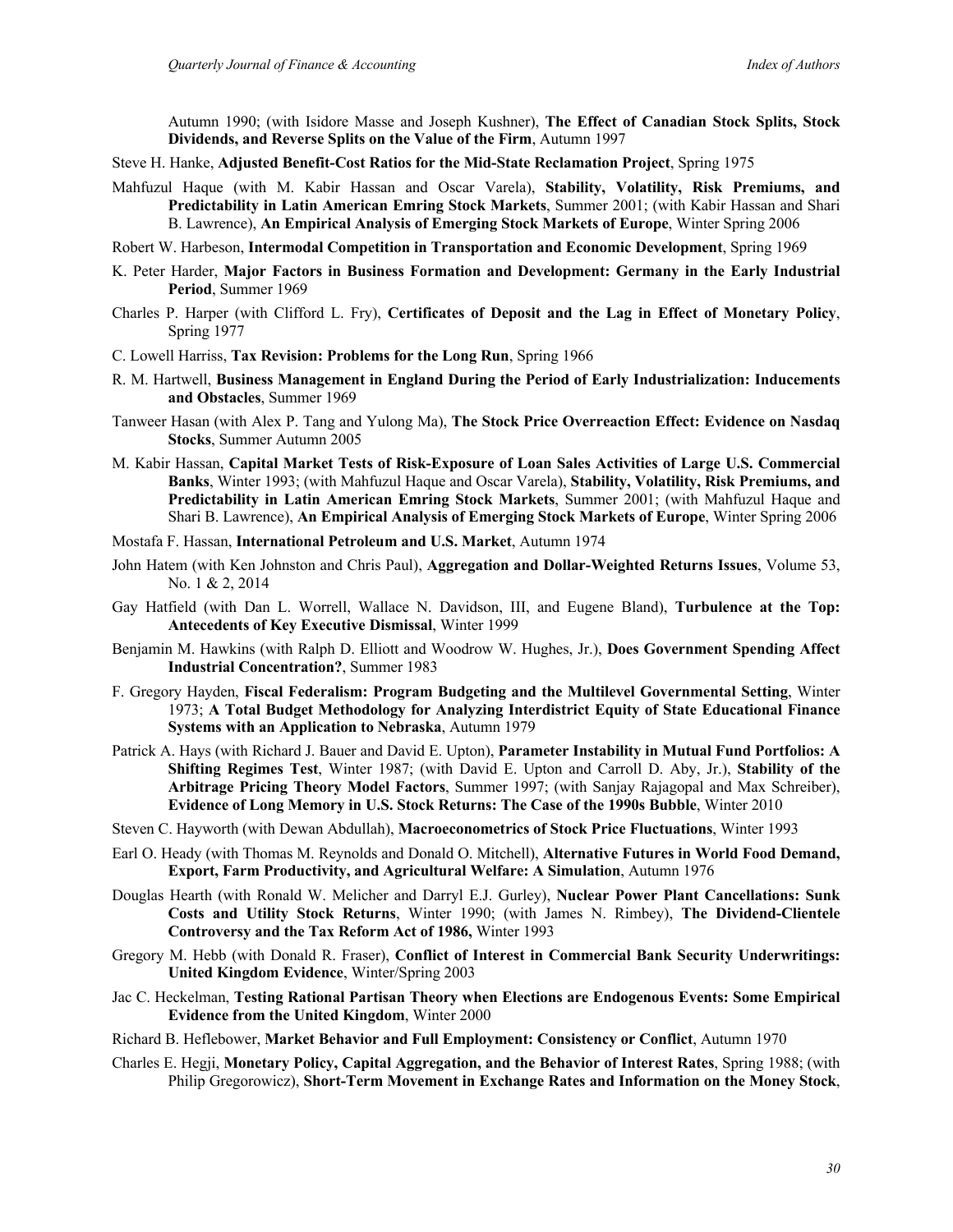Autumn 1990; (with Isidore Masse and Joseph Kushner), **The Effect of Canadian Stock Splits, Stock Dividends, and Reverse Splits on the Value of the Firm**, Autumn 1997

Steve H. Hanke, **Adjusted Benefit-Cost Ratios for the Mid-State Reclamation Project**, Spring 1975

Mahfuzul Haque (with M. Kabir Hassan and Oscar Varela), **Stability, Volatility, Risk Premiums, and Predictability in Latin American Emring Stock Markets**, Summer 2001; (with Kabir Hassan and Shari B. Lawrence), **An Empirical Analysis of Emerging Stock Markets of Europe**, Winter Spring 2006

Robert W. Harbeson, **Intermodal Competition in Transportation and Economic Development**, Spring 1969

K. Peter Harder, **Major Factors in Business Formation and Development: Germany in the Early Industrial Period**, Summer 1969

Charles P. Harper (with Clifford L. Fry), **Certificates of Deposit and the Lag in Effect of Monetary Policy**, Spring 1977

C. Lowell Harriss, **Tax Revision: Problems for the Long Run**, Spring 1966

R. M. Hartwell, **Business Management in England During the Period of Early Industrialization: Inducements and Obstacles**, Summer 1969

Tanweer Hasan (with Alex P. Tang and Yulong Ma), **The Stock Price Overreaction Effect: Evidence on Nasdaq Stocks**, Summer Autumn 2005

M. Kabir Hassan, **Capital Market Tests of Risk-Exposure of Loan Sales Activities of Large U.S. Commercial Banks**, Winter 1993; (with Mahfuzul Haque and Oscar Varela), **Stability, Volatility, Risk Premiums, and Predictability in Latin American Emring Stock Markets**, Summer 2001; (with Mahfuzul Haque and Shari B. Lawrence), **An Empirical Analysis of Emerging Stock Markets of Europe**, Winter Spring 2006

Mostafa F. Hassan, **International Petroleum and U.S. Market**, Autumn 1974

John Hatem (with Ken Johnston and Chris Paul), **Aggregation and Dollar-Weighted Returns Issues**, Volume 53, No. 1 & 2, 2014

Gay Hatfield (with Dan L. Worrell, Wallace N. Davidson, III, and Eugene Bland), **Turbulence at the Top: Antecedents of Key Executive Dismissal**, Winter 1999

Benjamin M. Hawkins (with Ralph D. Elliott and Woodrow W. Hughes, Jr.), **Does Government Spending Affect Industrial Concentration?**, Summer 1983

F. Gregory Hayden, **Fiscal Federalism: Program Budgeting and the Multilevel Governmental Setting**, Winter 1973; **A Total Budget Methodology for Analyzing Interdistrict Equity of State Educational Finance Systems with an Application to Nebraska**, Autumn 1979

Patrick A. Hays (with Richard J. Bauer and David E. Upton), **Parameter Instability in Mutual Fund Portfolios: A Shifting Regimes Test**, Winter 1987; (with David E. Upton and Carroll D. Aby, Jr.), **Stability of the Arbitrage Pricing Theory Model Factors**, Summer 1997; (with Sanjay Rajagopal and Max Schreiber), **Evidence of Long Memory in U.S. Stock Returns: The Case of the 1990s Bubble**, Winter 2010

Steven C. Hayworth (with Dewan Abdullah), **Macroeconometrics of Stock Price Fluctuations**, Winter 1993

Earl O. Heady (with Thomas M. Reynolds and Donald O. Mitchell), **Alternative Futures in World Food Demand, Export, Farm Productivity, and Agricultural Welfare: A Simulation**, Autumn 1976

Douglas Hearth (with Ronald W. Melicher and Darryl E.J. Gurley), **Nuclear Power Plant Cancellations: Sunk Costs and Utility Stock Returns**, Winter 1990; (with James N. Rimbey), **The Dividend-Clientele Controversy and the Tax Reform Act of 1986,** Winter 1993

Gregory M. Hebb (with Donald R. Fraser), **Conflict of Interest in Commercial Bank Security Underwritings: United Kingdom Evidence**, Winter/Spring 2003

Jac C. Heckelman, **Testing Rational Partisan Theory when Elections are Endogenous Events: Some Empirical Evidence from the United Kingdom**, Winter 2000

Richard B. Heflebower, **Market Behavior and Full Employment: Consistency or Conflict**, Autumn 1970

Charles E. Hegji, **Monetary Policy, Capital Aggregation, and the Behavior of Interest Rates**, Spring 1988; (with Philip Gregorowicz), **Short-Term Movement in Exchange Rates and Information on the Money Stock**,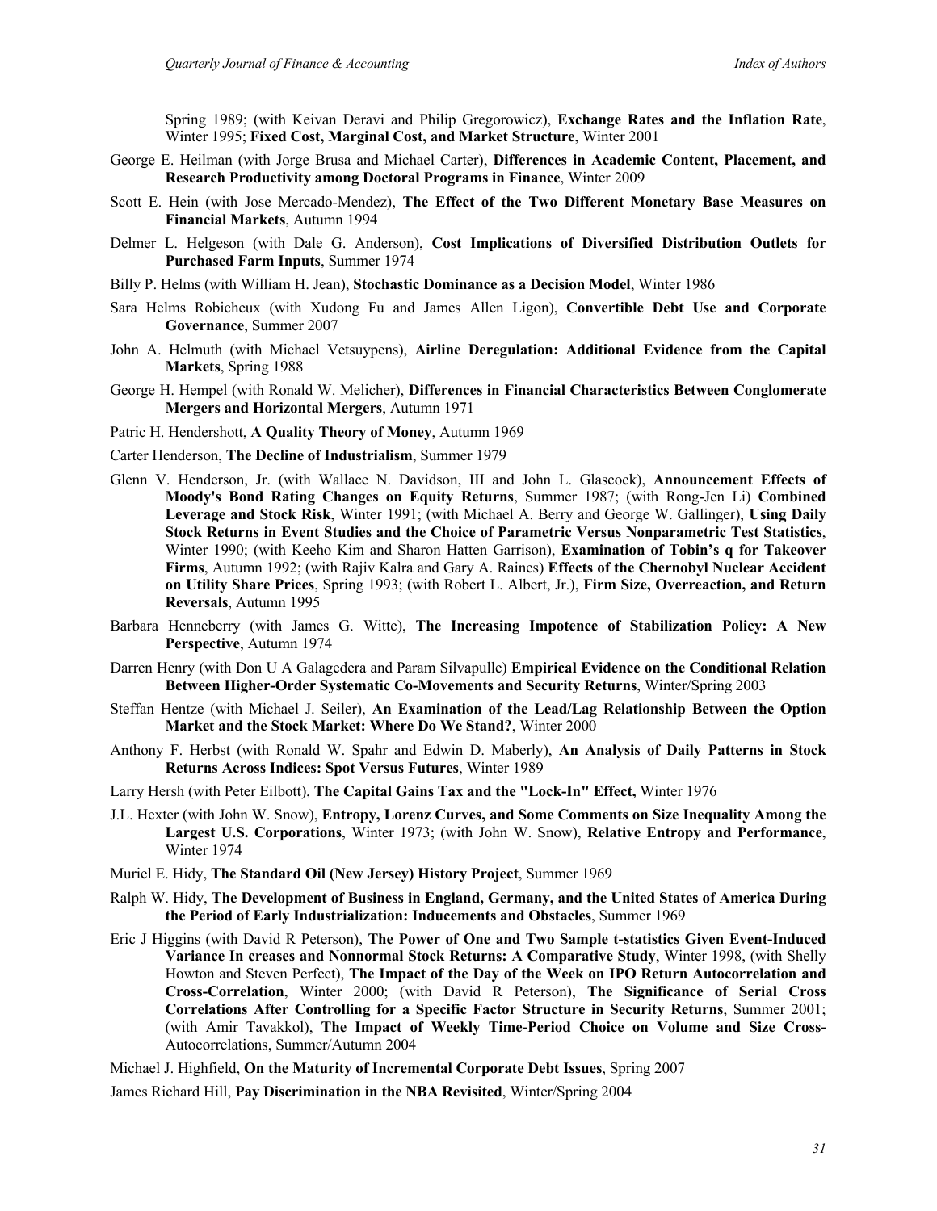Spring 1989; (with Keivan Deravi and Philip Gregorowicz), **Exchange Rates and the Inflation Rate**, Winter 1995; **Fixed Cost, Marginal Cost, and Market Structure**, Winter 2001

George E. Heilman (with Jorge Brusa and Michael Carter), **Differences in Academic Content, Placement, and Research Productivity among Doctoral Programs in Finance**, Winter 2009

Scott E. Hein (with Jose Mercado-Mendez), **The Effect of the Two Different Monetary Base Measures on Financial Markets**, Autumn 1994

Delmer L. Helgeson (with Dale G. Anderson), **Cost Implications of Diversified Distribution Outlets for Purchased Farm Inputs**, Summer 1974

Billy P. Helms (with William H. Jean), **Stochastic Dominance as a Decision Model**, Winter 1986

Sara Helms Robicheux (with Xudong Fu and James Allen Ligon), **Convertible Debt Use and Corporate Governance**, Summer 2007

John A. Helmuth (with Michael Vetsuypens), **Airline Deregulation: Additional Evidence from the Capital Markets**, Spring 1988

George H. Hempel (with Ronald W. Melicher), **Differences in Financial Characteristics Between Conglomerate Mergers and Horizontal Mergers**, Autumn 1971

Patric H. Hendershott, **A Quality Theory of Money**, Autumn 1969

Carter Henderson, **The Decline of Industrialism**, Summer 1979

Glenn V. Henderson, Jr. (with Wallace N. Davidson, III and John L. Glascock), **Announcement Effects of Moody's Bond Rating Changes on Equity Returns**, Summer 1987; (with Rong-Jen Li) **Combined Leverage and Stock Risk**, Winter 1991; (with Michael A. Berry and George W. Gallinger), **Using Daily Stock Returns in Event Studies and the Choice of Parametric Versus Nonparametric Test Statistics**, Winter 1990; (with Keeho Kim and Sharon Hatten Garrison), **Examination of Tobin's q for Takeover Firms**, Autumn 1992; (with Rajiv Kalra and Gary A. Raines) **Effects of the Chernobyl Nuclear Accident on Utility Share Prices**, Spring 1993; (with Robert L. Albert, Jr.), **Firm Size, Overreaction, and Return Reversals**, Autumn 1995

Barbara Henneberry (with James G. Witte), **The Increasing Impotence of Stabilization Policy: A New Perspective**, Autumn 1974

Darren Henry (with Don U A Galagedera and Param Silvapulle) **Empirical Evidence on the Conditional Relation Between Higher-Order Systematic Co-Movements and Security Returns**, Winter/Spring 2003

Steffan Hentze (with Michael J. Seiler), **An Examination of the Lead/Lag Relationship Between the Option Market and the Stock Market: Where Do We Stand?**, Winter 2000

Anthony F. Herbst (with Ronald W. Spahr and Edwin D. Maberly), **An Analysis of Daily Patterns in Stock Returns Across Indices: Spot Versus Futures**, Winter 1989

Larry Hersh (with Peter Eilbott), **The Capital Gains Tax and the "Lock-In" Effect,** Winter 1976

J.L. Hexter (with John W. Snow), **Entropy, Lorenz Curves, and Some Comments on Size Inequality Among the Largest U.S. Corporations**, Winter 1973; (with John W. Snow), **Relative Entropy and Performance**, Winter 1974

Muriel E. Hidy, **The Standard Oil (New Jersey) History Project**, Summer 1969

Ralph W. Hidy, **The Development of Business in England, Germany, and the United States of America During the Period of Early Industrialization: Inducements and Obstacles**, Summer 1969

Eric J Higgins (with David R Peterson), **The Power of One and Two Sample t-statistics Given Event-Induced Variance In creases and Nonnormal Stock Returns: A Comparative Study**, Winter 1998, (with Shelly Howton and Steven Perfect), **The Impact of the Day of the Week on IPO Return Autocorrelation and Cross-Correlation**, Winter 2000; (with David R Peterson), **The Significance of Serial Cross Correlations After Controlling for a Specific Factor Structure in Security Returns**, Summer 2001; (with Amir Tavakkol), **The Impact of Weekly Time-Period Choice on Volume and Size Cross-** Autocorrelations, Summer/Autumn 2004

Michael J. Highfield, **On the Maturity of Incremental Corporate Debt Issues**, Spring 2007

James Richard Hill, **Pay Discrimination in the NBA Revisited**, Winter/Spring 2004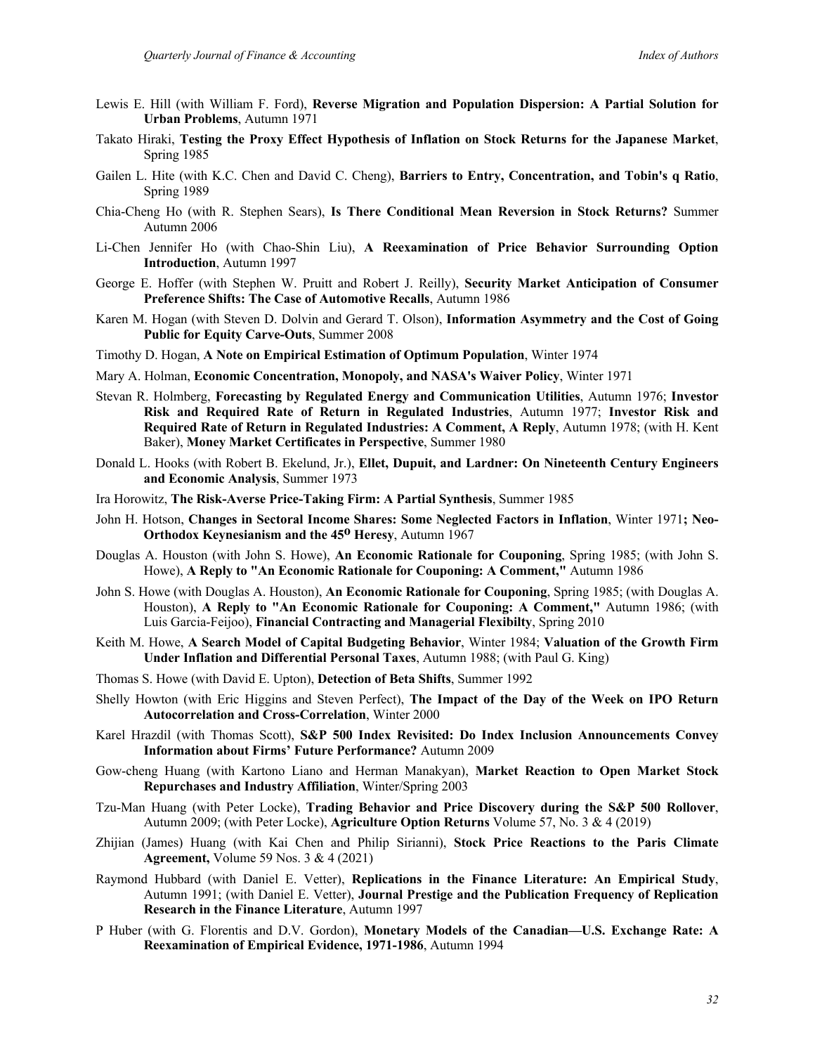Lewis E. Hill (with William F. Ford), **Reverse Migration and Population Dispersion: A Partial Solution for Urban Problems**, Autumn 1971

Takato Hiraki, **Testing the Proxy Effect Hypothesis of Inflation on Stock Returns for the Japanese Market**, Spring 1985

Gailen L. Hite (with K.C. Chen and David C. Cheng), **Barriers to Entry, Concentration, and Tobin's q Ratio**, Spring 1989

Chia-Cheng Ho (with R. Stephen Sears), **Is There Conditional Mean Reversion in Stock Returns?** Summer Autumn 2006

Li-Chen Jennifer Ho (with Chao-Shin Liu), **A Reexamination of Price Behavior Surrounding Option Introduction**, Autumn 1997

George E. Hoffer (with Stephen W. Pruitt and Robert J. Reilly), **Security Market Anticipation of Consumer Preference Shifts: The Case of Automotive Recalls**, Autumn 1986

Karen M. Hogan (with Steven D. Dolvin and Gerard T. Olson), **Information Asymmetry and the Cost of Going Public for Equity Carve-Outs**, Summer 2008

Timothy D. Hogan, **A Note on Empirical Estimation of Optimum Population**, Winter 1974

Mary A. Holman, **Economic Concentration, Monopoly, and NASA's Waiver Policy**, Winter 1971

Stevan R. Holmberg, **Forecasting by Regulated Energy and Communication Utilities**, Autumn 1976; **Investor Risk and Required Rate of Return in Regulated Industries**, Autumn 1977; **Investor Risk and Required Rate of Return in Regulated Industries: A Comment, A Reply**, Autumn 1978; (with H. Kent Baker), **Money Market Certificates in Perspective**, Summer 1980

Donald L. Hooks (with Robert B. Ekelund, Jr.), **Ellet, Dupuit, and Lardner: On Nineteenth Century Engineers and Economic Analysis**, Summer 1973

Ira Horowitz, **The Risk-Averse Price-Taking Firm: A Partial Synthesis**, Summer 1985

John H. Hotson, **Changes in Sectoral Income Shares: Some Neglected Factors in Inflation**, Winter 1971**; Neo-Orthodox Keynesianism and the 45$^{o}$ Heresy**, Autumn 1967

Douglas A. Houston (with John S. Howe), **An Economic Rationale for Couponing**, Spring 1985; (with John S. Howe), **A Reply to "An Economic Rationale for Couponing: A Comment,"** Autumn 1986

John S. Howe (with Douglas A. Houston), **An Economic Rationale for Couponing**, Spring 1985; (with Douglas A. Houston), **A Reply to "An Economic Rationale for Couponing: A Comment,"** Autumn 1986; (with Luis Garcia-Feijoo), **Financial Contracting and Managerial Flexibilty**, Spring 2010

Keith M. Howe, **A Search Model of Capital Budgeting Behavior**, Winter 1984; **Valuation of the Growth Firm Under Inflation and Differential Personal Taxes**, Autumn 1988; (with Paul G. King)

Thomas S. Howe (with David E. Upton), **Detection of Beta Shifts**, Summer 1992

Shelly Howton (with Eric Higgins and Steven Perfect), **The Impact of the Day of the Week on IPO Return Autocorrelation and Cross-Correlation**, Winter 2000

Karel Hrazdil (with Thomas Scott), **S&P 500 Index Revisited: Do Index Inclusion Announcements Convey Information about Firms' Future Performance?** Autumn 2009

Gow-cheng Huang (with Kartono Liano and Herman Manakyan), **Market Reaction to Open Market Stock Repurchases and Industry Affiliation**, Winter/Spring 2003

Tzu-Man Huang (with Peter Locke), **Trading Behavior and Price Discovery during the S&P 500 Rollover**, Autumn 2009; (with Peter Locke), **Agriculture Option Returns** Volume 57, No. 3 & 4 (2019)

Zhijian (James) Huang (with Kai Chen and Philip Sirianni), **Stock Price Reactions to the Paris Climate Agreement,** Volume 59 Nos. 3 & 4 (2021)

Raymond Hubbard (with Daniel E. Vetter), **Replications in the Finance Literature: An Empirical Study**, Autumn 1991; (with Daniel E. Vetter), **Journal Prestige and the Publication Frequency of Replication Research in the Finance Literature**, Autumn 1997

P Huber (with G. Florentis and D.V. Gordon), **Monetary Models of the Canadian—U.S. Exchange Rate: A Reexamination of Empirical Evidence, 1971-1986**, Autumn 1994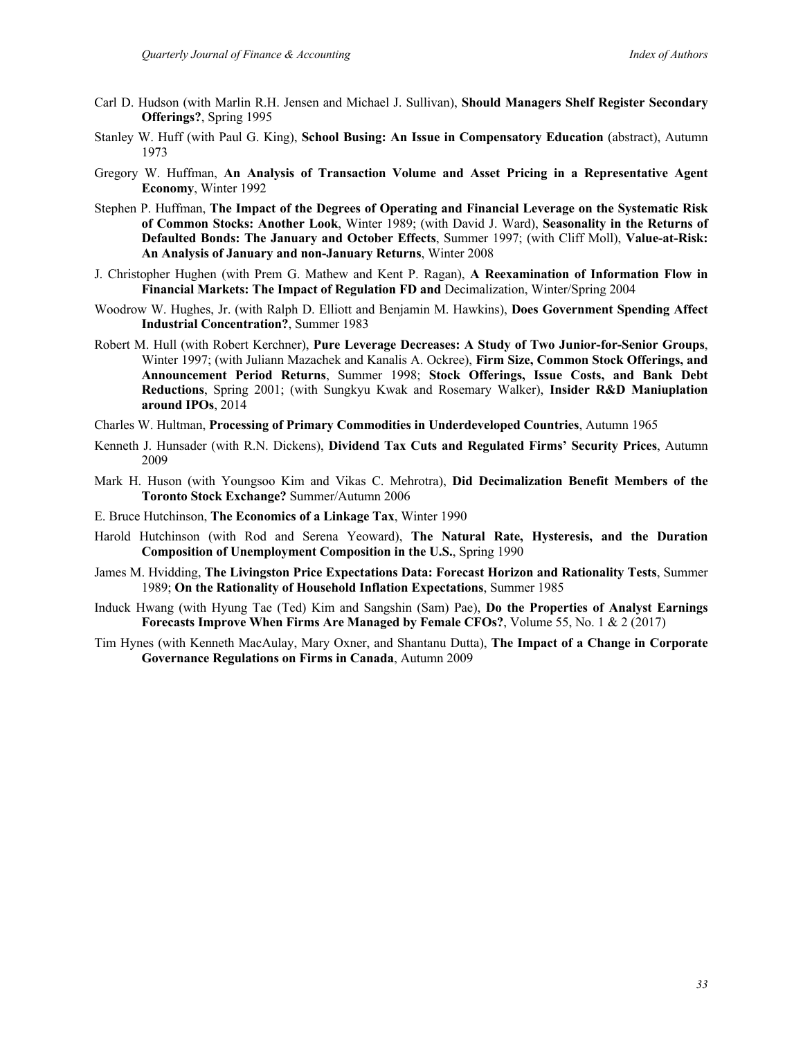Carl D. Hudson (with Marlin R.H. Jensen and Michael J. Sullivan), **Should Managers Shelf Register Secondary Offerings?**, Spring 1995

Stanley W. Huff (with Paul G. King), **School Busing: An Issue in Compensatory Education** (abstract), Autumn 1973

Gregory W. Huffman, **An Analysis of Transaction Volume and Asset Pricing in a Representative Agent Economy**, Winter 1992

Stephen P. Huffman, **The Impact of the Degrees of Operating and Financial Leverage on the Systematic Risk of Common Stocks: Another Look**, Winter 1989; (with David J. Ward), **Seasonality in the Returns of Defaulted Bonds: The January and October Effects**, Summer 1997; (with Cliff Moll), **Value-at-Risk: An Analysis of January and non-January Returns**, Winter 2008

J. Christopher Hughen (with Prem G. Mathew and Kent P. Ragan), **A Reexamination of Information Flow in Financial Markets: The Impact of Regulation FD and** Decimalization, Winter/Spring 2004

Woodrow W. Hughes, Jr. (with Ralph D. Elliott and Benjamin M. Hawkins), **Does Government Spending Affect Industrial Concentration?**, Summer 1983

Robert M. Hull (with Robert Kerchner), **Pure Leverage Decreases: A Study of Two Junior-for-Senior Groups**, Winter 1997; (with Juliann Mazachek and Kanalis A. Ockree), **Firm Size, Common Stock Offerings, and Announcement Period Returns**, Summer 1998; **Stock Offerings, Issue Costs, and Bank Debt Reductions**, Spring 2001; (with Sungkyu Kwak and Rosemary Walker), **Insider R&D Maniuplation around IPOs**, 2014

Charles W. Hultman, **Processing of Primary Commodities in Underdeveloped Countries**, Autumn 1965

Kenneth J. Hunsader (with R.N. Dickens), **Dividend Tax Cuts and Regulated Firms' Security Prices**, Autumn 2009

Mark H. Huson (with Youngsoo Kim and Vikas C. Mehrotra), **Did Decimalization Benefit Members of the Toronto Stock Exchange?** Summer/Autumn 2006

E. Bruce Hutchinson, **The Economics of a Linkage Tax**, Winter 1990

Harold Hutchinson (with Rod and Serena Yeoward), **The Natural Rate, Hysteresis, and the Duration Composition of Unemployment Composition in the U.S.**, Spring 1990

James M. Hvidding, **The Livingston Price Expectations Data: Forecast Horizon and Rationality Tests**, Summer 1989; **On the Rationality of Household Inflation Expectations**, Summer 1985

Induck Hwang (with Hyung Tae (Ted) Kim and Sangshin (Sam) Pae), **Do the Properties of Analyst Earnings Forecasts Improve When Firms Are Managed by Female CFOs?**, Volume 55, No. 1 & 2 (2017)

Tim Hynes (with Kenneth MacAulay, Mary Oxner, and Shantanu Dutta), **The Impact of a Change in Corporate Governance Regulations on Firms in Canada**, Autumn 2009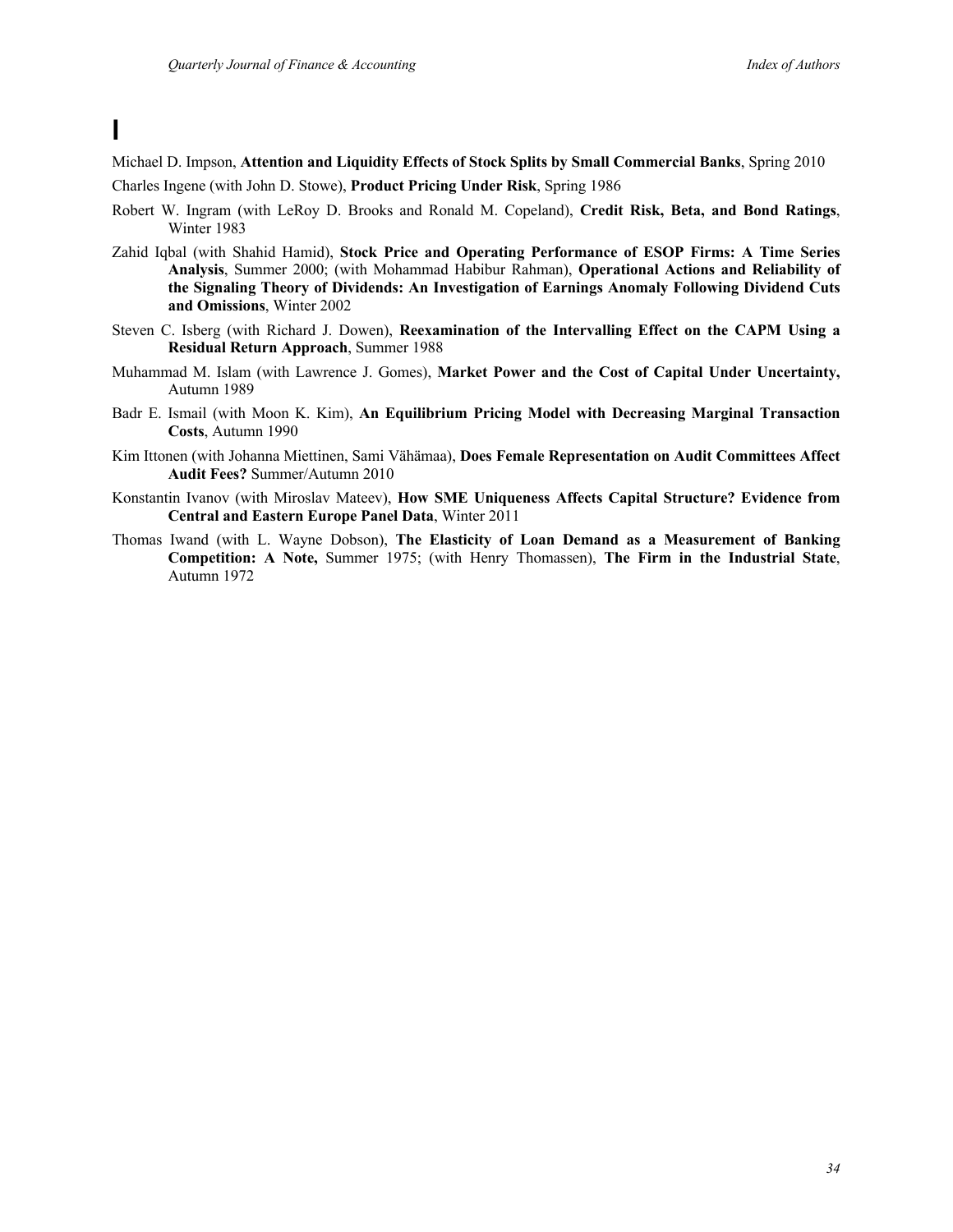# I

Michael D. Impson, **Attention and Liquidity Effects of Stock Splits by Small Commercial Banks**, Spring 2010

Charles Ingene (with John D. Stowe), **Product Pricing Under Risk**, Spring 1986

Robert W. Ingram (with LeRoy D. Brooks and Ronald M. Copeland), **Credit Risk, Beta, and Bond Ratings**, Winter 1983

Zahid Iqbal (with Shahid Hamid), **Stock Price and Operating Performance of ESOP Firms: A Time Series Analysis**, Summer 2000; (with Mohammad Habibur Rahman), **Operational Actions and Reliability of the Signaling Theory of Dividends: An Investigation of Earnings Anomaly Following Dividend Cuts and Omissions**, Winter 2002

Steven C. Isberg (with Richard J. Dowen), **Reexamination of the Intervalling Effect on the CAPM Using a Residual Return Approach**, Summer 1988

Muhammad M. Islam (with Lawrence J. Gomes), **Market Power and the Cost of Capital Under Uncertainty,** Autumn 1989

Badr E. Ismail (with Moon K. Kim), **An Equilibrium Pricing Model with Decreasing Marginal Transaction Costs**, Autumn 1990

Kim Ittonen (with Johanna Miettinen, Sami Vähämaa), **Does Female Representation on Audit Committees Affect Audit Fees?** Summer/Autumn 2010

Konstantin Ivanov (with Miroslav Mateev), **How SME Uniqueness Affects Capital Structure? Evidence from Central and Eastern Europe Panel Data**, Winter 2011

Thomas Iwand (with L. Wayne Dobson), **The Elasticity of Loan Demand as a Measurement of Banking Competition: A Note,** Summer 1975; (with Henry Thomassen), **The Firm in the Industrial State**, Autumn 1972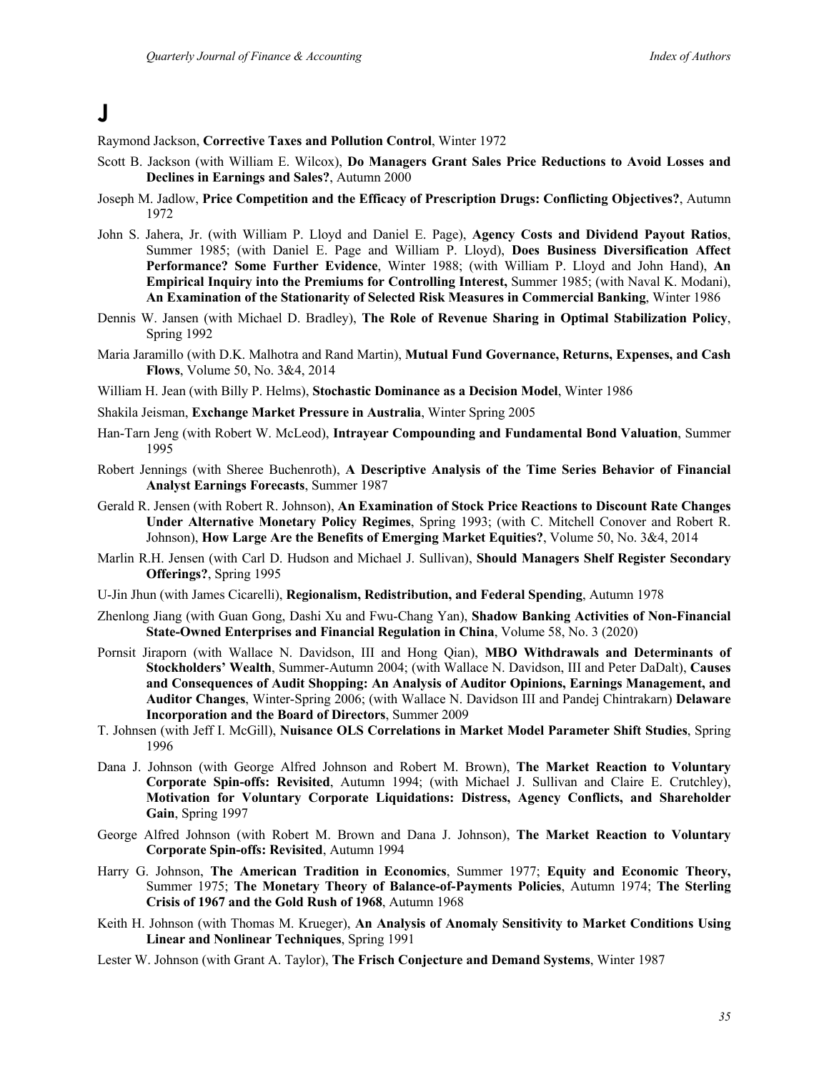# J

Raymond Jackson, **Corrective Taxes and Pollution Control**, Winter 1972

Scott B. Jackson (with William E. Wilcox), **Do Managers Grant Sales Price Reductions to Avoid Losses and Declines in Earnings and Sales?**, Autumn 2000

Joseph M. Jadlow, **Price Competition and the Efficacy of Prescription Drugs: Conflicting Objectives?**, Autumn 1972

John S. Jahera, Jr. (with William P. Lloyd and Daniel E. Page), **Agency Costs and Dividend Payout Ratios**, Summer 1985; (with Daniel E. Page and William P. Lloyd), **Does Business Diversification Affect Performance? Some Further Evidence**, Winter 1988; (with William P. Lloyd and John Hand), **An Empirical Inquiry into the Premiums for Controlling Interest,** Summer 1985; (with Naval K. Modani), **An Examination of the Stationarity of Selected Risk Measures in Commercial Banking**, Winter 1986

Dennis W. Jansen (with Michael D. Bradley), **The Role of Revenue Sharing in Optimal Stabilization Policy**, Spring 1992

Maria Jaramillo (with D.K. Malhotra and Rand Martin), **Mutual Fund Governance, Returns, Expenses, and Cash Flows**, Volume 50, No. 3&4, 2014

William H. Jean (with Billy P. Helms), **Stochastic Dominance as a Decision Model**, Winter 1986

Shakila Jeisman, **Exchange Market Pressure in Australia**, Winter Spring 2005

Han-Tarn Jeng (with Robert W. McLeod), **Intrayear Compounding and Fundamental Bond Valuation**, Summer 1995

Robert Jennings (with Sheree Buchenroth), **A Descriptive Analysis of the Time Series Behavior of Financial Analyst Earnings Forecasts**, Summer 1987

Gerald R. Jensen (with Robert R. Johnson), **An Examination of Stock Price Reactions to Discount Rate Changes Under Alternative Monetary Policy Regimes**, Spring 1993; (with C. Mitchell Conover and Robert R. Johnson), **How Large Are the Benefits of Emerging Market Equities?**, Volume 50, No. 3&4, 2014

Marlin R.H. Jensen (with Carl D. Hudson and Michael J. Sullivan), **Should Managers Shelf Register Secondary Offerings?**, Spring 1995

U-Jin Jhun (with James Cicarelli), **Regionalism, Redistribution, and Federal Spending**, Autumn 1978

Zhenlong Jiang (with Guan Gong, Dashi Xu and Fwu-Chang Yan), **Shadow Banking Activities of Non-Financial State-Owned Enterprises and Financial Regulation in China**, Volume 58, No. 3 (2020)

Pornsit Jiraporn (with Wallace N. Davidson, III and Hong Qian), **MBO Withdrawals and Determinants of Stockholders' Wealth**, Summer-Autumn 2004; (with Wallace N. Davidson, III and Peter DaDalt), **Causes and Consequences of Audit Shopping: An Analysis of Auditor Opinions, Earnings Management, and Auditor Changes**, Winter-Spring 2006; (with Wallace N. Davidson III and Pandej Chintrakarn) **Delaware Incorporation and the Board of Directors**, Summer 2009

T. Johnsen (with Jeff I. McGill), **Nuisance OLS Correlations in Market Model Parameter Shift Studies**, Spring 1996

Dana J. Johnson (with George Alfred Johnson and Robert M. Brown), **The Market Reaction to Voluntary Corporate Spin-offs: Revisited**, Autumn 1994; (with Michael J. Sullivan and Claire E. Crutchley), **Motivation for Voluntary Corporate Liquidations: Distress, Agency Conflicts, and Shareholder Gain**, Spring 1997

George Alfred Johnson (with Robert M. Brown and Dana J. Johnson), **The Market Reaction to Voluntary Corporate Spin-offs: Revisited**, Autumn 1994

Harry G. Johnson, **The American Tradition in Economics**, Summer 1977; **Equity and Economic Theory,** Summer 1975; **The Monetary Theory of Balance-of-Payments Policies**, Autumn 1974; **The Sterling Crisis of 1967 and the Gold Rush of 1968**, Autumn 1968

Keith H. Johnson (with Thomas M. Krueger), **An Analysis of Anomaly Sensitivity to Market Conditions Using Linear and Nonlinear Techniques**, Spring 1991

Lester W. Johnson (with Grant A. Taylor), **The Frisch Conjecture and Demand Systems**, Winter 1987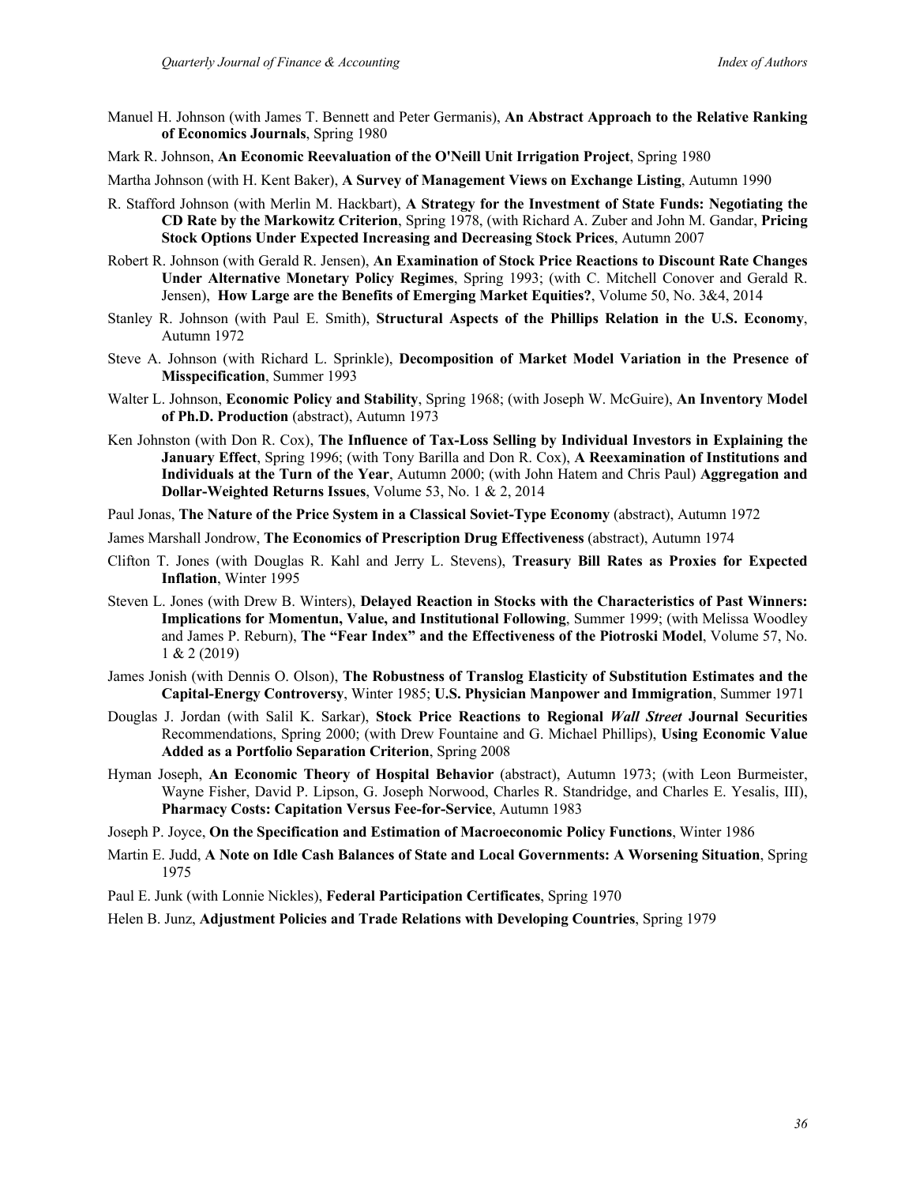Manuel H. Johnson (with James T. Bennett and Peter Germanis), **An Abstract Approach to the Relative Ranking of Economics Journals**, Spring 1980

Mark R. Johnson, **An Economic Reevaluation of the O'Neill Unit Irrigation Project**, Spring 1980

Martha Johnson (with H. Kent Baker), **A Survey of Management Views on Exchange Listing**, Autumn 1990

R. Stafford Johnson (with Merlin M. Hackbart), **A Strategy for the Investment of State Funds: Negotiating the CD Rate by the Markowitz Criterion**, Spring 1978, (with Richard A. Zuber and John M. Gandar, **Pricing Stock Options Under Expected Increasing and Decreasing Stock Prices**, Autumn 2007

Robert R. Johnson (with Gerald R. Jensen), **An Examination of Stock Price Reactions to Discount Rate Changes Under Alternative Monetary Policy Regimes**, Spring 1993; (with C. Mitchell Conover and Gerald R. Jensen), **How Large are the Benefits of Emerging Market Equities?**, Volume 50, No. 3&4, 2014

Stanley R. Johnson (with Paul E. Smith), **Structural Aspects of the Phillips Relation in the U.S. Economy**, Autumn 1972

Steve A. Johnson (with Richard L. Sprinkle), **Decomposition of Market Model Variation in the Presence of Misspecification**, Summer 1993

Walter L. Johnson, **Economic Policy and Stability**, Spring 1968; (with Joseph W. McGuire), **An Inventory Model of Ph.D. Production** (abstract), Autumn 1973

Ken Johnston (with Don R. Cox), **The Influence of Tax-Loss Selling by Individual Investors in Explaining the January Effect**, Spring 1996; (with Tony Barilla and Don R. Cox), **A Reexamination of Institutions and Individuals at the Turn of the Year**, Autumn 2000; (with John Hatem and Chris Paul) **Aggregation and Dollar-Weighted Returns Issues**, Volume 53, No. 1 & 2, 2014

Paul Jonas, **The Nature of the Price System in a Classical Soviet-Type Economy** (abstract), Autumn 1972

James Marshall Jondrow, **The Economics of Prescription Drug Effectiveness** (abstract), Autumn 1974

Clifton T. Jones (with Douglas R. Kahl and Jerry L. Stevens), **Treasury Bill Rates as Proxies for Expected Inflation**, Winter 1995

Steven L. Jones (with Drew B. Winters), **Delayed Reaction in Stocks with the Characteristics of Past Winners: Implications for Momentun, Value, and Institutional Following**, Summer 1999; (with Melissa Woodley and James P. Reburn), **The "Fear Index" and the Effectiveness of the Piotroski Model**, Volume 57, No. 1 & 2 (2019)

James Jonish (with Dennis O. Olson), **The Robustness of Translog Elasticity of Substitution Estimates and the Capital-Energy Controversy**, Winter 1985; **U.S. Physician Manpower and Immigration**, Summer 1971

Douglas J. Jordan (with Salil K. Sarkar), **Stock Price Reactions to Regional *Wall Street* Journal Securities** Recommendations, Spring 2000; (with Drew Fountaine and G. Michael Phillips), **Using Economic Value Added as a Portfolio Separation Criterion**, Spring 2008

Hyman Joseph, **An Economic Theory of Hospital Behavior** (abstract), Autumn 1973; (with Leon Burmeister, Wayne Fisher, David P. Lipson, G. Joseph Norwood, Charles R. Standridge, and Charles E. Yesalis, III), **Pharmacy Costs: Capitation Versus Fee-for-Service**, Autumn 1983

Joseph P. Joyce, **On the Specification and Estimation of Macroeconomic Policy Functions**, Winter 1986

Martin E. Judd, **A Note on Idle Cash Balances of State and Local Governments: A Worsening Situation**, Spring 1975

Paul E. Junk (with Lonnie Nickles), **Federal Participation Certificates**, Spring 1970

Helen B. Junz, **Adjustment Policies and Trade Relations with Developing Countries**, Spring 1979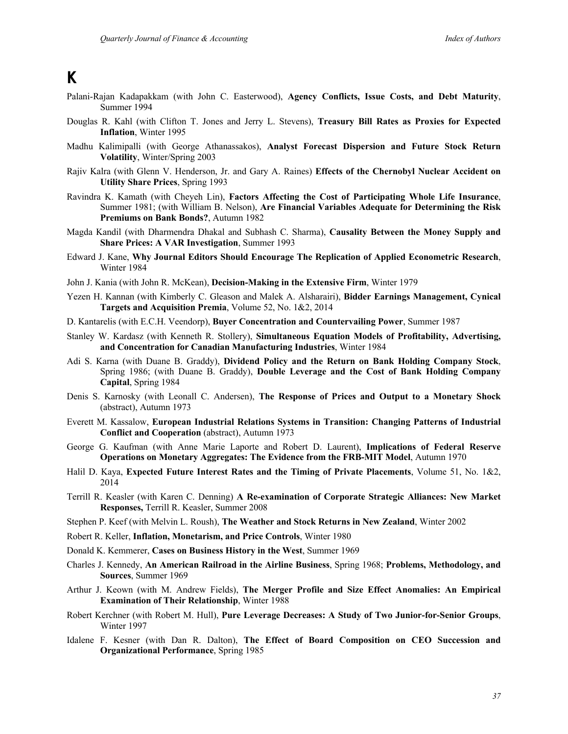# K

Palani-Rajan Kadapakkam (with John C. Easterwood), **Agency Conflicts, Issue Costs, and Debt Maturity**, Summer 1994

Douglas R. Kahl (with Clifton T. Jones and Jerry L. Stevens), **Treasury Bill Rates as Proxies for Expected Inflation**, Winter 1995

Madhu Kalimipalli (with George Athanassakos), **Analyst Forecast Dispersion and Future Stock Return Volatility**, Winter/Spring 2003

Rajiv Kalra (with Glenn V. Henderson, Jr. and Gary A. Raines) **Effects of the Chernobyl Nuclear Accident on Utility Share Prices**, Spring 1993

Ravindra K. Kamath (with Cheyeh Lin), **Factors Affecting the Cost of Participating Whole Life Insurance**, Summer 1981; (with William B. Nelson), **Are Financial Variables Adequate for Determining the Risk Premiums on Bank Bonds?**, Autumn 1982

Magda Kandil (with Dharmendra Dhakal and Subhash C. Sharma), **Causality Between the Money Supply and Share Prices: A VAR Investigation**, Summer 1993

Edward J. Kane, **Why Journal Editors Should Encourage The Replication of Applied Econometric Research**, Winter 1984

John J. Kania (with John R. McKean), **Decision-Making in the Extensive Firm**, Winter 1979

Yezen H. Kannan (with Kimberly C. Gleason and Malek A. Alsharairi), **Bidder Earnings Management, Cynical Targets and Acquisition Premia**, Volume 52, No. 1&2, 2014

D. Kantarelis (with E.C.H. Veendorp), **Buyer Concentration and Countervailing Power**, Summer 1987

Stanley W. Kardasz (with Kenneth R. Stollery), **Simultaneous Equation Models of Profitability, Advertising, and Concentration for Canadian Manufacturing Industries**, Winter 1984

Adi S. Karna (with Duane B. Graddy), **Dividend Policy and the Return on Bank Holding Company Stock**, Spring 1986; (with Duane B. Graddy), **Double Leverage and the Cost of Bank Holding Company Capital**, Spring 1984

Denis S. Karnosky (with Leonall C. Andersen), **The Response of Prices and Output to a Monetary Shock** (abstract), Autumn 1973

Everett M. Kassalow, **European Industrial Relations Systems in Transition: Changing Patterns of Industrial Conflict and Cooperation** (abstract), Autumn 1973

George G. Kaufman (with Anne Marie Laporte and Robert D. Laurent), **Implications of Federal Reserve Operations on Monetary Aggregates: The Evidence from the FRB-MIT Model**, Autumn 1970

Halil D. Kaya, **Expected Future Interest Rates and the Timing of Private Placements**, Volume 51, No. 1&2, 2014

Terrill R. Keasler (with Karen C. Denning) **A Re-examination of Corporate Strategic Alliances: New Market Responses,** Terrill R. Keasler, Summer 2008

Stephen P. Keef (with Melvin L. Roush), **The Weather and Stock Returns in New Zealand**, Winter 2002

Robert R. Keller, **Inflation, Monetarism, and Price Controls**, Winter 1980

Donald K. Kemmerer, **Cases on Business History in the West**, Summer 1969

Charles J. Kennedy, **An American Railroad in the Airline Business**, Spring 1968; **Problems, Methodology, and Sources**, Summer 1969

Arthur J. Keown (with M. Andrew Fields), **The Merger Profile and Size Effect Anomalies: An Empirical Examination of Their Relationship**, Winter 1988

Robert Kerchner (with Robert M. Hull), **Pure Leverage Decreases: A Study of Two Junior-for-Senior Groups**, Winter 1997

Idalene F. Kesner (with Dan R. Dalton), **The Effect of Board Composition on CEO Succession and Organizational Performance**, Spring 1985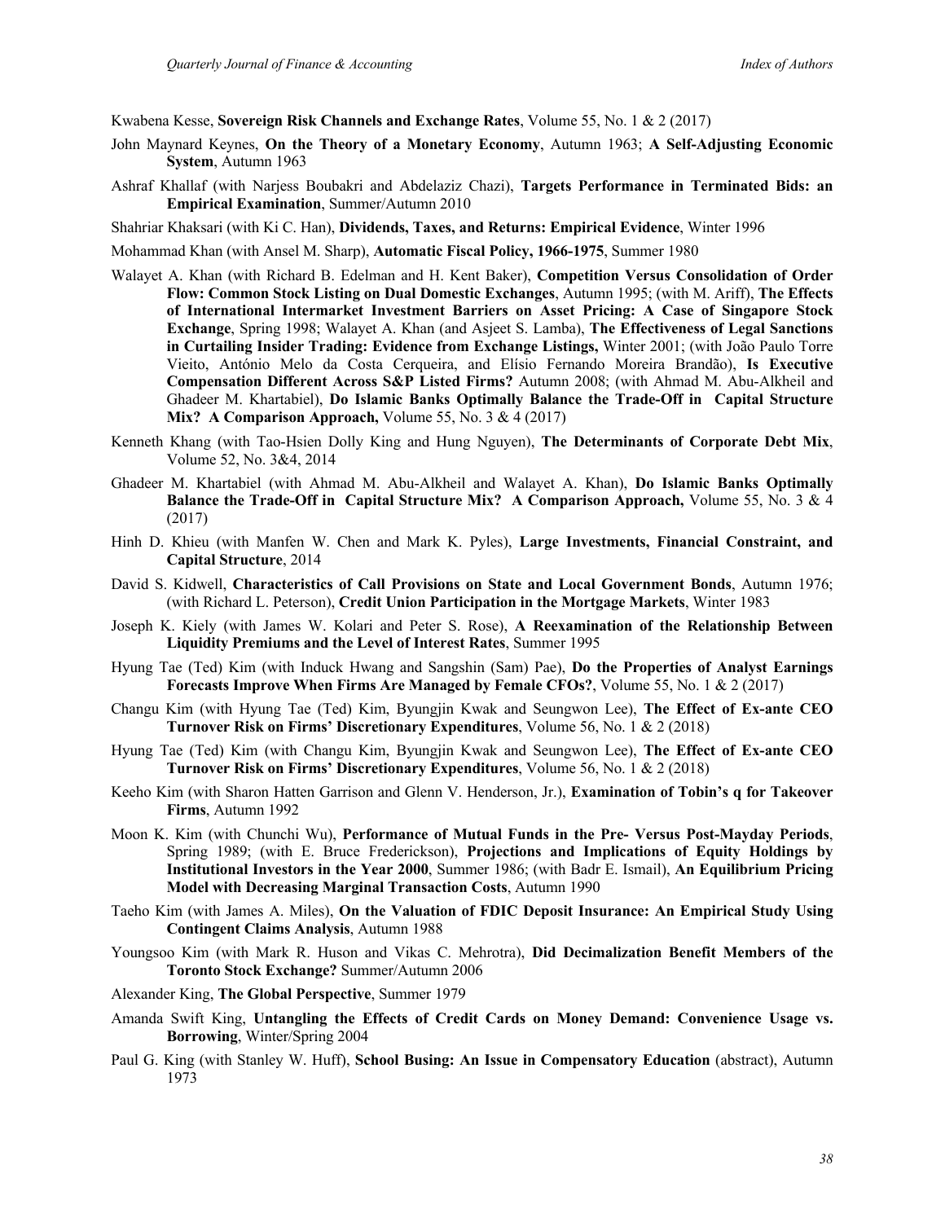Kwabena Kesse, **Sovereign Risk Channels and Exchange Rates**, Volume 55, No. 1 & 2 (2017)

John Maynard Keynes, **On the Theory of a Monetary Economy**, Autumn 1963; **A Self-Adjusting Economic System**, Autumn 1963

Ashraf Khallaf (with Narjess Boubakri and Abdelaziz Chazi), **Targets Performance in Terminated Bids: an Empirical Examination**, Summer/Autumn 2010

Shahriar Khaksari (with Ki C. Han), **Dividends, Taxes, and Returns: Empirical Evidence**, Winter 1996

Mohammad Khan (with Ansel M. Sharp), **Automatic Fiscal Policy, 1966-1975**, Summer 1980

Walayet A. Khan (with Richard B. Edelman and H. Kent Baker), **Competition Versus Consolidation of Order Flow: Common Stock Listing on Dual Domestic Exchanges**, Autumn 1995; (with M. Ariff), **The Effects of International Intermarket Investment Barriers on Asset Pricing: A Case of Singapore Stock Exchange**, Spring 1998; Walayet A. Khan (and Asjeet S. Lamba), **The Effectiveness of Legal Sanctions in Curtailing Insider Trading: Evidence from Exchange Listings,** Winter 2001; (with João Paulo Torre Vieito, António Melo da Costa Cerqueira, and Elísio Fernando Moreira Brandão), **Is Executive Compensation Different Across S&P Listed Firms?** Autumn 2008; (with Ahmad M. Abu-Alkheil and Ghadeer M. Khartabiel), **Do Islamic Banks Optimally Balance the Trade-Off in Capital Structure Mix? A Comparison Approach,** Volume 55, No. 3 & 4 (2017)

Kenneth Khang (with Tao-Hsien Dolly King and Hung Nguyen), **The Determinants of Corporate Debt Mix**, Volume 52, No. 3&4, 2014

Ghadeer M. Khartabiel (with Ahmad M. Abu-Alkheil and Walayet A. Khan), **Do Islamic Banks Optimally Balance the Trade-Off in Capital Structure Mix? A Comparison Approach,** Volume 55, No. 3 & 4 (2017)

Hinh D. Khieu (with Manfen W. Chen and Mark K. Pyles), **Large Investments, Financial Constraint, and Capital Structure**, 2014

David S. Kidwell, **Characteristics of Call Provisions on State and Local Government Bonds**, Autumn 1976; (with Richard L. Peterson), **Credit Union Participation in the Mortgage Markets**, Winter 1983

Joseph K. Kiely (with James W. Kolari and Peter S. Rose), **A Reexamination of the Relationship Between Liquidity Premiums and the Level of Interest Rates**, Summer 1995

Hyung Tae (Ted) Kim (with Induck Hwang and Sangshin (Sam) Pae), **Do the Properties of Analyst Earnings Forecasts Improve When Firms Are Managed by Female CFOs?**, Volume 55, No. 1 & 2 (2017)

Changu Kim (with Hyung Tae (Ted) Kim, Byungjin Kwak and Seungwon Lee), **The Effect of Ex-ante CEO Turnover Risk on Firms' Discretionary Expenditures**, Volume 56, No. 1 & 2 (2018)

Hyung Tae (Ted) Kim (with Changu Kim, Byungjin Kwak and Seungwon Lee), **The Effect of Ex-ante CEO Turnover Risk on Firms' Discretionary Expenditures**, Volume 56, No. 1 & 2 (2018)

Keeho Kim (with Sharon Hatten Garrison and Glenn V. Henderson, Jr.), **Examination of Tobin's q for Takeover Firms**, Autumn 1992

Moon K. Kim (with Chunchi Wu), **Performance of Mutual Funds in the Pre- Versus Post-Mayday Periods**, Spring 1989; (with E. Bruce Frederickson), **Projections and Implications of Equity Holdings by Institutional Investors in the Year 2000**, Summer 1986; (with Badr E. Ismail), **An Equilibrium Pricing Model with Decreasing Marginal Transaction Costs**, Autumn 1990

Taeho Kim (with James A. Miles), **On the Valuation of FDIC Deposit Insurance: An Empirical Study Using Contingent Claims Analysis**, Autumn 1988

Youngsoo Kim (with Mark R. Huson and Vikas C. Mehrotra), **Did Decimalization Benefit Members of the Toronto Stock Exchange?** Summer/Autumn 2006

Alexander King, **The Global Perspective**, Summer 1979

Amanda Swift King, **Untangling the Effects of Credit Cards on Money Demand: Convenience Usage vs. Borrowing**, Winter/Spring 2004

Paul G. King (with Stanley W. Huff), **School Busing: An Issue in Compensatory Education** (abstract), Autumn 1973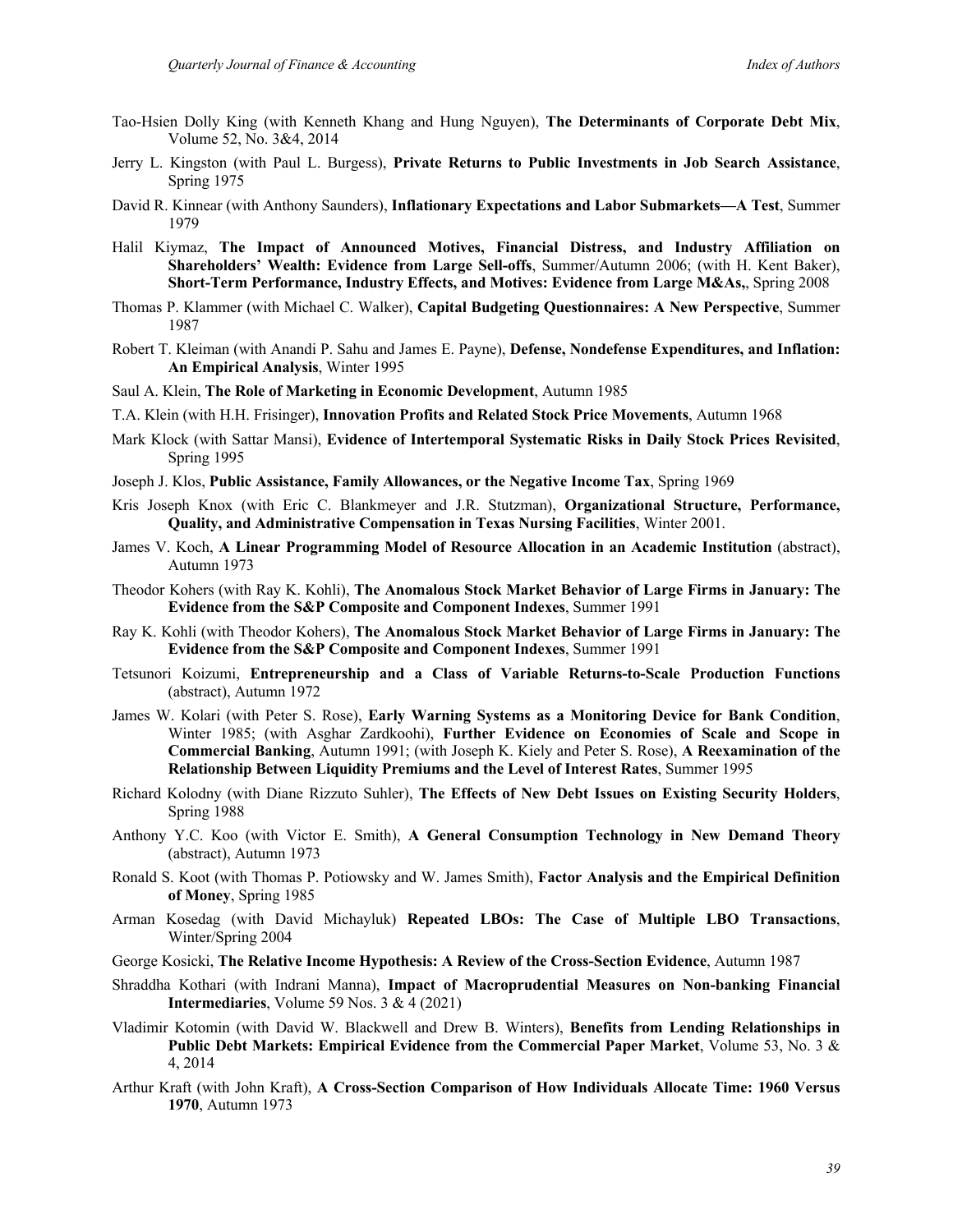Tao-Hsien Dolly King (with Kenneth Khang and Hung Nguyen), **The Determinants of Corporate Debt Mix**, Volume 52, No. 3&4, 2014

Jerry L. Kingston (with Paul L. Burgess), **Private Returns to Public Investments in Job Search Assistance**, Spring 1975

David R. Kinnear (with Anthony Saunders), **Inflationary Expectations and Labor Submarkets—A Test**, Summer 1979

Halil Kiymaz, **The Impact of Announced Motives, Financial Distress, and Industry Affiliation on Shareholders' Wealth: Evidence from Large Sell-offs**, Summer/Autumn 2006; (with H. Kent Baker), **Short-Term Performance, Industry Effects, and Motives: Evidence from Large M&As,**, Spring 2008

Thomas P. Klammer (with Michael C. Walker), **Capital Budgeting Questionnaires: A New Perspective**, Summer 1987

Robert T. Kleiman (with Anandi P. Sahu and James E. Payne), **Defense, Nondefense Expenditures, and Inflation: An Empirical Analysis**, Winter 1995

Saul A. Klein, **The Role of Marketing in Economic Development**, Autumn 1985

T.A. Klein (with H.H. Frisinger), **Innovation Profits and Related Stock Price Movements**, Autumn 1968

Mark Klock (with Sattar Mansi), **Evidence of Intertemporal Systematic Risks in Daily Stock Prices Revisited**, Spring 1995

Joseph J. Klos, **Public Assistance, Family Allowances, or the Negative Income Tax**, Spring 1969

Kris Joseph Knox (with Eric C. Blankmeyer and J.R. Stutzman), **Organizational Structure, Performance, Quality, and Administrative Compensation in Texas Nursing Facilities**, Winter 2001.

James V. Koch, **A Linear Programming Model of Resource Allocation in an Academic Institution** (abstract), Autumn 1973

Theodor Kohers (with Ray K. Kohli), **The Anomalous Stock Market Behavior of Large Firms in January: The Evidence from the S&P Composite and Component Indexes**, Summer 1991

Ray K. Kohli (with Theodor Kohers), **The Anomalous Stock Market Behavior of Large Firms in January: The Evidence from the S&P Composite and Component Indexes**, Summer 1991

Tetsunori Koizumi, **Entrepreneurship and a Class of Variable Returns-to-Scale Production Functions** (abstract), Autumn 1972

James W. Kolari (with Peter S. Rose), **Early Warning Systems as a Monitoring Device for Bank Condition**, Winter 1985; (with Asghar Zardkoohi), **Further Evidence on Economies of Scale and Scope in Commercial Banking**, Autumn 1991; (with Joseph K. Kiely and Peter S. Rose), **A Reexamination of the Relationship Between Liquidity Premiums and the Level of Interest Rates**, Summer 1995

Richard Kolodny (with Diane Rizzuto Suhler), **The Effects of New Debt Issues on Existing Security Holders**, Spring 1988

Anthony Y.C. Koo (with Victor E. Smith), **A General Consumption Technology in New Demand Theory** (abstract), Autumn 1973

Ronald S. Koot (with Thomas P. Potiowsky and W. James Smith), **Factor Analysis and the Empirical Definition of Money**, Spring 1985

Arman Kosedag (with David Michayluk) **Repeated LBOs: The Case of Multiple LBO Transactions**, Winter/Spring 2004

George Kosicki, **The Relative Income Hypothesis: A Review of the Cross-Section Evidence**, Autumn 1987

Shraddha Kothari (with Indrani Manna), **Impact of Macroprudential Measures on Non-banking Financial Intermediaries**, Volume 59 Nos. 3 & 4 (2021)

Vladimir Kotomin (with David W. Blackwell and Drew B. Winters), **Benefits from Lending Relationships in Public Debt Markets: Empirical Evidence from the Commercial Paper Market**, Volume 53, No. 3 & 4, 2014

Arthur Kraft (with John Kraft), **A Cross-Section Comparison of How Individuals Allocate Time: 1960 Versus 1970**, Autumn 1973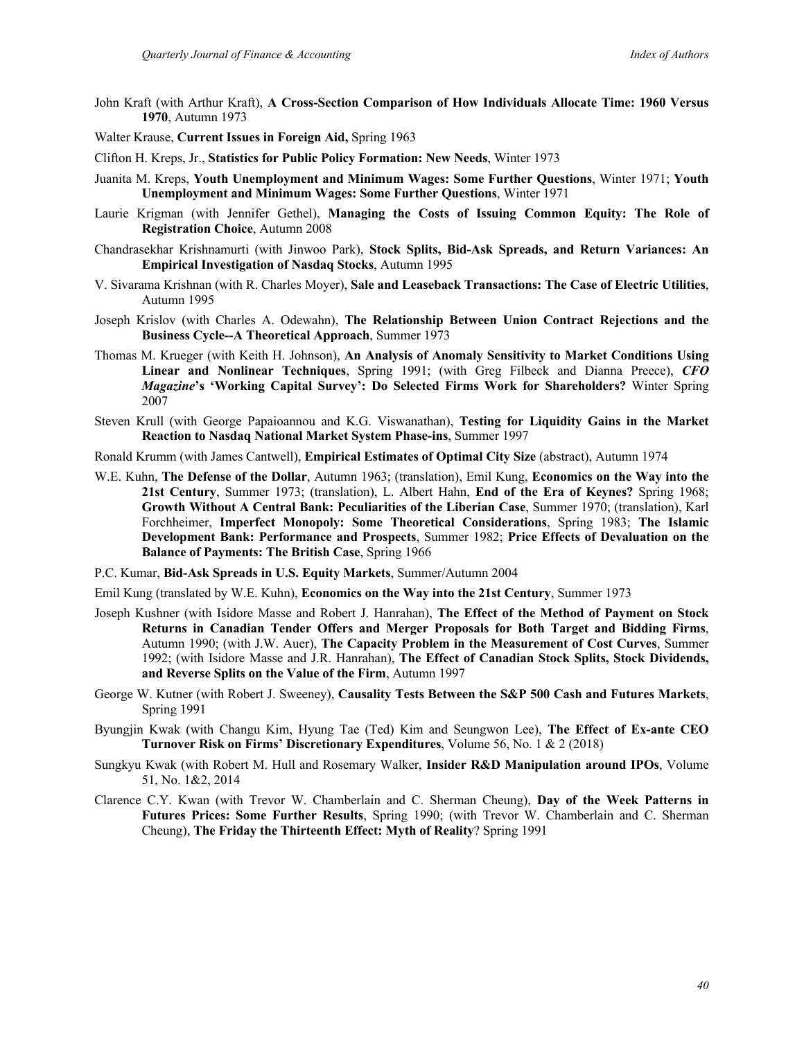John Kraft (with Arthur Kraft), **A Cross-Section Comparison of How Individuals Allocate Time: 1960 Versus 1970**, Autumn 1973

Walter Krause, **Current Issues in Foreign Aid,** Spring 1963

Clifton H. Kreps, Jr., **Statistics for Public Policy Formation: New Needs**, Winter 1973

Juanita M. Kreps, **Youth Unemployment and Minimum Wages: Some Further Questions**, Winter 1971; **Youth Unemployment and Minimum Wages: Some Further Questions**, Winter 1971

Laurie Krigman (with Jennifer Gethel), **Managing the Costs of Issuing Common Equity: The Role of Registration Choice**, Autumn 2008

Chandrasekhar Krishnamurti (with Jinwoo Park), **Stock Splits, Bid-Ask Spreads, and Return Variances: An Empirical Investigation of Nasdaq Stocks**, Autumn 1995

V. Sivarama Krishnan (with R. Charles Moyer), **Sale and Leaseback Transactions: The Case of Electric Utilities**, Autumn 1995

Joseph Krislov (with Charles A. Odewahn), **The Relationship Between Union Contract Rejections and the Business Cycle--A Theoretical Approach**, Summer 1973

Thomas M. Krueger (with Keith H. Johnson), **An Analysis of Anomaly Sensitivity to Market Conditions Using Linear and Nonlinear Techniques**, Spring 1991; (with Greg Filbeck and Dianna Preece), ***CFO Magazine*'s 'Working Capital Survey': Do Selected Firms Work for Shareholders?** Winter Spring 2007

Steven Krull (with George Papaioannou and K.G. Viswanathan), **Testing for Liquidity Gains in the Market Reaction to Nasdaq National Market System Phase-ins**, Summer 1997

Ronald Krumm (with James Cantwell), **Empirical Estimates of Optimal City Size** (abstract), Autumn 1974

W.E. Kuhn, **The Defense of the Dollar**, Autumn 1963; (translation), Emil Kung, **Economics on the Way into the 21st Century**, Summer 1973; (translation), L. Albert Hahn, **End of the Era of Keynes?** Spring 1968; **Growth Without A Central Bank: Peculiarities of the Liberian Case**, Summer 1970; (translation), Karl Forchheimer, **Imperfect Monopoly: Some Theoretical Considerations**, Spring 1983; **The Islamic Development Bank: Performance and Prospects**, Summer 1982; **Price Effects of Devaluation on the Balance of Payments: The British Case**, Spring 1966

P.C. Kumar, **Bid-Ask Spreads in U.S. Equity Markets**, Summer/Autumn 2004

Emil Kung (translated by W.E. Kuhn), **Economics on the Way into the 21st Century**, Summer 1973

Joseph Kushner (with Isidore Masse and Robert J. Hanrahan), **The Effect of the Method of Payment on Stock Returns in Canadian Tender Offers and Merger Proposals for Both Target and Bidding Firms**, Autumn 1990; (with J.W. Auer), **The Capacity Problem in the Measurement of Cost Curves**, Summer 1992; (with Isidore Masse and J.R. Hanrahan), **The Effect of Canadian Stock Splits, Stock Dividends, and Reverse Splits on the Value of the Firm**, Autumn 1997

George W. Kutner (with Robert J. Sweeney), **Causality Tests Between the S&P 500 Cash and Futures Markets**, Spring 1991

Byungjin Kwak (with Changu Kim, Hyung Tae (Ted) Kim and Seungwon Lee), **The Effect of Ex-ante CEO Turnover Risk on Firms' Discretionary Expenditures**, Volume 56, No. 1 & 2 (2018)

Sungkyu Kwak (with Robert M. Hull and Rosemary Walker, **Insider R&D Manipulation around IPOs**, Volume 51, No. 1&2, 2014

Clarence C.Y. Kwan (with Trevor W. Chamberlain and C. Sherman Cheung), **Day of the Week Patterns in Futures Prices: Some Further Results**, Spring 1990; (with Trevor W. Chamberlain and C. Sherman Cheung), **The Friday the Thirteenth Effect: Myth of Reality**? Spring 1991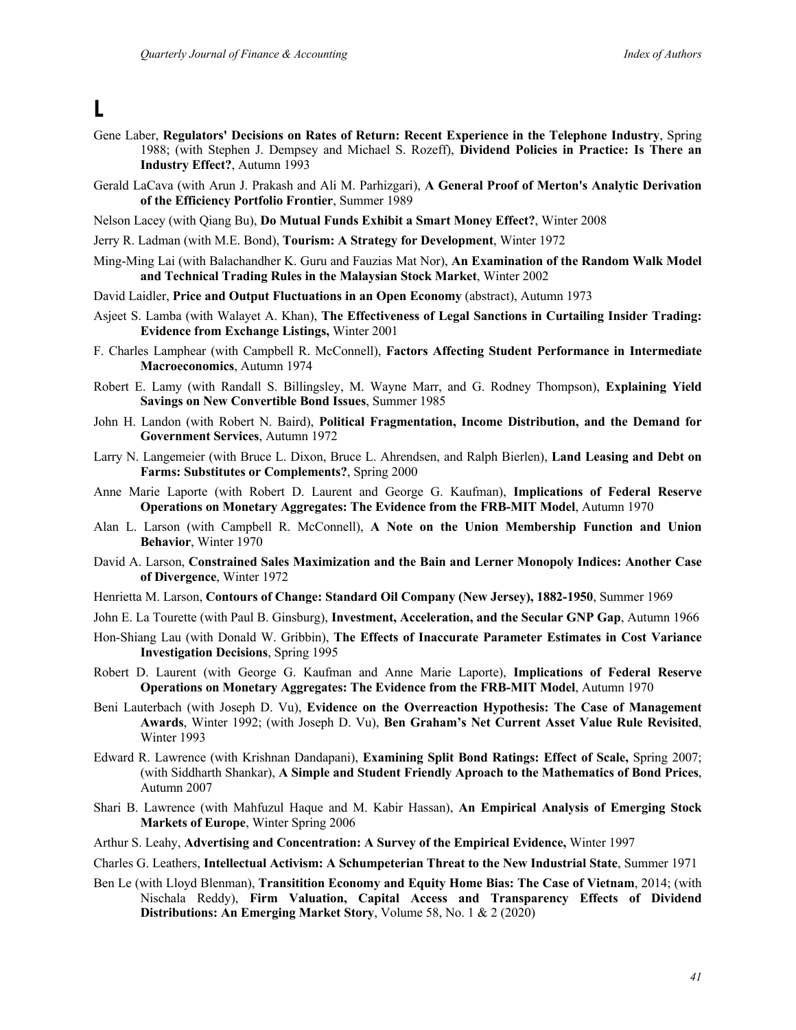# L

Gene Laber, **Regulators' Decisions on Rates of Return: Recent Experience in the Telephone Industry**, Spring 1988; (with Stephen J. Dempsey and Michael S. Rozeff), **Dividend Policies in Practice: Is There an Industry Effect?**, Autumn 1993

Gerald LaCava (with Arun J. Prakash and Ali M. Parhizgari), **A General Proof of Merton's Analytic Derivation of the Efficiency Portfolio Frontier**, Summer 1989

Nelson Lacey (with Qiang Bu), **Do Mutual Funds Exhibit a Smart Money Effect?**, Winter 2008

Jerry R. Ladman (with M.E. Bond), **Tourism: A Strategy for Development**, Winter 1972

Ming-Ming Lai (with Balachandher K. Guru and Fauzias Mat Nor), **An Examination of the Random Walk Model and Technical Trading Rules in the Malaysian Stock Market**, Winter 2002

David Laidler, **Price and Output Fluctuations in an Open Economy** (abstract), Autumn 1973

Asjeet S. Lamba (with Walayet A. Khan), **The Effectiveness of Legal Sanctions in Curtailing Insider Trading: Evidence from Exchange Listings,** Winter 2001

F. Charles Lamphear (with Campbell R. McConnell), **Factors Affecting Student Performance in Intermediate Macroeconomics**, Autumn 1974

Robert E. Lamy (with Randall S. Billingsley, M. Wayne Marr, and G. Rodney Thompson), **Explaining Yield Savings on New Convertible Bond Issues**, Summer 1985

John H. Landon (with Robert N. Baird), **Political Fragmentation, Income Distribution, and the Demand for Government Services**, Autumn 1972

Larry N. Langemeier (with Bruce L. Dixon, Bruce L. Ahrendsen, and Ralph Bierlen), **Land Leasing and Debt on Farms: Substitutes or Complements?**, Spring 2000

Anne Marie Laporte (with Robert D. Laurent and George G. Kaufman), **Implications of Federal Reserve Operations on Monetary Aggregates: The Evidence from the FRB-MIT Model**, Autumn 1970

Alan L. Larson (with Campbell R. McConnell), **A Note on the Union Membership Function and Union Behavior**, Winter 1970

David A. Larson, **Constrained Sales Maximization and the Bain and Lerner Monopoly Indices: Another Case of Divergence**, Winter 1972

Henrietta M. Larson, **Contours of Change: Standard Oil Company (New Jersey), 1882-1950**, Summer 1969

John E. La Tourette (with Paul B. Ginsburg), **Investment, Acceleration, and the Secular GNP Gap**, Autumn 1966

Hon-Shiang Lau (with Donald W. Gribbin), **The Effects of Inaccurate Parameter Estimates in Cost Variance Investigation Decisions**, Spring 1995

Robert D. Laurent (with George G. Kaufman and Anne Marie Laporte), **Implications of Federal Reserve Operations on Monetary Aggregates: The Evidence from the FRB-MIT Model**, Autumn 1970

Beni Lauterbach (with Joseph D. Vu), **Evidence on the Overreaction Hypothesis: The Case of Management Awards**, Winter 1992; (with Joseph D. Vu), **Ben Graham's Net Current Asset Value Rule Revisited**, Winter 1993

Edward R. Lawrence (with Krishnan Dandapani), **Examining Split Bond Ratings: Effect of Scale,** Spring 2007; (with Siddharth Shankar), **A Simple and Student Friendly Aproach to the Mathematics of Bond Prices**, Autumn 2007

Shari B. Lawrence (with Mahfuzul Haque and M. Kabir Hassan), **An Empirical Analysis of Emerging Stock Markets of Europe**, Winter Spring 2006

Arthur S. Leahy, **Advertising and Concentration: A Survey of the Empirical Evidence,** Winter 1997

Charles G. Leathers, **Intellectual Activism: A Schumpeterian Threat to the New Industrial State**, Summer 1971

Ben Le (with Lloyd Blenman), **Transitition Economy and Equity Home Bias: The Case of Vietnam**, 2014; (with Nischala Reddy), **Firm Valuation, Capital Access and Transparency Effects of Dividend Distributions: An Emerging Market Story**, Volume 58, No. 1 & 2 (2020)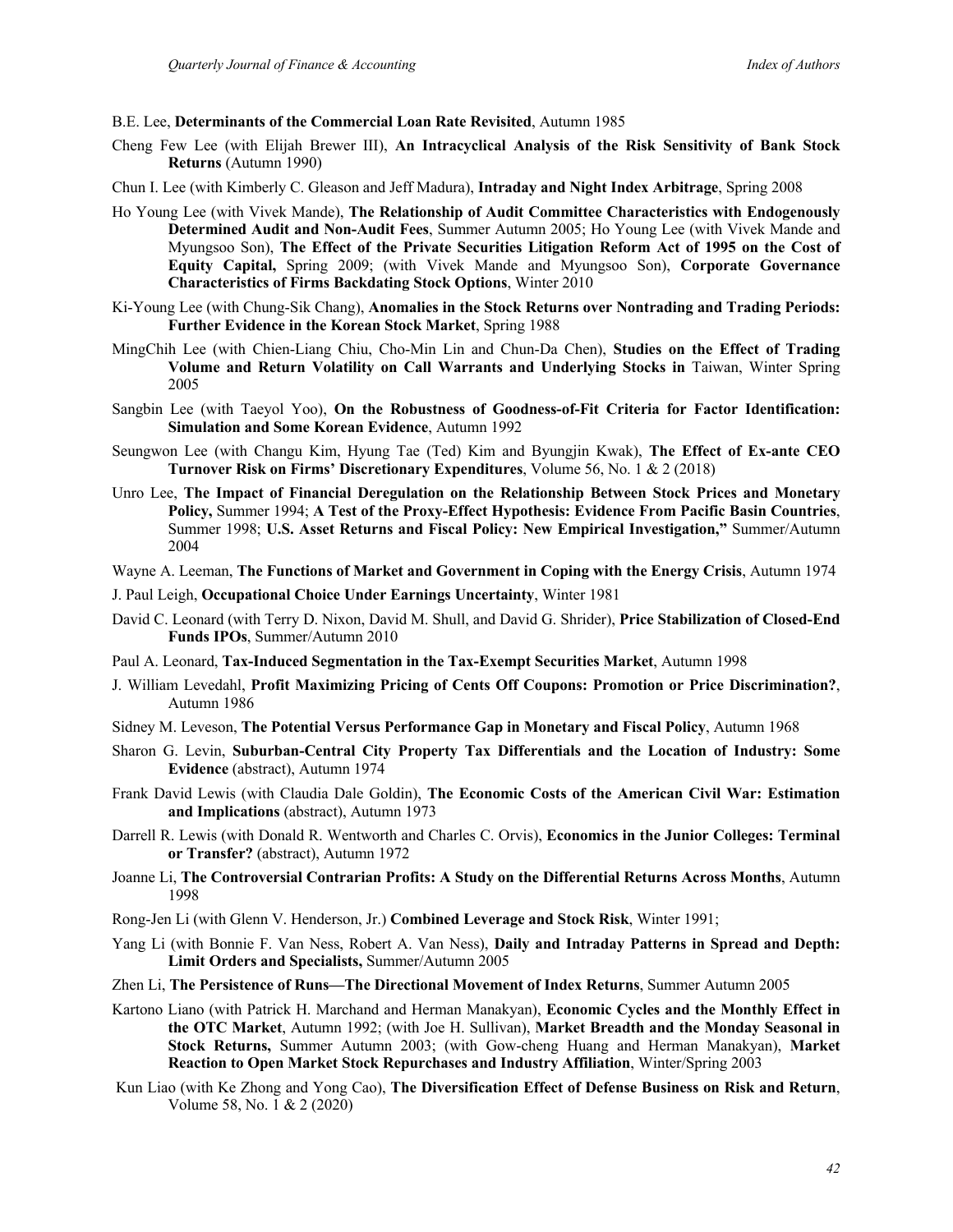B.E. Lee, **Determinants of the Commercial Loan Rate Revisited**, Autumn 1985

Cheng Few Lee (with Elijah Brewer III), **An Intracyclical Analysis of the Risk Sensitivity of Bank Stock Returns** (Autumn 1990)

Chun I. Lee (with Kimberly C. Gleason and Jeff Madura), **Intraday and Night Index Arbitrage**, Spring 2008

Ho Young Lee (with Vivek Mande), **The Relationship of Audit Committee Characteristics with Endogenously Determined Audit and Non-Audit Fees**, Summer Autumn 2005; Ho Young Lee (with Vivek Mande and Myungsoo Son), **The Effect of the Private Securities Litigation Reform Act of 1995 on the Cost of Equity Capital,** Spring 2009; (with Vivek Mande and Myungsoo Son), **Corporate Governance Characteristics of Firms Backdating Stock Options**, Winter 2010

Ki-Young Lee (with Chung-Sik Chang), **Anomalies in the Stock Returns over Nontrading and Trading Periods: Further Evidence in the Korean Stock Market**, Spring 1988

MingChih Lee (with Chien-Liang Chiu, Cho-Min Lin and Chun-Da Chen), **Studies on the Effect of Trading Volume and Return Volatility on Call Warrants and Underlying Stocks in** Taiwan, Winter Spring 2005

Sangbin Lee (with Taeyol Yoo), **On the Robustness of Goodness-of-Fit Criteria for Factor Identification: Simulation and Some Korean Evidence**, Autumn 1992

Seungwon Lee (with Changu Kim, Hyung Tae (Ted) Kim and Byungjin Kwak), **The Effect of Ex-ante CEO Turnover Risk on Firms' Discretionary Expenditures**, Volume 56, No. 1 & 2 (2018)

Unro Lee, **The Impact of Financial Deregulation on the Relationship Between Stock Prices and Monetary Policy,** Summer 1994; **A Test of the Proxy-Effect Hypothesis: Evidence From Pacific Basin Countries**, Summer 1998; **U.S. Asset Returns and Fiscal Policy: New Empirical Investigation,"** Summer/Autumn 2004

Wayne A. Leeman, **The Functions of Market and Government in Coping with the Energy Crisis**, Autumn 1974

J. Paul Leigh, **Occupational Choice Under Earnings Uncertainty**, Winter 1981

David C. Leonard (with Terry D. Nixon, David M. Shull, and David G. Shrider), **Price Stabilization of Closed-End Funds IPOs**, Summer/Autumn 2010

Paul A. Leonard, **Tax-Induced Segmentation in the Tax-Exempt Securities Market**, Autumn 1998

J. William Levedahl, **Profit Maximizing Pricing of Cents Off Coupons: Promotion or Price Discrimination?**, Autumn 1986

Sidney M. Leveson, **The Potential Versus Performance Gap in Monetary and Fiscal Policy**, Autumn 1968

Sharon G. Levin, **Suburban-Central City Property Tax Differentials and the Location of Industry: Some Evidence** (abstract), Autumn 1974

Frank David Lewis (with Claudia Dale Goldin), **The Economic Costs of the American Civil War: Estimation and Implications** (abstract), Autumn 1973

Darrell R. Lewis (with Donald R. Wentworth and Charles C. Orvis), **Economics in the Junior Colleges: Terminal or Transfer?** (abstract), Autumn 1972

Joanne Li, **The Controversial Contrarian Profits: A Study on the Differential Returns Across Months**, Autumn 1998

Rong-Jen Li (with Glenn V. Henderson, Jr.) **Combined Leverage and Stock Risk**, Winter 1991;

Yang Li (with Bonnie F. Van Ness, Robert A. Van Ness), **Daily and Intraday Patterns in Spread and Depth: Limit Orders and Specialists,** Summer/Autumn 2005

Zhen Li, **The Persistence of Runs—The Directional Movement of Index Returns**, Summer Autumn 2005

Kartono Liano (with Patrick H. Marchand and Herman Manakyan), **Economic Cycles and the Monthly Effect in the OTC Market**, Autumn 1992; (with Joe H. Sullivan), **Market Breadth and the Monday Seasonal in Stock Returns,** Summer Autumn 2003; (with Gow-cheng Huang and Herman Manakyan), **Market Reaction to Open Market Stock Repurchases and Industry Affiliation**, Winter/Spring 2003

Kun Liao (with Ke Zhong and Yong Cao), **The Diversification Effect of Defense Business on Risk and Return**, Volume 58, No. 1 & 2 (2020)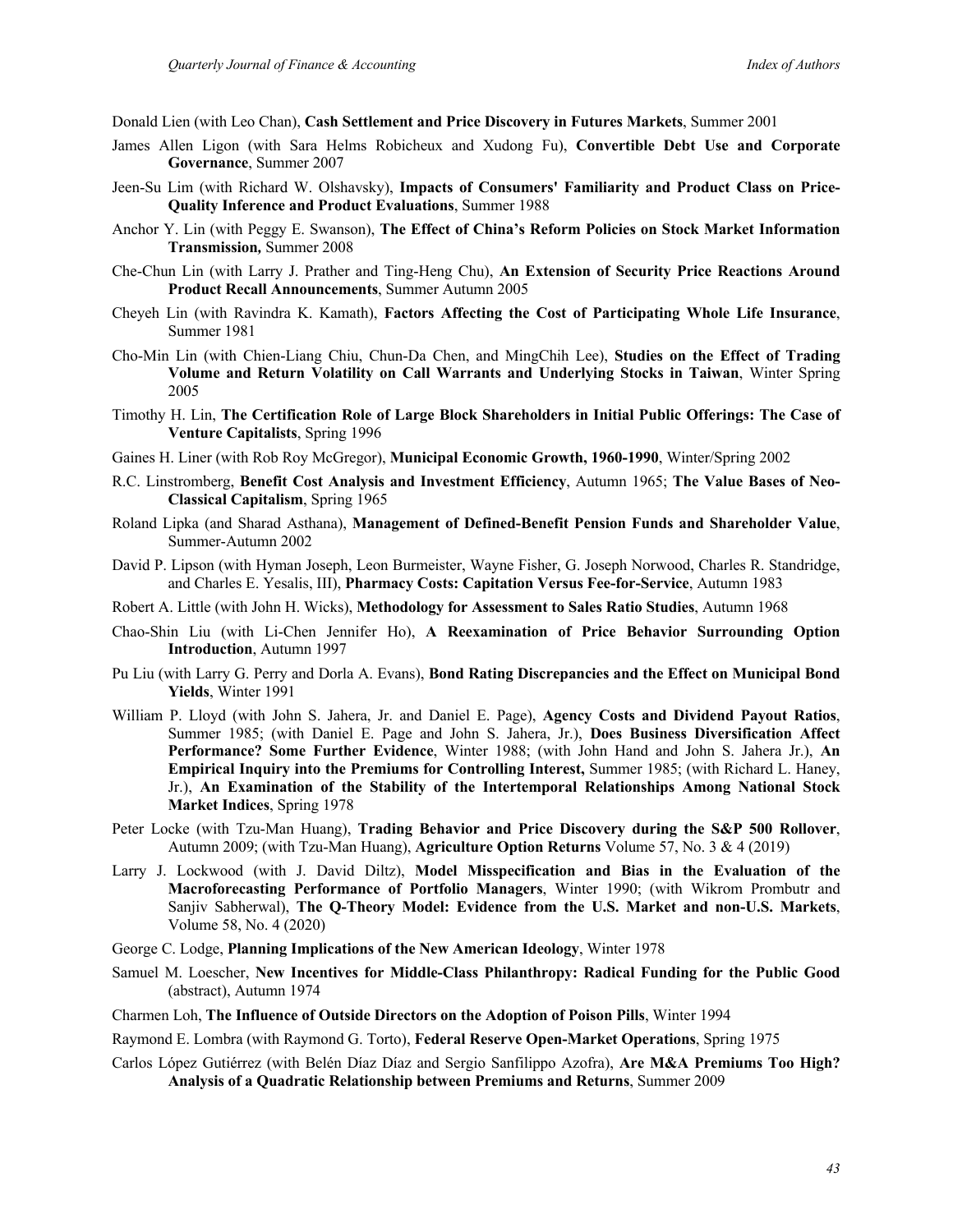Donald Lien (with Leo Chan), **Cash Settlement and Price Discovery in Futures Markets**, Summer 2001

James Allen Ligon (with Sara Helms Robicheux and Xudong Fu), **Convertible Debt Use and Corporate Governance**, Summer 2007

Jeen-Su Lim (with Richard W. Olshavsky), **Impacts of Consumers' Familiarity and Product Class on Price-Quality Inference and Product Evaluations**, Summer 1988

Anchor Y. Lin (with Peggy E. Swanson), **The Effect of China's Reform Policies on Stock Market Information Transmission,** Summer 2008

Che-Chun Lin (with Larry J. Prather and Ting-Heng Chu), **An Extension of Security Price Reactions Around Product Recall Announcements**, Summer Autumn 2005

Cheyeh Lin (with Ravindra K. Kamath), **Factors Affecting the Cost of Participating Whole Life Insurance**, Summer 1981

Cho-Min Lin (with Chien-Liang Chiu, Chun-Da Chen, and MingChih Lee), **Studies on the Effect of Trading Volume and Return Volatility on Call Warrants and Underlying Stocks in Taiwan**, Winter Spring 2005

Timothy H. Lin, **The Certification Role of Large Block Shareholders in Initial Public Offerings: The Case of Venture Capitalists**, Spring 1996

Gaines H. Liner (with Rob Roy McGregor), **Municipal Economic Growth, 1960-1990**, Winter/Spring 2002

R.C. Linstromberg, **Benefit Cost Analysis and Investment Efficiency**, Autumn 1965; **The Value Bases of Neo-Classical Capitalism**, Spring 1965

Roland Lipka (and Sharad Asthana), **Management of Defined-Benefit Pension Funds and Shareholder Value**, Summer-Autumn 2002

David P. Lipson (with Hyman Joseph, Leon Burmeister, Wayne Fisher, G. Joseph Norwood, Charles R. Standridge, and Charles E. Yesalis, III), **Pharmacy Costs: Capitation Versus Fee-for-Service**, Autumn 1983

Robert A. Little (with John H. Wicks), **Methodology for Assessment to Sales Ratio Studies**, Autumn 1968

Chao-Shin Liu (with Li-Chen Jennifer Ho), **A Reexamination of Price Behavior Surrounding Option Introduction**, Autumn 1997

Pu Liu (with Larry G. Perry and Dorla A. Evans), **Bond Rating Discrepancies and the Effect on Municipal Bond Yields**, Winter 1991

William P. Lloyd (with John S. Jahera, Jr. and Daniel E. Page), **Agency Costs and Dividend Payout Ratios**, Summer 1985; (with Daniel E. Page and John S. Jahera, Jr.), **Does Business Diversification Affect Performance? Some Further Evidence**, Winter 1988; (with John Hand and John S. Jahera Jr.), **An Empirical Inquiry into the Premiums for Controlling Interest,** Summer 1985; (with Richard L. Haney, Jr.), **An Examination of the Stability of the Intertemporal Relationships Among National Stock Market Indices**, Spring 1978

Peter Locke (with Tzu-Man Huang), **Trading Behavior and Price Discovery during the S&P 500 Rollover**, Autumn 2009; (with Tzu-Man Huang), **Agriculture Option Returns** Volume 57, No. 3 & 4 (2019)

Larry J. Lockwood (with J. David Diltz), **Model Misspecification and Bias in the Evaluation of the Macroforecasting Performance of Portfolio Managers**, Winter 1990; (with Wikrom Prombutr and Sanjiv Sabherwal), **The Q-Theory Model: Evidence from the U.S. Market and non-U.S. Markets**, Volume 58, No. 4 (2020)

George C. Lodge, **Planning Implications of the New American Ideology**, Winter 1978

Samuel M. Loescher, **New Incentives for Middle-Class Philanthropy: Radical Funding for the Public Good** (abstract), Autumn 1974

Charmen Loh, **The Influence of Outside Directors on the Adoption of Poison Pills**, Winter 1994

Raymond E. Lombra (with Raymond G. Torto), **Federal Reserve Open-Market Operations**, Spring 1975

Carlos López Gutiérrez (with Belén Díaz Díaz and Sergio Sanfilippo Azofra), **Are M&A Premiums Too High? Analysis of a Quadratic Relationship between Premiums and Returns**, Summer 2009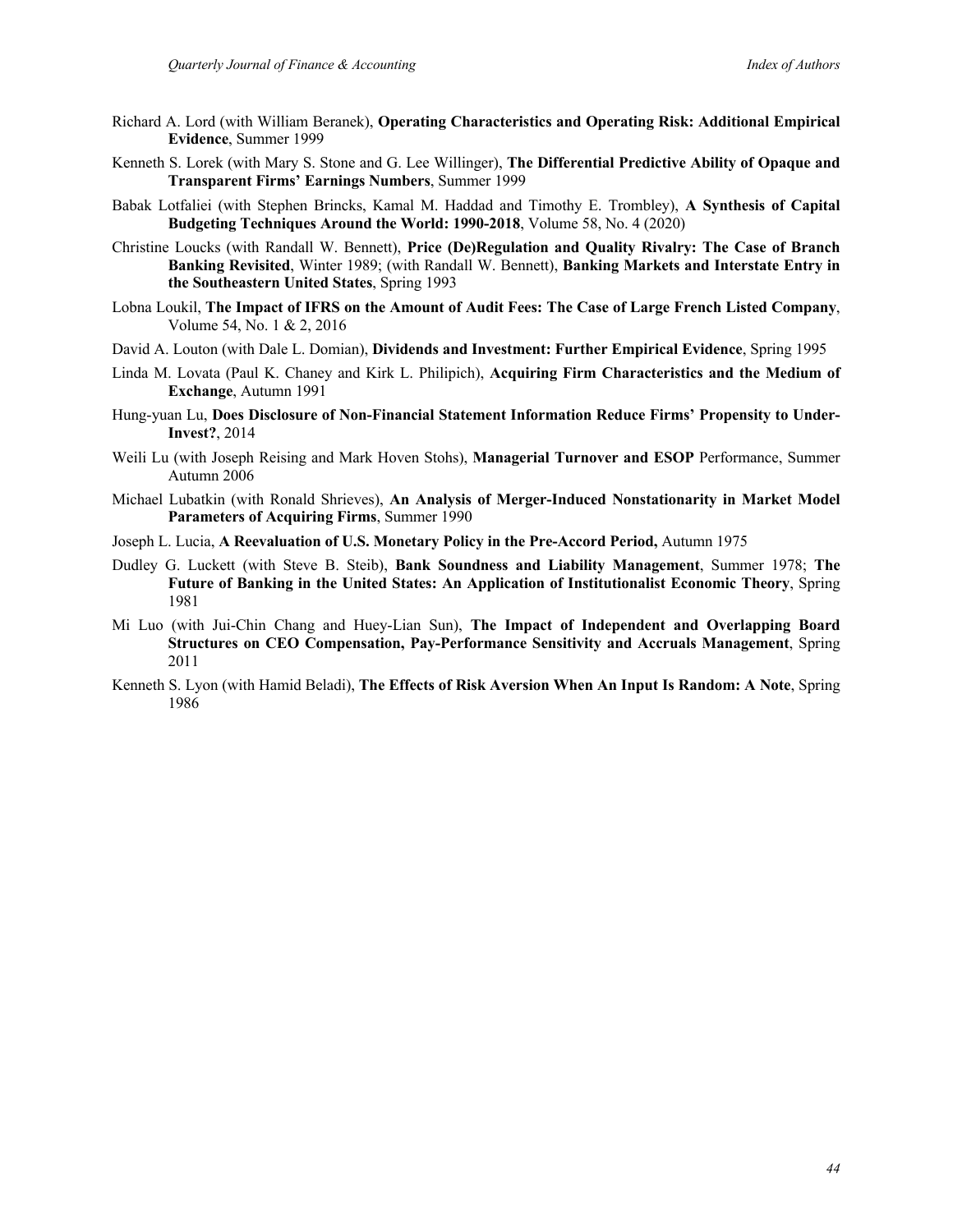Richard A. Lord (with William Beranek), **Operating Characteristics and Operating Risk: Additional Empirical Evidence**, Summer 1999

Kenneth S. Lorek (with Mary S. Stone and G. Lee Willinger), **The Differential Predictive Ability of Opaque and Transparent Firms' Earnings Numbers**, Summer 1999

Babak Lotfaliei (with Stephen Brincks, Kamal M. Haddad and Timothy E. Trombley), **A Synthesis of Capital Budgeting Techniques Around the World: 1990-2018**, Volume 58, No. 4 (2020)

Christine Loucks (with Randall W. Bennett), **Price (De)Regulation and Quality Rivalry: The Case of Branch Banking Revisited**, Winter 1989; (with Randall W. Bennett), **Banking Markets and Interstate Entry in the Southeastern United States**, Spring 1993

Lobna Loukil, **The Impact of IFRS on the Amount of Audit Fees: The Case of Large French Listed Company**, Volume 54, No. 1 & 2, 2016

David A. Louton (with Dale L. Domian), **Dividends and Investment: Further Empirical Evidence**, Spring 1995

Linda M. Lovata (Paul K. Chaney and Kirk L. Philipich), **Acquiring Firm Characteristics and the Medium of Exchange**, Autumn 1991

Hung-yuan Lu, **Does Disclosure of Non-Financial Statement Information Reduce Firms' Propensity to Under-Invest?**, 2014

Weili Lu (with Joseph Reising and Mark Hoven Stohs), **Managerial Turnover and ESOP** Performance, Summer Autumn 2006

Michael Lubatkin (with Ronald Shrieves), **An Analysis of Merger-Induced Nonstationarity in Market Model Parameters of Acquiring Firms**, Summer 1990

Joseph L. Lucia, **A Reevaluation of U.S. Monetary Policy in the Pre-Accord Period,** Autumn 1975

Dudley G. Luckett (with Steve B. Steib), **Bank Soundness and Liability Management**, Summer 1978; **The Future of Banking in the United States: An Application of Institutionalist Economic Theory**, Spring 1981

Mi Luo (with Jui-Chin Chang and Huey-Lian Sun), **The Impact of Independent and Overlapping Board Structures on CEO Compensation, Pay-Performance Sensitivity and Accruals Management**, Spring 2011

Kenneth S. Lyon (with Hamid Beladi), **The Effects of Risk Aversion When An Input Is Random: A Note**, Spring 1986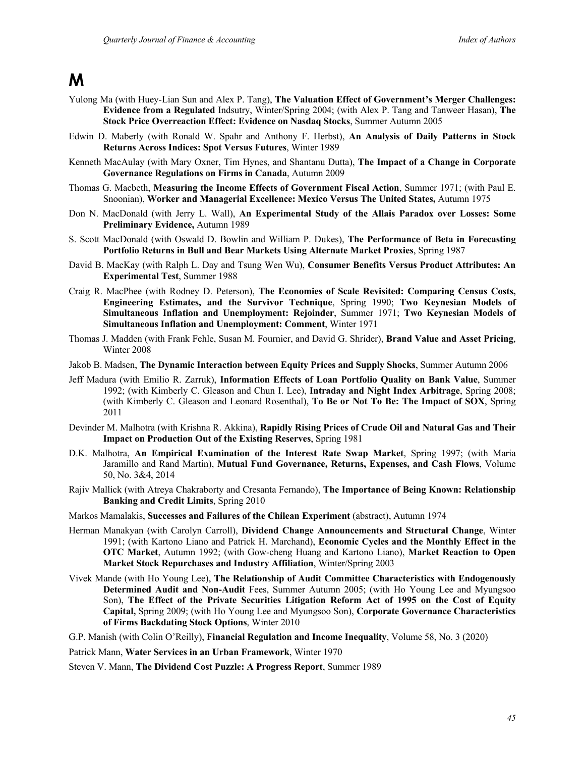# M

Yulong Ma (with Huey-Lian Sun and Alex P. Tang), **The Valuation Effect of Government's Merger Challenges: Evidence from a Regulated** Indsutry, Winter/Spring 2004; (with Alex P. Tang and Tanweer Hasan), **The Stock Price Overreaction Effect: Evidence on Nasdaq Stocks**, Summer Autumn 2005

Edwin D. Maberly (with Ronald W. Spahr and Anthony F. Herbst), **An Analysis of Daily Patterns in Stock Returns Across Indices: Spot Versus Futures**, Winter 1989

Kenneth MacAulay (with Mary Oxner, Tim Hynes, and Shantanu Dutta), **The Impact of a Change in Corporate Governance Regulations on Firms in Canada**, Autumn 2009

Thomas G. Macbeth, **Measuring the Income Effects of Government Fiscal Action**, Summer 1971; (with Paul E. Snoonian), **Worker and Managerial Excellence: Mexico Versus The United States,** Autumn 1975

Don N. MacDonald (with Jerry L. Wall), **An Experimental Study of the Allais Paradox over Losses: Some Preliminary Evidence,** Autumn 1989

S. Scott MacDonald (with Oswald D. Bowlin and William P. Dukes), **The Performance of Beta in Forecasting Portfolio Returns in Bull and Bear Markets Using Alternate Market Proxies**, Spring 1987

David B. MacKay (with Ralph L. Day and Tsung Wen Wu), **Consumer Benefits Versus Product Attributes: An Experimental Test**, Summer 1988

Craig R. MacPhee (with Rodney D. Peterson), **The Economies of Scale Revisited: Comparing Census Costs, Engineering Estimates, and the Survivor Technique**, Spring 1990; **Two Keynesian Models of Simultaneous Inflation and Unemployment: Rejoinder**, Summer 1971; **Two Keynesian Models of Simultaneous Inflation and Unemployment: Comment**, Winter 1971

Thomas J. Madden (with Frank Fehle, Susan M. Fournier, and David G. Shrider), **Brand Value and Asset Pricing**, Winter 2008

Jakob B. Madsen, **The Dynamic Interaction between Equity Prices and Supply Shocks**, Summer Autumn 2006

Jeff Madura (with Emilio R. Zarruk), **Information Effects of Loan Portfolio Quality on Bank Value**, Summer 1992; (with Kimberly C. Gleason and Chun I. Lee), **Intraday and Night Index Arbitrage**, Spring 2008; (with Kimberly C. Gleason and Leonard Rosenthal), **To Be or Not To Be: The Impact of SOX**, Spring 2011

Devinder M. Malhotra (with Krishna R. Akkina), **Rapidly Rising Prices of Crude Oil and Natural Gas and Their Impact on Production Out of the Existing Reserves**, Spring 1981

D.K. Malhotra, **An Empirical Examination of the Interest Rate Swap Market**, Spring 1997; (with Maria Jaramillo and Rand Martin), **Mutual Fund Governance, Returns, Expenses, and Cash Flows**, Volume 50, No. 3&4, 2014

Rajiv Mallick (with Atreya Chakraborty and Cresanta Fernando), **The Importance of Being Known: Relationship Banking and Credit Limits**, Spring 2010

Markos Mamalakis, **Successes and Failures of the Chilean Experiment** (abstract), Autumn 1974

Herman Manakyan (with Carolyn Carroll), **Dividend Change Announcements and Structural Change**, Winter 1991; (with Kartono Liano and Patrick H. Marchand), **Economic Cycles and the Monthly Effect in the OTC Market**, Autumn 1992; (with Gow-cheng Huang and Kartono Liano), **Market Reaction to Open Market Stock Repurchases and Industry Affiliation**, Winter/Spring 2003

Vivek Mande (with Ho Young Lee), **The Relationship of Audit Committee Characteristics with Endogenously Determined Audit and Non-Audit** Fees, Summer Autumn 2005; (with Ho Young Lee and Myungsoo Son), **The Effect of the Private Securities Litigation Reform Act of 1995 on the Cost of Equity Capital,** Spring 2009; (with Ho Young Lee and Myungsoo Son), **Corporate Governance Characteristics of Firms Backdating Stock Options**, Winter 2010

G.P. Manish (with Colin O'Reilly), **Financial Regulation and Income Inequality**, Volume 58, No. 3 (2020)

Patrick Mann, **Water Services in an Urban Framework**, Winter 1970

Steven V. Mann, **The Dividend Cost Puzzle: A Progress Report**, Summer 1989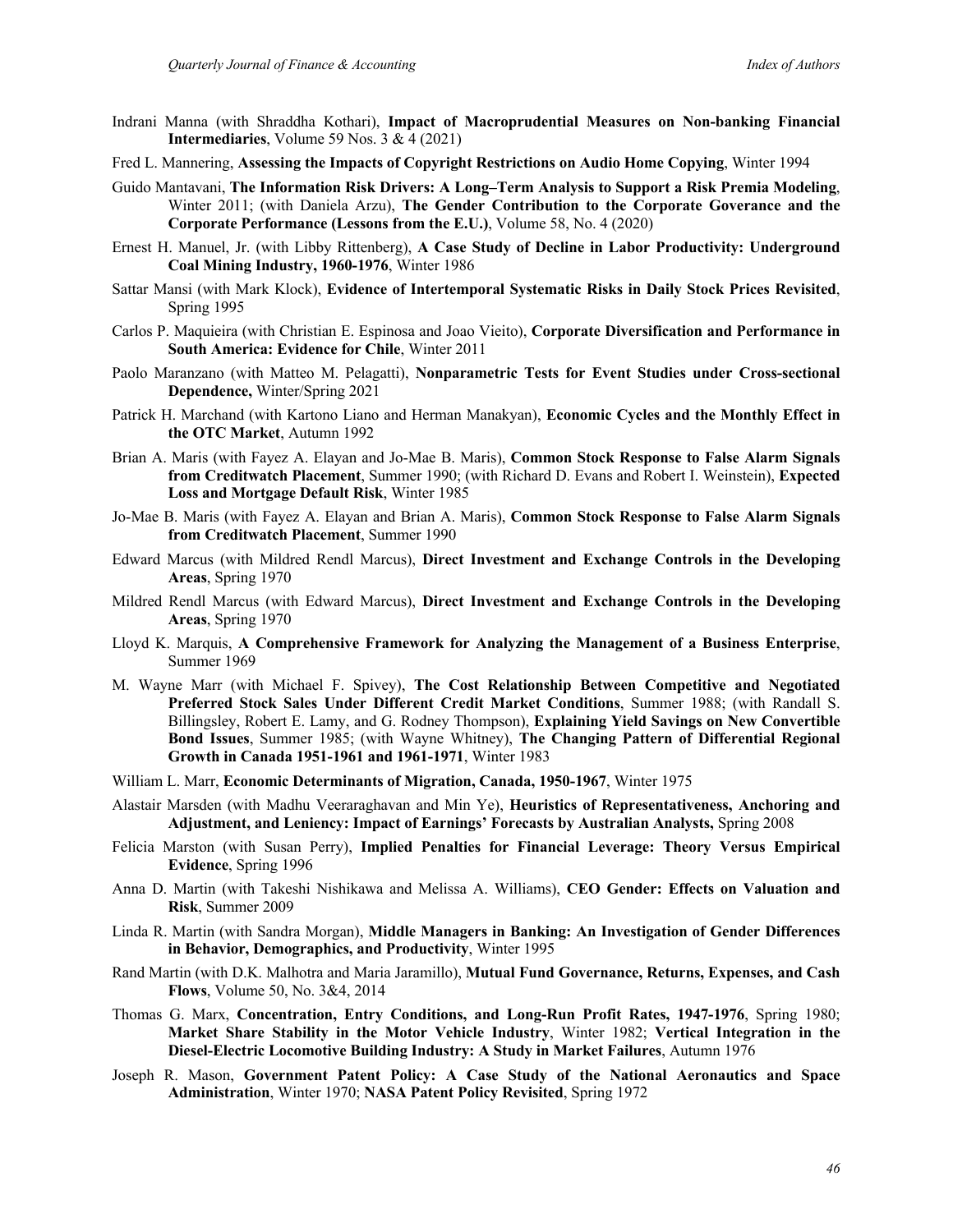Indrani Manna (with Shraddha Kothari), **Impact of Macroprudential Measures on Non-banking Financial Intermediaries**, Volume 59 Nos. 3 & 4 (2021)

Fred L. Mannering, **Assessing the Impacts of Copyright Restrictions on Audio Home Copying**, Winter 1994

Guido Mantavani, **The Information Risk Drivers: A Long–Term Analysis to Support a Risk Premia Modeling**, Winter 2011; (with Daniela Arzu), **The Gender Contribution to the Corporate Goverance and the Corporate Performance (Lessons from the E.U.)**, Volume 58, No. 4 (2020)

Ernest H. Manuel, Jr. (with Libby Rittenberg), **A Case Study of Decline in Labor Productivity: Underground Coal Mining Industry, 1960-1976**, Winter 1986

Sattar Mansi (with Mark Klock), **Evidence of Intertemporal Systematic Risks in Daily Stock Prices Revisited**, Spring 1995

Carlos P. Maquieira (with Christian E. Espinosa and Joao Vieito), **Corporate Diversification and Performance in South America: Evidence for Chile**, Winter 2011

Paolo Maranzano (with Matteo M. Pelagatti), **Nonparametric Tests for Event Studies under Cross-sectional Dependence,** Winter/Spring 2021

Patrick H. Marchand (with Kartono Liano and Herman Manakyan), **Economic Cycles and the Monthly Effect in the OTC Market**, Autumn 1992

Brian A. Maris (with Fayez A. Elayan and Jo-Mae B. Maris), **Common Stock Response to False Alarm Signals from Creditwatch Placement**, Summer 1990; (with Richard D. Evans and Robert I. Weinstein), **Expected Loss and Mortgage Default Risk**, Winter 1985

Jo-Mae B. Maris (with Fayez A. Elayan and Brian A. Maris), **Common Stock Response to False Alarm Signals from Creditwatch Placement**, Summer 1990

Edward Marcus (with Mildred Rendl Marcus), **Direct Investment and Exchange Controls in the Developing Areas**, Spring 1970

Mildred Rendl Marcus (with Edward Marcus), **Direct Investment and Exchange Controls in the Developing Areas**, Spring 1970

Lloyd K. Marquis, **A Comprehensive Framework for Analyzing the Management of a Business Enterprise**, Summer 1969

M. Wayne Marr (with Michael F. Spivey), **The Cost Relationship Between Competitive and Negotiated Preferred Stock Sales Under Different Credit Market Conditions**, Summer 1988; (with Randall S. Billingsley, Robert E. Lamy, and G. Rodney Thompson), **Explaining Yield Savings on New Convertible Bond Issues**, Summer 1985; (with Wayne Whitney), **The Changing Pattern of Differential Regional Growth in Canada 1951-1961 and 1961-1971**, Winter 1983

William L. Marr, **Economic Determinants of Migration, Canada, 1950-1967**, Winter 1975

Alastair Marsden (with Madhu Veeraraghavan and Min Ye), **Heuristics of Representativeness, Anchoring and Adjustment, and Leniency: Impact of Earnings' Forecasts by Australian Analysts,** Spring 2008

Felicia Marston (with Susan Perry), **Implied Penalties for Financial Leverage: Theory Versus Empirical Evidence**, Spring 1996

Anna D. Martin (with Takeshi Nishikawa and Melissa A. Williams), **CEO Gender: Effects on Valuation and Risk**, Summer 2009

Linda R. Martin (with Sandra Morgan), **Middle Managers in Banking: An Investigation of Gender Differences in Behavior, Demographics, and Productivity**, Winter 1995

Rand Martin (with D.K. Malhotra and Maria Jaramillo), **Mutual Fund Governance, Returns, Expenses, and Cash Flows**, Volume 50, No. 3&4, 2014

Thomas G. Marx, **Concentration, Entry Conditions, and Long-Run Profit Rates, 1947-1976**, Spring 1980; **Market Share Stability in the Motor Vehicle Industry**, Winter 1982; **Vertical Integration in the Diesel-Electric Locomotive Building Industry: A Study in Market Failures**, Autumn 1976

Joseph R. Mason, **Government Patent Policy: A Case Study of the National Aeronautics and Space Administration**, Winter 1970; **NASA Patent Policy Revisited**, Spring 1972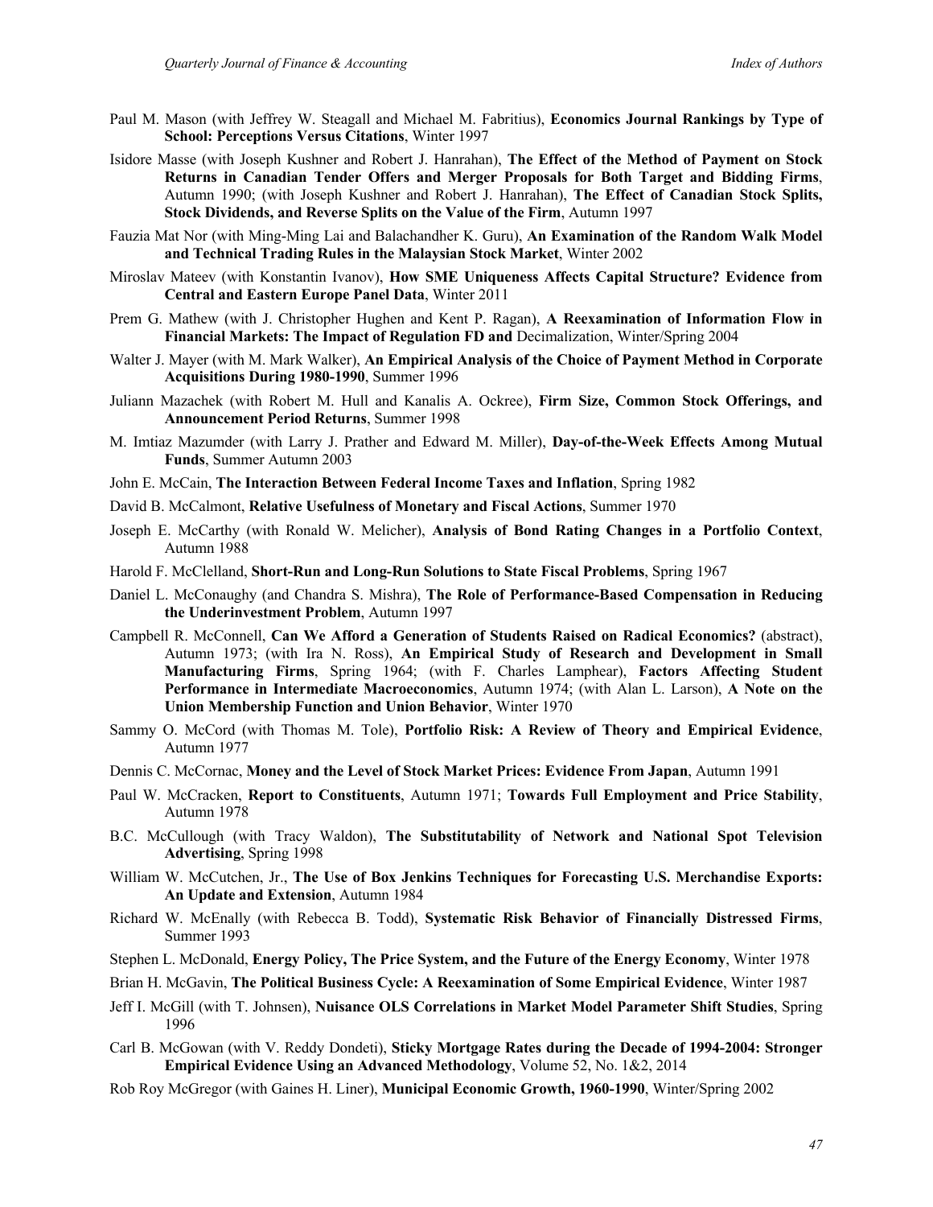Paul M. Mason (with Jeffrey W. Steagall and Michael M. Fabritius), **Economics Journal Rankings by Type of School: Perceptions Versus Citations**, Winter 1997

Isidore Masse (with Joseph Kushner and Robert J. Hanrahan), **The Effect of the Method of Payment on Stock Returns in Canadian Tender Offers and Merger Proposals for Both Target and Bidding Firms**, Autumn 1990; (with Joseph Kushner and Robert J. Hanrahan), **The Effect of Canadian Stock Splits, Stock Dividends, and Reverse Splits on the Value of the Firm**, Autumn 1997

Fauzia Mat Nor (with Ming-Ming Lai and Balachandher K. Guru), **An Examination of the Random Walk Model and Technical Trading Rules in the Malaysian Stock Market**, Winter 2002

Miroslav Mateev (with Konstantin Ivanov), **How SME Uniqueness Affects Capital Structure? Evidence from Central and Eastern Europe Panel Data**, Winter 2011

Prem G. Mathew (with J. Christopher Hughen and Kent P. Ragan), **A Reexamination of Information Flow in Financial Markets: The Impact of Regulation FD and** Decimalization, Winter/Spring 2004

Walter J. Mayer (with M. Mark Walker), **An Empirical Analysis of the Choice of Payment Method in Corporate Acquisitions During 1980-1990**, Summer 1996

Juliann Mazachek (with Robert M. Hull and Kanalis A. Ockree), **Firm Size, Common Stock Offerings, and Announcement Period Returns**, Summer 1998

M. Imtiaz Mazumder (with Larry J. Prather and Edward M. Miller), **Day-of-the-Week Effects Among Mutual Funds**, Summer Autumn 2003

John E. McCain, **The Interaction Between Federal Income Taxes and Inflation**, Spring 1982

David B. McCalmont, **Relative Usefulness of Monetary and Fiscal Actions**, Summer 1970

Joseph E. McCarthy (with Ronald W. Melicher), **Analysis of Bond Rating Changes in a Portfolio Context**, Autumn 1988

Harold F. McClelland, **Short-Run and Long-Run Solutions to State Fiscal Problems**, Spring 1967

Daniel L. McConaughy (and Chandra S. Mishra), **The Role of Performance-Based Compensation in Reducing the Underinvestment Problem**, Autumn 1997

Campbell R. McConnell, **Can We Afford a Generation of Students Raised on Radical Economics?** (abstract), Autumn 1973; (with Ira N. Ross), **An Empirical Study of Research and Development in Small Manufacturing Firms**, Spring 1964; (with F. Charles Lamphear), **Factors Affecting Student Performance in Intermediate Macroeconomics**, Autumn 1974; (with Alan L. Larson), **A Note on the Union Membership Function and Union Behavior**, Winter 1970

Sammy O. McCord (with Thomas M. Tole), **Portfolio Risk: A Review of Theory and Empirical Evidence**, Autumn 1977

Dennis C. McCornac, **Money and the Level of Stock Market Prices: Evidence From Japan**, Autumn 1991

Paul W. McCracken, **Report to Constituents**, Autumn 1971; **Towards Full Employment and Price Stability**, Autumn 1978

B.C. McCullough (with Tracy Waldon), **The Substitutability of Network and National Spot Television Advertising**, Spring 1998

William W. McCutchen, Jr., **The Use of Box Jenkins Techniques for Forecasting U.S. Merchandise Exports: An Update and Extension**, Autumn 1984

Richard W. McEnally (with Rebecca B. Todd), **Systematic Risk Behavior of Financially Distressed Firms**, Summer 1993

Stephen L. McDonald, **Energy Policy, The Price System, and the Future of the Energy Economy**, Winter 1978

Brian H. McGavin, **The Political Business Cycle: A Reexamination of Some Empirical Evidence**, Winter 1987

Jeff I. McGill (with T. Johnsen), **Nuisance OLS Correlations in Market Model Parameter Shift Studies**, Spring 1996

Carl B. McGowan (with V. Reddy Dondeti), **Sticky Mortgage Rates during the Decade of 1994-2004: Stronger Empirical Evidence Using an Advanced Methodology**, Volume 52, No. 1&2, 2014

Rob Roy McGregor (with Gaines H. Liner), **Municipal Economic Growth, 1960-1990**, Winter/Spring 2002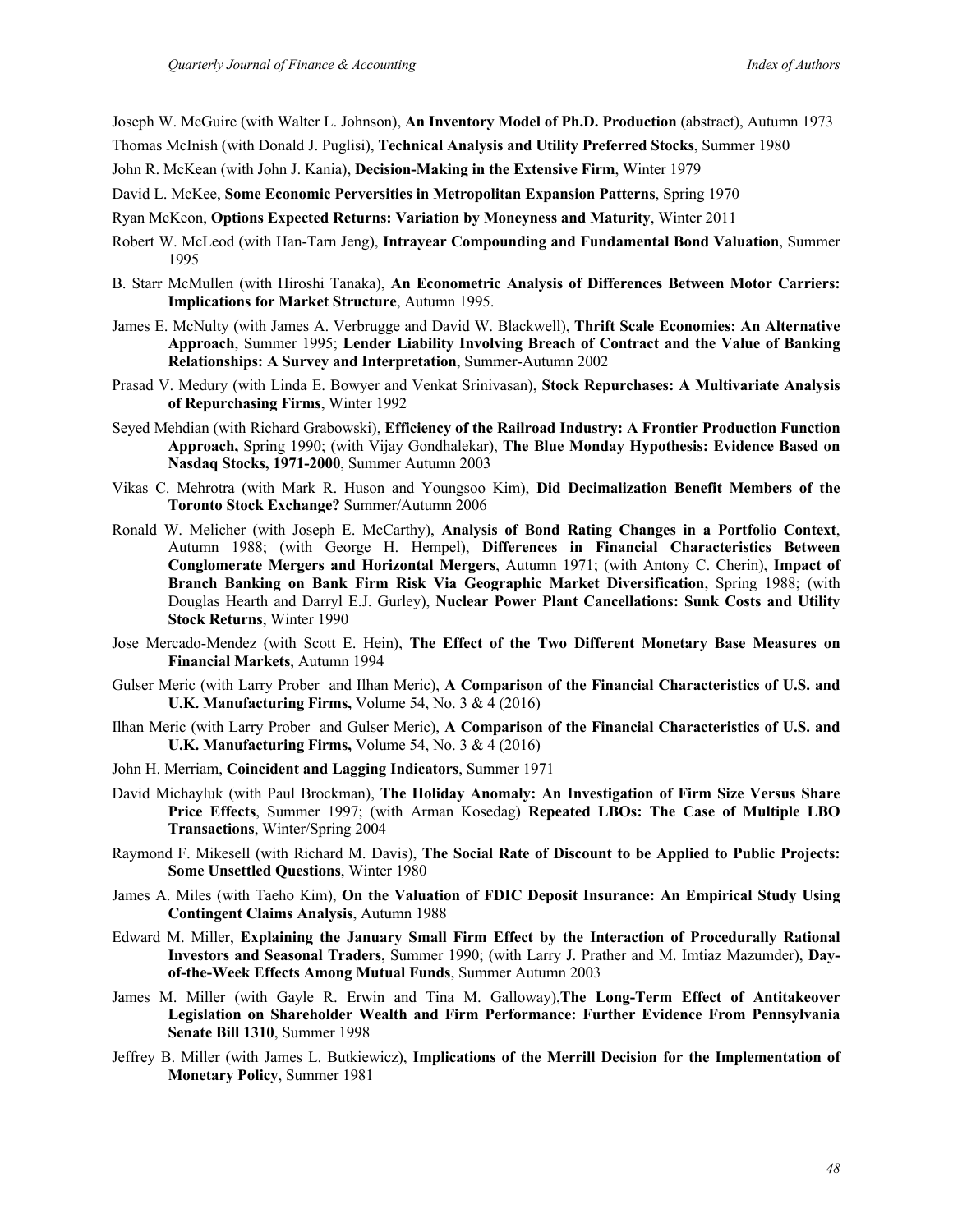Joseph W. McGuire (with Walter L. Johnson), **An Inventory Model of Ph.D. Production** (abstract), Autumn 1973

Thomas McInish (with Donald J. Puglisi), **Technical Analysis and Utility Preferred Stocks**, Summer 1980

John R. McKean (with John J. Kania), **Decision-Making in the Extensive Firm**, Winter 1979

David L. McKee, **Some Economic Perversities in Metropolitan Expansion Patterns**, Spring 1970

Ryan McKeon, **Options Expected Returns: Variation by Moneyness and Maturity**, Winter 2011

Robert W. McLeod (with Han-Tarn Jeng), **Intrayear Compounding and Fundamental Bond Valuation**, Summer 1995

B. Starr McMullen (with Hiroshi Tanaka), **An Econometric Analysis of Differences Between Motor Carriers: Implications for Market Structure**, Autumn 1995.

James E. McNulty (with James A. Verbrugge and David W. Blackwell), **Thrift Scale Economies: An Alternative Approach**, Summer 1995; **Lender Liability Involving Breach of Contract and the Value of Banking Relationships: A Survey and Interpretation**, Summer-Autumn 2002

Prasad V. Medury (with Linda E. Bowyer and Venkat Srinivasan), **Stock Repurchases: A Multivariate Analysis of Repurchasing Firms**, Winter 1992

Seyed Mehdian (with Richard Grabowski), **Efficiency of the Railroad Industry: A Frontier Production Function Approach,** Spring 1990; (with Vijay Gondhalekar), **The Blue Monday Hypothesis: Evidence Based on Nasdaq Stocks, 1971-2000**, Summer Autumn 2003

Vikas C. Mehrotra (with Mark R. Huson and Youngsoo Kim), **Did Decimalization Benefit Members of the Toronto Stock Exchange?** Summer/Autumn 2006

Ronald W. Melicher (with Joseph E. McCarthy), **Analysis of Bond Rating Changes in a Portfolio Context**, Autumn 1988; (with George H. Hempel), **Differences in Financial Characteristics Between Conglomerate Mergers and Horizontal Mergers**, Autumn 1971; (with Antony C. Cherin), **Impact of Branch Banking on Bank Firm Risk Via Geographic Market Diversification**, Spring 1988; (with Douglas Hearth and Darryl E.J. Gurley), **Nuclear Power Plant Cancellations: Sunk Costs and Utility Stock Returns**, Winter 1990

Jose Mercado-Mendez (with Scott E. Hein), **The Effect of the Two Different Monetary Base Measures on Financial Markets**, Autumn 1994

Gulser Meric (with Larry Prober and Ilhan Meric), **A Comparison of the Financial Characteristics of U.S. and U.K. Manufacturing Firms,** Volume 54, No. 3 & 4 (2016)

Ilhan Meric (with Larry Prober and Gulser Meric), **A Comparison of the Financial Characteristics of U.S. and U.K. Manufacturing Firms,** Volume 54, No. 3 & 4 (2016)

John H. Merriam, **Coincident and Lagging Indicators**, Summer 1971

David Michayluk (with Paul Brockman), **The Holiday Anomaly: An Investigation of Firm Size Versus Share Price Effects**, Summer 1997; (with Arman Kosedag) **Repeated LBOs: The Case of Multiple LBO Transactions**, Winter/Spring 2004

Raymond F. Mikesell (with Richard M. Davis), **The Social Rate of Discount to be Applied to Public Projects: Some Unsettled Questions**, Winter 1980

James A. Miles (with Taeho Kim), **On the Valuation of FDIC Deposit Insurance: An Empirical Study Using Contingent Claims Analysis**, Autumn 1988

Edward M. Miller, **Explaining the January Small Firm Effect by the Interaction of Procedurally Rational Investors and Seasonal Traders**, Summer 1990; (with Larry J. Prather and M. Imtiaz Mazumder), **Day-of-the-Week Effects Among Mutual Funds**, Summer Autumn 2003

James M. Miller (with Gayle R. Erwin and Tina M. Galloway),**The Long-Term Effect of Antitakeover Legislation on Shareholder Wealth and Firm Performance: Further Evidence From Pennsylvania Senate Bill 1310**, Summer 1998

Jeffrey B. Miller (with James L. Butkiewicz), **Implications of the Merrill Decision for the Implementation of Monetary Policy**, Summer 1981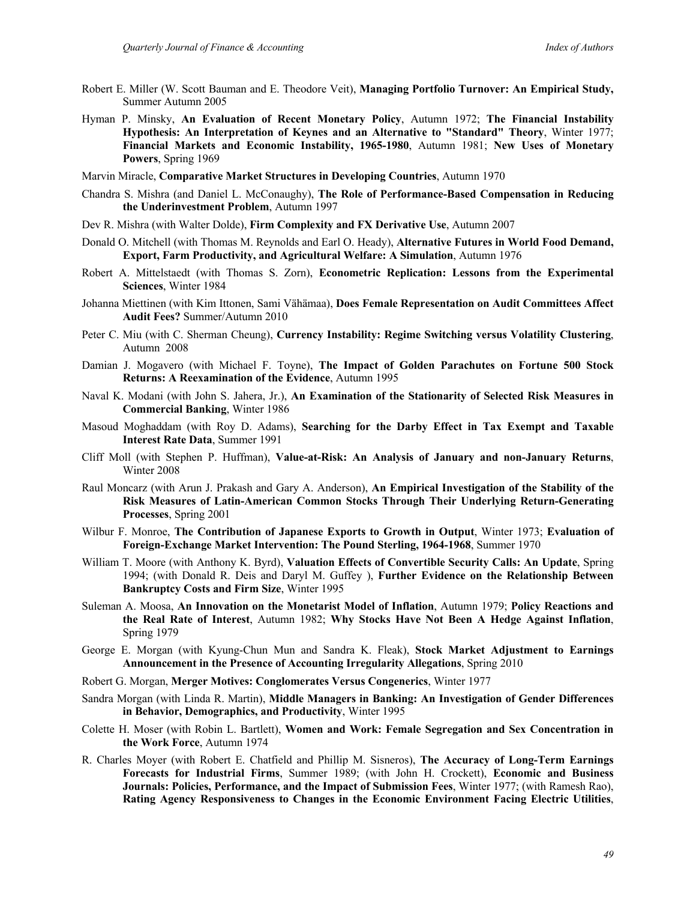Robert E. Miller (W. Scott Bauman and E. Theodore Veit), **Managing Portfolio Turnover: An Empirical Study,** Summer Autumn 2005

Hyman P. Minsky, **An Evaluation of Recent Monetary Policy**, Autumn 1972; **The Financial Instability Hypothesis: An Interpretation of Keynes and an Alternative to "Standard" Theory**, Winter 1977; **Financial Markets and Economic Instability, 1965-1980**, Autumn 1981; **New Uses of Monetary Powers**, Spring 1969

Marvin Miracle, **Comparative Market Structures in Developing Countries**, Autumn 1970

Chandra S. Mishra (and Daniel L. McConaughy), **The Role of Performance-Based Compensation in Reducing the Underinvestment Problem**, Autumn 1997

Dev R. Mishra (with Walter Dolde), **Firm Complexity and FX Derivative Use**, Autumn 2007

Donald O. Mitchell (with Thomas M. Reynolds and Earl O. Heady), **Alternative Futures in World Food Demand, Export, Farm Productivity, and Agricultural Welfare: A Simulation**, Autumn 1976

Robert A. Mittelstaedt (with Thomas S. Zorn), **Econometric Replication: Lessons from the Experimental Sciences**, Winter 1984

Johanna Miettinen (with Kim Ittonen, Sami Vähämaa), **Does Female Representation on Audit Committees Affect Audit Fees?** Summer/Autumn 2010

Peter C. Miu (with C. Sherman Cheung), **Currency Instability: Regime Switching versus Volatility Clustering**, Autumn 2008

Damian J. Mogavero (with Michael F. Toyne), **The Impact of Golden Parachutes on Fortune 500 Stock Returns: A Reexamination of the Evidence**, Autumn 1995

Naval K. Modani (with John S. Jahera, Jr.), **An Examination of the Stationarity of Selected Risk Measures in Commercial Banking**, Winter 1986

Masoud Moghaddam (with Roy D. Adams), **Searching for the Darby Effect in Tax Exempt and Taxable Interest Rate Data**, Summer 1991

Cliff Moll (with Stephen P. Huffman), **Value-at-Risk: An Analysis of January and non-January Returns**, Winter 2008

Raul Moncarz (with Arun J. Prakash and Gary A. Anderson), **An Empirical Investigation of the Stability of the Risk Measures of Latin-American Common Stocks Through Their Underlying Return-Generating Processes**, Spring 2001

Wilbur F. Monroe, **The Contribution of Japanese Exports to Growth in Output**, Winter 1973; **Evaluation of Foreign-Exchange Market Intervention: The Pound Sterling, 1964-1968**, Summer 1970

William T. Moore (with Anthony K. Byrd), **Valuation Effects of Convertible Security Calls: An Update**, Spring 1994; (with Donald R. Deis and Daryl M. Guffey ), **Further Evidence on the Relationship Between Bankruptcy Costs and Firm Size**, Winter 1995

Suleman A. Moosa, **An Innovation on the Monetarist Model of Inflation**, Autumn 1979; **Policy Reactions and the Real Rate of Interest**, Autumn 1982; **Why Stocks Have Not Been A Hedge Against Inflation**, Spring 1979

George E. Morgan (with Kyung-Chun Mun and Sandra K. Fleak), **Stock Market Adjustment to Earnings Announcement in the Presence of Accounting Irregularity Allegations**, Spring 2010

Robert G. Morgan, **Merger Motives: Conglomerates Versus Congenerics**, Winter 1977

Sandra Morgan (with Linda R. Martin), **Middle Managers in Banking: An Investigation of Gender Differences in Behavior, Demographics, and Productivity**, Winter 1995

Colette H. Moser (with Robin L. Bartlett), **Women and Work: Female Segregation and Sex Concentration in the Work Force**, Autumn 1974

R. Charles Moyer (with Robert E. Chatfield and Phillip M. Sisneros), **The Accuracy of Long-Term Earnings Forecasts for Industrial Firms**, Summer 1989; (with John H. Crockett), **Economic and Business Journals: Policies, Performance, and the Impact of Submission Fees**, Winter 1977; (with Ramesh Rao), **Rating Agency Responsiveness to Changes in the Economic Environment Facing Electric Utilities**,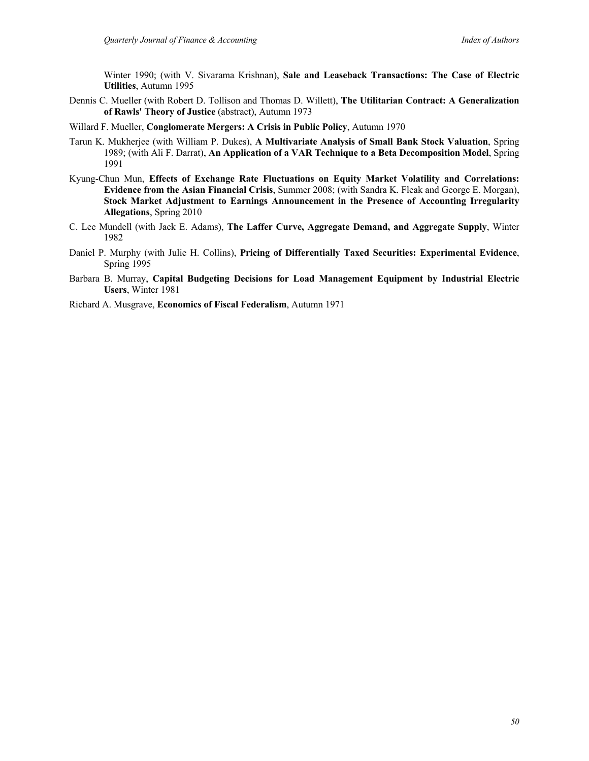Winter 1990; (with V. Sivarama Krishnan), **Sale and Leaseback Transactions: The Case of Electric Utilities**, Autumn 1995

Dennis C. Mueller (with Robert D. Tollison and Thomas D. Willett), **The Utilitarian Contract: A Generalization of Rawls' Theory of Justice** (abstract), Autumn 1973

Willard F. Mueller, **Conglomerate Mergers: A Crisis in Public Policy**, Autumn 1970

Tarun K. Mukherjee (with William P. Dukes), **A Multivariate Analysis of Small Bank Stock Valuation**, Spring 1989; (with Ali F. Darrat), **An Application of a VAR Technique to a Beta Decomposition Model**, Spring 1991

Kyung-Chun Mun, **Effects of Exchange Rate Fluctuations on Equity Market Volatility and Correlations: Evidence from the Asian Financial Crisis**, Summer 2008; (with Sandra K. Fleak and George E. Morgan), **Stock Market Adjustment to Earnings Announcement in the Presence of Accounting Irregularity Allegations**, Spring 2010

C. Lee Mundell (with Jack E. Adams), **The Laffer Curve, Aggregate Demand, and Aggregate Supply**, Winter 1982

Daniel P. Murphy (with Julie H. Collins), **Pricing of Differentially Taxed Securities: Experimental Evidence**, Spring 1995

Barbara B. Murray, **Capital Budgeting Decisions for Load Management Equipment by Industrial Electric Users**, Winter 1981

Richard A. Musgrave, **Economics of Fiscal Federalism**, Autumn 1971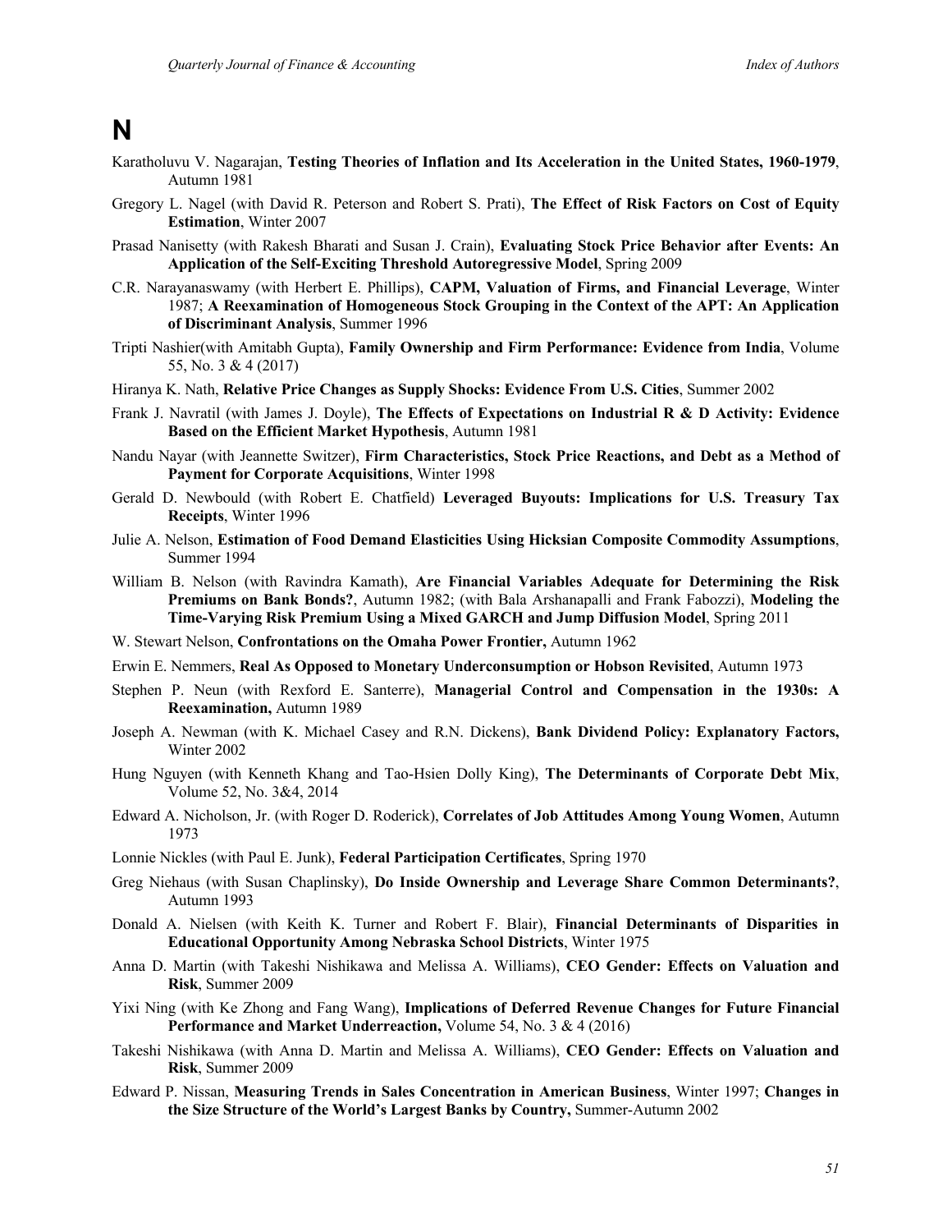# N

Karatholuvu V. Nagarajan, **Testing Theories of Inflation and Its Acceleration in the United States, 1960-1979**, Autumn 1981

Gregory L. Nagel (with David R. Peterson and Robert S. Prati), **The Effect of Risk Factors on Cost of Equity Estimation**, Winter 2007

Prasad Nanisetty (with Rakesh Bharati and Susan J. Crain), **Evaluating Stock Price Behavior after Events: An Application of the Self-Exciting Threshold Autoregressive Model**, Spring 2009

C.R. Narayanaswamy (with Herbert E. Phillips), **CAPM, Valuation of Firms, and Financial Leverage**, Winter 1987; **A Reexamination of Homogeneous Stock Grouping in the Context of the APT: An Application of Discriminant Analysis**, Summer 1996

Tripti Nashier(with Amitabh Gupta), **Family Ownership and Firm Performance: Evidence from India**, Volume 55, No. 3 & 4 (2017)

Hiranya K. Nath, **Relative Price Changes as Supply Shocks: Evidence From U.S. Cities**, Summer 2002

Frank J. Navratil (with James J. Doyle), **The Effects of Expectations on Industrial R & D Activity: Evidence Based on the Efficient Market Hypothesis**, Autumn 1981

Nandu Nayar (with Jeannette Switzer), **Firm Characteristics, Stock Price Reactions, and Debt as a Method of Payment for Corporate Acquisitions**, Winter 1998

Gerald D. Newbould (with Robert E. Chatfield) **Leveraged Buyouts: Implications for U.S. Treasury Tax Receipts**, Winter 1996

Julie A. Nelson, **Estimation of Food Demand Elasticities Using Hicksian Composite Commodity Assumptions**, Summer 1994

William B. Nelson (with Ravindra Kamath), **Are Financial Variables Adequate for Determining the Risk Premiums on Bank Bonds?**, Autumn 1982; (with Bala Arshanapalli and Frank Fabozzi), **Modeling the Time-Varying Risk Premium Using a Mixed GARCH and Jump Diffusion Model**, Spring 2011

W. Stewart Nelson, **Confrontations on the Omaha Power Frontier,** Autumn 1962

Erwin E. Nemmers, **Real As Opposed to Monetary Underconsumption or Hobson Revisited**, Autumn 1973

Stephen P. Neun (with Rexford E. Santerre), **Managerial Control and Compensation in the 1930s: A Reexamination,** Autumn 1989

Joseph A. Newman (with K. Michael Casey and R.N. Dickens), **Bank Dividend Policy: Explanatory Factors,** Winter 2002

Hung Nguyen (with Kenneth Khang and Tao-Hsien Dolly King), **The Determinants of Corporate Debt Mix**, Volume 52, No. 3&4, 2014

Edward A. Nicholson, Jr. (with Roger D. Roderick), **Correlates of Job Attitudes Among Young Women**, Autumn 1973

Lonnie Nickles (with Paul E. Junk), **Federal Participation Certificates**, Spring 1970

Greg Niehaus (with Susan Chaplinsky), **Do Inside Ownership and Leverage Share Common Determinants?**, Autumn 1993

Donald A. Nielsen (with Keith K. Turner and Robert F. Blair), **Financial Determinants of Disparities in Educational Opportunity Among Nebraska School Districts**, Winter 1975

Anna D. Martin (with Takeshi Nishikawa and Melissa A. Williams), **CEO Gender: Effects on Valuation and Risk**, Summer 2009

Yixi Ning (with Ke Zhong and Fang Wang), **Implications of Deferred Revenue Changes for Future Financial Performance and Market Underreaction,** Volume 54, No. 3 & 4 (2016)

Takeshi Nishikawa (with Anna D. Martin and Melissa A. Williams), **CEO Gender: Effects on Valuation and Risk**, Summer 2009

Edward P. Nissan, **Measuring Trends in Sales Concentration in American Business**, Winter 1997; **Changes in the Size Structure of the World's Largest Banks by Country,** Summer-Autumn 2002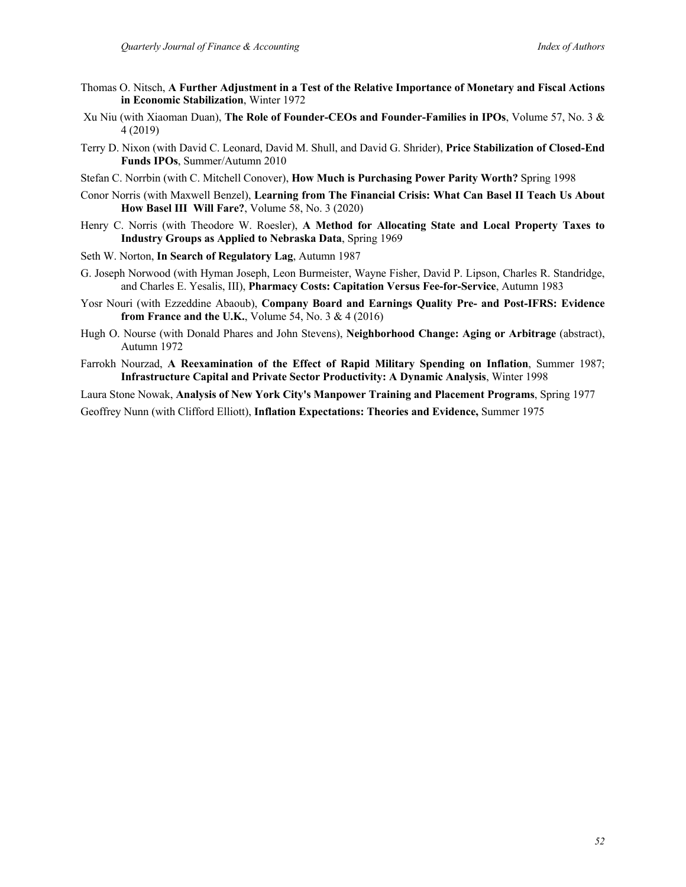Thomas O. Nitsch, **A Further Adjustment in a Test of the Relative Importance of Monetary and Fiscal Actions in Economic Stabilization**, Winter 1972

Xu Niu (with Xiaoman Duan), **The Role of Founder-CEOs and Founder-Families in IPOs**, Volume 57, No. 3 & 4 (2019)

Terry D. Nixon (with David C. Leonard, David M. Shull, and David G. Shrider), **Price Stabilization of Closed-End Funds IPOs**, Summer/Autumn 2010

Stefan C. Norrbin (with C. Mitchell Conover), **How Much is Purchasing Power Parity Worth?** Spring 1998

Conor Norris (with Maxwell Benzel), **Learning from The Financial Crisis: What Can Basel II Teach Us About How Basel III Will Fare?**, Volume 58, No. 3 (2020)

Henry C. Norris (with Theodore W. Roesler), **A Method for Allocating State and Local Property Taxes to Industry Groups as Applied to Nebraska Data**, Spring 1969

Seth W. Norton, **In Search of Regulatory Lag**, Autumn 1987

G. Joseph Norwood (with Hyman Joseph, Leon Burmeister, Wayne Fisher, David P. Lipson, Charles R. Standridge, and Charles E. Yesalis, III), **Pharmacy Costs: Capitation Versus Fee-for-Service**, Autumn 1983

Yosr Nouri (with Ezzeddine Abaoub), **Company Board and Earnings Quality Pre- and Post-IFRS: Evidence from France and the U.K.**, Volume 54, No. 3 & 4 (2016)

Hugh O. Nourse (with Donald Phares and John Stevens), **Neighborhood Change: Aging or Arbitrage** (abstract), Autumn 1972

Farrokh Nourzad, **A Reexamination of the Effect of Rapid Military Spending on Inflation**, Summer 1987; **Infrastructure Capital and Private Sector Productivity: A Dynamic Analysis**, Winter 1998

Laura Stone Nowak, **Analysis of New York City's Manpower Training and Placement Programs**, Spring 1977

Geoffrey Nunn (with Clifford Elliott), **Inflation Expectations: Theories and Evidence,** Summer 1975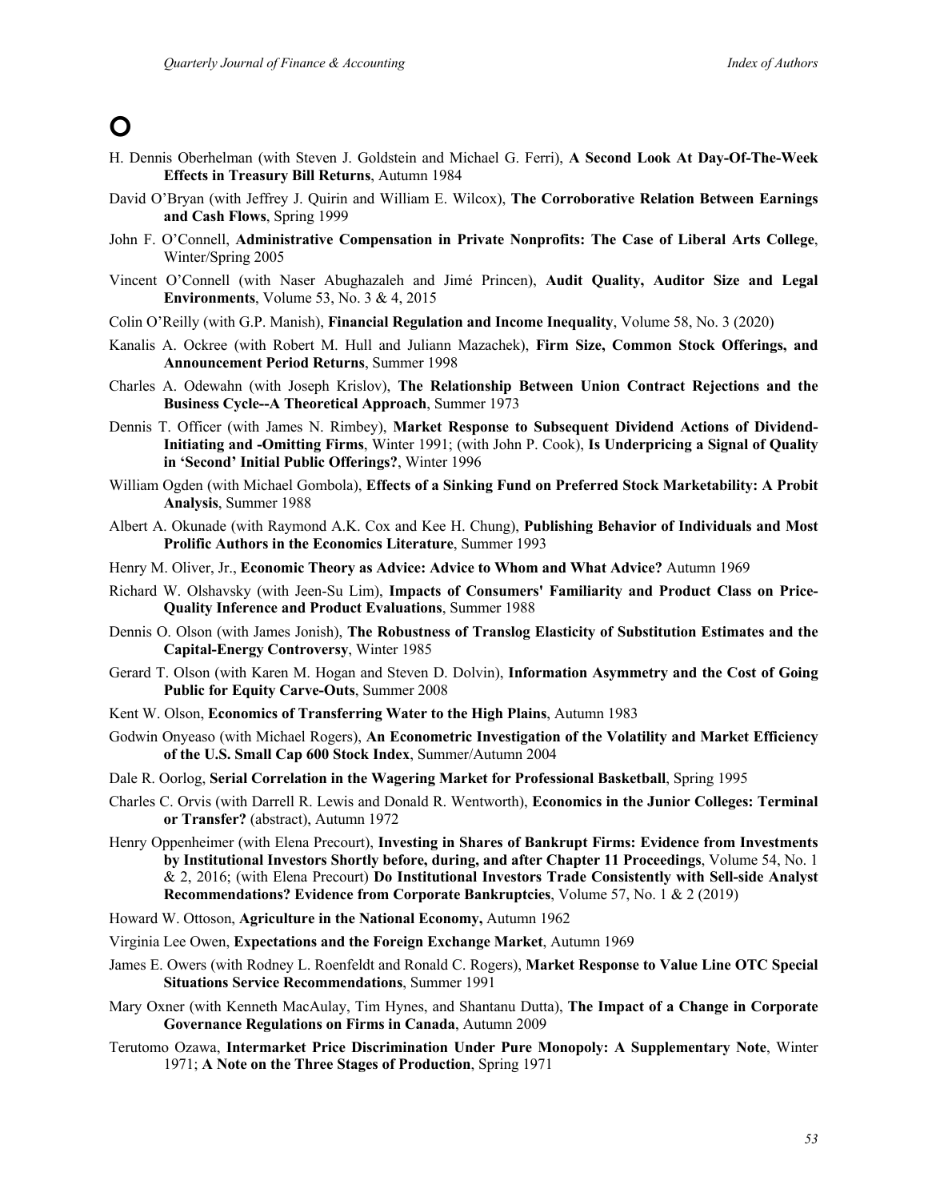# O

H. Dennis Oberhelman (with Steven J. Goldstein and Michael G. Ferri), **A Second Look At Day-Of-The-Week Effects in Treasury Bill Returns**, Autumn 1984

David O'Bryan (with Jeffrey J. Quirin and William E. Wilcox), **The Corroborative Relation Between Earnings and Cash Flows**, Spring 1999

John F. O'Connell, **Administrative Compensation in Private Nonprofits: The Case of Liberal Arts College**, Winter/Spring 2005

Vincent O'Connell (with Naser Abughazaleh and Jimé Princen), **Audit Quality, Auditor Size and Legal Environments**, Volume 53, No. 3 & 4, 2015

Colin O'Reilly (with G.P. Manish), **Financial Regulation and Income Inequality**, Volume 58, No. 3 (2020)

Kanalis A. Ockree (with Robert M. Hull and Juliann Mazachek), **Firm Size, Common Stock Offerings, and Announcement Period Returns**, Summer 1998

Charles A. Odewahn (with Joseph Krislov), **The Relationship Between Union Contract Rejections and the Business Cycle--A Theoretical Approach**, Summer 1973

Dennis T. Officer (with James N. Rimbey), **Market Response to Subsequent Dividend Actions of Dividend-Initiating and -Omitting Firms**, Winter 1991; (with John P. Cook), **Is Underpricing a Signal of Quality in 'Second' Initial Public Offerings?**, Winter 1996

William Ogden (with Michael Gombola), **Effects of a Sinking Fund on Preferred Stock Marketability: A Probit Analysis**, Summer 1988

Albert A. Okunade (with Raymond A.K. Cox and Kee H. Chung), **Publishing Behavior of Individuals and Most Prolific Authors in the Economics Literature**, Summer 1993

Henry M. Oliver, Jr., **Economic Theory as Advice: Advice to Whom and What Advice?** Autumn 1969

Richard W. Olshavsky (with Jeen-Su Lim), **Impacts of Consumers' Familiarity and Product Class on Price-Quality Inference and Product Evaluations**, Summer 1988

Dennis O. Olson (with James Jonish), **The Robustness of Translog Elasticity of Substitution Estimates and the Capital-Energy Controversy**, Winter 1985

Gerard T. Olson (with Karen M. Hogan and Steven D. Dolvin), **Information Asymmetry and the Cost of Going Public for Equity Carve-Outs**, Summer 2008

Kent W. Olson, **Economics of Transferring Water to the High Plains**, Autumn 1983

Godwin Onyeaso (with Michael Rogers), **An Econometric Investigation of the Volatility and Market Efficiency of the U.S. Small Cap 600 Stock Index**, Summer/Autumn 2004

Dale R. Oorlog, **Serial Correlation in the Wagering Market for Professional Basketball**, Spring 1995

Charles C. Orvis (with Darrell R. Lewis and Donald R. Wentworth), **Economics in the Junior Colleges: Terminal or Transfer?** (abstract), Autumn 1972

Henry Oppenheimer (with Elena Precourt), **Investing in Shares of Bankrupt Firms: Evidence from Investments by Institutional Investors Shortly before, during, and after Chapter 11 Proceedings**, Volume 54, No. 1 & 2, 2016; (with Elena Precourt) **Do Institutional Investors Trade Consistently with Sell-side Analyst Recommendations? Evidence from Corporate Bankruptcies**, Volume 57, No. 1 & 2 (2019)

Howard W. Ottoson, **Agriculture in the National Economy,** Autumn 1962

Virginia Lee Owen, **Expectations and the Foreign Exchange Market**, Autumn 1969

James E. Owers (with Rodney L. Roenfeldt and Ronald C. Rogers), **Market Response to Value Line OTC Special Situations Service Recommendations**, Summer 1991

Mary Oxner (with Kenneth MacAulay, Tim Hynes, and Shantanu Dutta), **The Impact of a Change in Corporate Governance Regulations on Firms in Canada**, Autumn 2009

Terutomo Ozawa, **Intermarket Price Discrimination Under Pure Monopoly: A Supplementary Note**, Winter 1971; **A Note on the Three Stages of Production**, Spring 1971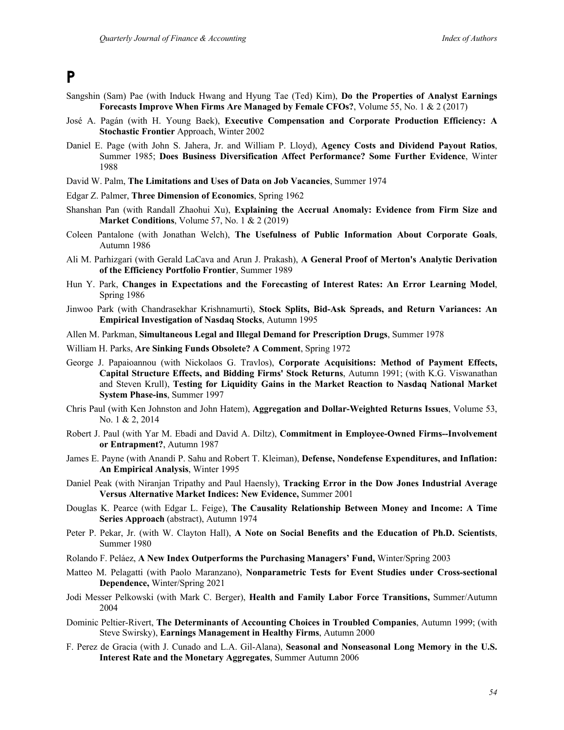# P

Sangshin (Sam) Pae (with Induck Hwang and Hyung Tae (Ted) Kim), **Do the Properties of Analyst Earnings Forecasts Improve When Firms Are Managed by Female CFOs?**, Volume 55, No. 1 & 2 (2017)

José A. Pagán (with H. Young Baek), **Executive Compensation and Corporate Production Efficiency: A Stochastic Frontier** Approach, Winter 2002

Daniel E. Page (with John S. Jahera, Jr. and William P. Lloyd), **Agency Costs and Dividend Payout Ratios**, Summer 1985; **Does Business Diversification Affect Performance? Some Further Evidence**, Winter 1988

David W. Palm, **The Limitations and Uses of Data on Job Vacancies**, Summer 1974

Edgar Z. Palmer, **Three Dimension of Economics**, Spring 1962

Shanshan Pan (with Randall Zhaohui Xu), **Explaining the Accrual Anomaly: Evidence from Firm Size and Market Conditions**, Volume 57, No. 1 & 2 (2019)

Coleen Pantalone (with Jonathan Welch), **The Usefulness of Public Information About Corporate Goals**, Autumn 1986

Ali M. Parhizgari (with Gerald LaCava and Arun J. Prakash), **A General Proof of Merton's Analytic Derivation of the Efficiency Portfolio Frontier**, Summer 1989

Hun Y. Park, **Changes in Expectations and the Forecasting of Interest Rates: An Error Learning Model**, Spring 1986

Jinwoo Park (with Chandrasekhar Krishnamurti), **Stock Splits, Bid-Ask Spreads, and Return Variances: An Empirical Investigation of Nasdaq Stocks**, Autumn 1995

Allen M. Parkman, **Simultaneous Legal and Illegal Demand for Prescription Drugs**, Summer 1978

William H. Parks, **Are Sinking Funds Obsolete? A Comment**, Spring 1972

George J. Papaioannou (with Nickolaos G. Travlos), **Corporate Acquisitions: Method of Payment Effects, Capital Structure Effects, and Bidding Firms' Stock Returns**, Autumn 1991; (with K.G. Viswanathan and Steven Krull), **Testing for Liquidity Gains in the Market Reaction to Nasdaq National Market System Phase-ins**, Summer 1997

Chris Paul (with Ken Johnston and John Hatem), **Aggregation and Dollar-Weighted Returns Issues**, Volume 53, No. 1 & 2, 2014

Robert J. Paul (with Yar M. Ebadi and David A. Diltz), **Commitment in Employee-Owned Firms--Involvement or Entrapment?**, Autumn 1987

James E. Payne (with Anandi P. Sahu and Robert T. Kleiman), **Defense, Nondefense Expenditures, and Inflation: An Empirical Analysis**, Winter 1995

Daniel Peak (with Niranjan Tripathy and Paul Haensly), **Tracking Error in the Dow Jones Industrial Average Versus Alternative Market Indices: New Evidence,** Summer 2001

Douglas K. Pearce (with Edgar L. Feige), **The Causality Relationship Between Money and Income: A Time Series Approach** (abstract), Autumn 1974

Peter P. Pekar, Jr. (with W. Clayton Hall), **A Note on Social Benefits and the Education of Ph.D. Scientists**, Summer 1980

Rolando F. Peláez, **A New Index Outperforms the Purchasing Managers' Fund,** Winter/Spring 2003

Matteo M. Pelagatti (with Paolo Maranzano), **Nonparametric Tests for Event Studies under Cross-sectional Dependence,** Winter/Spring 2021

Jodi Messer Pelkowski (with Mark C. Berger), **Health and Family Labor Force Transitions,** Summer/Autumn 2004

Dominic Peltier-Rivert, **The Determinants of Accounting Choices in Troubled Companies**, Autumn 1999; (with Steve Swirsky), **Earnings Management in Healthy Firms**, Autumn 2000

F. Perez de Gracia (with J. Cunado and L.A. Gil-Alana), **Seasonal and Nonseasonal Long Memory in the U.S. Interest Rate and the Monetary Aggregates**, Summer Autumn 2006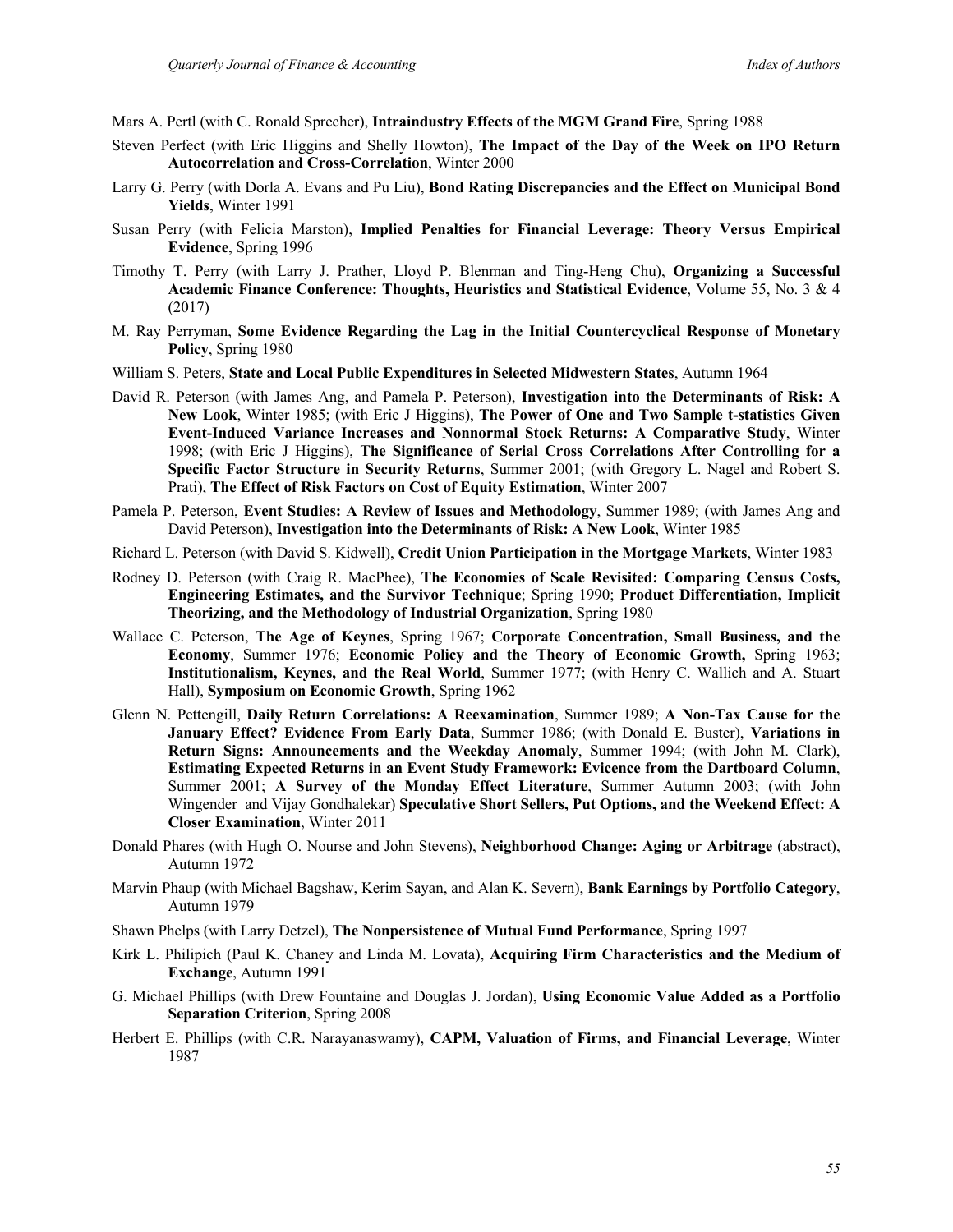Mars A. Pertl (with C. Ronald Sprecher), **Intraindustry Effects of the MGM Grand Fire**, Spring 1988

Steven Perfect (with Eric Higgins and Shelly Howton), **The Impact of the Day of the Week on IPO Return Autocorrelation and Cross-Correlation**, Winter 2000

Larry G. Perry (with Dorla A. Evans and Pu Liu), **Bond Rating Discrepancies and the Effect on Municipal Bond Yields**, Winter 1991

Susan Perry (with Felicia Marston), **Implied Penalties for Financial Leverage: Theory Versus Empirical Evidence**, Spring 1996

Timothy T. Perry (with Larry J. Prather, Lloyd P. Blenman and Ting-Heng Chu), **Organizing a Successful Academic Finance Conference: Thoughts, Heuristics and Statistical Evidence**, Volume 55, No. 3 & 4 (2017)

M. Ray Perryman, **Some Evidence Regarding the Lag in the Initial Countercyclical Response of Monetary Policy**, Spring 1980

William S. Peters, **State and Local Public Expenditures in Selected Midwestern States**, Autumn 1964

David R. Peterson (with James Ang, and Pamela P. Peterson), **Investigation into the Determinants of Risk: A New Look**, Winter 1985; (with Eric J Higgins), **The Power of One and Two Sample t-statistics Given Event-Induced Variance Increases and Nonnormal Stock Returns: A Comparative Study**, Winter 1998; (with Eric J Higgins), **The Significance of Serial Cross Correlations After Controlling for a Specific Factor Structure in Security Returns**, Summer 2001; (with Gregory L. Nagel and Robert S. Prati), **The Effect of Risk Factors on Cost of Equity Estimation**, Winter 2007

Pamela P. Peterson, **Event Studies: A Review of Issues and Methodology**, Summer 1989; (with James Ang and David Peterson), **Investigation into the Determinants of Risk: A New Look**, Winter 1985

Richard L. Peterson (with David S. Kidwell), **Credit Union Participation in the Mortgage Markets**, Winter 1983

Rodney D. Peterson (with Craig R. MacPhee), **The Economies of Scale Revisited: Comparing Census Costs, Engineering Estimates, and the Survivor Technique**; Spring 1990; **Product Differentiation, Implicit Theorizing, and the Methodology of Industrial Organization**, Spring 1980

Wallace C. Peterson, **The Age of Keynes**, Spring 1967; **Corporate Concentration, Small Business, and the Economy**, Summer 1976; **Economic Policy and the Theory of Economic Growth,** Spring 1963; **Institutionalism, Keynes, and the Real World**, Summer 1977; (with Henry C. Wallich and A. Stuart Hall), **Symposium on Economic Growth**, Spring 1962

Glenn N. Pettengill, **Daily Return Correlations: A Reexamination**, Summer 1989; **A Non-Tax Cause for the January Effect? Evidence From Early Data**, Summer 1986; (with Donald E. Buster), **Variations in Return Signs: Announcements and the Weekday Anomaly**, Summer 1994; (with John M. Clark), **Estimating Expected Returns in an Event Study Framework: Evicence from the Dartboard Column**, Summer 2001; **A Survey of the Monday Effect Literature**, Summer Autumn 2003; (with John Wingender and Vijay Gondhalekar) **Speculative Short Sellers, Put Options, and the Weekend Effect: A Closer Examination**, Winter 2011

Donald Phares (with Hugh O. Nourse and John Stevens), **Neighborhood Change: Aging or Arbitrage** (abstract), Autumn 1972

Marvin Phaup (with Michael Bagshaw, Kerim Sayan, and Alan K. Severn), **Bank Earnings by Portfolio Category**, Autumn 1979

Shawn Phelps (with Larry Detzel), **The Nonpersistence of Mutual Fund Performance**, Spring 1997

Kirk L. Philipich (Paul K. Chaney and Linda M. Lovata), **Acquiring Firm Characteristics and the Medium of Exchange**, Autumn 1991

G. Michael Phillips (with Drew Fountaine and Douglas J. Jordan), **Using Economic Value Added as a Portfolio Separation Criterion**, Spring 2008

Herbert E. Phillips (with C.R. Narayanaswamy), **CAPM, Valuation of Firms, and Financial Leverage**, Winter 1987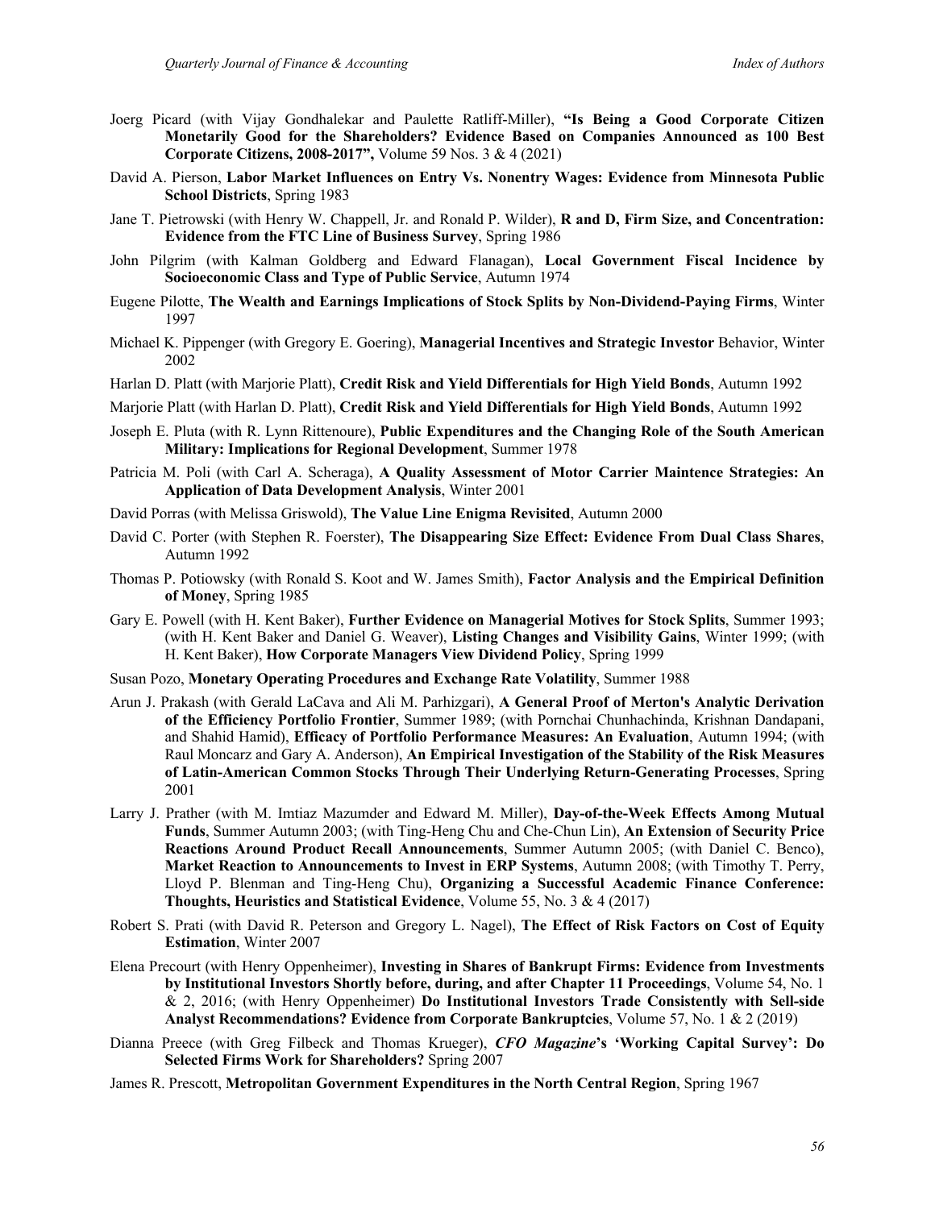Joerg Picard (with Vijay Gondhalekar and Paulette Ratliff-Miller), **"Is Being a Good Corporate Citizen Monetarily Good for the Shareholders? Evidence Based on Companies Announced as 100 Best Corporate Citizens, 2008-2017",** Volume 59 Nos. 3 & 4 (2021)

David A. Pierson, **Labor Market Influences on Entry Vs. Nonentry Wages: Evidence from Minnesota Public School Districts**, Spring 1983

Jane T. Pietrowski (with Henry W. Chappell, Jr. and Ronald P. Wilder), **R and D, Firm Size, and Concentration: Evidence from the FTC Line of Business Survey**, Spring 1986

John Pilgrim (with Kalman Goldberg and Edward Flanagan), **Local Government Fiscal Incidence by Socioeconomic Class and Type of Public Service**, Autumn 1974

Eugene Pilotte, **The Wealth and Earnings Implications of Stock Splits by Non-Dividend-Paying Firms**, Winter 1997

Michael K. Pippenger (with Gregory E. Goering), **Managerial Incentives and Strategic Investor** Behavior, Winter 2002

Harlan D. Platt (with Marjorie Platt), **Credit Risk and Yield Differentials for High Yield Bonds**, Autumn 1992

Marjorie Platt (with Harlan D. Platt), **Credit Risk and Yield Differentials for High Yield Bonds**, Autumn 1992

Joseph E. Pluta (with R. Lynn Rittenoure), **Public Expenditures and the Changing Role of the South American Military: Implications for Regional Development**, Summer 1978

Patricia M. Poli (with Carl A. Scheraga), **A Quality Assessment of Motor Carrier Maintence Strategies: An Application of Data Development Analysis**, Winter 2001

David Porras (with Melissa Griswold), **The Value Line Enigma Revisited**, Autumn 2000

David C. Porter (with Stephen R. Foerster), **The Disappearing Size Effect: Evidence From Dual Class Shares**, Autumn 1992

Thomas P. Potiowsky (with Ronald S. Koot and W. James Smith), **Factor Analysis and the Empirical Definition of Money**, Spring 1985

Gary E. Powell (with H. Kent Baker), **Further Evidence on Managerial Motives for Stock Splits**, Summer 1993; (with H. Kent Baker and Daniel G. Weaver), **Listing Changes and Visibility Gains**, Winter 1999; (with H. Kent Baker), **How Corporate Managers View Dividend Policy**, Spring 1999

Susan Pozo, **Monetary Operating Procedures and Exchange Rate Volatility**, Summer 1988

Arun J. Prakash (with Gerald LaCava and Ali M. Parhizgari), **A General Proof of Merton's Analytic Derivation of the Efficiency Portfolio Frontier**, Summer 1989; (with Pornchai Chunhachinda, Krishnan Dandapani, and Shahid Hamid), **Efficacy of Portfolio Performance Measures: An Evaluation**, Autumn 1994; (with Raul Moncarz and Gary A. Anderson), **An Empirical Investigation of the Stability of the Risk Measures of Latin-American Common Stocks Through Their Underlying Return-Generating Processes**, Spring 2001

Larry J. Prather (with M. Imtiaz Mazumder and Edward M. Miller), **Day-of-the-Week Effects Among Mutual Funds**, Summer Autumn 2003; (with Ting-Heng Chu and Che-Chun Lin), **An Extension of Security Price Reactions Around Product Recall Announcements**, Summer Autumn 2005; (with Daniel C. Benco), **Market Reaction to Announcements to Invest in ERP Systems**, Autumn 2008; (with Timothy T. Perry, Lloyd P. Blenman and Ting-Heng Chu), **Organizing a Successful Academic Finance Conference: Thoughts, Heuristics and Statistical Evidence**, Volume 55, No. 3 & 4 (2017)

Robert S. Prati (with David R. Peterson and Gregory L. Nagel), **The Effect of Risk Factors on Cost of Equity Estimation**, Winter 2007

Elena Precourt (with Henry Oppenheimer), **Investing in Shares of Bankrupt Firms: Evidence from Investments by Institutional Investors Shortly before, during, and after Chapter 11 Proceedings**, Volume 54, No. 1 & 2, 2016; (with Henry Oppenheimer) **Do Institutional Investors Trade Consistently with Sell-side Analyst Recommendations? Evidence from Corporate Bankruptcies**, Volume 57, No. 1 & 2 (2019)

Dianna Preece (with Greg Filbeck and Thomas Krueger), ***CFO Magazine*'s 'Working Capital Survey': Do Selected Firms Work for Shareholders?** Spring 2007

James R. Prescott, **Metropolitan Government Expenditures in the North Central Region**, Spring 1967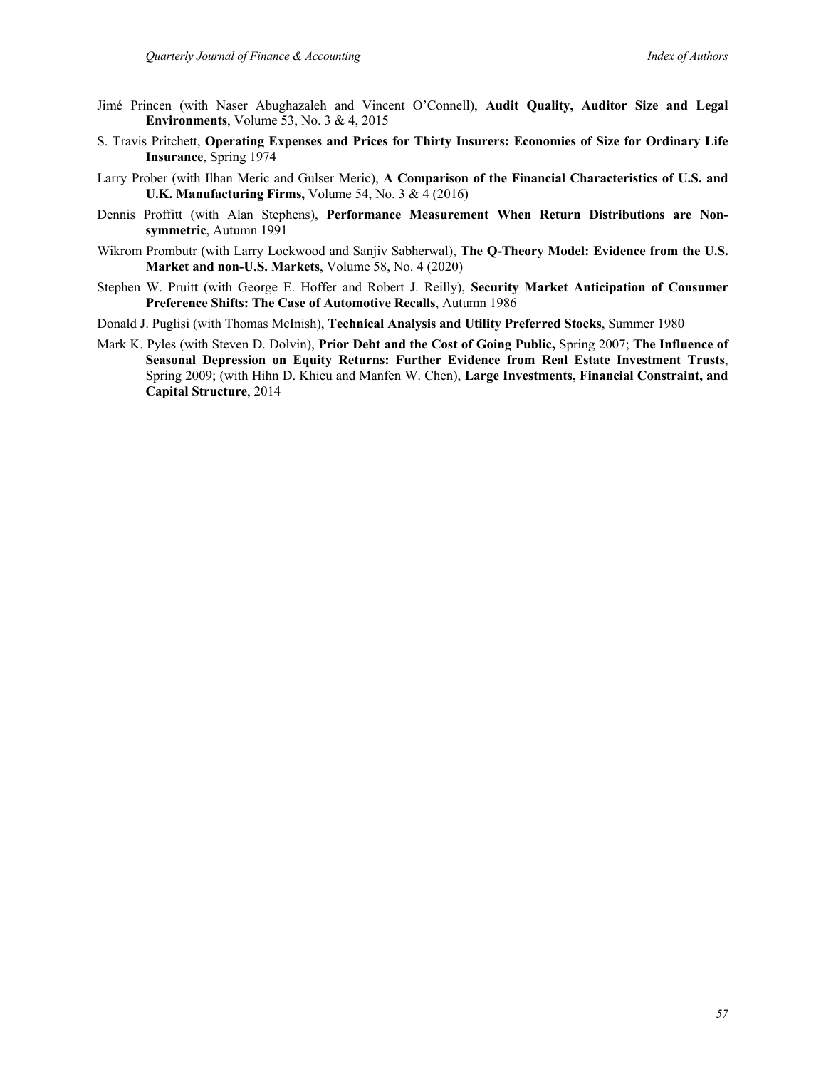Jimé Princen (with Naser Abughazaleh and Vincent O'Connell), **Audit Quality, Auditor Size and Legal Environments**, Volume 53, No. 3 & 4, 2015

S. Travis Pritchett, **Operating Expenses and Prices for Thirty Insurers: Economies of Size for Ordinary Life Insurance**, Spring 1974

Larry Prober (with Ilhan Meric and Gulser Meric), **A Comparison of the Financial Characteristics of U.S. and U.K. Manufacturing Firms,** Volume 54, No. 3 & 4 (2016)

Dennis Proffitt (with Alan Stephens), **Performance Measurement When Return Distributions are Non-symmetric**, Autumn 1991

Wikrom Prombutr (with Larry Lockwood and Sanjiv Sabherwal), **The Q-Theory Model: Evidence from the U.S. Market and non-U.S. Markets**, Volume 58, No. 4 (2020)

Stephen W. Pruitt (with George E. Hoffer and Robert J. Reilly), **Security Market Anticipation of Consumer Preference Shifts: The Case of Automotive Recalls**, Autumn 1986

Donald J. Puglisi (with Thomas McInish), **Technical Analysis and Utility Preferred Stocks**, Summer 1980

Mark K. Pyles (with Steven D. Dolvin), **Prior Debt and the Cost of Going Public,** Spring 2007; **The Influence of Seasonal Depression on Equity Returns: Further Evidence from Real Estate Investment Trusts**, Spring 2009; (with Hihn D. Khieu and Manfen W. Chen), **Large Investments, Financial Constraint, and Capital Structure**, 2014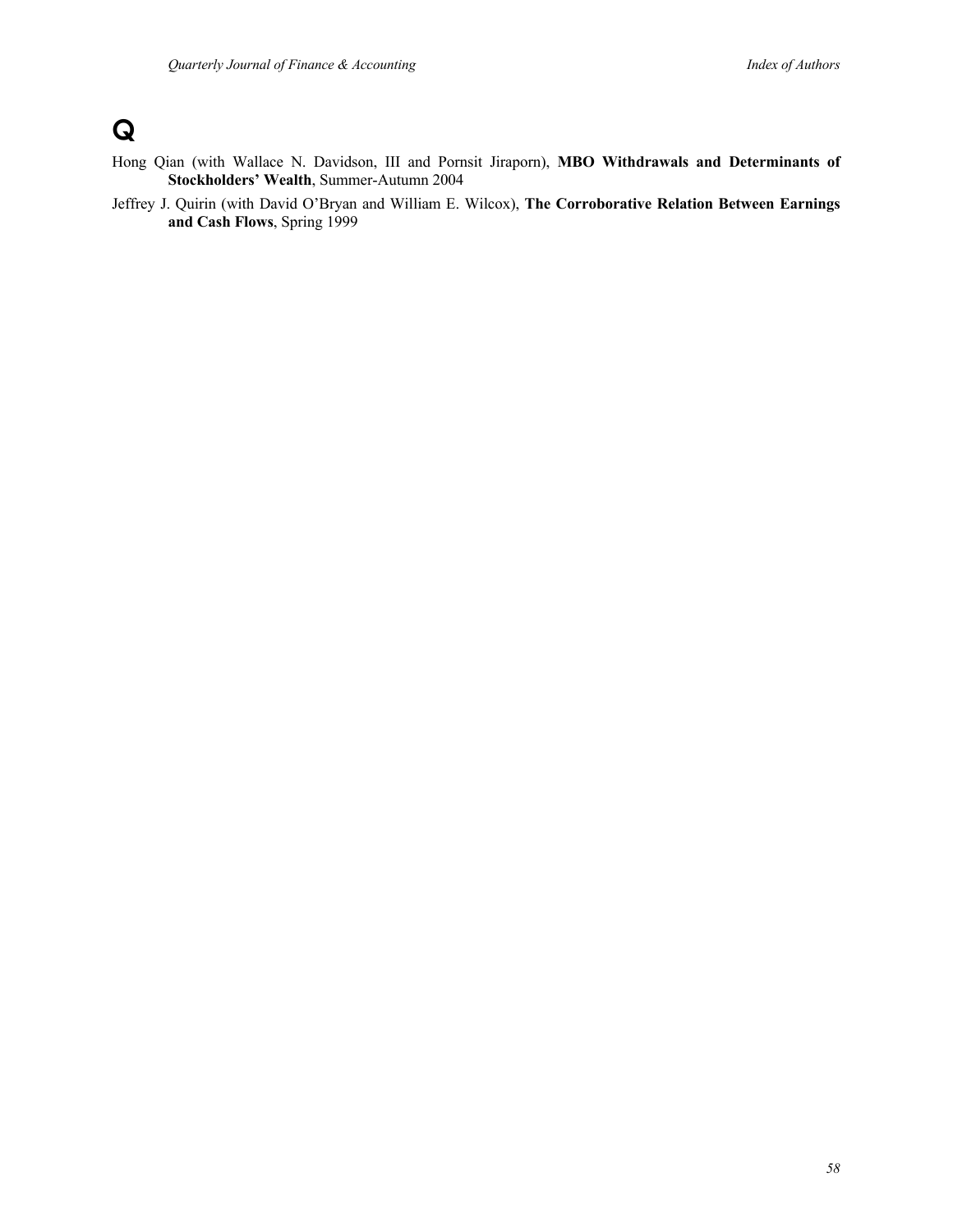# Q

Hong Qian (with Wallace N. Davidson, III and Pornsit Jiraporn), **MBO Withdrawals and Determinants of Stockholders' Wealth**, Summer-Autumn 2004

Jeffrey J. Quirin (with David O'Bryan and William E. Wilcox), **The Corroborative Relation Between Earnings and Cash Flows**, Spring 1999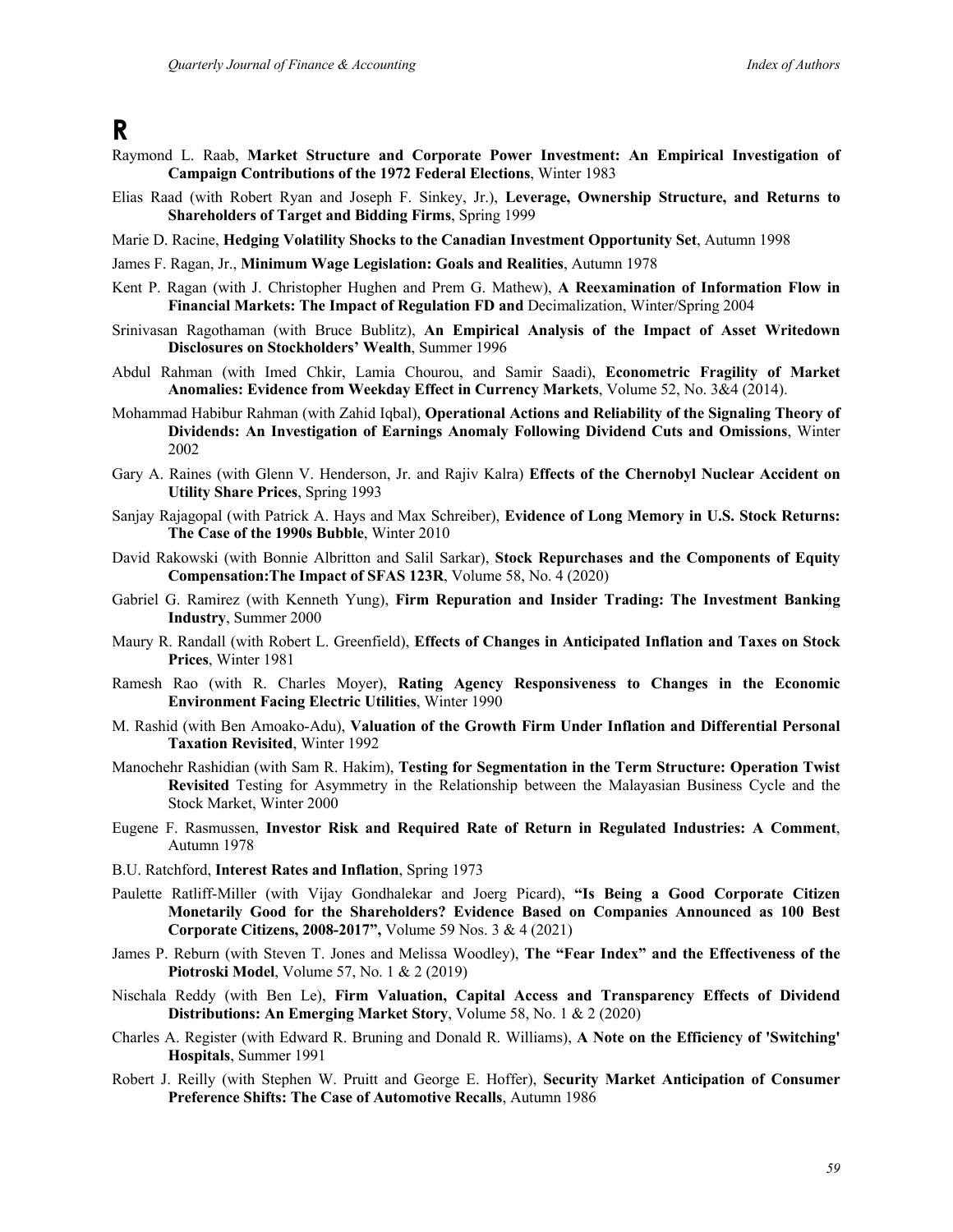# R

Raymond L. Raab, **Market Structure and Corporate Power Investment: An Empirical Investigation of Campaign Contributions of the 1972 Federal Elections**, Winter 1983

Elias Raad (with Robert Ryan and Joseph F. Sinkey, Jr.), **Leverage, Ownership Structure, and Returns to Shareholders of Target and Bidding Firms**, Spring 1999

Marie D. Racine, **Hedging Volatility Shocks to the Canadian Investment Opportunity Set**, Autumn 1998

James F. Ragan, Jr., **Minimum Wage Legislation: Goals and Realities**, Autumn 1978

Kent P. Ragan (with J. Christopher Hughen and Prem G. Mathew), **A Reexamination of Information Flow in Financial Markets: The Impact of Regulation FD and** Decimalization, Winter/Spring 2004

Srinivasan Ragothaman (with Bruce Bublitz), **An Empirical Analysis of the Impact of Asset Writedown Disclosures on Stockholders' Wealth**, Summer 1996

Abdul Rahman (with Imed Chkir, Lamia Chourou, and Samir Saadi), **Econometric Fragility of Market Anomalies: Evidence from Weekday Effect in Currency Markets**, Volume 52, No. 3&4 (2014).

Mohammad Habibur Rahman (with Zahid Iqbal), **Operational Actions and Reliability of the Signaling Theory of Dividends: An Investigation of Earnings Anomaly Following Dividend Cuts and Omissions**, Winter 2002

Gary A. Raines (with Glenn V. Henderson, Jr. and Rajiv Kalra) **Effects of the Chernobyl Nuclear Accident on Utility Share Prices**, Spring 1993

Sanjay Rajagopal (with Patrick A. Hays and Max Schreiber), **Evidence of Long Memory in U.S. Stock Returns: The Case of the 1990s Bubble**, Winter 2010

David Rakowski (with Bonnie Albritton and Salil Sarkar), **Stock Repurchases and the Components of Equity Compensation:The Impact of SFAS 123R**, Volume 58, No. 4 (2020)

Gabriel G. Ramirez (with Kenneth Yung), **Firm Repuration and Insider Trading: The Investment Banking Industry**, Summer 2000

Maury R. Randall (with Robert L. Greenfield), **Effects of Changes in Anticipated Inflation and Taxes on Stock Prices**, Winter 1981

Ramesh Rao (with R. Charles Moyer), **Rating Agency Responsiveness to Changes in the Economic Environment Facing Electric Utilities**, Winter 1990

M. Rashid (with Ben Amoako-Adu), **Valuation of the Growth Firm Under Inflation and Differential Personal Taxation Revisited**, Winter 1992

Manochehr Rashidian (with Sam R. Hakim), **Testing for Segmentation in the Term Structure: Operation Twist Revisited** Testing for Asymmetry in the Relationship between the Malayasian Business Cycle and the Stock Market, Winter 2000

Eugene F. Rasmussen, **Investor Risk and Required Rate of Return in Regulated Industries: A Comment**, Autumn 1978

B.U. Ratchford, **Interest Rates and Inflation**, Spring 1973

Paulette Ratliff-Miller (with Vijay Gondhalekar and Joerg Picard), **"Is Being a Good Corporate Citizen Monetarily Good for the Shareholders? Evidence Based on Companies Announced as 100 Best Corporate Citizens, 2008-2017",** Volume 59 Nos. 3 & 4 (2021)

James P. Reburn (with Steven T. Jones and Melissa Woodley), **The "Fear Index" and the Effectiveness of the Piotroski Model**, Volume 57, No. 1 & 2 (2019)

Nischala Reddy (with Ben Le), **Firm Valuation, Capital Access and Transparency Effects of Dividend Distributions: An Emerging Market Story**, Volume 58, No. 1 & 2 (2020)

Charles A. Register (with Edward R. Bruning and Donald R. Williams), **A Note on the Efficiency of 'Switching' Hospitals**, Summer 1991

Robert J. Reilly (with Stephen W. Pruitt and George E. Hoffer), **Security Market Anticipation of Consumer Preference Shifts: The Case of Automotive Recalls**, Autumn 1986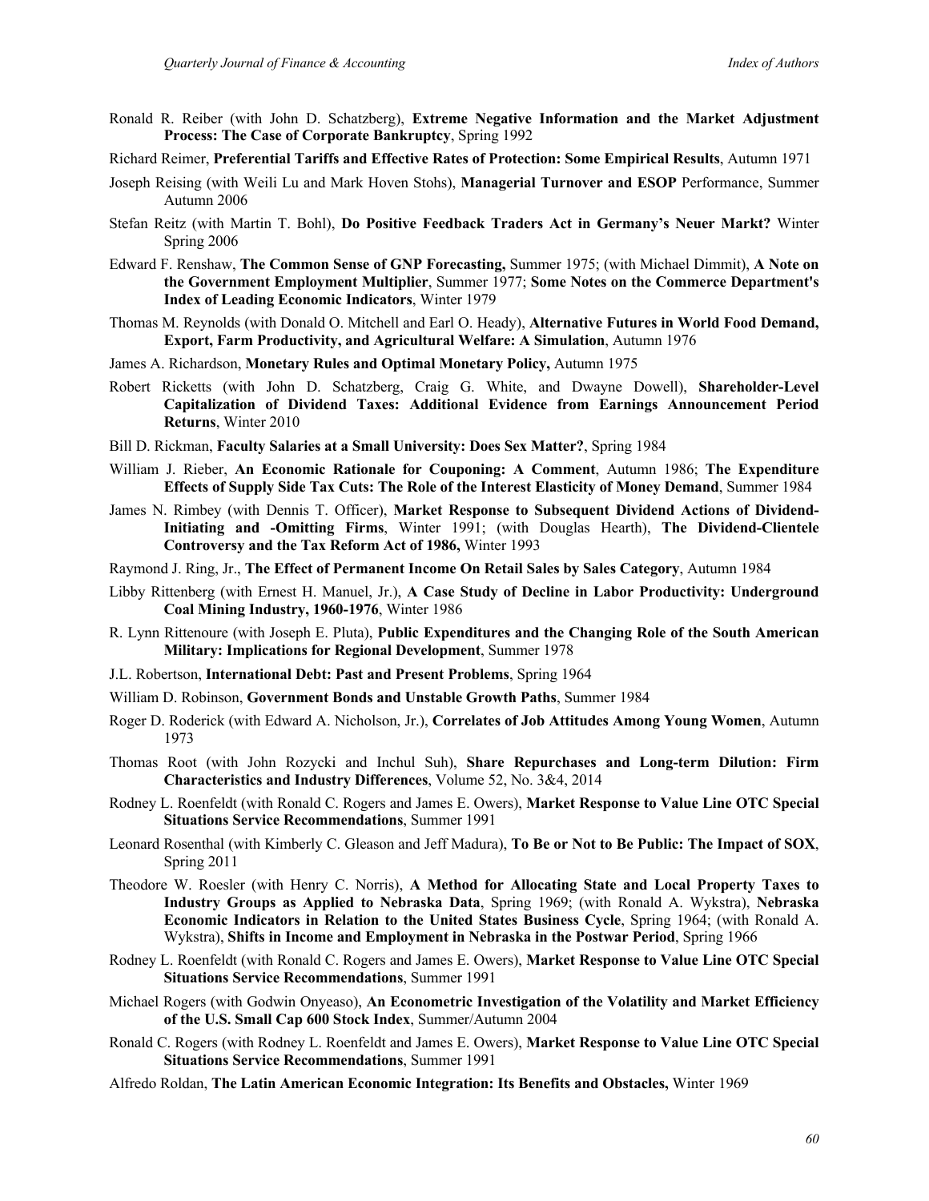Ronald R. Reiber (with John D. Schatzberg), **Extreme Negative Information and the Market Adjustment Process: The Case of Corporate Bankruptcy**, Spring 1992

Richard Reimer, **Preferential Tariffs and Effective Rates of Protection: Some Empirical Results**, Autumn 1971

Joseph Reising (with Weili Lu and Mark Hoven Stohs), **Managerial Turnover and ESOP** Performance, Summer Autumn 2006

Stefan Reitz (with Martin T. Bohl), **Do Positive Feedback Traders Act in Germany's Neuer Markt?** Winter Spring 2006

Edward F. Renshaw, **The Common Sense of GNP Forecasting,** Summer 1975; (with Michael Dimmit), **A Note on the Government Employment Multiplier**, Summer 1977; **Some Notes on the Commerce Department's Index of Leading Economic Indicators**, Winter 1979

Thomas M. Reynolds (with Donald O. Mitchell and Earl O. Heady), **Alternative Futures in World Food Demand, Export, Farm Productivity, and Agricultural Welfare: A Simulation**, Autumn 1976

James A. Richardson, **Monetary Rules and Optimal Monetary Policy,** Autumn 1975

Robert Ricketts (with John D. Schatzberg, Craig G. White, and Dwayne Dowell), **Shareholder-Level Capitalization of Dividend Taxes: Additional Evidence from Earnings Announcement Period Returns**, Winter 2010

Bill D. Rickman, **Faculty Salaries at a Small University: Does Sex Matter?**, Spring 1984

William J. Rieber, **An Economic Rationale for Couponing: A Comment**, Autumn 1986; **The Expenditure Effects of Supply Side Tax Cuts: The Role of the Interest Elasticity of Money Demand**, Summer 1984

James N. Rimbey (with Dennis T. Officer), **Market Response to Subsequent Dividend Actions of Dividend-Initiating and -Omitting Firms**, Winter 1991; (with Douglas Hearth), **The Dividend-Clientele Controversy and the Tax Reform Act of 1986,** Winter 1993

Raymond J. Ring, Jr., **The Effect of Permanent Income On Retail Sales by Sales Category**, Autumn 1984

Libby Rittenberg (with Ernest H. Manuel, Jr.), **A Case Study of Decline in Labor Productivity: Underground Coal Mining Industry, 1960-1976**, Winter 1986

R. Lynn Rittenoure (with Joseph E. Pluta), **Public Expenditures and the Changing Role of the South American Military: Implications for Regional Development**, Summer 1978

J.L. Robertson, **International Debt: Past and Present Problems**, Spring 1964

William D. Robinson, **Government Bonds and Unstable Growth Paths**, Summer 1984

Roger D. Roderick (with Edward A. Nicholson, Jr.), **Correlates of Job Attitudes Among Young Women**, Autumn 1973

Thomas Root (with John Rozycki and Inchul Suh), **Share Repurchases and Long-term Dilution: Firm Characteristics and Industry Differences**, Volume 52, No. 3&4, 2014

Rodney L. Roenfeldt (with Ronald C. Rogers and James E. Owers), **Market Response to Value Line OTC Special Situations Service Recommendations**, Summer 1991

Leonard Rosenthal (with Kimberly C. Gleason and Jeff Madura), **To Be or Not to Be Public: The Impact of SOX**, Spring 2011

Theodore W. Roesler (with Henry C. Norris), **A Method for Allocating State and Local Property Taxes to Industry Groups as Applied to Nebraska Data**, Spring 1969; (with Ronald A. Wykstra), **Nebraska Economic Indicators in Relation to the United States Business Cycle**, Spring 1964; (with Ronald A. Wykstra), **Shifts in Income and Employment in Nebraska in the Postwar Period**, Spring 1966

Rodney L. Roenfeldt (with Ronald C. Rogers and James E. Owers), **Market Response to Value Line OTC Special Situations Service Recommendations**, Summer 1991

Michael Rogers (with Godwin Onyeaso), **An Econometric Investigation of the Volatility and Market Efficiency of the U.S. Small Cap 600 Stock Index**, Summer/Autumn 2004

Ronald C. Rogers (with Rodney L. Roenfeldt and James E. Owers), **Market Response to Value Line OTC Special Situations Service Recommendations**, Summer 1991

Alfredo Roldan, **The Latin American Economic Integration: Its Benefits and Obstacles,** Winter 1969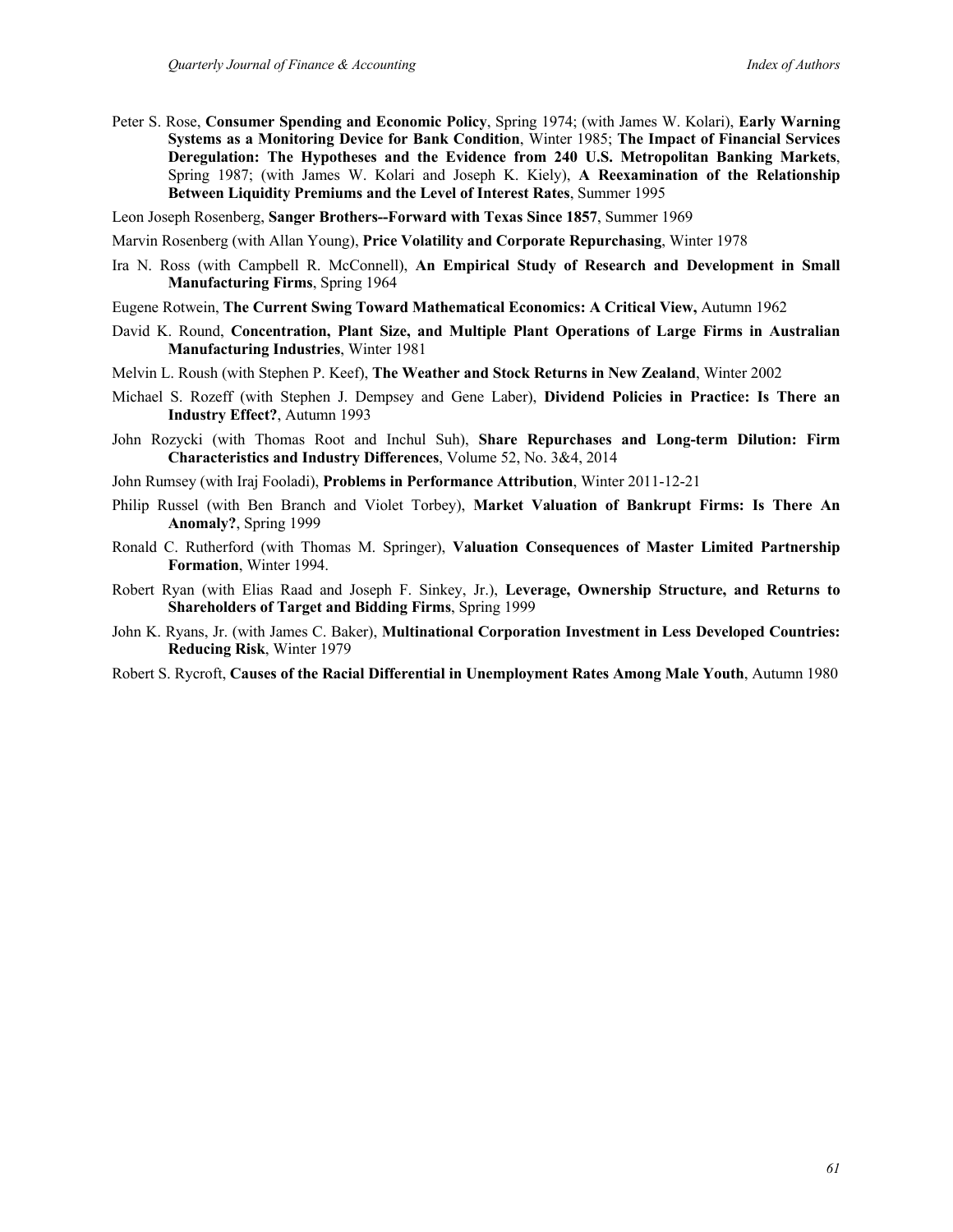Peter S. Rose, **Consumer Spending and Economic Policy**, Spring 1974; (with James W. Kolari), **Early Warning Systems as a Monitoring Device for Bank Condition**, Winter 1985; **The Impact of Financial Services Deregulation: The Hypotheses and the Evidence from 240 U.S. Metropolitan Banking Markets**, Spring 1987; (with James W. Kolari and Joseph K. Kiely), **A Reexamination of the Relationship Between Liquidity Premiums and the Level of Interest Rates**, Summer 1995

Leon Joseph Rosenberg, **Sanger Brothers--Forward with Texas Since 1857**, Summer 1969

Marvin Rosenberg (with Allan Young), **Price Volatility and Corporate Repurchasing**, Winter 1978

Ira N. Ross (with Campbell R. McConnell), **An Empirical Study of Research and Development in Small Manufacturing Firms**, Spring 1964

Eugene Rotwein, **The Current Swing Toward Mathematical Economics: A Critical View,** Autumn 1962

David K. Round, **Concentration, Plant Size, and Multiple Plant Operations of Large Firms in Australian Manufacturing Industries**, Winter 1981

Melvin L. Roush (with Stephen P. Keef), **The Weather and Stock Returns in New Zealand**, Winter 2002

Michael S. Rozeff (with Stephen J. Dempsey and Gene Laber), **Dividend Policies in Practice: Is There an Industry Effect?**, Autumn 1993

John Rozycki (with Thomas Root and Inchul Suh), **Share Repurchases and Long-term Dilution: Firm Characteristics and Industry Differences**, Volume 52, No. 3&4, 2014

John Rumsey (with Iraj Fooladi), **Problems in Performance Attribution**, Winter 2011-12-21

Philip Russel (with Ben Branch and Violet Torbey), **Market Valuation of Bankrupt Firms: Is There An Anomaly?**, Spring 1999

Ronald C. Rutherford (with Thomas M. Springer), **Valuation Consequences of Master Limited Partnership Formation**, Winter 1994.

Robert Ryan (with Elias Raad and Joseph F. Sinkey, Jr.), **Leverage, Ownership Structure, and Returns to Shareholders of Target and Bidding Firms**, Spring 1999

John K. Ryans, Jr. (with James C. Baker), **Multinational Corporation Investment in Less Developed Countries: Reducing Risk**, Winter 1979

Robert S. Rycroft, **Causes of the Racial Differential in Unemployment Rates Among Male Youth**, Autumn 1980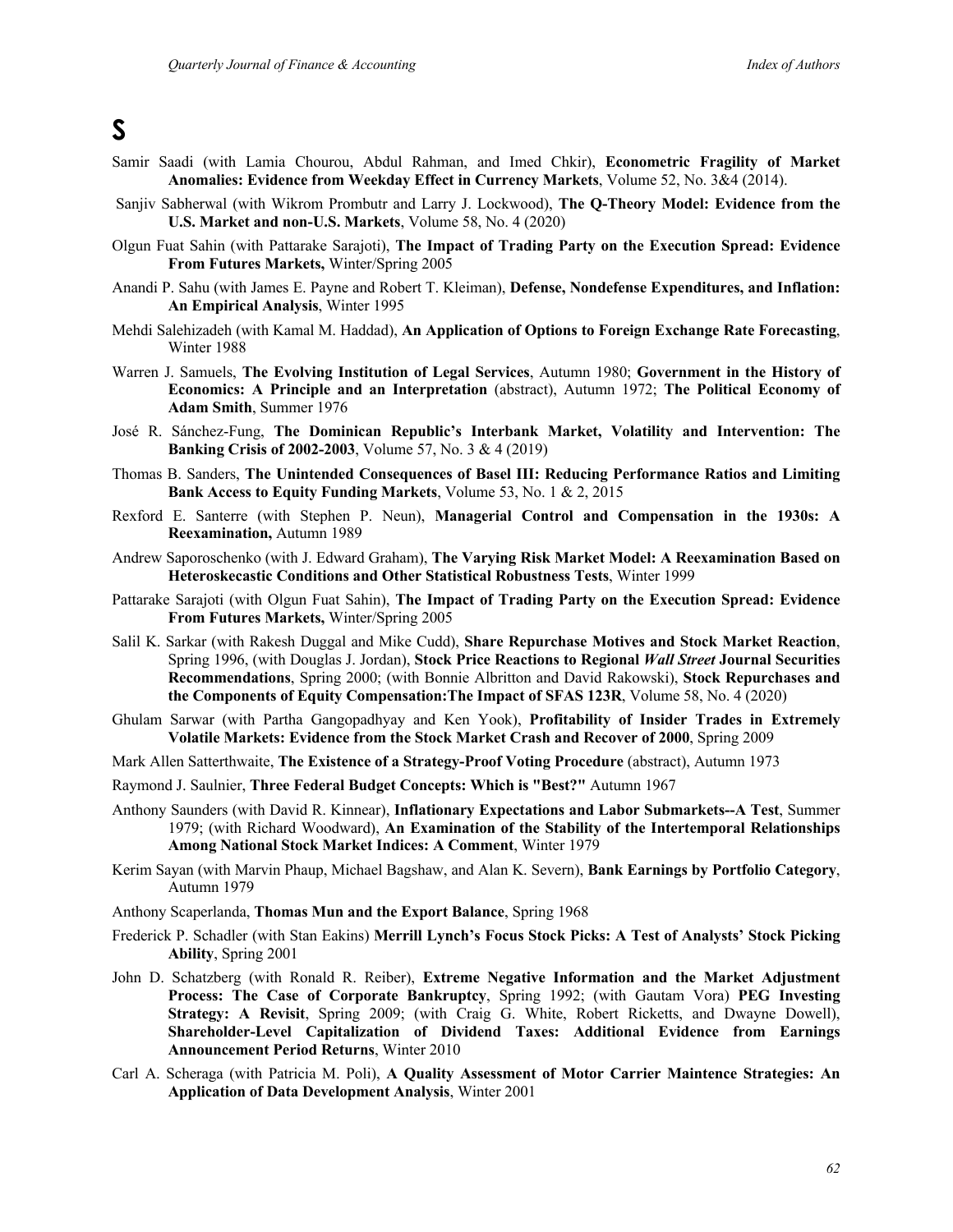# S

Samir Saadi (with Lamia Chourou, Abdul Rahman, and Imed Chkir), **Econometric Fragility of Market Anomalies: Evidence from Weekday Effect in Currency Markets**, Volume 52, No. 3&4 (2014).

Sanjiv Sabherwal (with Wikrom Prombutr and Larry J. Lockwood), **The Q-Theory Model: Evidence from the U.S. Market and non-U.S. Markets**, Volume 58, No. 4 (2020)

Olgun Fuat Sahin (with Pattarake Sarajoti), **The Impact of Trading Party on the Execution Spread: Evidence From Futures Markets,** Winter/Spring 2005

Anandi P. Sahu (with James E. Payne and Robert T. Kleiman), **Defense, Nondefense Expenditures, and Inflation: An Empirical Analysis**, Winter 1995

Mehdi Salehizadeh (with Kamal M. Haddad), **An Application of Options to Foreign Exchange Rate Forecasting**, Winter 1988

Warren J. Samuels, **The Evolving Institution of Legal Services**, Autumn 1980; **Government in the History of Economics: A Principle and an Interpretation** (abstract), Autumn 1972; **The Political Economy of Adam Smith**, Summer 1976

José R. Sánchez-Fung, **The Dominican Republic's Interbank Market, Volatility and Intervention: The Banking Crisis of 2002-2003**, Volume 57, No. 3 & 4 (2019)

Thomas B. Sanders, **The Unintended Consequences of Basel III: Reducing Performance Ratios and Limiting Bank Access to Equity Funding Markets**, Volume 53, No. 1 & 2, 2015

Rexford E. Santerre (with Stephen P. Neun), **Managerial Control and Compensation in the 1930s: A Reexamination,** Autumn 1989

Andrew Saporoschenko (with J. Edward Graham), **The Varying Risk Market Model: A Reexamination Based on Heteroskecastic Conditions and Other Statistical Robustness Tests**, Winter 1999

Pattarake Sarajoti (with Olgun Fuat Sahin), **The Impact of Trading Party on the Execution Spread: Evidence From Futures Markets,** Winter/Spring 2005

Salil K. Sarkar (with Rakesh Duggal and Mike Cudd), **Share Repurchase Motives and Stock Market Reaction**, Spring 1996, (with Douglas J. Jordan), **Stock Price Reactions to Regional *Wall Street* Journal Securities Recommendations**, Spring 2000; (with Bonnie Albritton and David Rakowski), **Stock Repurchases and the Components of Equity Compensation:The Impact of SFAS 123R**, Volume 58, No. 4 (2020)

Ghulam Sarwar (with Partha Gangopadhyay and Ken Yook), **Profitability of Insider Trades in Extremely Volatile Markets: Evidence from the Stock Market Crash and Recover of 2000**, Spring 2009

Mark Allen Satterthwaite, **The Existence of a Strategy-Proof Voting Procedure** (abstract), Autumn 1973

Raymond J. Saulnier, **Three Federal Budget Concepts: Which is "Best?"** Autumn 1967

Anthony Saunders (with David R. Kinnear), **Inflationary Expectations and Labor Submarkets--A Test**, Summer 1979; (with Richard Woodward), **An Examination of the Stability of the Intertemporal Relationships Among National Stock Market Indices: A Comment**, Winter 1979

Kerim Sayan (with Marvin Phaup, Michael Bagshaw, and Alan K. Severn), **Bank Earnings by Portfolio Category**, Autumn 1979

Anthony Scaperlanda, **Thomas Mun and the Export Balance**, Spring 1968

Frederick P. Schadler (with Stan Eakins) **Merrill Lynch's Focus Stock Picks: A Test of Analysts' Stock Picking Ability**, Spring 2001

John D. Schatzberg (with Ronald R. Reiber), **Extreme Negative Information and the Market Adjustment Process: The Case of Corporate Bankruptcy**, Spring 1992; (with Gautam Vora) **PEG Investing Strategy: A Revisit**, Spring 2009; (with Craig G. White, Robert Ricketts, and Dwayne Dowell), **Shareholder-Level Capitalization of Dividend Taxes: Additional Evidence from Earnings Announcement Period Returns**, Winter 2010

Carl A. Scheraga (with Patricia M. Poli), **A Quality Assessment of Motor Carrier Maintence Strategies: An Application of Data Development Analysis**, Winter 2001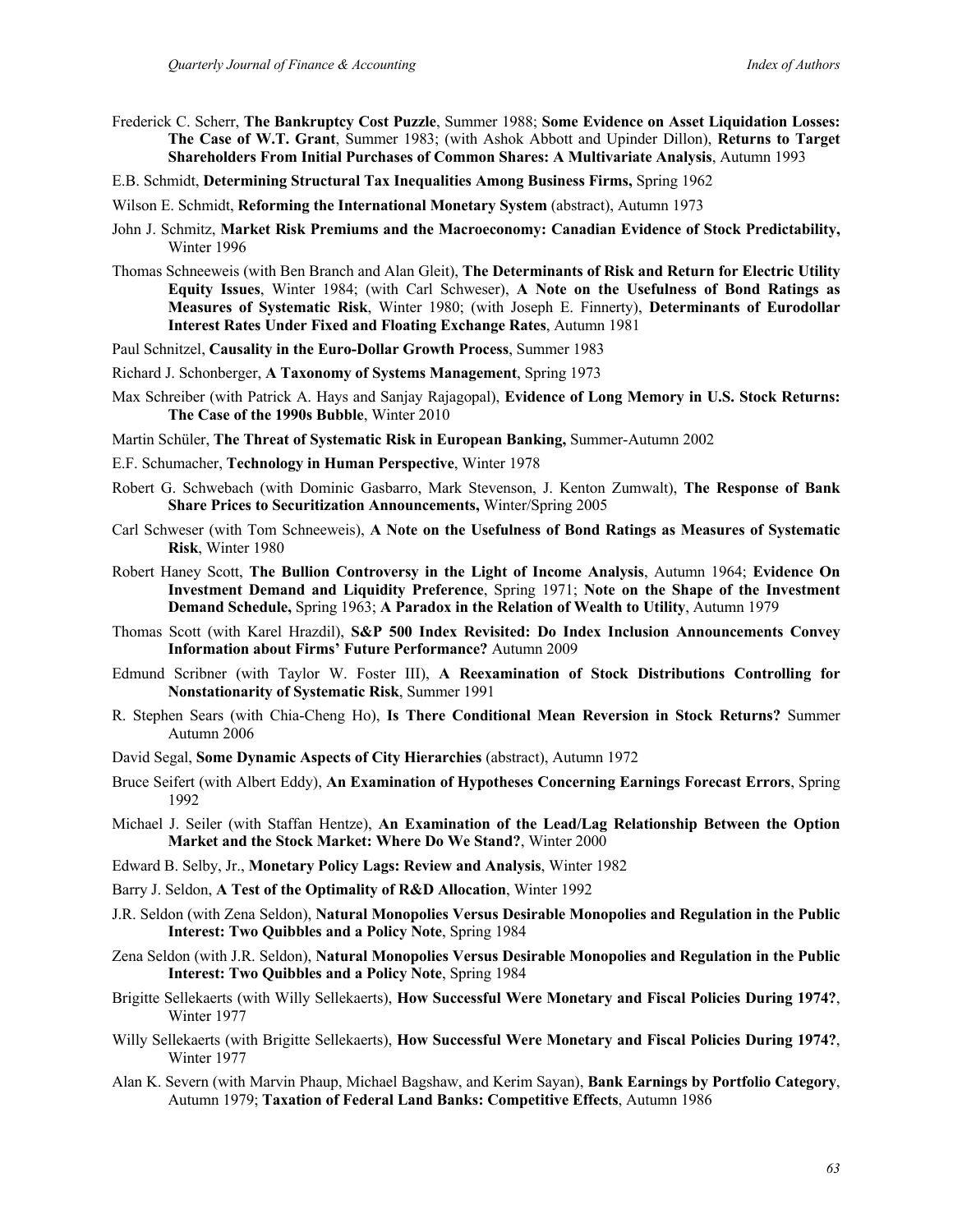Frederick C. Scherr, **The Bankruptcy Cost Puzzle**, Summer 1988; **Some Evidence on Asset Liquidation Losses: The Case of W.T. Grant**, Summer 1983; (with Ashok Abbott and Upinder Dillon), **Returns to Target Shareholders From Initial Purchases of Common Shares: A Multivariate Analysis**, Autumn 1993

E.B. Schmidt, **Determining Structural Tax Inequalities Among Business Firms,** Spring 1962

Wilson E. Schmidt, **Reforming the International Monetary System** (abstract), Autumn 1973

John J. Schmitz, **Market Risk Premiums and the Macroeconomy: Canadian Evidence of Stock Predictability,** Winter 1996

Thomas Schneeweis (with Ben Branch and Alan Gleit), **The Determinants of Risk and Return for Electric Utility Equity Issues**, Winter 1984; (with Carl Schweser), **A Note on the Usefulness of Bond Ratings as Measures of Systematic Risk**, Winter 1980; (with Joseph E. Finnerty), **Determinants of Eurodollar Interest Rates Under Fixed and Floating Exchange Rates**, Autumn 1981

Paul Schnitzel, **Causality in the Euro-Dollar Growth Process**, Summer 1983

Richard J. Schonberger, **A Taxonomy of Systems Management**, Spring 1973

Max Schreiber (with Patrick A. Hays and Sanjay Rajagopal), **Evidence of Long Memory in U.S. Stock Returns: The Case of the 1990s Bubble**, Winter 2010

Martin Schüler, **The Threat of Systematic Risk in European Banking,** Summer-Autumn 2002

E.F. Schumacher, **Technology in Human Perspective**, Winter 1978

Robert G. Schwebach (with Dominic Gasbarro, Mark Stevenson, J. Kenton Zumwalt), **The Response of Bank Share Prices to Securitization Announcements,** Winter/Spring 2005

Carl Schweser (with Tom Schneeweis), **A Note on the Usefulness of Bond Ratings as Measures of Systematic Risk**, Winter 1980

Robert Haney Scott, **The Bullion Controversy in the Light of Income Analysis**, Autumn 1964; **Evidence On Investment Demand and Liquidity Preference**, Spring 1971; **Note on the Shape of the Investment Demand Schedule,** Spring 1963; **A Paradox in the Relation of Wealth to Utility**, Autumn 1979

Thomas Scott (with Karel Hrazdil), **S&P 500 Index Revisited: Do Index Inclusion Announcements Convey Information about Firms' Future Performance?** Autumn 2009

Edmund Scribner (with Taylor W. Foster III), **A Reexamination of Stock Distributions Controlling for Nonstationarity of Systematic Risk**, Summer 1991

R. Stephen Sears (with Chia-Cheng Ho), **Is There Conditional Mean Reversion in Stock Returns?** Summer Autumn 2006

David Segal, **Some Dynamic Aspects of City Hierarchies** (abstract), Autumn 1972

Bruce Seifert (with Albert Eddy), **An Examination of Hypotheses Concerning Earnings Forecast Errors**, Spring 1992

Michael J. Seiler (with Staffan Hentze), **An Examination of the Lead/Lag Relationship Between the Option Market and the Stock Market: Where Do We Stand?**, Winter 2000

Edward B. Selby, Jr., **Monetary Policy Lags: Review and Analysis**, Winter 1982

Barry J. Seldon, **A Test of the Optimality of R&D Allocation**, Winter 1992

J.R. Seldon (with Zena Seldon), **Natural Monopolies Versus Desirable Monopolies and Regulation in the Public Interest: Two Quibbles and a Policy Note**, Spring 1984

Zena Seldon (with J.R. Seldon), **Natural Monopolies Versus Desirable Monopolies and Regulation in the Public Interest: Two Quibbles and a Policy Note**, Spring 1984

Brigitte Sellekaerts (with Willy Sellekaerts), **How Successful Were Monetary and Fiscal Policies During 1974?**, Winter 1977

Willy Sellekaerts (with Brigitte Sellekaerts), **How Successful Were Monetary and Fiscal Policies During 1974?**, Winter 1977

Alan K. Severn (with Marvin Phaup, Michael Bagshaw, and Kerim Sayan), **Bank Earnings by Portfolio Category**, Autumn 1979; **Taxation of Federal Land Banks: Competitive Effects**, Autumn 1986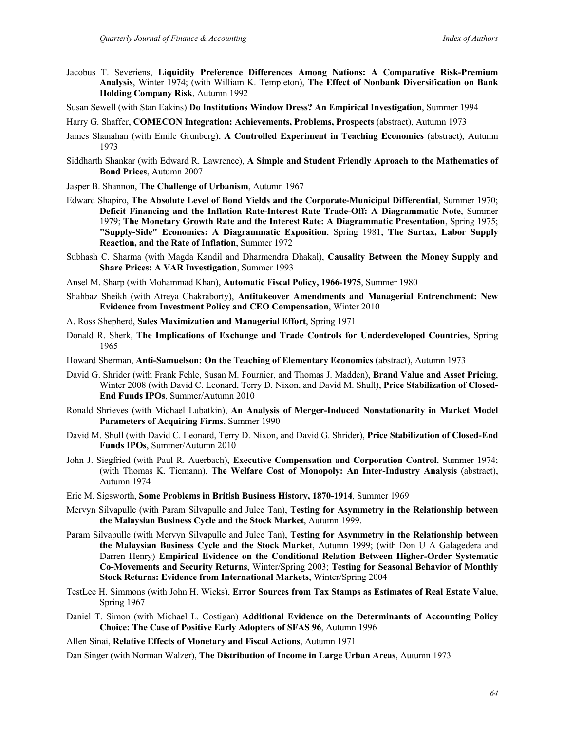Jacobus T. Severiens, **Liquidity Preference Differences Among Nations: A Comparative Risk-Premium Analysis**, Winter 1974; (with William K. Templeton), **The Effect of Nonbank Diversification on Bank Holding Company Risk**, Autumn 1992

Susan Sewell (with Stan Eakins) **Do Institutions Window Dress? An Empirical Investigation**, Summer 1994

Harry G. Shaffer, **COMECON Integration: Achievements, Problems, Prospects** (abstract), Autumn 1973

James Shanahan (with Emile Grunberg), **A Controlled Experiment in Teaching Economics** (abstract), Autumn 1973

Siddharth Shankar (with Edward R. Lawrence), **A Simple and Student Friendly Aproach to the Mathematics of Bond Prices**, Autumn 2007

Jasper B. Shannon, **The Challenge of Urbanism**, Autumn 1967

Edward Shapiro, **The Absolute Level of Bond Yields and the Corporate-Municipal Differential**, Summer 1970; **Deficit Financing and the Inflation Rate-Interest Rate Trade-Off: A Diagrammatic Note**, Summer 1979; **The Monetary Growth Rate and the Interest Rate: A Diagrammatic Presentation**, Spring 1975; **"Supply-Side" Economics: A Diagrammatic Exposition**, Spring 1981; **The Surtax, Labor Supply Reaction, and the Rate of Inflation**, Summer 1972

Subhash C. Sharma (with Magda Kandil and Dharmendra Dhakal), **Causality Between the Money Supply and Share Prices: A VAR Investigation**, Summer 1993

Ansel M. Sharp (with Mohammad Khan), **Automatic Fiscal Policy, 1966-1975**, Summer 1980

Shahbaz Sheikh (with Atreya Chakraborty), **Antitakeover Amendments and Managerial Entrenchment: New Evidence from Investment Policy and CEO Compensation**, Winter 2010

A. Ross Shepherd, **Sales Maximization and Managerial Effort**, Spring 1971

Donald R. Sherk, **The Implications of Exchange and Trade Controls for Underdeveloped Countries**, Spring 1965

Howard Sherman, **Anti-Samuelson: On the Teaching of Elementary Economics** (abstract), Autumn 1973

David G. Shrider (with Frank Fehle, Susan M. Fournier, and Thomas J. Madden), **Brand Value and Asset Pricing**, Winter 2008 (with David C. Leonard, Terry D. Nixon, and David M. Shull), **Price Stabilization of Closed-End Funds IPOs**, Summer/Autumn 2010

Ronald Shrieves (with Michael Lubatkin), **An Analysis of Merger-Induced Nonstationarity in Market Model Parameters of Acquiring Firms**, Summer 1990

David M. Shull (with David C. Leonard, Terry D. Nixon, and David G. Shrider), **Price Stabilization of Closed-End Funds IPOs**, Summer/Autumn 2010

John J. Siegfried (with Paul R. Auerbach), **Executive Compensation and Corporation Control**, Summer 1974; (with Thomas K. Tiemann), **The Welfare Cost of Monopoly: An Inter-Industry Analysis** (abstract), Autumn 1974

Eric M. Sigsworth, **Some Problems in British Business History, 1870-1914**, Summer 1969

Mervyn Silvapulle (with Param Silvapulle and Julee Tan), **Testing for Asymmetry in the Relationship between the Malaysian Business Cycle and the Stock Market**, Autumn 1999.

Param Silvapulle (with Mervyn Silvapulle and Julee Tan), **Testing for Asymmetry in the Relationship between the Malaysian Business Cycle and the Stock Market**, Autumn 1999; (with Don U A Galagedera and Darren Henry) **Empirical Evidence on the Conditional Relation Between Higher-Order Systematic Co-Movements and Security Returns**, Winter/Spring 2003; **Testing for Seasonal Behavior of Monthly Stock Returns: Evidence from International Markets**, Winter/Spring 2004

TestLee H. Simmons (with John H. Wicks), **Error Sources from Tax Stamps as Estimates of Real Estate Value**, Spring 1967

Daniel T. Simon (with Michael L. Costigan) **Additional Evidence on the Determinants of Accounting Policy Choice: The Case of Positive Early Adopters of SFAS 96**, Autumn 1996

Allen Sinai, **Relative Effects of Monetary and Fiscal Actions**, Autumn 1971

Dan Singer (with Norman Walzer), **The Distribution of Income in Large Urban Areas**, Autumn 1973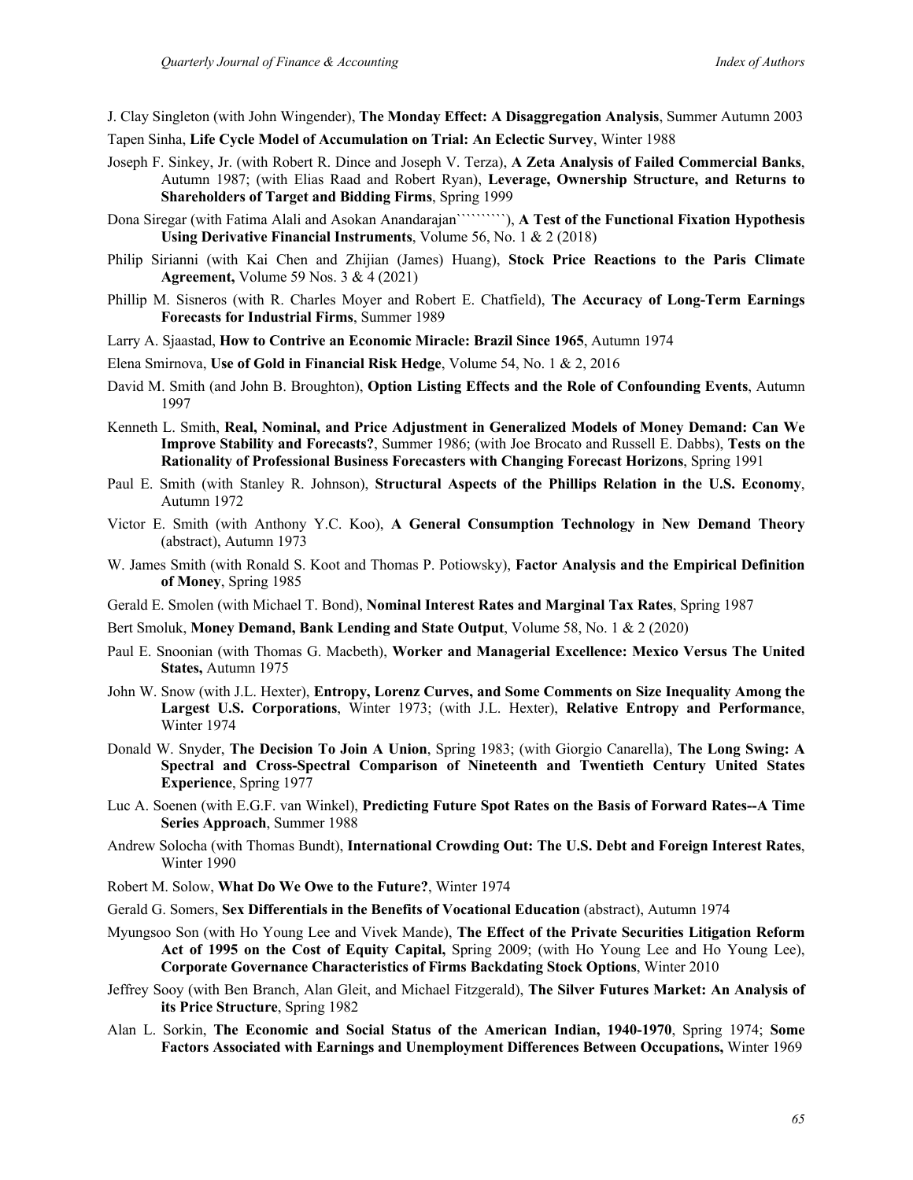J. Clay Singleton (with John Wingender), **The Monday Effect: A Disaggregation Analysis**, Summer Autumn 2003

Tapen Sinha, **Life Cycle Model of Accumulation on Trial: An Eclectic Survey**, Winter 1988

Joseph F. Sinkey, Jr. (with Robert R. Dince and Joseph V. Terza), **A Zeta Analysis of Failed Commercial Banks**, Autumn 1987; (with Elias Raad and Robert Ryan), **Leverage, Ownership Structure, and Returns to Shareholders of Target and Bidding Firms**, Spring 1999

Dona Siregar (with Fatima Alali and Asokan Anandarajan``````````), **A Test of the Functional Fixation Hypothesis Using Derivative Financial Instruments**, Volume 56, No. 1 & 2 (2018)

Philip Sirianni (with Kai Chen and Zhijian (James) Huang), **Stock Price Reactions to the Paris Climate Agreement,** Volume 59 Nos. 3 & 4 (2021)

Phillip M. Sisneros (with R. Charles Moyer and Robert E. Chatfield), **The Accuracy of Long-Term Earnings Forecasts for Industrial Firms**, Summer 1989

Larry A. Sjaastad, **How to Contrive an Economic Miracle: Brazil Since 1965**, Autumn 1974

Elena Smirnova, **Use of Gold in Financial Risk Hedge**, Volume 54, No. 1 & 2, 2016

David M. Smith (and John B. Broughton), **Option Listing Effects and the Role of Confounding Events**, Autumn 1997

Kenneth L. Smith, **Real, Nominal, and Price Adjustment in Generalized Models of Money Demand: Can We Improve Stability and Forecasts?**, Summer 1986; (with Joe Brocato and Russell E. Dabbs), **Tests on the Rationality of Professional Business Forecasters with Changing Forecast Horizons**, Spring 1991

Paul E. Smith (with Stanley R. Johnson), **Structural Aspects of the Phillips Relation in the U.S. Economy**, Autumn 1972

Victor E. Smith (with Anthony Y.C. Koo), **A General Consumption Technology in New Demand Theory** (abstract), Autumn 1973

W. James Smith (with Ronald S. Koot and Thomas P. Potiowsky), **Factor Analysis and the Empirical Definition of Money**, Spring 1985

Gerald E. Smolen (with Michael T. Bond), **Nominal Interest Rates and Marginal Tax Rates**, Spring 1987

Bert Smoluk, **Money Demand, Bank Lending and State Output**, Volume 58, No. 1 & 2 (2020)

Paul E. Snoonian (with Thomas G. Macbeth), **Worker and Managerial Excellence: Mexico Versus The United States,** Autumn 1975

John W. Snow (with J.L. Hexter), **Entropy, Lorenz Curves, and Some Comments on Size Inequality Among the Largest U.S. Corporations**, Winter 1973; (with J.L. Hexter), **Relative Entropy and Performance**, Winter 1974

Donald W. Snyder, **The Decision To Join A Union**, Spring 1983; (with Giorgio Canarella), **The Long Swing: A Spectral and Cross-Spectral Comparison of Nineteenth and Twentieth Century United States Experience**, Spring 1977

Luc A. Soenen (with E.G.F. van Winkel), **Predicting Future Spot Rates on the Basis of Forward Rates--A Time Series Approach**, Summer 1988

Andrew Solocha (with Thomas Bundt), **International Crowding Out: The U.S. Debt and Foreign Interest Rates**, Winter 1990

Robert M. Solow, **What Do We Owe to the Future?**, Winter 1974

Gerald G. Somers, **Sex Differentials in the Benefits of Vocational Education** (abstract), Autumn 1974

Myungsoo Son (with Ho Young Lee and Vivek Mande), **The Effect of the Private Securities Litigation Reform Act of 1995 on the Cost of Equity Capital,** Spring 2009; (with Ho Young Lee and Ho Young Lee), **Corporate Governance Characteristics of Firms Backdating Stock Options**, Winter 2010

Jeffrey Sooy (with Ben Branch, Alan Gleit, and Michael Fitzgerald), **The Silver Futures Market: An Analysis of its Price Structure**, Spring 1982

Alan L. Sorkin, **The Economic and Social Status of the American Indian, 1940-1970**, Spring 1974; **Some Factors Associated with Earnings and Unemployment Differences Between Occupations,** Winter 1969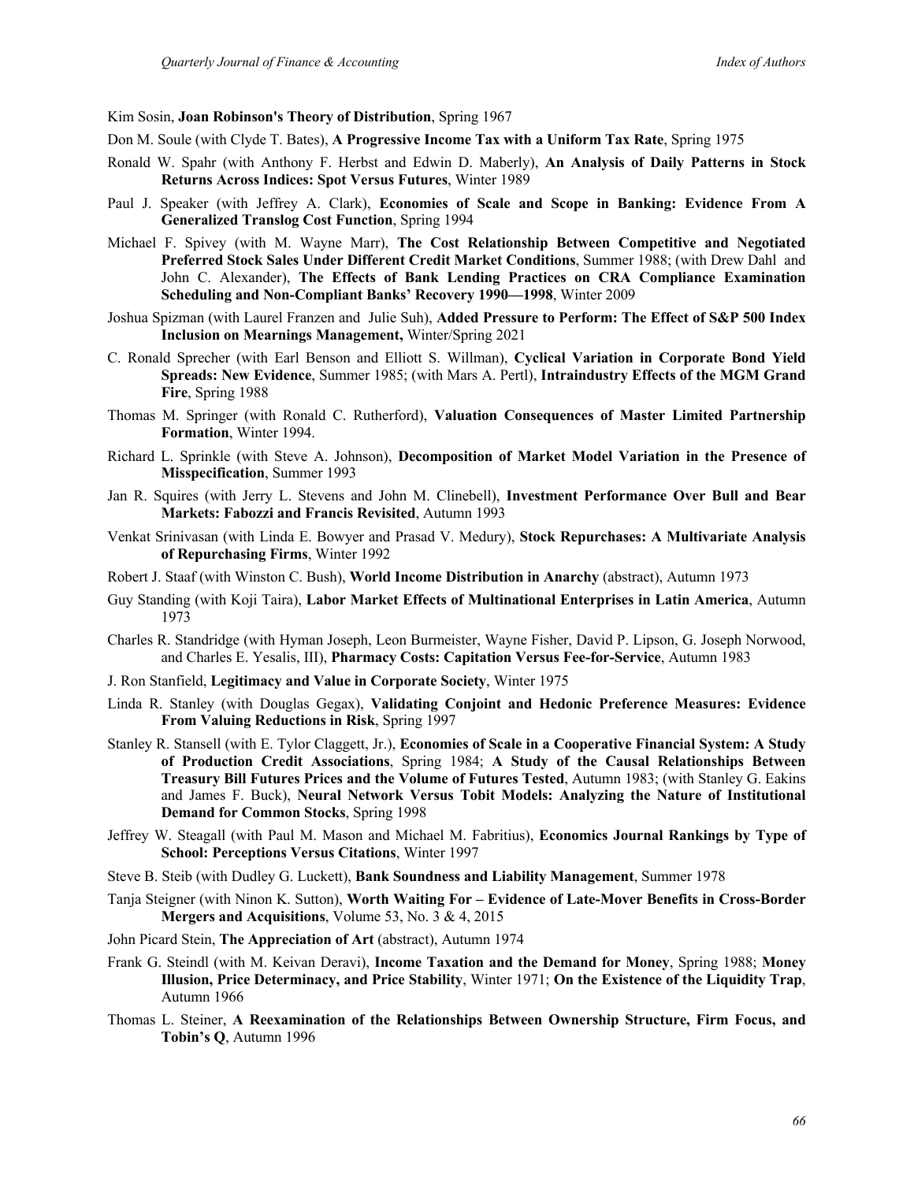Kim Sosin, **Joan Robinson's Theory of Distribution**, Spring 1967

Don M. Soule (with Clyde T. Bates), **A Progressive Income Tax with a Uniform Tax Rate**, Spring 1975

Ronald W. Spahr (with Anthony F. Herbst and Edwin D. Maberly), **An Analysis of Daily Patterns in Stock Returns Across Indices: Spot Versus Futures**, Winter 1989

Paul J. Speaker (with Jeffrey A. Clark), **Economies of Scale and Scope in Banking: Evidence From A Generalized Translog Cost Function**, Spring 1994

Michael F. Spivey (with M. Wayne Marr), **The Cost Relationship Between Competitive and Negotiated Preferred Stock Sales Under Different Credit Market Conditions**, Summer 1988; (with Drew Dahl and John C. Alexander), **The Effects of Bank Lending Practices on CRA Compliance Examination Scheduling and Non-Compliant Banks' Recovery 1990—1998**, Winter 2009

Joshua Spizman (with Laurel Franzen and Julie Suh), **Added Pressure to Perform: The Effect of S&P 500 Index Inclusion on Mearnings Management,** Winter/Spring 2021

C. Ronald Sprecher (with Earl Benson and Elliott S. Willman), **Cyclical Variation in Corporate Bond Yield Spreads: New Evidence**, Summer 1985; (with Mars A. Pertl), **Intraindustry Effects of the MGM Grand Fire**, Spring 1988

Thomas M. Springer (with Ronald C. Rutherford), **Valuation Consequences of Master Limited Partnership Formation**, Winter 1994.

Richard L. Sprinkle (with Steve A. Johnson), **Decomposition of Market Model Variation in the Presence of Misspecification**, Summer 1993

Jan R. Squires (with Jerry L. Stevens and John M. Clinebell), **Investment Performance Over Bull and Bear Markets: Fabozzi and Francis Revisited**, Autumn 1993

Venkat Srinivasan (with Linda E. Bowyer and Prasad V. Medury), **Stock Repurchases: A Multivariate Analysis of Repurchasing Firms**, Winter 1992

Robert J. Staaf (with Winston C. Bush), **World Income Distribution in Anarchy** (abstract), Autumn 1973

Guy Standing (with Koji Taira), **Labor Market Effects of Multinational Enterprises in Latin America**, Autumn 1973

Charles R. Standridge (with Hyman Joseph, Leon Burmeister, Wayne Fisher, David P. Lipson, G. Joseph Norwood, and Charles E. Yesalis, III), **Pharmacy Costs: Capitation Versus Fee-for-Service**, Autumn 1983

J. Ron Stanfield, **Legitimacy and Value in Corporate Society**, Winter 1975

Linda R. Stanley (with Douglas Gegax), **Validating Conjoint and Hedonic Preference Measures: Evidence From Valuing Reductions in Risk**, Spring 1997

Stanley R. Stansell (with E. Tylor Claggett, Jr.), **Economies of Scale in a Cooperative Financial System: A Study of Production Credit Associations**, Spring 1984; **A Study of the Causal Relationships Between Treasury Bill Futures Prices and the Volume of Futures Tested**, Autumn 1983; (with Stanley G. Eakins and James F. Buck), **Neural Network Versus Tobit Models: Analyzing the Nature of Institutional Demand for Common Stocks**, Spring 1998

Jeffrey W. Steagall (with Paul M. Mason and Michael M. Fabritius), **Economics Journal Rankings by Type of School: Perceptions Versus Citations**, Winter 1997

Steve B. Steib (with Dudley G. Luckett), **Bank Soundness and Liability Management**, Summer 1978

Tanja Steigner (with Ninon K. Sutton), **Worth Waiting For – Evidence of Late-Mover Benefits in Cross-Border Mergers and Acquisitions**, Volume 53, No. 3 & 4, 2015

John Picard Stein, **The Appreciation of Art** (abstract), Autumn 1974

Frank G. Steindl (with M. Keivan Deravi), **Income Taxation and the Demand for Money**, Spring 1988; **Money Illusion, Price Determinacy, and Price Stability**, Winter 1971; **On the Existence of the Liquidity Trap**, Autumn 1966

Thomas L. Steiner, **A Reexamination of the Relationships Between Ownership Structure, Firm Focus, and Tobin's Q**, Autumn 1996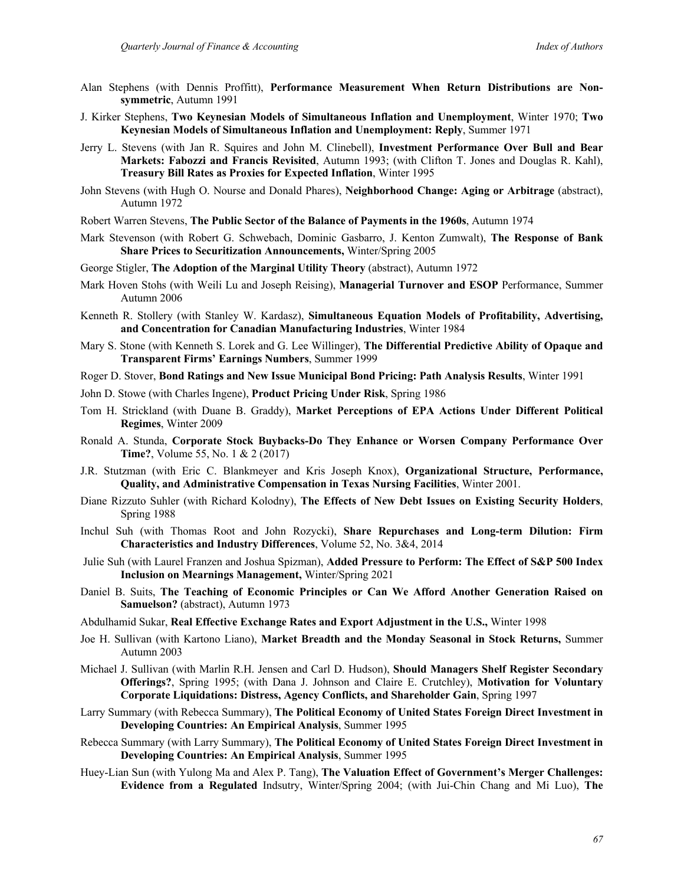Alan Stephens (with Dennis Proffitt), **Performance Measurement When Return Distributions are Non-symmetric**, Autumn 1991

J. Kirker Stephens, **Two Keynesian Models of Simultaneous Inflation and Unemployment**, Winter 1970; **Two Keynesian Models of Simultaneous Inflation and Unemployment: Reply**, Summer 1971

Jerry L. Stevens (with Jan R. Squires and John M. Clinebell), **Investment Performance Over Bull and Bear Markets: Fabozzi and Francis Revisited**, Autumn 1993; (with Clifton T. Jones and Douglas R. Kahl), **Treasury Bill Rates as Proxies for Expected Inflation**, Winter 1995

John Stevens (with Hugh O. Nourse and Donald Phares), **Neighborhood Change: Aging or Arbitrage** (abstract), Autumn 1972

Robert Warren Stevens, **The Public Sector of the Balance of Payments in the 1960s**, Autumn 1974

Mark Stevenson (with Robert G. Schwebach, Dominic Gasbarro, J. Kenton Zumwalt), **The Response of Bank Share Prices to Securitization Announcements,** Winter/Spring 2005

George Stigler, **The Adoption of the Marginal Utility Theory** (abstract), Autumn 1972

Mark Hoven Stohs (with Weili Lu and Joseph Reising), **Managerial Turnover and ESOP** Performance, Summer Autumn 2006

Kenneth R. Stollery (with Stanley W. Kardasz), **Simultaneous Equation Models of Profitability, Advertising, and Concentration for Canadian Manufacturing Industries**, Winter 1984

Mary S. Stone (with Kenneth S. Lorek and G. Lee Willinger), **The Differential Predictive Ability of Opaque and Transparent Firms' Earnings Numbers**, Summer 1999

Roger D. Stover, **Bond Ratings and New Issue Municipal Bond Pricing: Path Analysis Results**, Winter 1991

John D. Stowe (with Charles Ingene), **Product Pricing Under Risk**, Spring 1986

Tom H. Strickland (with Duane B. Graddy), **Market Perceptions of EPA Actions Under Different Political Regimes**, Winter 2009

Ronald A. Stunda, **Corporate Stock Buybacks-Do They Enhance or Worsen Company Performance Over Time?**, Volume 55, No. 1 & 2 (2017)

J.R. Stutzman (with Eric C. Blankmeyer and Kris Joseph Knox), **Organizational Structure, Performance, Quality, and Administrative Compensation in Texas Nursing Facilities**, Winter 2001.

Diane Rizzuto Suhler (with Richard Kolodny), **The Effects of New Debt Issues on Existing Security Holders**, Spring 1988

Inchul Suh (with Thomas Root and John Rozycki), **Share Repurchases and Long-term Dilution: Firm Characteristics and Industry Differences**, Volume 52, No. 3&4, 2014

Julie Suh (with Laurel Franzen and Joshua Spizman), **Added Pressure to Perform: The Effect of S&P 500 Index Inclusion on Mearnings Management,** Winter/Spring 2021

Daniel B. Suits, **The Teaching of Economic Principles or Can We Afford Another Generation Raised on Samuelson?** (abstract), Autumn 1973

Abdulhamid Sukar, **Real Effective Exchange Rates and Export Adjustment in the U.S.,** Winter 1998

Joe H. Sullivan (with Kartono Liano), **Market Breadth and the Monday Seasonal in Stock Returns,** Summer Autumn 2003

Michael J. Sullivan (with Marlin R.H. Jensen and Carl D. Hudson), **Should Managers Shelf Register Secondary Offerings?**, Spring 1995; (with Dana J. Johnson and Claire E. Crutchley), **Motivation for Voluntary Corporate Liquidations: Distress, Agency Conflicts, and Shareholder Gain**, Spring 1997

Larry Summary (with Rebecca Summary), **The Political Economy of United States Foreign Direct Investment in Developing Countries: An Empirical Analysis**, Summer 1995

Rebecca Summary (with Larry Summary), **The Political Economy of United States Foreign Direct Investment in Developing Countries: An Empirical Analysis**, Summer 1995

Huey-Lian Sun (with Yulong Ma and Alex P. Tang), **The Valuation Effect of Government's Merger Challenges: Evidence from a Regulated** Indsutry, Winter/Spring 2004; (with Jui-Chin Chang and Mi Luo), **The**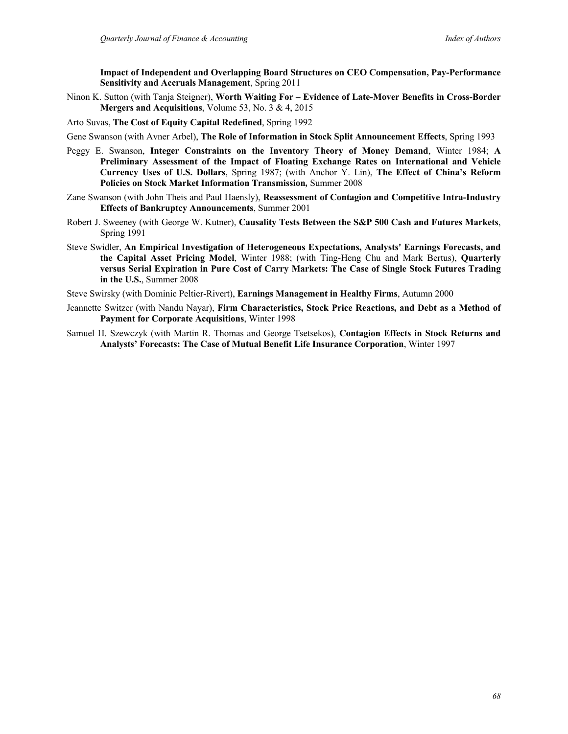**Impact of Independent and Overlapping Board Structures on CEO Compensation, Pay-Performance Sensitivity and Accruals Management**, Spring 2011

Ninon K. Sutton (with Tanja Steigner), **Worth Waiting For – Evidence of Late-Mover Benefits in Cross-Border Mergers and Acquisitions**, Volume 53, No. 3 & 4, 2015

Arto Suvas, **The Cost of Equity Capital Redefined**, Spring 1992

Gene Swanson (with Avner Arbel), **The Role of Information in Stock Split Announcement Effects**, Spring 1993

Peggy E. Swanson, **Integer Constraints on the Inventory Theory of Money Demand**, Winter 1984; **A Preliminary Assessment of the Impact of Floating Exchange Rates on International and Vehicle Currency Uses of U.S. Dollars**, Spring 1987; (with Anchor Y. Lin), **The Effect of China's Reform Policies on Stock Market Information Transmission***,* Summer 2008

Zane Swanson (with John Theis and Paul Haensly), **Reassessment of Contagion and Competitive Intra-Industry Effects of Bankruptcy Announcements**, Summer 2001

Robert J. Sweeney (with George W. Kutner), **Causality Tests Between the S&P 500 Cash and Futures Markets**, Spring 1991

Steve Swidler, **An Empirical Investigation of Heterogeneous Expectations, Analysts' Earnings Forecasts, and the Capital Asset Pricing Model**, Winter 1988; (with Ting-Heng Chu and Mark Bertus), **Quarterly versus Serial Expiration in Pure Cost of Carry Markets: The Case of Single Stock Futures Trading in the U.S.**, Summer 2008

Steve Swirsky (with Dominic Peltier-Rivert), **Earnings Management in Healthy Firms**, Autumn 2000

Jeannette Switzer (with Nandu Nayar), **Firm Characteristics, Stock Price Reactions, and Debt as a Method of Payment for Corporate Acquisitions**, Winter 1998

Samuel H. Szewczyk (with Martin R. Thomas and George Tsetsekos), **Contagion Effects in Stock Returns and Analysts' Forecasts: The Case of Mutual Benefit Life Insurance Corporation**, Winter 1997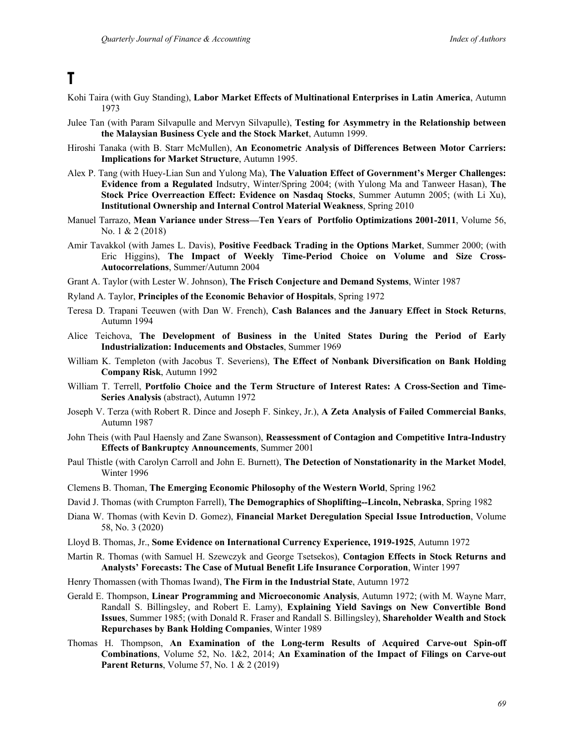# T

Kohi Taira (with Guy Standing), **Labor Market Effects of Multinational Enterprises in Latin America**, Autumn 1973

Julee Tan (with Param Silvapulle and Mervyn Silvapulle), **Testing for Asymmetry in the Relationship between the Malaysian Business Cycle and the Stock Market**, Autumn 1999.

Hiroshi Tanaka (with B. Starr McMullen), **An Econometric Analysis of Differences Between Motor Carriers: Implications for Market Structure**, Autumn 1995.

Alex P. Tang (with Huey-Lian Sun and Yulong Ma), **The Valuation Effect of Government's Merger Challenges: Evidence from a Regulated** Indsutry, Winter/Spring 2004; (with Yulong Ma and Tanweer Hasan), **The Stock Price Overreaction Effect: Evidence on Nasdaq Stocks**, Summer Autumn 2005; (with Li Xu), **Institutional Ownership and Internal Control Material Weakness**, Spring 2010

Manuel Tarrazo, **Mean Variance under Stress—Ten Years of Portfolio Optimizations 2001-2011**, Volume 56, No. 1 & 2 (2018)

Amir Tavakkol (with James L. Davis), **Positive Feedback Trading in the Options Market**, Summer 2000; (with Eric Higgins), **The Impact of Weekly Time-Period Choice on Volume and Size Cross-Autocorrelations**, Summer/Autumn 2004

Grant A. Taylor (with Lester W. Johnson), **The Frisch Conjecture and Demand Systems**, Winter 1987

Ryland A. Taylor, **Principles of the Economic Behavior of Hospitals**, Spring 1972

Teresa D. Trapani Teeuwen (with Dan W. French), **Cash Balances and the January Effect in Stock Returns**, Autumn 1994

Alice Teichova, **The Development of Business in the United States During the Period of Early Industrialization: Inducements and Obstacles**, Summer 1969

William K. Templeton (with Jacobus T. Severiens), **The Effect of Nonbank Diversification on Bank Holding Company Risk**, Autumn 1992

William T. Terrell, **Portfolio Choice and the Term Structure of Interest Rates: A Cross-Section and Time-Series Analysis** (abstract), Autumn 1972

Joseph V. Terza (with Robert R. Dince and Joseph F. Sinkey, Jr.), **A Zeta Analysis of Failed Commercial Banks**, Autumn 1987

John Theis (with Paul Haensly and Zane Swanson), **Reassessment of Contagion and Competitive Intra-Industry Effects of Bankruptcy Announcements**, Summer 2001

Paul Thistle (with Carolyn Carroll and John E. Burnett), **The Detection of Nonstationarity in the Market Model**, Winter 1996

Clemens B. Thoman, **The Emerging Economic Philosophy of the Western World**, Spring 1962

David J. Thomas (with Crumpton Farrell), **The Demographics of Shoplifting--Lincoln, Nebraska**, Spring 1982

Diana W. Thomas (with Kevin D. Gomez), **Financial Market Deregulation Special Issue Introduction**, Volume 58, No. 3 (2020)

Lloyd B. Thomas, Jr., **Some Evidence on International Currency Experience, 1919-1925**, Autumn 1972

Martin R. Thomas (with Samuel H. Szewczyk and George Tsetsekos), **Contagion Effects in Stock Returns and Analysts' Forecasts: The Case of Mutual Benefit Life Insurance Corporation**, Winter 1997

Henry Thomassen (with Thomas Iwand), **The Firm in the Industrial State**, Autumn 1972

Gerald E. Thompson, **Linear Programming and Microeconomic Analysis**, Autumn 1972; (with M. Wayne Marr, Randall S. Billingsley, and Robert E. Lamy), **Explaining Yield Savings on New Convertible Bond Issues**, Summer 1985; (with Donald R. Fraser and Randall S. Billingsley), **Shareholder Wealth and Stock Repurchases by Bank Holding Companies**, Winter 1989

Thomas H. Thompson, **An Examination of the Long-term Results of Acquired Carve-out Spin-off Combinations**, Volume 52, No. 1&2, 2014; **An Examination of the Impact of Filings on Carve-out Parent Returns**, Volume 57, No. 1 & 2 (2019)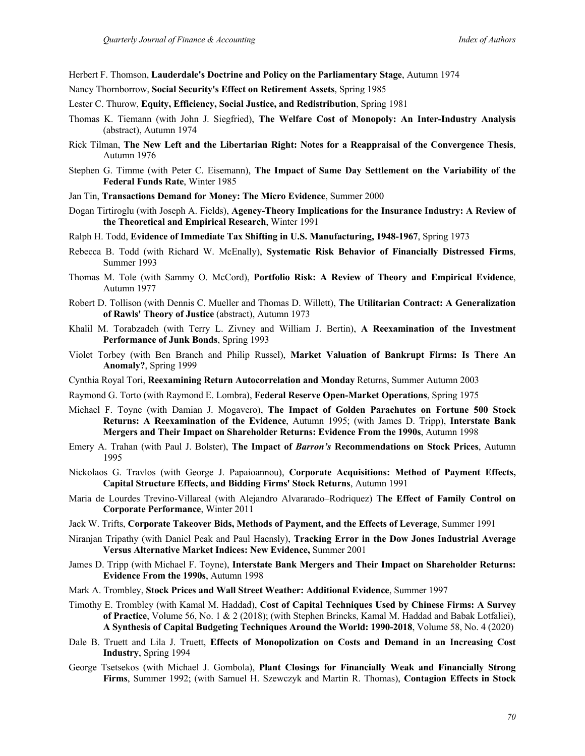Herbert F. Thomson, **Lauderdale's Doctrine and Policy on the Parliamentary Stage**, Autumn 1974

Nancy Thornborrow, **Social Security's Effect on Retirement Assets**, Spring 1985

Lester C. Thurow, **Equity, Efficiency, Social Justice, and Redistribution**, Spring 1981

Thomas K. Tiemann (with John J. Siegfried), **The Welfare Cost of Monopoly: An Inter-Industry Analysis** (abstract), Autumn 1974

Rick Tilman, **The New Left and the Libertarian Right: Notes for a Reappraisal of the Convergence Thesis**, Autumn 1976

Stephen G. Timme (with Peter C. Eisemann), **The Impact of Same Day Settlement on the Variability of the Federal Funds Rate**, Winter 1985

Jan Tin, **Transactions Demand for Money: The Micro Evidence**, Summer 2000

Dogan Tirtiroglu (with Joseph A. Fields), **Agency-Theory Implications for the Insurance Industry: A Review of the Theoretical and Empirical Research**, Winter 1991

Ralph H. Todd, **Evidence of Immediate Tax Shifting in U.S. Manufacturing, 1948-1967**, Spring 1973

Rebecca B. Todd (with Richard W. McEnally), **Systematic Risk Behavior of Financially Distressed Firms**, Summer 1993

Thomas M. Tole (with Sammy O. McCord), **Portfolio Risk: A Review of Theory and Empirical Evidence**, Autumn 1977

Robert D. Tollison (with Dennis C. Mueller and Thomas D. Willett), **The Utilitarian Contract: A Generalization of Rawls' Theory of Justice** (abstract), Autumn 1973

Khalil M. Torabzadeh (with Terry L. Zivney and William J. Bertin), **A Reexamination of the Investment Performance of Junk Bonds**, Spring 1993

Violet Torbey (with Ben Branch and Philip Russel), **Market Valuation of Bankrupt Firms: Is There An Anomaly?**, Spring 1999

Cynthia Royal Tori, **Reexamining Return Autocorrelation and Monday** Returns, Summer Autumn 2003

Raymond G. Torto (with Raymond E. Lombra), **Federal Reserve Open-Market Operations**, Spring 1975

Michael F. Toyne (with Damian J. Mogavero), **The Impact of Golden Parachutes on Fortune 500 Stock Returns: A Reexamination of the Evidence**, Autumn 1995; (with James D. Tripp), **Interstate Bank Mergers and Their Impact on Shareholder Returns: Evidence From the 1990s**, Autumn 1998

Emery A. Trahan (with Paul J. Bolster), **The Impact of *Barron's* Recommendations on Stock Prices**, Autumn 1995

Nickolaos G. Travlos (with George J. Papaioannou), **Corporate Acquisitions: Method of Payment Effects, Capital Structure Effects, and Bidding Firms' Stock Returns**, Autumn 1991

Maria de Lourdes Trevino-Villareal (with Alejandro Alvararado–Rodriquez) **The Effect of Family Control on Corporate Performance**, Winter 2011

Jack W. Trifts, **Corporate Takeover Bids, Methods of Payment, and the Effects of Leverage**, Summer 1991

Niranjan Tripathy (with Daniel Peak and Paul Haensly), **Tracking Error in the Dow Jones Industrial Average Versus Alternative Market Indices: New Evidence,** Summer 2001

James D. Tripp (with Michael F. Toyne), **Interstate Bank Mergers and Their Impact on Shareholder Returns: Evidence From the 1990s**, Autumn 1998

Mark A. Trombley, **Stock Prices and Wall Street Weather: Additional Evidence**, Summer 1997

Timothy E. Trombley (with Kamal M. Haddad), **Cost of Capital Techniques Used by Chinese Firms: A Survey of Practice**, Volume 56, No. 1 & 2 (2018); (with Stephen Brincks, Kamal M. Haddad and Babak Lotfaliei), **A Synthesis of Capital Budgeting Techniques Around the World: 1990-2018**, Volume 58, No. 4 (2020)

Dale B. Truett and Lila J. Truett, **Effects of Monopolization on Costs and Demand in an Increasing Cost Industry**, Spring 1994

George Tsetsekos (with Michael J. Gombola), **Plant Closings for Financially Weak and Financially Strong Firms**, Summer 1992; (with Samuel H. Szewczyk and Martin R. Thomas), **Contagion Effects in Stock**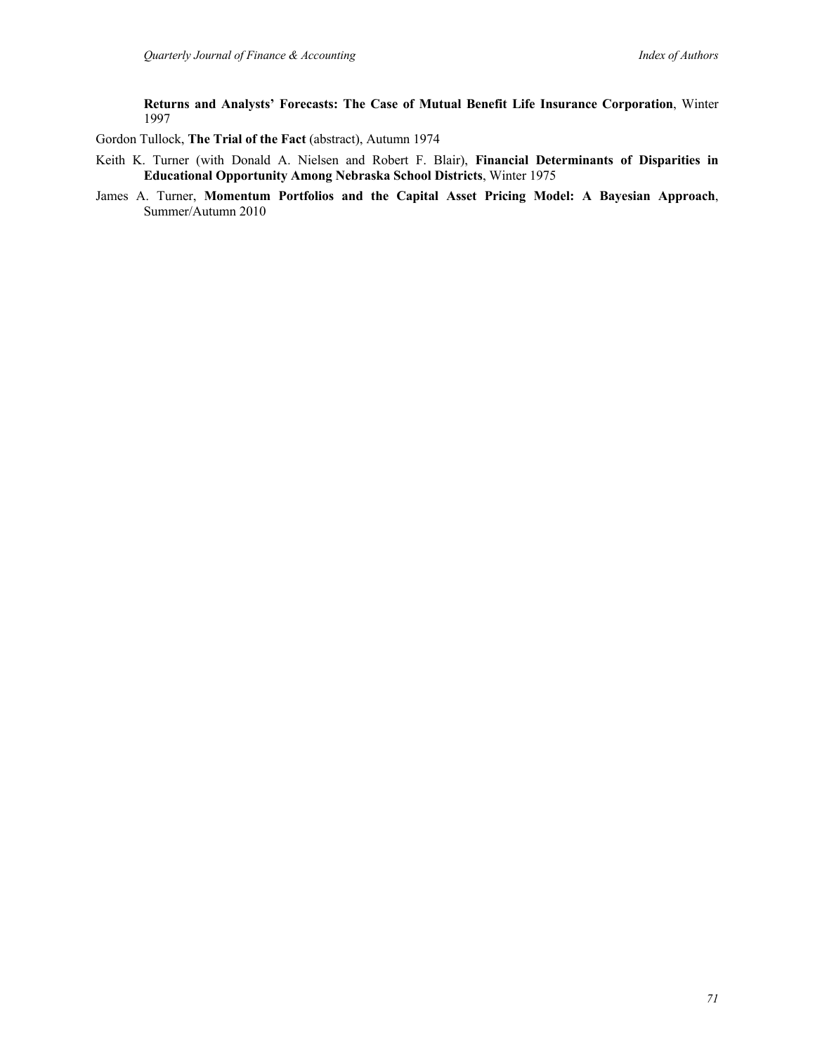**Returns and Analysts' Forecasts: The Case of Mutual Benefit Life Insurance Corporation**, Winter 1997

Gordon Tullock, **The Trial of the Fact** (abstract), Autumn 1974

Keith K. Turner (with Donald A. Nielsen and Robert F. Blair), **Financial Determinants of Disparities in Educational Opportunity Among Nebraska School Districts**, Winter 1975

James A. Turner, **Momentum Portfolios and the Capital Asset Pricing Model: A Bayesian Approach**, Summer/Autumn 2010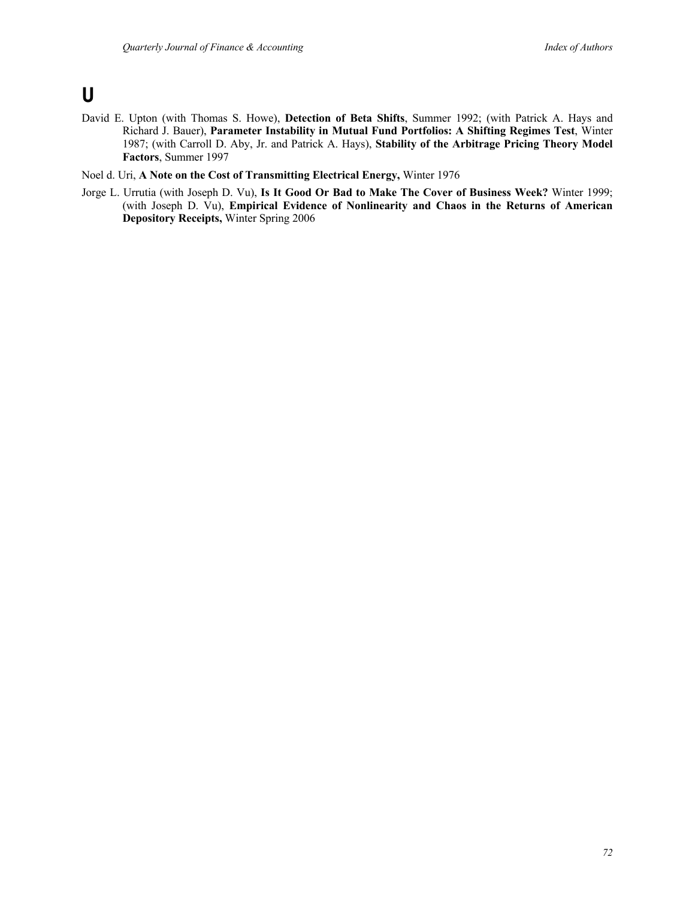# U

David E. Upton (with Thomas S. Howe), **Detection of Beta Shifts**, Summer 1992; (with Patrick A. Hays and Richard J. Bauer), **Parameter Instability in Mutual Fund Portfolios: A Shifting Regimes Test**, Winter 1987; (with Carroll D. Aby, Jr. and Patrick A. Hays), **Stability of the Arbitrage Pricing Theory Model Factors**, Summer 1997

Noel d. Uri, **A Note on the Cost of Transmitting Electrical Energy,** Winter 1976

Jorge L. Urrutia (with Joseph D. Vu), **Is It Good Or Bad to Make The Cover of Business Week?** Winter 1999; (with Joseph D. Vu), **Empirical Evidence of Nonlinearity and Chaos in the Returns of American Depository Receipts,** Winter Spring 2006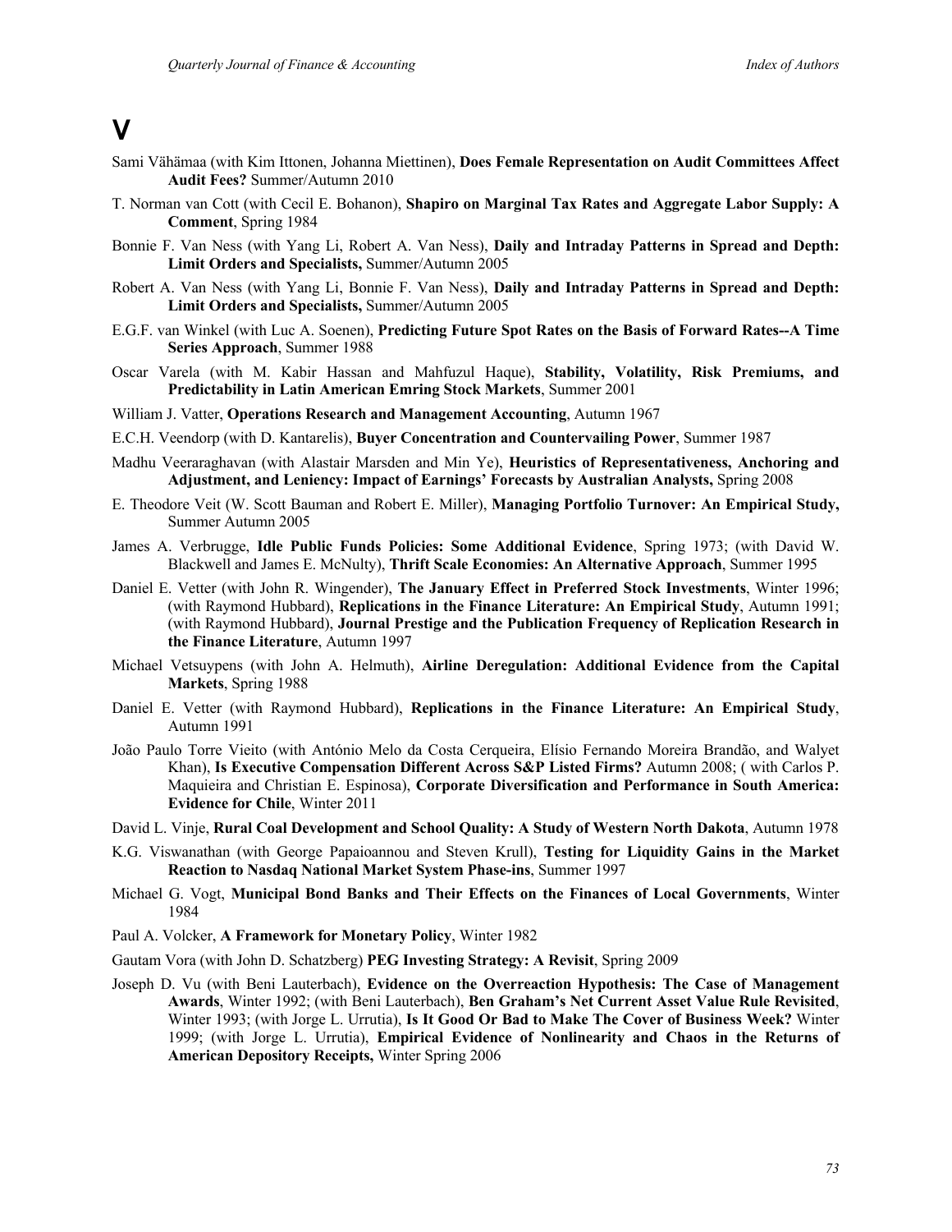# V

Sami Vähämaa (with Kim Ittonen, Johanna Miettinen), **Does Female Representation on Audit Committees Affect Audit Fees?** Summer/Autumn 2010

T. Norman van Cott (with Cecil E. Bohanon), **Shapiro on Marginal Tax Rates and Aggregate Labor Supply: A Comment**, Spring 1984

Bonnie F. Van Ness (with Yang Li, Robert A. Van Ness), **Daily and Intraday Patterns in Spread and Depth: Limit Orders and Specialists,** Summer/Autumn 2005

Robert A. Van Ness (with Yang Li, Bonnie F. Van Ness), **Daily and Intraday Patterns in Spread and Depth: Limit Orders and Specialists,** Summer/Autumn 2005

E.G.F. van Winkel (with Luc A. Soenen), **Predicting Future Spot Rates on the Basis of Forward Rates--A Time Series Approach**, Summer 1988

Oscar Varela (with M. Kabir Hassan and Mahfuzul Haque), **Stability, Volatility, Risk Premiums, and Predictability in Latin American Emring Stock Markets**, Summer 2001

William J. Vatter, **Operations Research and Management Accounting**, Autumn 1967

E.C.H. Veendorp (with D. Kantarelis), **Buyer Concentration and Countervailing Power**, Summer 1987

Madhu Veeraraghavan (with Alastair Marsden and Min Ye), **Heuristics of Representativeness, Anchoring and Adjustment, and Leniency: Impact of Earnings' Forecasts by Australian Analysts,** Spring 2008

E. Theodore Veit (W. Scott Bauman and Robert E. Miller), **Managing Portfolio Turnover: An Empirical Study,** Summer Autumn 2005

James A. Verbrugge, **Idle Public Funds Policies: Some Additional Evidence**, Spring 1973; (with David W. Blackwell and James E. McNulty), **Thrift Scale Economies: An Alternative Approach**, Summer 1995

Daniel E. Vetter (with John R. Wingender), **The January Effect in Preferred Stock Investments**, Winter 1996; (with Raymond Hubbard), **Replications in the Finance Literature: An Empirical Study**, Autumn 1991; (with Raymond Hubbard), **Journal Prestige and the Publication Frequency of Replication Research in the Finance Literature**, Autumn 1997

Michael Vetsuypens (with John A. Helmuth), **Airline Deregulation: Additional Evidence from the Capital Markets**, Spring 1988

Daniel E. Vetter (with Raymond Hubbard), **Replications in the Finance Literature: An Empirical Study**, Autumn 1991

João Paulo Torre Vieito (with António Melo da Costa Cerqueira, Elísio Fernando Moreira Brandão, and Walyet Khan), **Is Executive Compensation Different Across S&P Listed Firms?** Autumn 2008; ( with Carlos P. Maquieira and Christian E. Espinosa), **Corporate Diversification and Performance in South America: Evidence for Chile**, Winter 2011

David L. Vinje, **Rural Coal Development and School Quality: A Study of Western North Dakota**, Autumn 1978

K.G. Viswanathan (with George Papaioannou and Steven Krull), **Testing for Liquidity Gains in the Market Reaction to Nasdaq National Market System Phase-ins**, Summer 1997

Michael G. Vogt, **Municipal Bond Banks and Their Effects on the Finances of Local Governments**, Winter 1984

Paul A. Volcker, **A Framework for Monetary Policy**, Winter 1982

Gautam Vora (with John D. Schatzberg) **PEG Investing Strategy: A Revisit**, Spring 2009

Joseph D. Vu (with Beni Lauterbach), **Evidence on the Overreaction Hypothesis: The Case of Management Awards**, Winter 1992; (with Beni Lauterbach), **Ben Graham's Net Current Asset Value Rule Revisited**, Winter 1993; (with Jorge L. Urrutia), **Is It Good Or Bad to Make The Cover of Business Week?** Winter 1999; (with Jorge L. Urrutia), **Empirical Evidence of Nonlinearity and Chaos in the Returns of American Depository Receipts,** Winter Spring 2006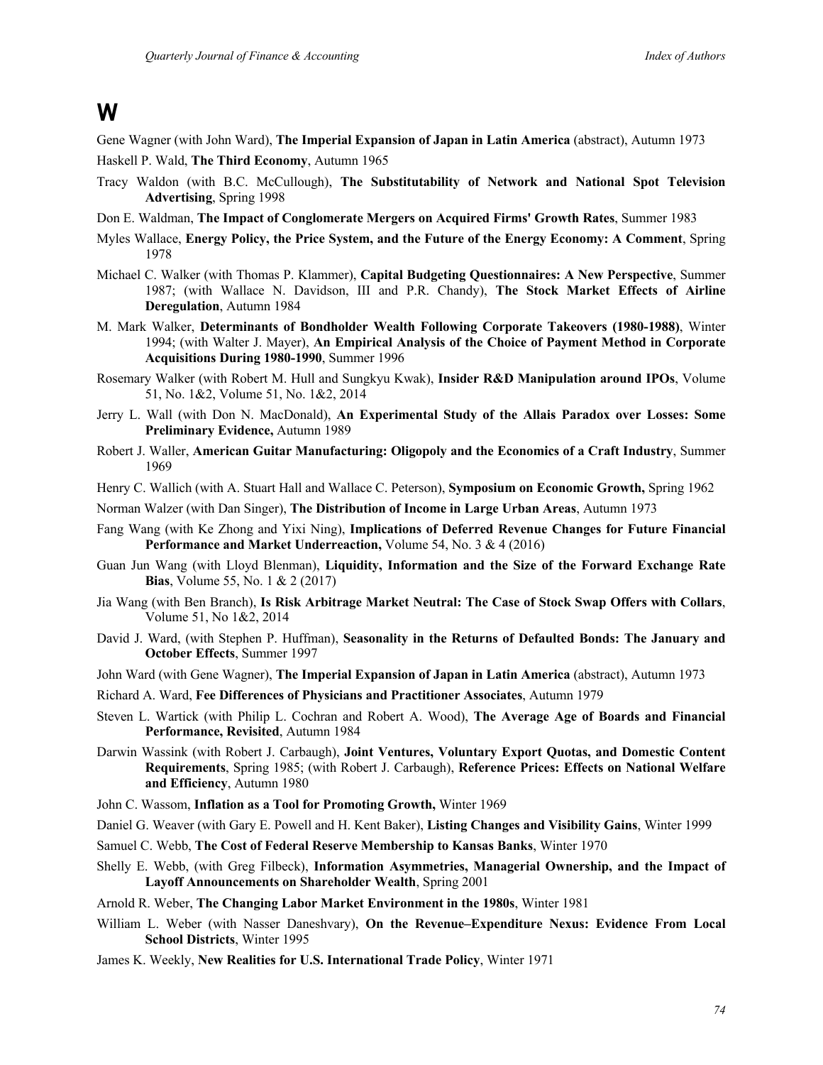# W

Gene Wagner (with John Ward), **The Imperial Expansion of Japan in Latin America** (abstract), Autumn 1973

Haskell P. Wald, **The Third Economy**, Autumn 1965

Tracy Waldon (with B.C. McCullough), **The Substitutability of Network and National Spot Television Advertising**, Spring 1998

Don E. Waldman, **The Impact of Conglomerate Mergers on Acquired Firms' Growth Rates**, Summer 1983

Myles Wallace, **Energy Policy, the Price System, and the Future of the Energy Economy: A Comment**, Spring 1978

Michael C. Walker (with Thomas P. Klammer), **Capital Budgeting Questionnaires: A New Perspective**, Summer 1987; (with Wallace N. Davidson, III and P.R. Chandy), **The Stock Market Effects of Airline Deregulation**, Autumn 1984

M. Mark Walker, **Determinants of Bondholder Wealth Following Corporate Takeovers (1980-1988)**, Winter 1994; (with Walter J. Mayer), **An Empirical Analysis of the Choice of Payment Method in Corporate Acquisitions During 1980-1990**, Summer 1996

Rosemary Walker (with Robert M. Hull and Sungkyu Kwak), **Insider R&D Manipulation around IPOs**, Volume 51, No. 1&2, Volume 51, No. 1&2, 2014

Jerry L. Wall (with Don N. MacDonald), **An Experimental Study of the Allais Paradox over Losses: Some Preliminary Evidence,** Autumn 1989

Robert J. Waller, **American Guitar Manufacturing: Oligopoly and the Economics of a Craft Industry**, Summer 1969

Henry C. Wallich (with A. Stuart Hall and Wallace C. Peterson), **Symposium on Economic Growth,** Spring 1962

Norman Walzer (with Dan Singer), **The Distribution of Income in Large Urban Areas**, Autumn 1973

Fang Wang (with Ke Zhong and Yixi Ning), **Implications of Deferred Revenue Changes for Future Financial Performance and Market Underreaction,** Volume 54, No. 3 & 4 (2016)

Guan Jun Wang (with Lloyd Blenman), **Liquidity, Information and the Size of the Forward Exchange Rate Bias**, Volume 55, No. 1 & 2 (2017)

Jia Wang (with Ben Branch), **Is Risk Arbitrage Market Neutral: The Case of Stock Swap Offers with Collars**, Volume 51, No 1&2, 2014

David J. Ward, (with Stephen P. Huffman), **Seasonality in the Returns of Defaulted Bonds: The January and October Effects**, Summer 1997

John Ward (with Gene Wagner), **The Imperial Expansion of Japan in Latin America** (abstract), Autumn 1973

Richard A. Ward, **Fee Differences of Physicians and Practitioner Associates**, Autumn 1979

Steven L. Wartick (with Philip L. Cochran and Robert A. Wood), **The Average Age of Boards and Financial Performance, Revisited**, Autumn 1984

Darwin Wassink (with Robert J. Carbaugh), **Joint Ventures, Voluntary Export Quotas, and Domestic Content Requirements**, Spring 1985; (with Robert J. Carbaugh), **Reference Prices: Effects on National Welfare and Efficiency**, Autumn 1980

John C. Wassom, **Inflation as a Tool for Promoting Growth,** Winter 1969

Daniel G. Weaver (with Gary E. Powell and H. Kent Baker), **Listing Changes and Visibility Gains**, Winter 1999

Samuel C. Webb, **The Cost of Federal Reserve Membership to Kansas Banks**, Winter 1970

Shelly E. Webb, (with Greg Filbeck), **Information Asymmetries, Managerial Ownership, and the Impact of Layoff Announcements on Shareholder Wealth**, Spring 2001

Arnold R. Weber, **The Changing Labor Market Environment in the 1980s**, Winter 1981

William L. Weber (with Nasser Daneshvary), **On the Revenue–Expenditure Nexus: Evidence From Local School Districts**, Winter 1995

James K. Weekly, **New Realities for U.S. International Trade Policy**, Winter 1971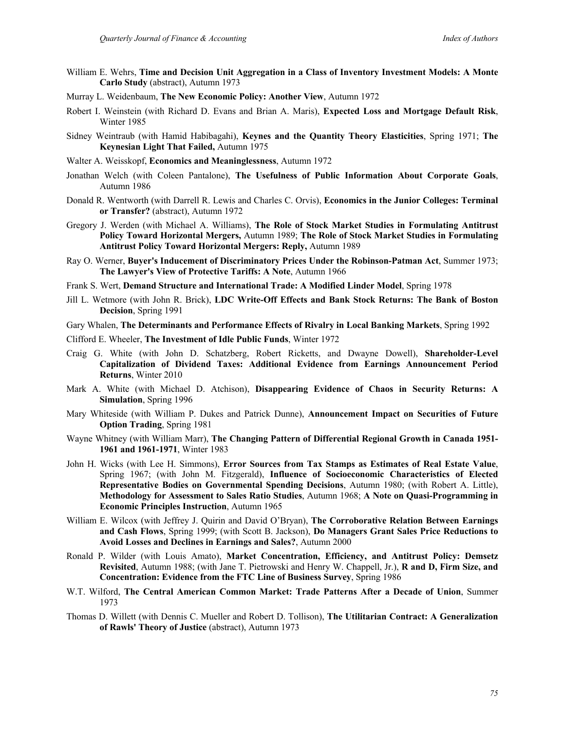William E. Wehrs, **Time and Decision Unit Aggregation in a Class of Inventory Investment Models: A Monte Carlo Study** (abstract), Autumn 1973

Murray L. Weidenbaum, **The New Economic Policy: Another View**, Autumn 1972

Robert I. Weinstein (with Richard D. Evans and Brian A. Maris), **Expected Loss and Mortgage Default Risk**, Winter 1985

Sidney Weintraub (with Hamid Habibagahi), **Keynes and the Quantity Theory Elasticities**, Spring 1971; **The Keynesian Light That Failed,** Autumn 1975

Walter A. Weisskopf, **Economics and Meaninglessness**, Autumn 1972

Jonathan Welch (with Coleen Pantalone), **The Usefulness of Public Information About Corporate Goals**, Autumn 1986

Donald R. Wentworth (with Darrell R. Lewis and Charles C. Orvis), **Economics in the Junior Colleges: Terminal or Transfer?** (abstract), Autumn 1972

Gregory J. Werden (with Michael A. Williams), **The Role of Stock Market Studies in Formulating Antitrust Policy Toward Horizontal Mergers,** Autumn 1989; **The Role of Stock Market Studies in Formulating Antitrust Policy Toward Horizontal Mergers: Reply,** Autumn 1989

Ray O. Werner, **Buyer's Inducement of Discriminatory Prices Under the Robinson-Patman Act**, Summer 1973; **The Lawyer's View of Protective Tariffs: A Note**, Autumn 1966

Frank S. Wert, **Demand Structure and International Trade: A Modified Linder Model**, Spring 1978

Jill L. Wetmore (with John R. Brick), **LDC Write-Off Effects and Bank Stock Returns: The Bank of Boston Decision**, Spring 1991

Gary Whalen, **The Determinants and Performance Effects of Rivalry in Local Banking Markets**, Spring 1992

Clifford E. Wheeler, **The Investment of Idle Public Funds**, Winter 1972

Craig G. White (with John D. Schatzberg, Robert Ricketts, and Dwayne Dowell), **Shareholder-Level Capitalization of Dividend Taxes: Additional Evidence from Earnings Announcement Period Returns**, Winter 2010

Mark A. White (with Michael D. Atchison), **Disappearing Evidence of Chaos in Security Returns: A Simulation**, Spring 1996

Mary Whiteside (with William P. Dukes and Patrick Dunne), **Announcement Impact on Securities of Future Option Trading**, Spring 1981

Wayne Whitney (with William Marr), **The Changing Pattern of Differential Regional Growth in Canada 1951-1961 and 1961-1971**, Winter 1983

John H. Wicks (with Lee H. Simmons), **Error Sources from Tax Stamps as Estimates of Real Estate Value**, Spring 1967; (with John M. Fitzgerald), **Influence of Socioeconomic Characteristics of Elected Representative Bodies on Governmental Spending Decisions**, Autumn 1980; (with Robert A. Little), **Methodology for Assessment to Sales Ratio Studies**, Autumn 1968; **A Note on Quasi-Programming in Economic Principles Instruction**, Autumn 1965

William E. Wilcox (with Jeffrey J. Quirin and David O'Bryan), **The Corroborative Relation Between Earnings and Cash Flows**, Spring 1999; (with Scott B. Jackson), **Do Managers Grant Sales Price Reductions to Avoid Losses and Declines in Earnings and Sales?**, Autumn 2000

Ronald P. Wilder (with Louis Amato), **Market Concentration, Efficiency, and Antitrust Policy: Demsetz Revisited**, Autumn 1988; (with Jane T. Pietrowski and Henry W. Chappell, Jr.), **R and D, Firm Size, and Concentration: Evidence from the FTC Line of Business Survey**, Spring 1986

W.T. Wilford, **The Central American Common Market: Trade Patterns After a Decade of Union**, Summer 1973

Thomas D. Willett (with Dennis C. Mueller and Robert D. Tollison), **The Utilitarian Contract: A Generalization of Rawls' Theory of Justice** (abstract), Autumn 1973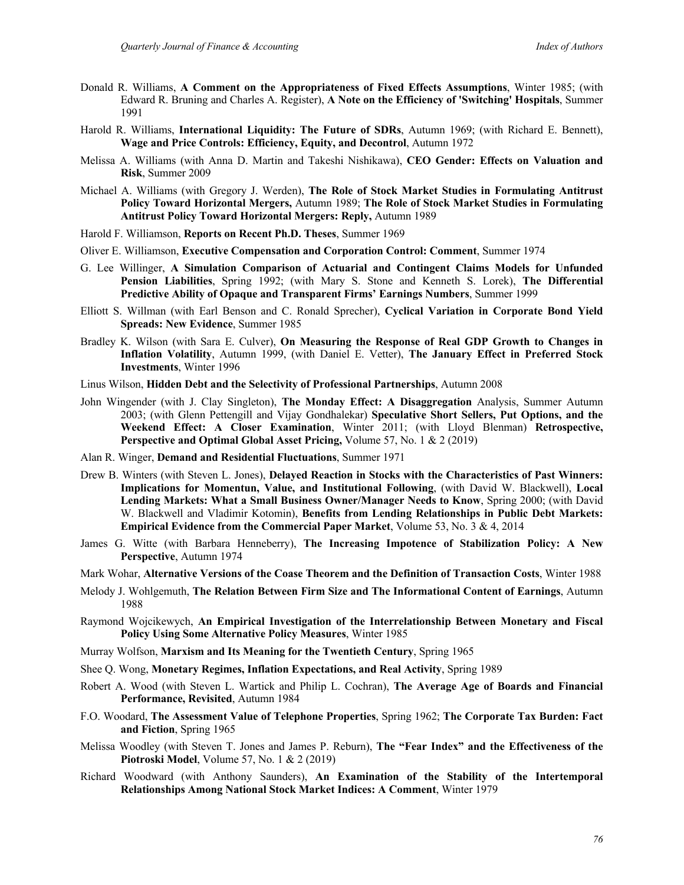Donald R. Williams, **A Comment on the Appropriateness of Fixed Effects Assumptions**, Winter 1985; (with Edward R. Bruning and Charles A. Register), **A Note on the Efficiency of 'Switching' Hospitals**, Summer 1991

Harold R. Williams, **International Liquidity: The Future of SDRs**, Autumn 1969; (with Richard E. Bennett), **Wage and Price Controls: Efficiency, Equity, and Decontrol**, Autumn 1972

Melissa A. Williams (with Anna D. Martin and Takeshi Nishikawa), **CEO Gender: Effects on Valuation and Risk**, Summer 2009

Michael A. Williams (with Gregory J. Werden), **The Role of Stock Market Studies in Formulating Antitrust Policy Toward Horizontal Mergers,** Autumn 1989; **The Role of Stock Market Studies in Formulating Antitrust Policy Toward Horizontal Mergers: Reply,** Autumn 1989

Harold F. Williamson, **Reports on Recent Ph.D. Theses**, Summer 1969

Oliver E. Williamson, **Executive Compensation and Corporation Control: Comment**, Summer 1974

G. Lee Willinger, **A Simulation Comparison of Actuarial and Contingent Claims Models for Unfunded Pension Liabilities**, Spring 1992; (with Mary S. Stone and Kenneth S. Lorek), **The Differential Predictive Ability of Opaque and Transparent Firms' Earnings Numbers**, Summer 1999

Elliott S. Willman (with Earl Benson and C. Ronald Sprecher), **Cyclical Variation in Corporate Bond Yield Spreads: New Evidence**, Summer 1985

Bradley K. Wilson (with Sara E. Culver), **On Measuring the Response of Real GDP Growth to Changes in Inflation Volatility**, Autumn 1999, (with Daniel E. Vetter), **The January Effect in Preferred Stock Investments**, Winter 1996

Linus Wilson, **Hidden Debt and the Selectivity of Professional Partnerships**, Autumn 2008

John Wingender (with J. Clay Singleton), **The Monday Effect: A Disaggregation** Analysis, Summer Autumn 2003; (with Glenn Pettengill and Vijay Gondhalekar) **Speculative Short Sellers, Put Options, and the Weekend Effect: A Closer Examination**, Winter 2011; (with Lloyd Blenman) **Retrospective, Perspective and Optimal Global Asset Pricing,** Volume 57, No. 1 & 2 (2019)

Alan R. Winger, **Demand and Residential Fluctuations**, Summer 1971

Drew B. Winters (with Steven L. Jones), **Delayed Reaction in Stocks with the Characteristics of Past Winners: Implications for Momentun, Value, and Institutional Following**, (with David W. Blackwell), **Local Lending Markets: What a Small Business Owner/Manager Needs to Know**, Spring 2000; (with David W. Blackwell and Vladimir Kotomin), **Benefits from Lending Relationships in Public Debt Markets: Empirical Evidence from the Commercial Paper Market**, Volume 53, No. 3 & 4, 2014

James G. Witte (with Barbara Henneberry), **The Increasing Impotence of Stabilization Policy: A New Perspective**, Autumn 1974

Mark Wohar, **Alternative Versions of the Coase Theorem and the Definition of Transaction Costs**, Winter 1988

Melody J. Wohlgemuth, **The Relation Between Firm Size and The Informational Content of Earnings**, Autumn 1988

Raymond Wojcikewych, **An Empirical Investigation of the Interrelationship Between Monetary and Fiscal Policy Using Some Alternative Policy Measures**, Winter 1985

Murray Wolfson, **Marxism and Its Meaning for the Twentieth Century**, Spring 1965

Shee Q. Wong, **Monetary Regimes, Inflation Expectations, and Real Activity**, Spring 1989

Robert A. Wood (with Steven L. Wartick and Philip L. Cochran), **The Average Age of Boards and Financial Performance, Revisited**, Autumn 1984

F.O. Woodard, **The Assessment Value of Telephone Properties**, Spring 1962; **The Corporate Tax Burden: Fact and Fiction**, Spring 1965

Melissa Woodley (with Steven T. Jones and James P. Reburn), **The "Fear Index" and the Effectiveness of the Piotroski Model**, Volume 57, No. 1 & 2 (2019)

Richard Woodward (with Anthony Saunders), **An Examination of the Stability of the Intertemporal Relationships Among National Stock Market Indices: A Comment**, Winter 1979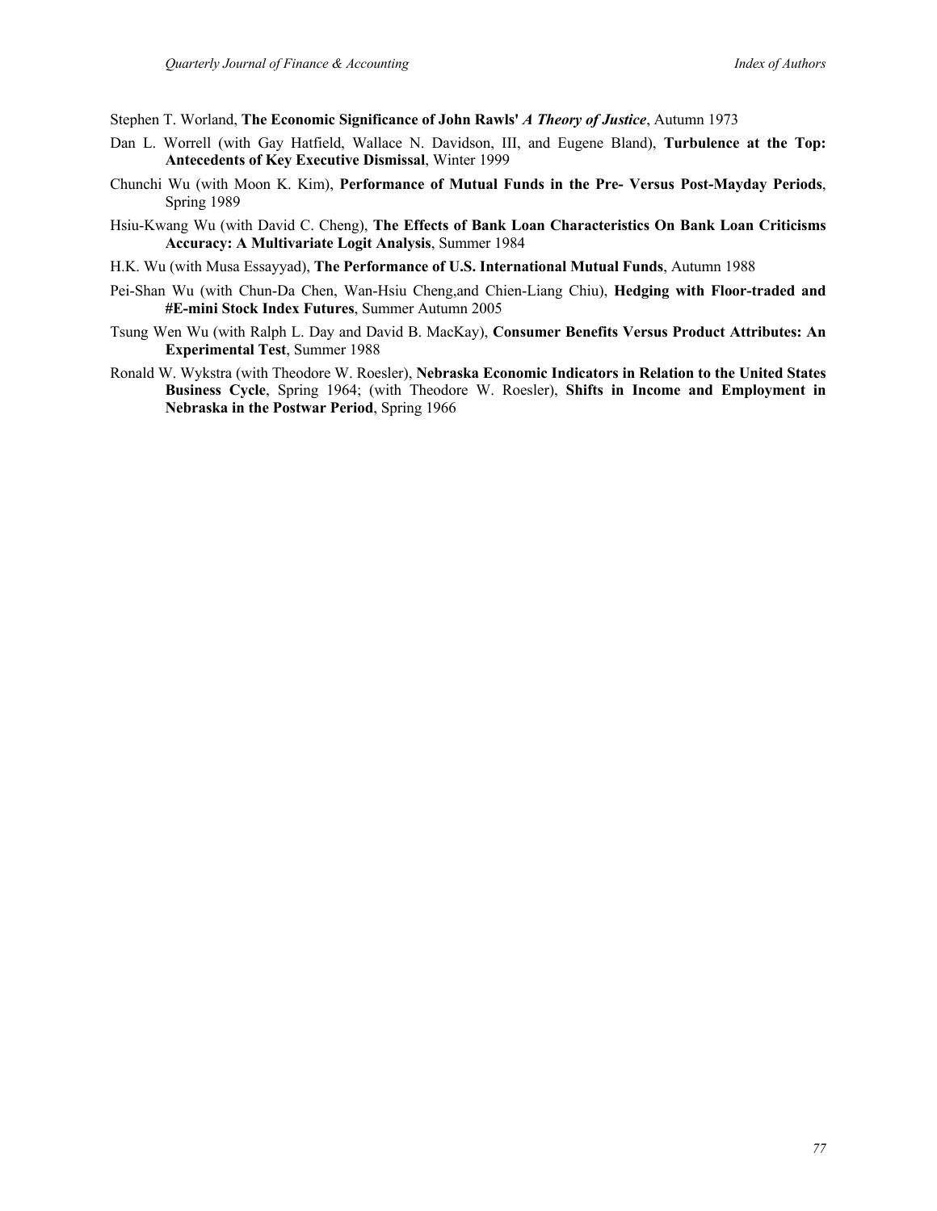Stephen T. Worland, **The Economic Significance of John Rawls' *A Theory of Justice***, Autumn 1973

Dan L. Worrell (with Gay Hatfield, Wallace N. Davidson, III, and Eugene Bland), **Turbulence at the Top: Antecedents of Key Executive Dismissal**, Winter 1999

Chunchi Wu (with Moon K. Kim), **Performance of Mutual Funds in the Pre- Versus Post-Mayday Periods**, Spring 1989

Hsiu-Kwang Wu (with David C. Cheng), **The Effects of Bank Loan Characteristics On Bank Loan Criticisms Accuracy: A Multivariate Logit Analysis**, Summer 1984

H.K. Wu (with Musa Essayyad), **The Performance of U.S. International Mutual Funds**, Autumn 1988

Pei-Shan Wu (with Chun-Da Chen, Wan-Hsiu Cheng,and Chien-Liang Chiu), **Hedging with Floor-traded and #E-mini Stock Index Futures**, Summer Autumn 2005

Tsung Wen Wu (with Ralph L. Day and David B. MacKay), **Consumer Benefits Versus Product Attributes: An Experimental Test**, Summer 1988

Ronald W. Wykstra (with Theodore W. Roesler), **Nebraska Economic Indicators in Relation to the United States Business Cycle**, Spring 1964; (with Theodore W. Roesler), **Shifts in Income and Employment in Nebraska in the Postwar Period**, Spring 1966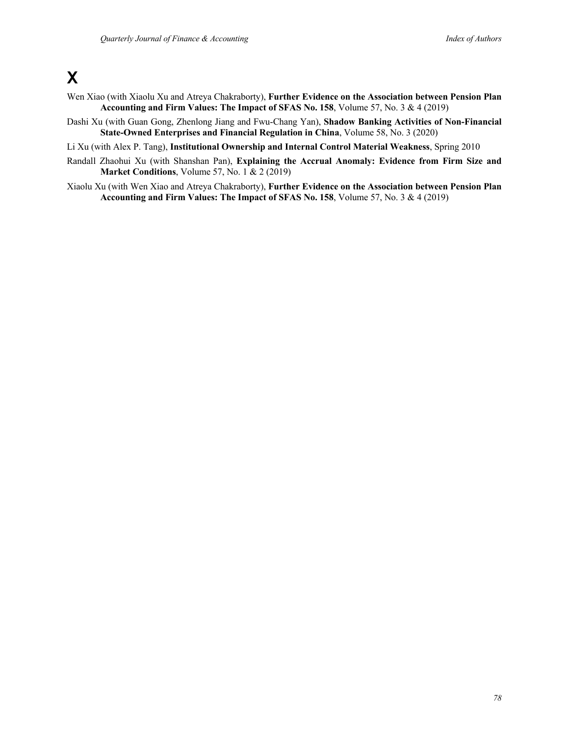# X

Wen Xiao (with Xiaolu Xu and Atreya Chakraborty), **Further Evidence on the Association between Pension Plan Accounting and Firm Values: The Impact of SFAS No. 158**, Volume 57, No. 3 & 4 (2019)

Dashi Xu (with Guan Gong, Zhenlong Jiang and Fwu-Chang Yan), **Shadow Banking Activities of Non-Financial State-Owned Enterprises and Financial Regulation in China**, Volume 58, No. 3 (2020)

Li Xu (with Alex P. Tang), **Institutional Ownership and Internal Control Material Weakness**, Spring 2010

Randall Zhaohui Xu (with Shanshan Pan), **Explaining the Accrual Anomaly: Evidence from Firm Size and Market Conditions**, Volume 57, No. 1 & 2 (2019)

Xiaolu Xu (with Wen Xiao and Atreya Chakraborty), **Further Evidence on the Association between Pension Plan Accounting and Firm Values: The Impact of SFAS No. 158**, Volume 57, No. 3 & 4 (2019)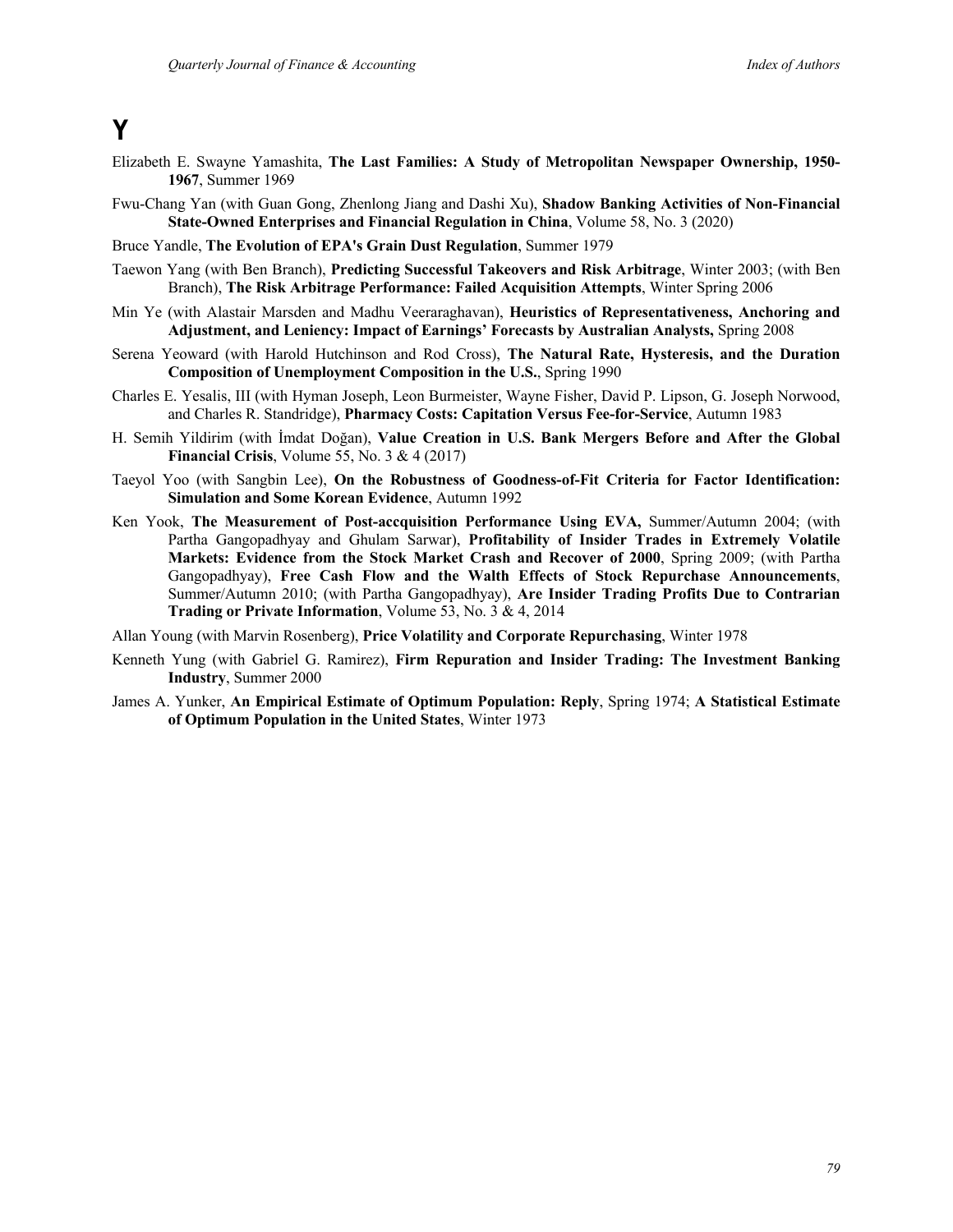# Y

Elizabeth E. Swayne Yamashita, **The Last Families: A Study of Metropolitan Newspaper Ownership, 1950-1967**, Summer 1969

Fwu-Chang Yan (with Guan Gong, Zhenlong Jiang and Dashi Xu), **Shadow Banking Activities of Non-Financial State-Owned Enterprises and Financial Regulation in China**, Volume 58, No. 3 (2020)

Bruce Yandle, **The Evolution of EPA's Grain Dust Regulation**, Summer 1979

Taewon Yang (with Ben Branch), **Predicting Successful Takeovers and Risk Arbitrage**, Winter 2003; (with Ben Branch), **The Risk Arbitrage Performance: Failed Acquisition Attempts**, Winter Spring 2006

Min Ye (with Alastair Marsden and Madhu Veeraraghavan), **Heuristics of Representativeness, Anchoring and Adjustment, and Leniency: Impact of Earnings' Forecasts by Australian Analysts,** Spring 2008

Serena Yeoward (with Harold Hutchinson and Rod Cross), **The Natural Rate, Hysteresis, and the Duration Composition of Unemployment Composition in the U.S.**, Spring 1990

Charles E. Yesalis, III (with Hyman Joseph, Leon Burmeister, Wayne Fisher, David P. Lipson, G. Joseph Norwood, and Charles R. Standridge), **Pharmacy Costs: Capitation Versus Fee-for-Service**, Autumn 1983

H. Semih Yildirim (with İmdat Doğan), **Value Creation in U.S. Bank Mergers Before and After the Global Financial Crisis**, Volume 55, No. 3 & 4 (2017)

Taeyol Yoo (with Sangbin Lee), **On the Robustness of Goodness-of-Fit Criteria for Factor Identification: Simulation and Some Korean Evidence**, Autumn 1992

Ken Yook, **The Measurement of Post-accquisition Performance Using EVA,** Summer/Autumn 2004; (with Partha Gangopadhyay and Ghulam Sarwar), **Profitability of Insider Trades in Extremely Volatile Markets: Evidence from the Stock Market Crash and Recover of 2000**, Spring 2009; (with Partha Gangopadhyay), **Free Cash Flow and the Walth Effects of Stock Repurchase Announcements**, Summer/Autumn 2010; (with Partha Gangopadhyay), **Are Insider Trading Profits Due to Contrarian Trading or Private Information**, Volume 53, No. 3 & 4, 2014

Allan Young (with Marvin Rosenberg), **Price Volatility and Corporate Repurchasing**, Winter 1978

Kenneth Yung (with Gabriel G. Ramirez), **Firm Repuration and Insider Trading: The Investment Banking Industry**, Summer 2000

James A. Yunker, **An Empirical Estimate of Optimum Population: Reply**, Spring 1974; **A Statistical Estimate of Optimum Population in the United States**, Winter 1973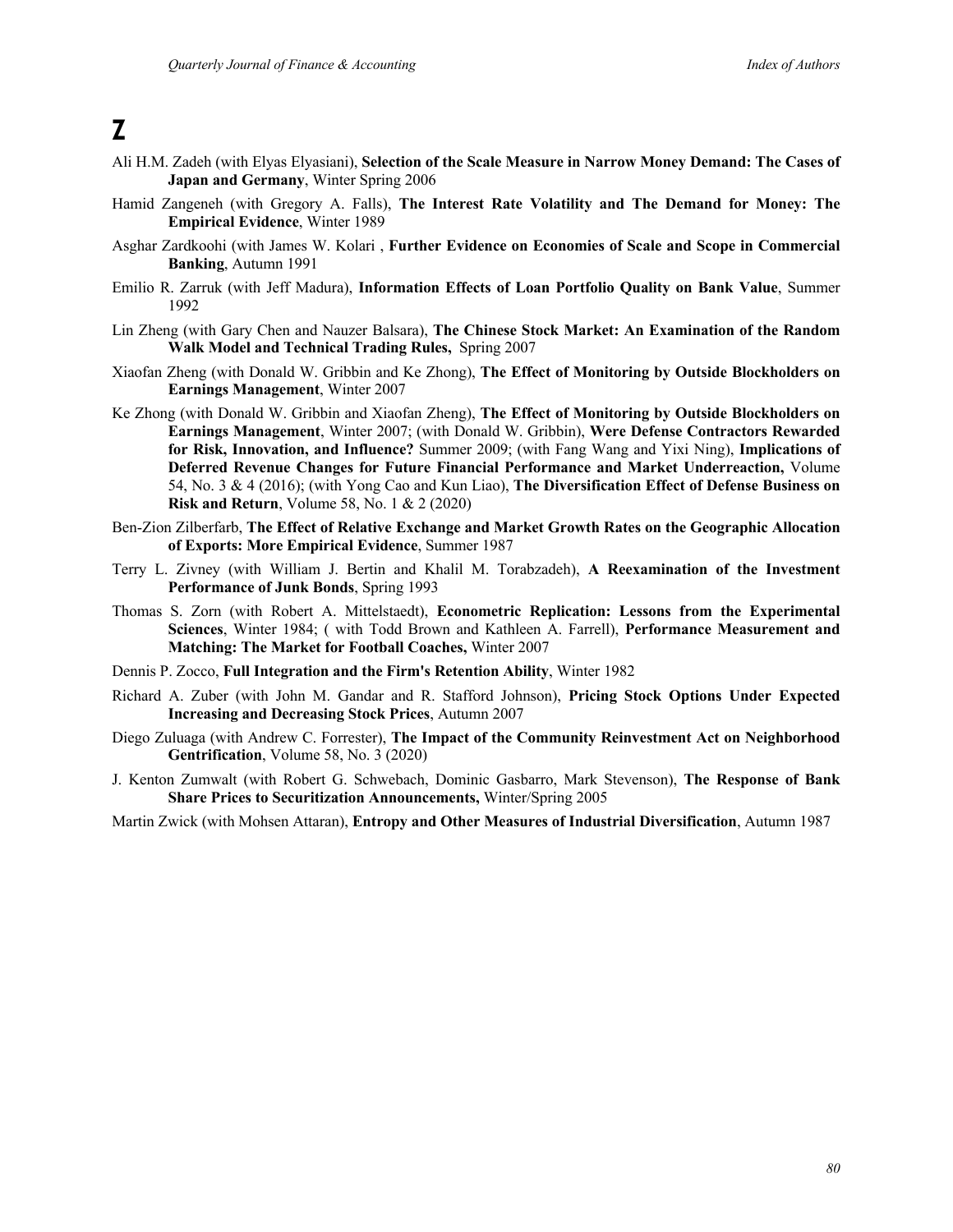# Z

Ali H.M. Zadeh (with Elyas Elyasiani), **Selection of the Scale Measure in Narrow Money Demand: The Cases of Japan and Germany**, Winter Spring 2006

Hamid Zangeneh (with Gregory A. Falls), **The Interest Rate Volatility and The Demand for Money: The Empirical Evidence**, Winter 1989

Asghar Zardkoohi (with James W. Kolari , **Further Evidence on Economies of Scale and Scope in Commercial Banking**, Autumn 1991

Emilio R. Zarruk (with Jeff Madura), **Information Effects of Loan Portfolio Quality on Bank Value**, Summer 1992

Lin Zheng (with Gary Chen and Nauzer Balsara), **The Chinese Stock Market: An Examination of the Random Walk Model and Technical Trading Rules,** Spring 2007

Xiaofan Zheng (with Donald W. Gribbin and Ke Zhong), **The Effect of Monitoring by Outside Blockholders on Earnings Management**, Winter 2007

Ke Zhong (with Donald W. Gribbin and Xiaofan Zheng), **The Effect of Monitoring by Outside Blockholders on Earnings Management**, Winter 2007; (with Donald W. Gribbin), **Were Defense Contractors Rewarded for Risk, Innovation, and Influence?** Summer 2009; (with Fang Wang and Yixi Ning), **Implications of Deferred Revenue Changes for Future Financial Performance and Market Underreaction,** Volume 54, No. 3 & 4 (2016); (with Yong Cao and Kun Liao), **The Diversification Effect of Defense Business on Risk and Return**, Volume 58, No. 1 & 2 (2020)

Ben-Zion Zilberfarb, **The Effect of Relative Exchange and Market Growth Rates on the Geographic Allocation of Exports: More Empirical Evidence**, Summer 1987

Terry L. Zivney (with William J. Bertin and Khalil M. Torabzadeh), **A Reexamination of the Investment Performance of Junk Bonds**, Spring 1993

Thomas S. Zorn (with Robert A. Mittelstaedt), **Econometric Replication: Lessons from the Experimental Sciences**, Winter 1984; ( with Todd Brown and Kathleen A. Farrell), **Performance Measurement and Matching: The Market for Football Coaches,** Winter 2007

Dennis P. Zocco, **Full Integration and the Firm's Retention Ability**, Winter 1982

Richard A. Zuber (with John M. Gandar and R. Stafford Johnson), **Pricing Stock Options Under Expected Increasing and Decreasing Stock Prices**, Autumn 2007

Diego Zuluaga (with Andrew C. Forrester), **The Impact of the Community Reinvestment Act on Neighborhood Gentrification**, Volume 58, No. 3 (2020)

J. Kenton Zumwalt (with Robert G. Schwebach, Dominic Gasbarro, Mark Stevenson), **The Response of Bank Share Prices to Securitization Announcements,** Winter/Spring 2005

Martin Zwick (with Mohsen Attaran), **Entropy and Other Measures of Industrial Diversification**, Autumn 1987